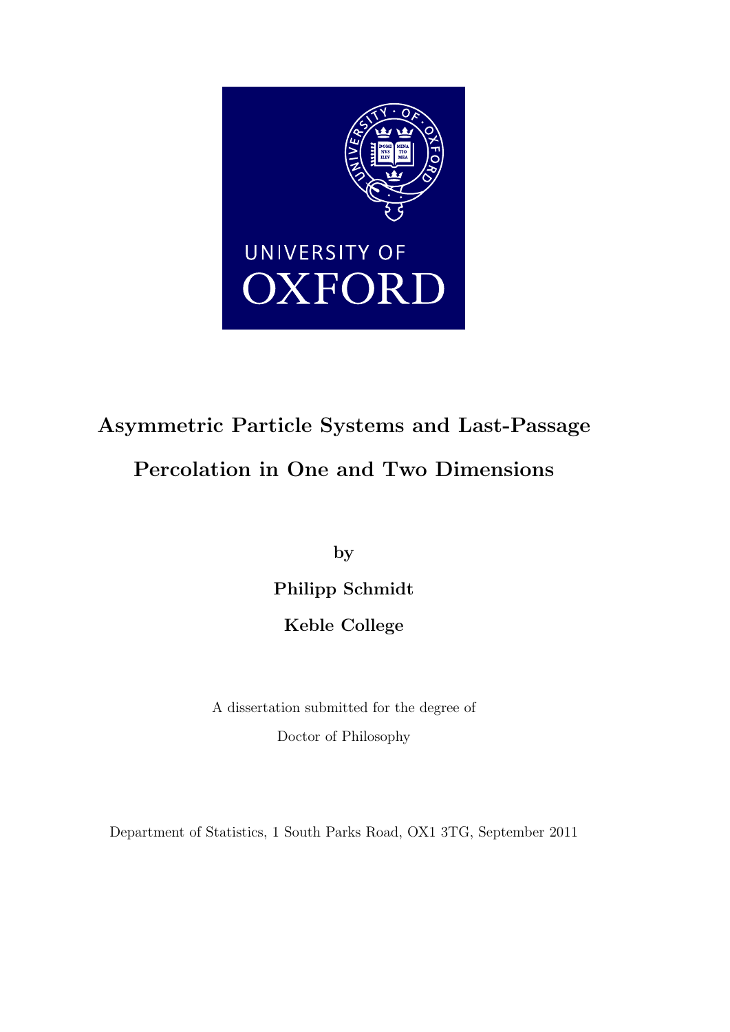# Asymmetric Particle Systems and Last-Passage Percolation in One and Two Dimensions

**by**

**Philipp Schmidt**

**Keble College**

A dissertation submitted for the degree of

Doctor of Philosophy

Department of Statistics, 1 South Parks Road, OX1 3TG, September 2011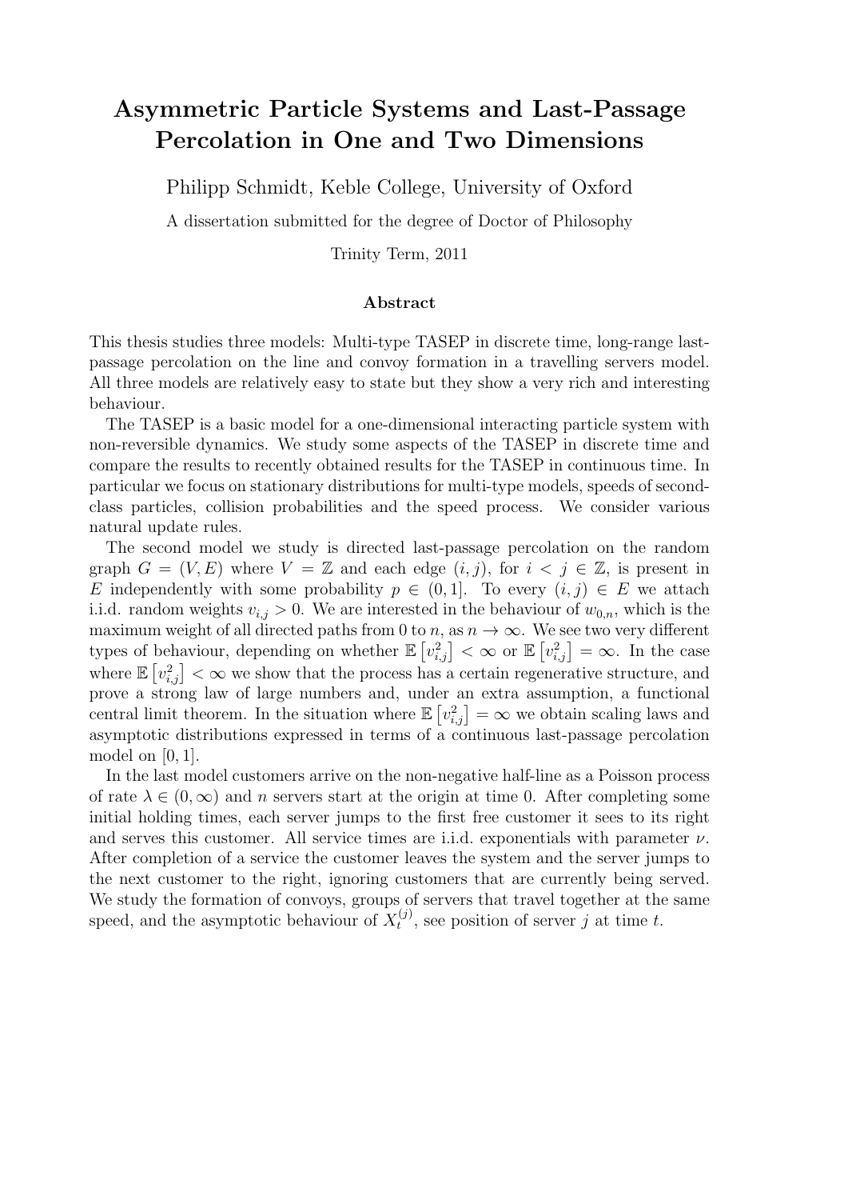# Asymmetric Particle Systems and Last-Passage Percolation in One and Two Dimensions

Philipp Schmidt, Keble College, University of Oxford

A dissertation submitted for the degree of Doctor of Philosophy

Trinity Term, 2011

## Abstract

This thesis studies three models: Multi-type TASEP in discrete time, long-range last-passage percolation on the line and convoy formation in a travelling servers model. All three models are relatively easy to state but they show a very rich and interesting behaviour.

The TASEP is a basic model for a one-dimensional interacting particle system with non-reversible dynamics. We study some aspects of the TASEP in discrete time and compare the results to recently obtained results for the TASEP in continuous time. In particular we focus on stationary distributions for multi-type models, speeds of second-class particles, collision probabilities and the speed process. We consider various natural update rules.

The second model we study is directed last-passage percolation on the random graph $G = (V, E)$ where $V = \mathbb{Z}$ and each edge $(i, j)$, for $i < j \in \mathbb{Z}$, is present in $E$ independently with some probability $p \in (0, 1]$. To every $(i, j) \in E$ we attach i.i.d. random weights $v_{i,j} > 0$. We are interested in the behaviour of $w_{0,n}$, which is the maximum weight of all directed paths from 0 to $n$, as $n \to \infty$. We see two very different types of behaviour, depending on whether $\mathbb{E}\left[v_{i,j}^2\right] < \infty$ or $\mathbb{E}\left[v_{i,j}^2\right] = \infty$. In the case where $\mathbb{E}\left[v_{i,j}^2\right] < \infty$ we show that the process has a certain regenerative structure, and prove a strong law of large numbers and, under an extra assumption, a functional central limit theorem. In the situation where $\mathbb{E}\left[v_{i,j}^2\right] = \infty$ we obtain scaling laws and asymptotic distributions expressed in terms of a continuous last-passage percolation model on $[0, 1]$.

In the last model customers arrive on the non-negative half-line as a Poisson process of rate $\lambda \in (0, \infty)$ and $n$ servers start at the origin at time 0. After completing some initial holding times, each server jumps to the first free customer it sees to its right and serves this customer. All service times are i.i.d. exponentials with parameter $\nu$. After completion of a service the customer leaves the system and the server jumps to the next customer to the right, ignoring customers that are currently being served. We study the formation of convoys, groups of servers that travel together at the same speed, and the asymptotic behaviour of $X_t^{(j)}$, see position of server $j$ at time $t$.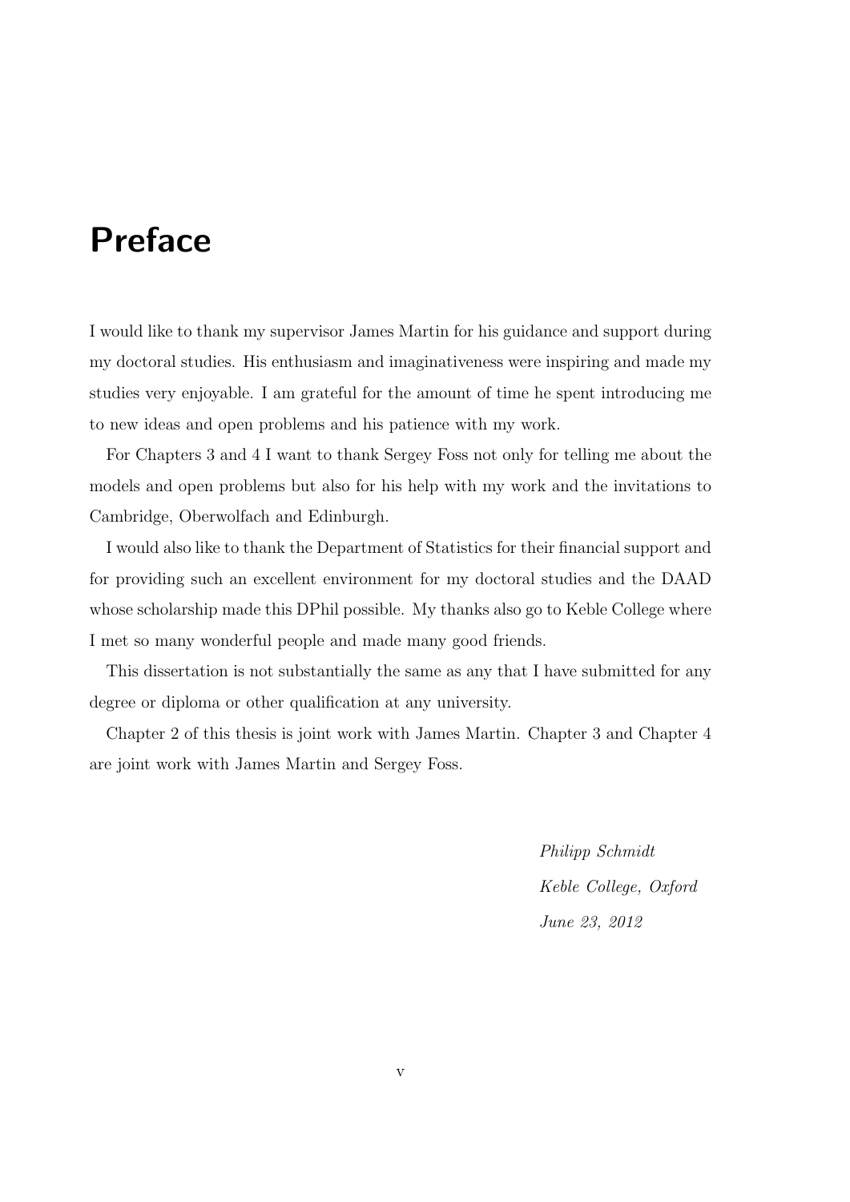# Preface

I would like to thank my supervisor James Martin for his guidance and support during my doctoral studies. His enthusiasm and imaginativeness were inspiring and made my studies very enjoyable. I am grateful for the amount of time he spent introducing me to new ideas and open problems and his patience with my work.

For Chapters 3 and 4 I want to thank Sergey Foss not only for telling me about the models and open problems but also for his help with my work and the invitations to Cambridge, Oberwolfach and Edinburgh.

I would also like to thank the Department of Statistics for their financial support and for providing such an excellent environment for my doctoral studies and the DAAD whose scholarship made this DPhil possible. My thanks also go to Keble College where I met so many wonderful people and made many good friends.

This dissertation is not substantially the same as any that I have submitted for any degree or diploma or other qualification at any university.

Chapter 2 of this thesis is joint work with James Martin. Chapter 3 and Chapter 4 are joint work with James Martin and Sergey Foss.

*Philipp Schmidt*

*Keble College, Oxford*

*June 23, 2012*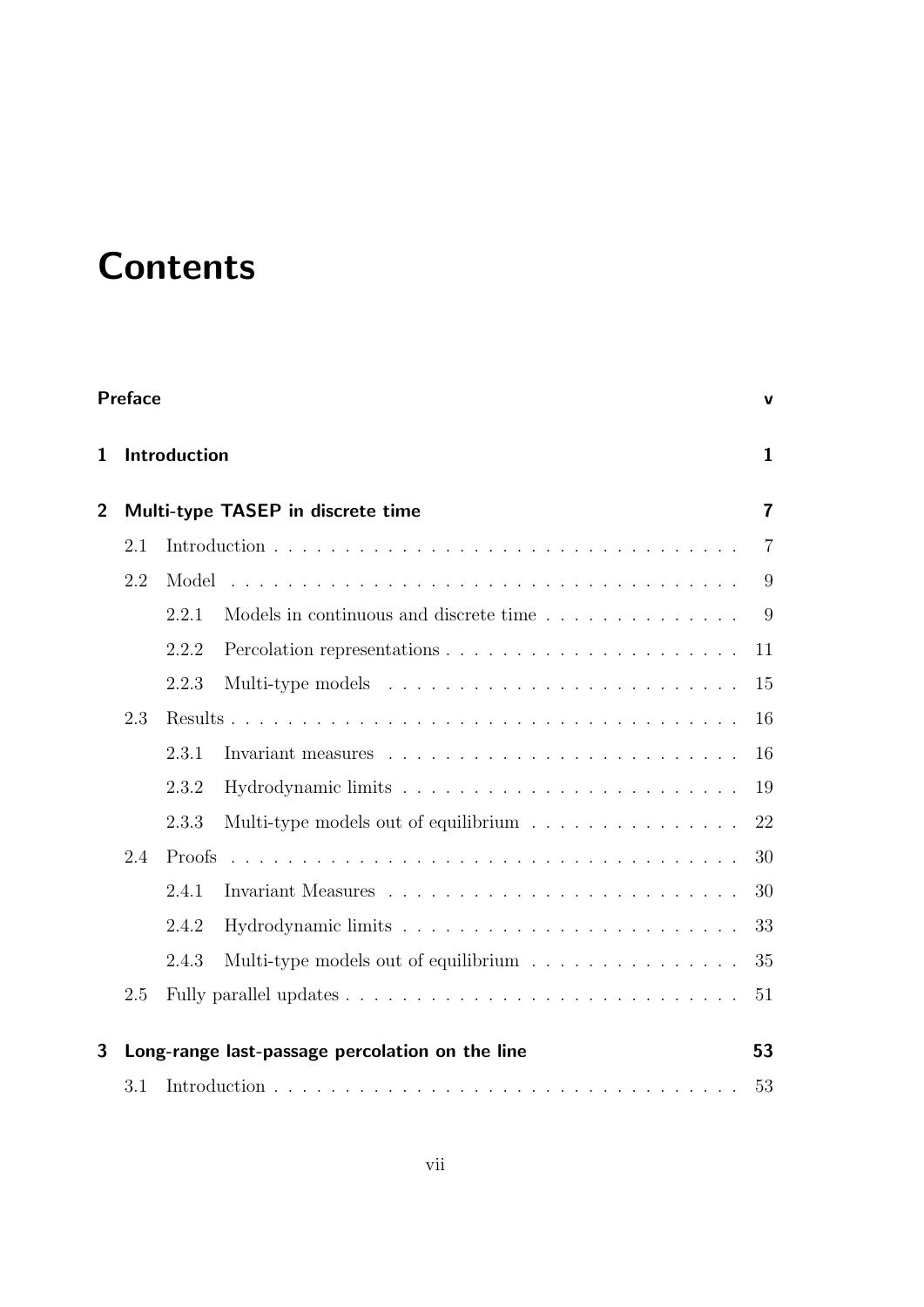# Contents

**Preface** v

**1 Introduction** 1

**2 Multi-type TASEP in discrete time** 7

- 2.1 Introduction 7
- 2.2 Model 9
  - 2.2.1 Models in continuous and discrete time 9
  - 2.2.2 Percolation representations 11
  - 2.2.3 Multi-type models 15
- 2.3 Results 16
  - 2.3.1 Invariant measures 16
  - 2.3.2 Hydrodynamic limits 19
  - 2.3.3 Multi-type models out of equilibrium 22
- 2.4 Proofs 30
  - 2.4.1 Invariant Measures 30
  - 2.4.2 Hydrodynamic limits 33
  - 2.4.3 Multi-type models out of equilibrium 35
- 2.5 Fully parallel updates 51

**3 Long-range last-passage percolation on the line** 53

- 3.1 Introduction 53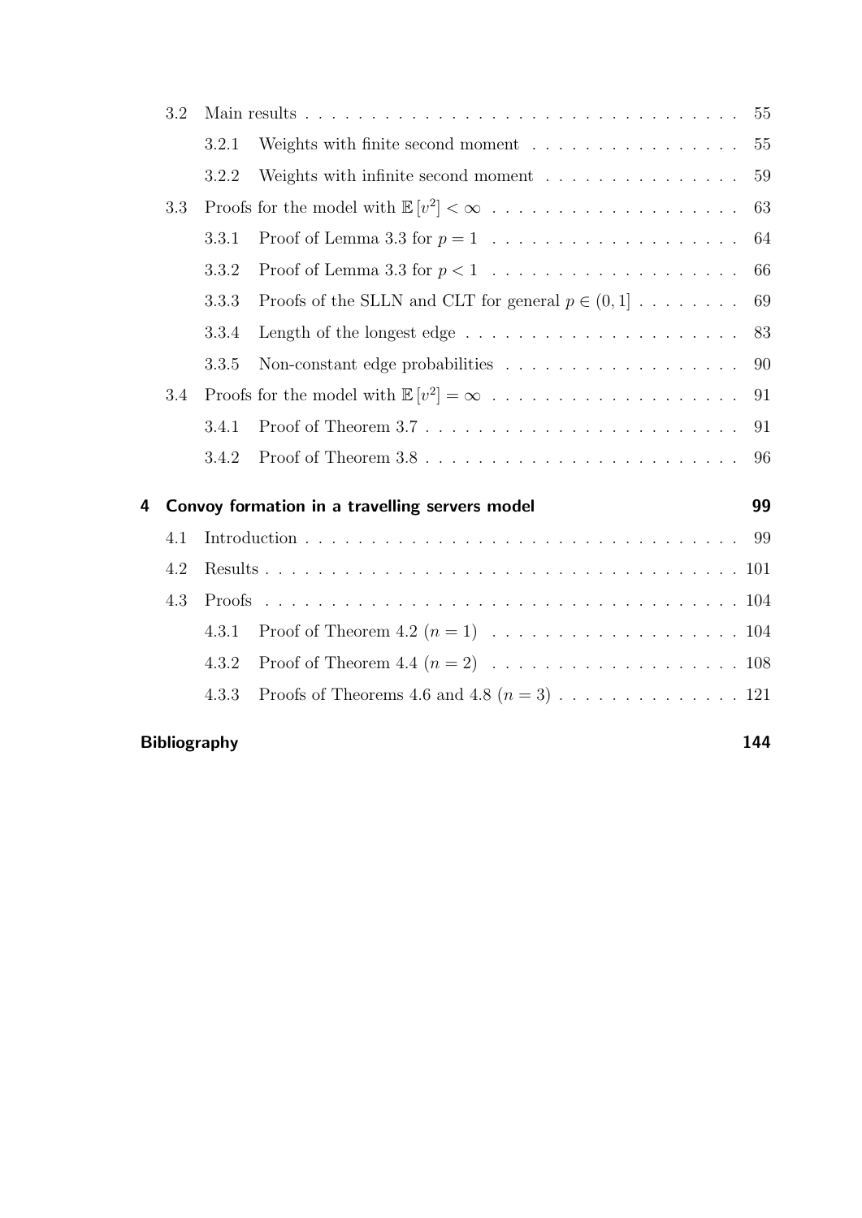- 3.2 Main results . . . . . . . . . . . . . . . . . . . . . . . . . . . . . . . . . . 55
  - 3.2.1 Weights with finite second moment . . . . . . . . . . . . . . . . 55
  - 3.2.2 Weights with infinite second moment . . . . . . . . . . . . . . . 59
- 3.3 Proofs for the model with $\mathbb{E}[v^2] < \infty$ . . . . . . . . . . . . . . . . . . 63
  - 3.3.1 Proof of Lemma 3.3 for $p = 1$ . . . . . . . . . . . . . . . . . . 64
  - 3.3.2 Proof of Lemma 3.3 for $p < 1$ . . . . . . . . . . . . . . . . . . 66
  - 3.3.3 Proofs of the SLLN and CLT for general $p \in (0, 1]$ . . . . . . . . 69
  - 3.3.4 Length of the longest edge . . . . . . . . . . . . . . . . . . . . . 83
  - 3.3.5 Non-constant edge probabilities . . . . . . . . . . . . . . . . . . 90
- 3.4 Proofs for the model with $\mathbb{E}[v^2] = \infty$ . . . . . . . . . . . . . . . . . . 91
  - 3.4.1 Proof of Theorem 3.7 . . . . . . . . . . . . . . . . . . . . . . . . 91
  - 3.4.2 Proof of Theorem 3.8 . . . . . . . . . . . . . . . . . . . . . . . . 96

**4 Convoy formation in a travelling servers model** **99**

- 4.1 Introduction . . . . . . . . . . . . . . . . . . . . . . . . . . . . . . . . . 99
- 4.2 Results . . . . . . . . . . . . . . . . . . . . . . . . . . . . . . . . . . . . 101
- 4.3 Proofs . . . . . . . . . . . . . . . . . . . . . . . . . . . . . . . . . . . . 104
  - 4.3.1 Proof of Theorem 4.2 ($n = 1$) . . . . . . . . . . . . . . . . . . . 104
  - 4.3.2 Proof of Theorem 4.4 ($n = 2$) . . . . . . . . . . . . . . . . . . . 108
  - 4.3.3 Proofs of Theorems 4.6 and 4.8 ($n = 3$) . . . . . . . . . . . . . . 121

**Bibliography** **144**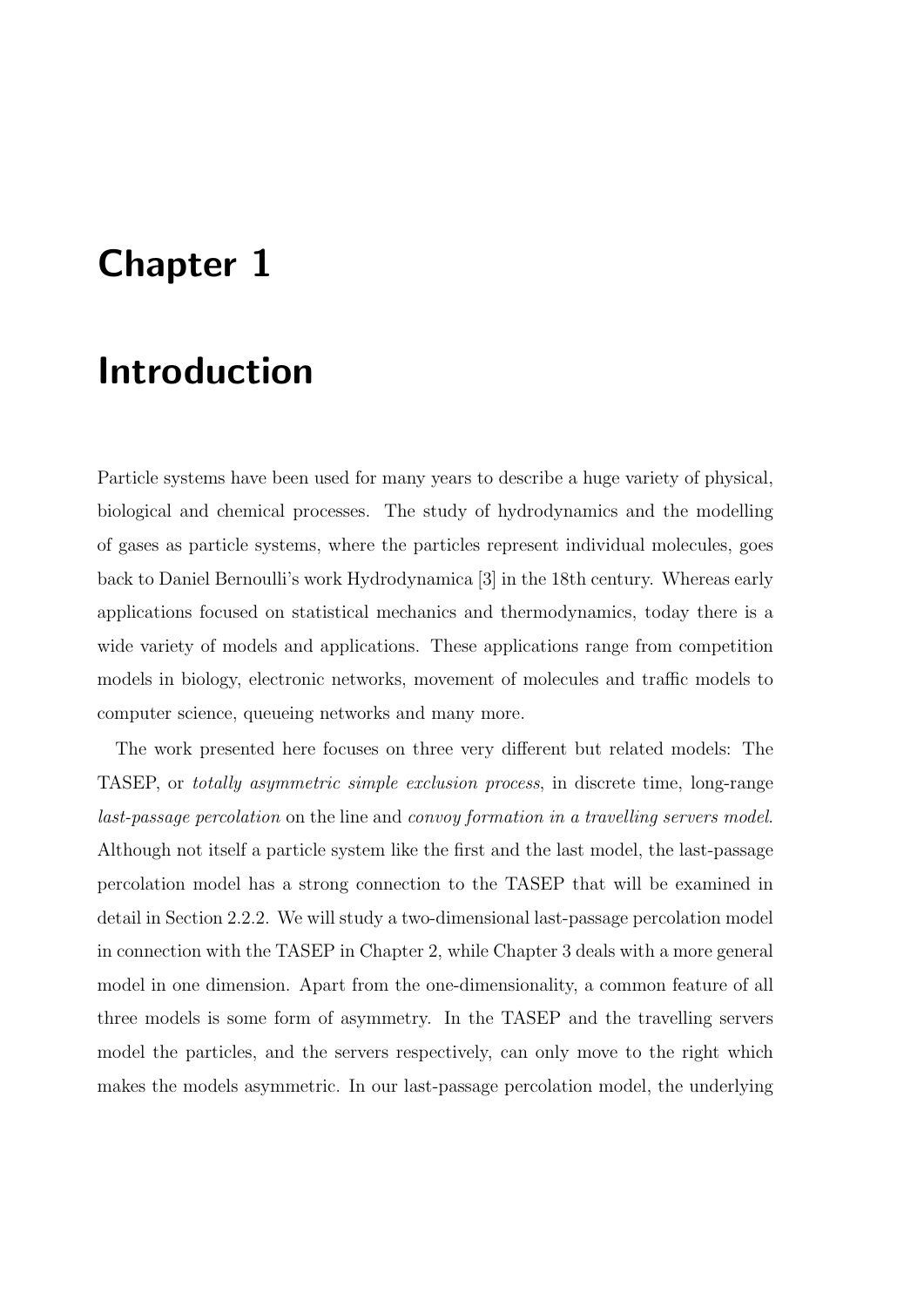# Chapter 1

# Introduction

Particle systems have been used for many years to describe a huge variety of physical, biological and chemical processes. The study of hydrodynamics and the modelling of gases as particle systems, where the particles represent individual molecules, goes back to Daniel Bernoulli's work Hydrodynamica [3] in the 18th century. Whereas early applications focused on statistical mechanics and thermodynamics, today there is a wide variety of models and applications. These applications range from competition models in biology, electronic networks, movement of molecules and traffic models to computer science, queueing networks and many more.

The work presented here focuses on three very different but related models: The TASEP, or *totally asymmetric simple exclusion process*, in discrete time, long-range *last-passage percolation* on the line and *convoy formation in a travelling servers model*. Although not itself a particle system like the first and the last model, the last-passage percolation model has a strong connection to the TASEP that will be examined in detail in Section 2.2.2. We will study a two-dimensional last-passage percolation model in connection with the TASEP in Chapter 2, while Chapter 3 deals with a more general model in one dimension. Apart from the one-dimensionality, a common feature of all three models is some form of asymmetry. In the TASEP and the travelling servers model the particles, and the servers respectively, can only move to the right which makes the models asymmetric. In our last-passage percolation model, the underlying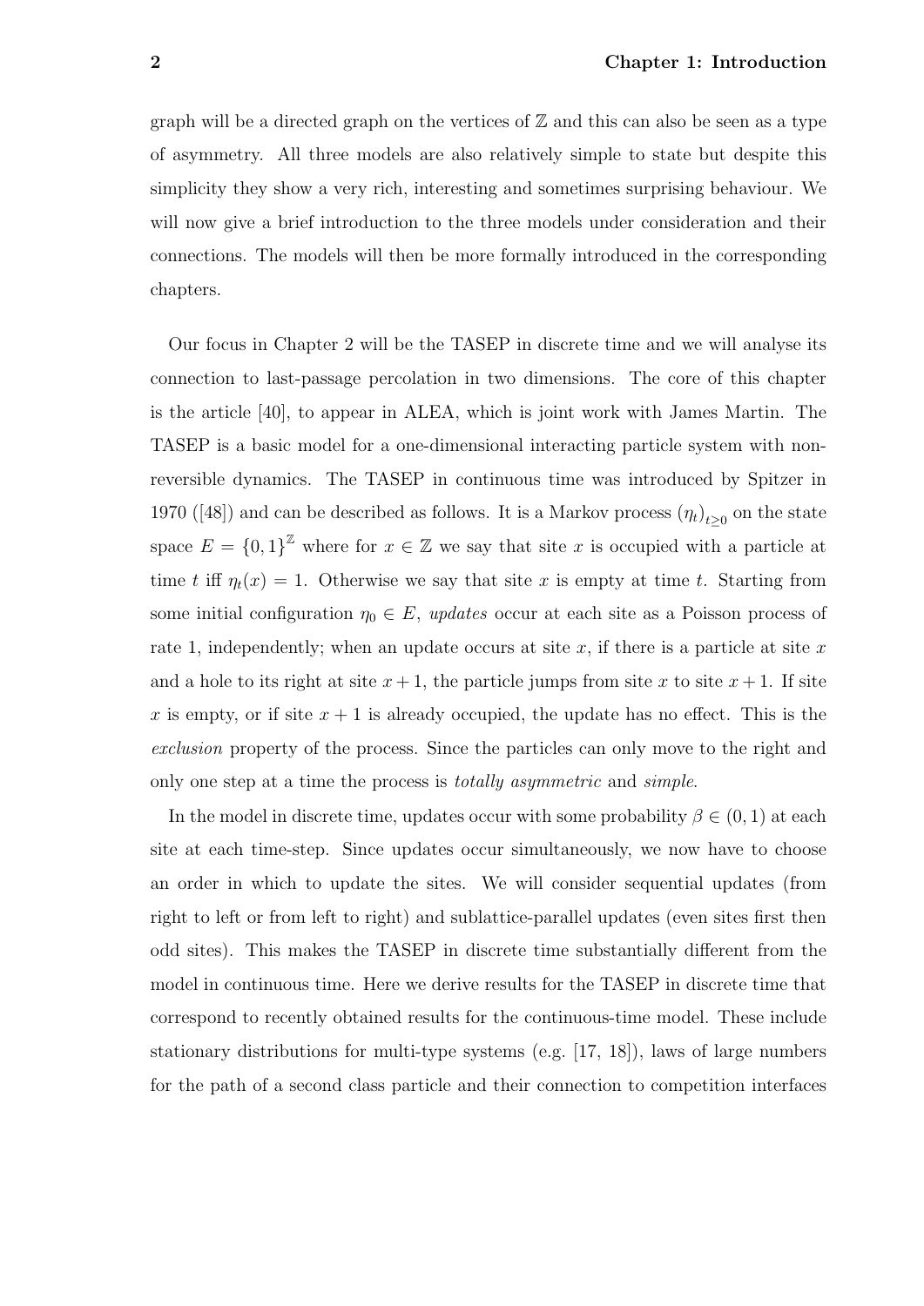graph will be a directed graph on the vertices of $\mathbb{Z}$ and this can also be seen as a type of asymmetry. All three models are also relatively simple to state but despite this simplicity they show a very rich, interesting and sometimes surprising behaviour. We will now give a brief introduction to the three models under consideration and their connections. The models will then be more formally introduced in the corresponding chapters.

Our focus in Chapter 2 will be the TASEP in discrete time and we will analyse its connection to last-passage percolation in two dimensions. The core of this chapter is the article [40], to appear in ALEA, which is joint work with James Martin. The TASEP is a basic model for a one-dimensional interacting particle system with non-reversible dynamics. The TASEP in continuous time was introduced by Spitzer in 1970 ([48]) and can be described as follows. It is a Markov process $(\eta_t)_{t\geq 0}$ on the state space $E = \{0,1\}^{\mathbb{Z}}$ where for $x \in \mathbb{Z}$ we say that site $x$ is occupied with a particle at time $t$ iff $\eta_t(x) = 1$. Otherwise we say that site $x$ is empty at time $t$. Starting from some initial configuration $\eta_0 \in E$, *updates* occur at each site as a Poisson process of rate 1, independently; when an update occurs at site $x$, if there is a particle at site $x$ and a hole to its right at site $x+1$, the particle jumps from site $x$ to site $x+1$. If site $x$ is empty, or if site $x+1$ is already occupied, the update has no effect. This is the *exclusion* property of the process. Since the particles can only move to the right and only one step at a time the process is *totally asymmetric* and *simple*.

In the model in discrete time, updates occur with some probability $\beta \in (0,1)$ at each site at each time-step. Since updates occur simultaneously, we now have to choose an order in which to update the sites. We will consider sequential updates (from right to left or from left to right) and sublattice-parallel updates (even sites first then odd sites). This makes the TASEP in discrete time substantially different from the model in continuous time. Here we derive results for the TASEP in discrete time that correspond to recently obtained results for the continuous-time model. These include stationary distributions for multi-type systems (e.g. [17, 18]), laws of large numbers for the path of a second class particle and their connection to competition interfaces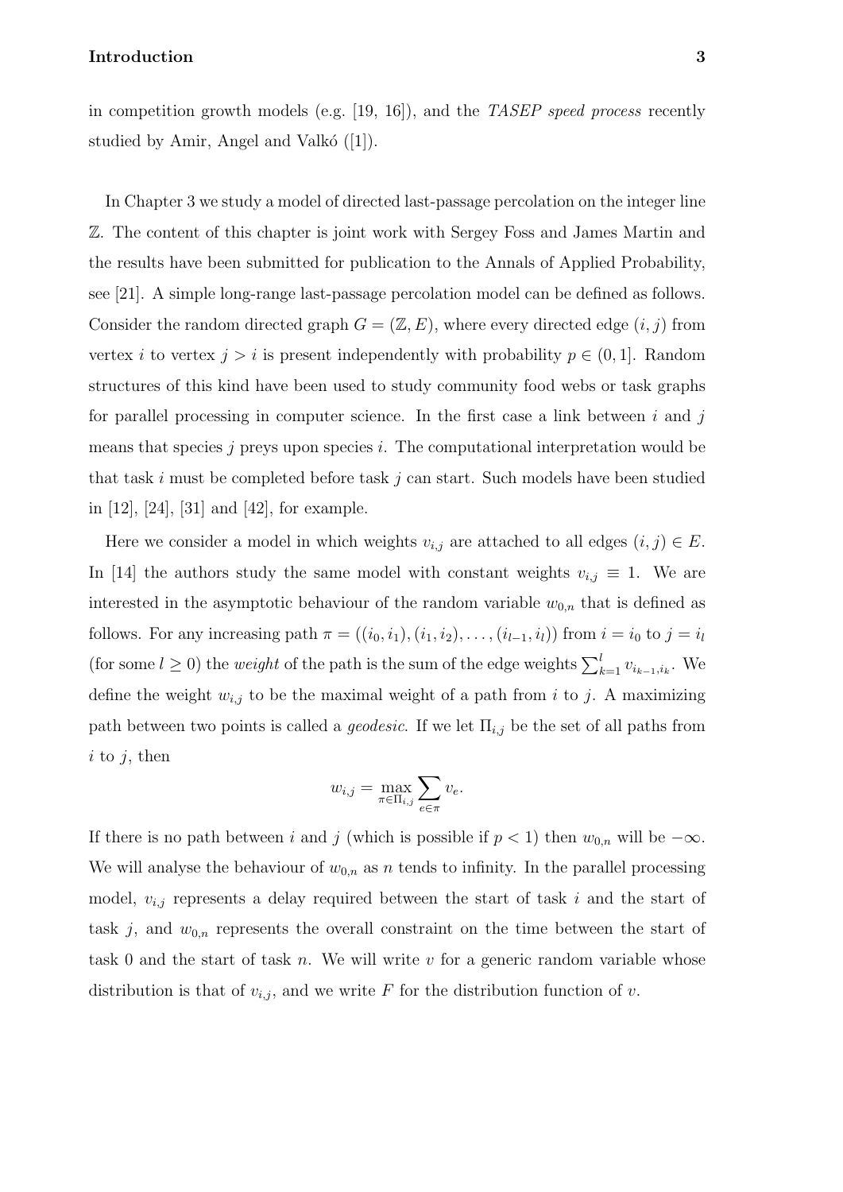in competition growth models (e.g. [19, 16]), and the *TASEP speed process* recently studied by Amir, Angel and Valkó ([1]).

In Chapter 3 we study a model of directed last-passage percolation on the integer line $\mathbb{Z}$. The content of this chapter is joint work with Sergey Foss and James Martin and the results have been submitted for publication to the Annals of Applied Probability, see [21]. A simple long-range last-passage percolation model can be defined as follows. Consider the random directed graph $G = (\mathbb{Z}, E)$, where every directed edge $(i, j)$ from vertex $i$ to vertex $j > i$ is present independently with probability $p \in (0, 1]$. Random structures of this kind have been used to study community food webs or task graphs for parallel processing in computer science. In the first case a link between $i$ and $j$ means that species $j$ preys upon species $i$. The computational interpretation would be that task $i$ must be completed before task $j$ can start. Such models have been studied in [12], [24], [31] and [42], for example.

Here we consider a model in which weights $v_{i,j}$ are attached to all edges $(i, j) \in E$. In [14] the authors study the same model with constant weights $v_{i,j} \equiv 1$. We are interested in the asymptotic behaviour of the random variable $w_{0,n}$ that is defined as follows. For any increasing path $\pi = ((i_0, i_1), (i_1, i_2), \dots, (i_{l-1}, i_l))$ from $i = i_0$ to $j = i_l$ (for some $l \geq 0$) the *weight* of the path is the sum of the edge weights $\sum_{k=1}^{l} v_{i_{k-1}, i_k}$. We define the weight $w_{i,j}$ to be the maximal weight of a path from $i$ to $j$. A maximizing path between two points is called a *geodesic*. If we let $\Pi_{i,j}$ be the set of all paths from $i$ to $j$, then

$$w_{i,j} = \max_{\pi \in \Pi_{i,j}} \sum_{e \in \pi} v_e.$$

If there is no path between $i$ and $j$ (which is possible if $p < 1$) then $w_{0,n}$ will be $-\infty$. We will analyse the behaviour of $w_{0,n}$ as $n$ tends to infinity. In the parallel processing model, $v_{i,j}$ represents a delay required between the start of task $i$ and the start of task $j$, and $w_{0,n}$ represents the overall constraint on the time between the start of task 0 and the start of task $n$. We will write $v$ for a generic random variable whose distribution is that of $v_{i,j}$, and we write $F$ for the distribution function of $v$.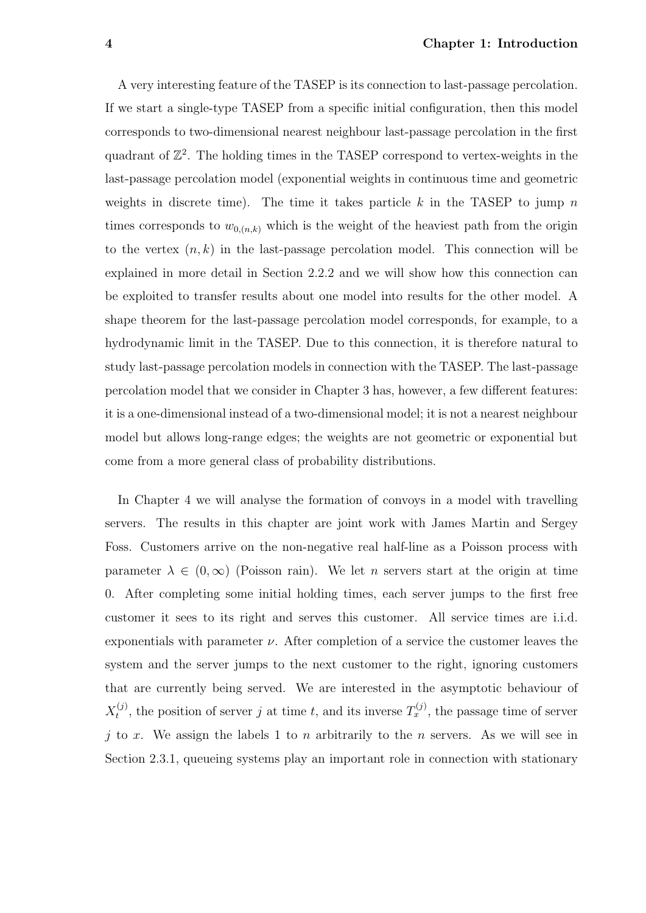A very interesting feature of the TASEP is its connection to last-passage percolation. If we start a single-type TASEP from a specific initial configuration, then this model corresponds to two-dimensional nearest neighbour last-passage percolation in the first quadrant of $\mathbb{Z}^2$. The holding times in the TASEP correspond to vertex-weights in the last-passage percolation model (exponential weights in continuous time and geometric weights in discrete time). The time it takes particle $k$ in the TASEP to jump $n$ times corresponds to $w_{0,(n,k)}$ which is the weight of the heaviest path from the origin to the vertex $(n, k)$ in the last-passage percolation model. This connection will be explained in more detail in Section 2.2.2 and we will show how this connection can be exploited to transfer results about one model into results for the other model. A shape theorem for the last-passage percolation model corresponds, for example, to a hydrodynamic limit in the TASEP. Due to this connection, it is therefore natural to study last-passage percolation models in connection with the TASEP. The last-passage percolation model that we consider in Chapter 3 has, however, a few different features: it is a one-dimensional instead of a two-dimensional model; it is not a nearest neighbour model but allows long-range edges; the weights are not geometric or exponential but come from a more general class of probability distributions.

In Chapter 4 we will analyse the formation of convoys in a model with travelling servers. The results in this chapter are joint work with James Martin and Sergey Foss. Customers arrive on the non-negative real half-line as a Poisson process with parameter $\lambda \in (0, \infty)$ (Poisson rain). We let $n$ servers start at the origin at time 0. After completing some initial holding times, each server jumps to the first free customer it sees to its right and serves this customer. All service times are i.i.d. exponentials with parameter $\nu$. After completion of a service the customer leaves the system and the server jumps to the next customer to the right, ignoring customers that are currently being served. We are interested in the asymptotic behaviour of $X_t^{(j)}$, the position of server $j$ at time $t$, and its inverse $T_x^{(j)}$, the passage time of server $j$ to $x$. We assign the labels 1 to $n$ arbitrarily to the $n$ servers. As we will see in Section 2.3.1, queueing systems play an important role in connection with stationary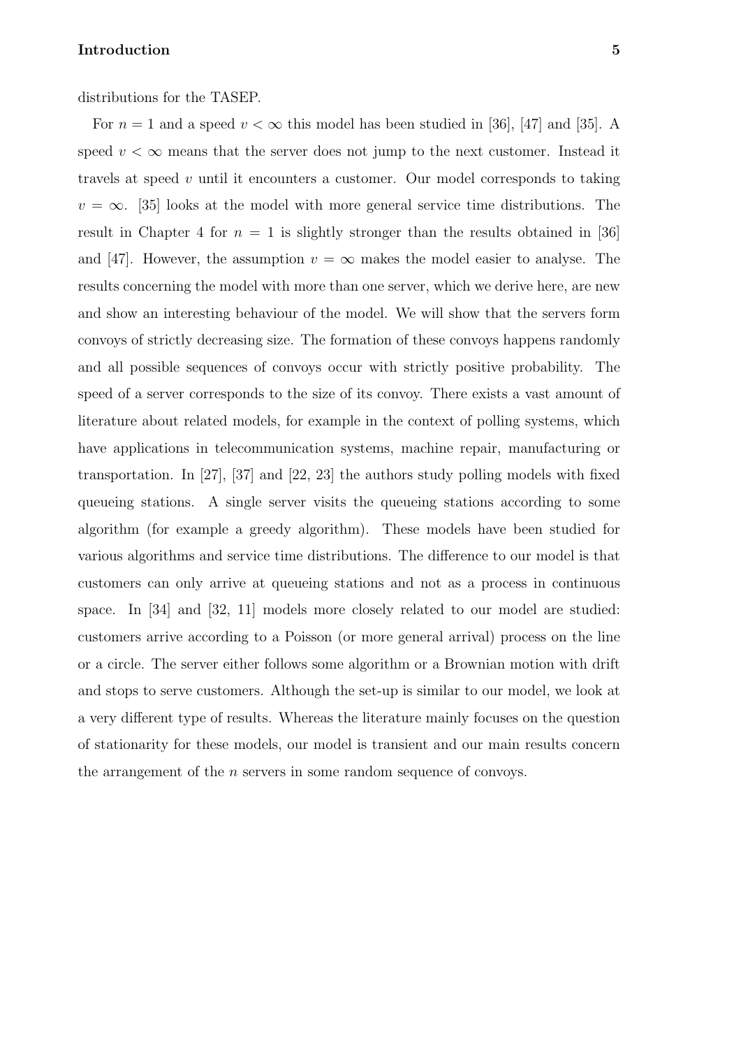distributions for the TASEP.

For $n = 1$ and a speed $v < \infty$ this model has been studied in [36], [47] and [35]. A speed $v < \infty$ means that the server does not jump to the next customer. Instead it travels at speed $v$ until it encounters a customer. Our model corresponds to taking $v = \infty$. [35] looks at the model with more general service time distributions. The result in Chapter 4 for $n = 1$ is slightly stronger than the results obtained in [36] and [47]. However, the assumption $v = \infty$ makes the model easier to analyse. The results concerning the model with more than one server, which we derive here, are new and show an interesting behaviour of the model. We will show that the servers form convoys of strictly decreasing size. The formation of these convoys happens randomly and all possible sequences of convoys occur with strictly positive probability. The speed of a server corresponds to the size of its convoy. There exists a vast amount of literature about related models, for example in the context of polling systems, which have applications in telecommunication systems, machine repair, manufacturing or transportation. In [27], [37] and [22, 23] the authors study polling models with fixed queueing stations. A single server visits the queueing stations according to some algorithm (for example a greedy algorithm). These models have been studied for various algorithms and service time distributions. The difference to our model is that customers can only arrive at queueing stations and not as a process in continuous space. In [34] and [32, 11] models more closely related to our model are studied: customers arrive according to a Poisson (or more general arrival) process on the line or a circle. The server either follows some algorithm or a Brownian motion with drift and stops to serve customers. Although the set-up is similar to our model, we look at a very different type of results. Whereas the literature mainly focuses on the question of stationarity for these models, our model is transient and our main results concern the arrangement of the $n$ servers in some random sequence of convoys.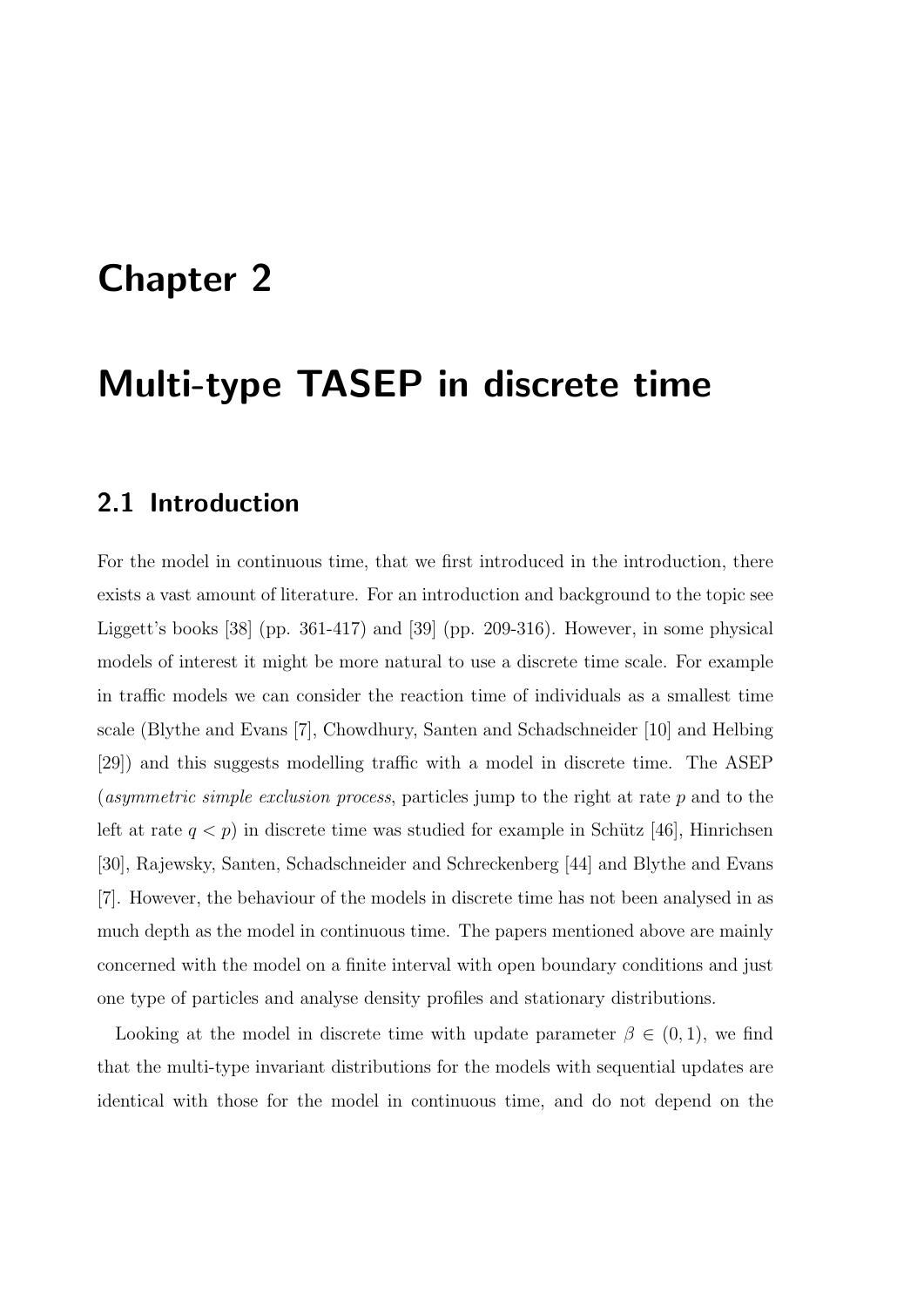# Chapter 2

# Multi-type TASEP in discrete time

## 2.1 Introduction

For the model in continuous time, that we first introduced in the introduction, there exists a vast amount of literature. For an introduction and background to the topic see Liggett's books [38] (pp. 361-417) and [39] (pp. 209-316). However, in some physical models of interest it might be more natural to use a discrete time scale. For example in traffic models we can consider the reaction time of individuals as a smallest time scale (Blythe and Evans [7], Chowdhury, Santen and Schadschneider [10] and Helbing [29]) and this suggests modelling traffic with a model in discrete time. The ASEP (*asymmetric simple exclusion process*, particles jump to the right at rate $p$ and to the left at rate $q < p$) in discrete time was studied for example in Schütz [46], Hinrichsen [30], Rajewsky, Santen, Schadschneider and Schreckenberg [44] and Blythe and Evans [7]. However, the behaviour of the models in discrete time has not been analysed in as much depth as the model in continuous time. The papers mentioned above are mainly concerned with the model on a finite interval with open boundary conditions and just one type of particles and analyse density profiles and stationary distributions.

Looking at the model in discrete time with update parameter $\beta \in (0, 1)$, we find that the multi-type invariant distributions for the models with sequential updates are identical with those for the model in continuous time, and do not depend on the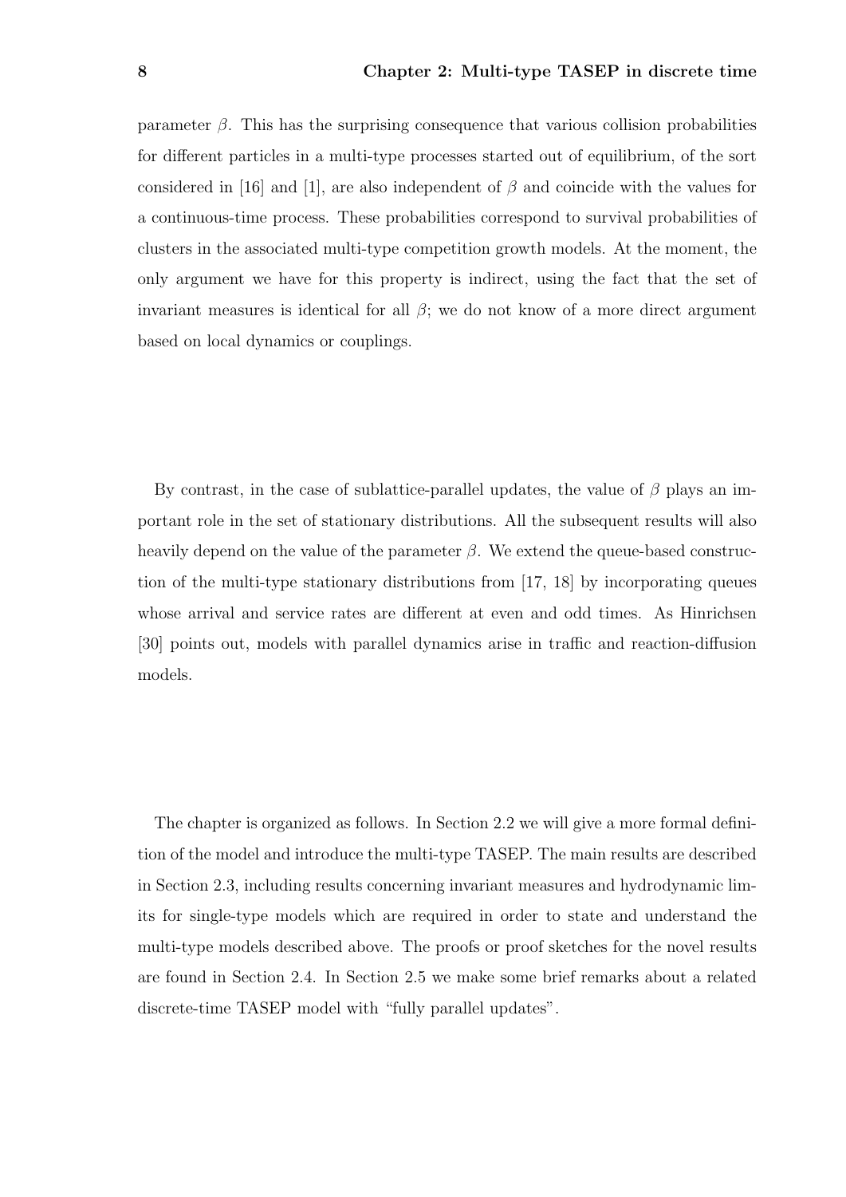parameter $\beta$. This has the surprising consequence that various collision probabilities for different particles in a multi-type processes started out of equilibrium, of the sort considered in [16] and [1], are also independent of $\beta$ and coincide with the values for a continuous-time process. These probabilities correspond to survival probabilities of clusters in the associated multi-type competition growth models. At the moment, the only argument we have for this property is indirect, using the fact that the set of invariant measures is identical for all $\beta$; we do not know of a more direct argument based on local dynamics or couplings.

By contrast, in the case of sublattice-parallel updates, the value of $\beta$ plays an important role in the set of stationary distributions. All the subsequent results will also heavily depend on the value of the parameter $\beta$. We extend the queue-based construction of the multi-type stationary distributions from [17, 18] by incorporating queues whose arrival and service rates are different at even and odd times. As Hinrichsen [30] points out, models with parallel dynamics arise in traffic and reaction-diffusion models.

The chapter is organized as follows. In Section 2.2 we will give a more formal definition of the model and introduce the multi-type TASEP. The main results are described in Section 2.3, including results concerning invariant measures and hydrodynamic limits for single-type models which are required in order to state and understand the multi-type models described above. The proofs or proof sketches for the novel results are found in Section 2.4. In Section 2.5 we make some brief remarks about a related discrete-time TASEP model with "fully parallel updates".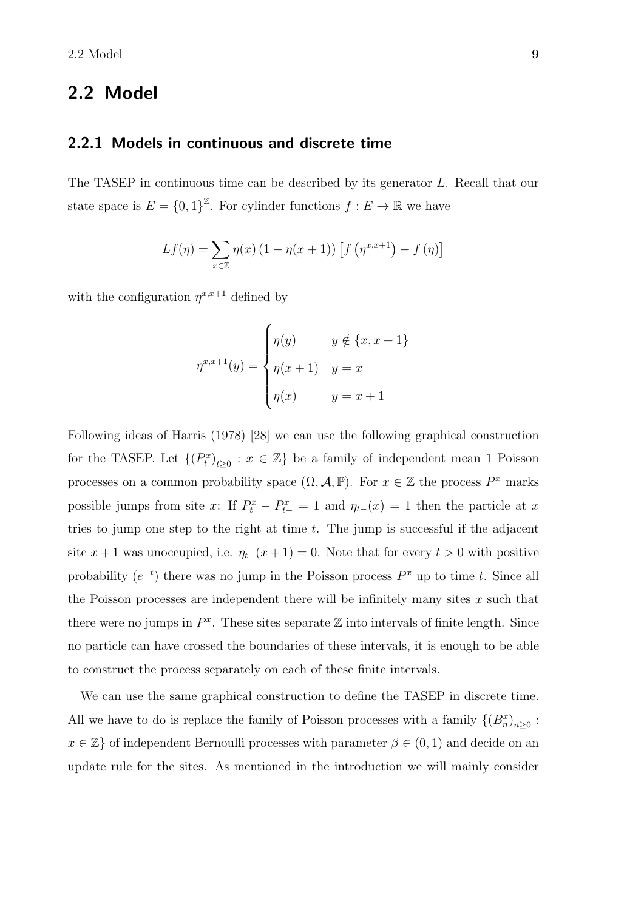## 2.2 Model

### 2.2.1 Models in continuous and discrete time

The TASEP in continuous time can be described by its generator $L$. Recall that our state space is $E = \{0,1\}^{\mathbb{Z}}$. For cylinder functions $f : E \to \mathbb{R}$ we have

$$Lf(\eta) = \sum_{x \in \mathbb{Z}} \eta(x) \left(1 - \eta(x+1)\right) \left[ f\left(\eta^{x,x+1}\right) - f\left(\eta\right) \right]$$

with the configuration $\eta^{x,x+1}$ defined by

$$\eta^{x,x+1}(y) = \begin{cases} \eta(y) & y \notin \{x, x+1\} \\ \eta(x+1) & y = x \\ \eta(x) & y = x+1 \end{cases}$$

Following ideas of Harris (1978) [28] we can use the following graphical construction for the TASEP. Let $\{(P_t^x)_{t \geq 0} : x \in \mathbb{Z}\}$ be a family of independent mean 1 Poisson processes on a common probability space $(\Omega, \mathcal{A}, \mathbb{P})$. For $x \in \mathbb{Z}$ the process $P^x$ marks possible jumps from site $x$: If $P_t^x - P_{t-}^x = 1$ and $\eta_{t-}(x) = 1$ then the particle at $x$ tries to jump one step to the right at time $t$. The jump is successful if the adjacent site $x+1$ was unoccupied, i.e. $\eta_{t-}(x+1) = 0$. Note that for every $t > 0$ with positive probability $(e^{-t})$ there was no jump in the Poisson process $P^x$ up to time $t$. Since all the Poisson processes are independent there will be infinitely many sites $x$ such that there were no jumps in $P^x$. These sites separate $\mathbb{Z}$ into intervals of finite length. Since no particle can have crossed the boundaries of these intervals, it is enough to be able to construct the process separately on each of these finite intervals.

We can use the same graphical construction to define the TASEP in discrete time. All we have to do is replace the family of Poisson processes with a family $\{(B_n^x)_{n \geq 0} : x \in \mathbb{Z}\}$ of independent Bernoulli processes with parameter $\beta \in (0,1)$ and decide on an update rule for the sites. As mentioned in the introduction we will mainly consider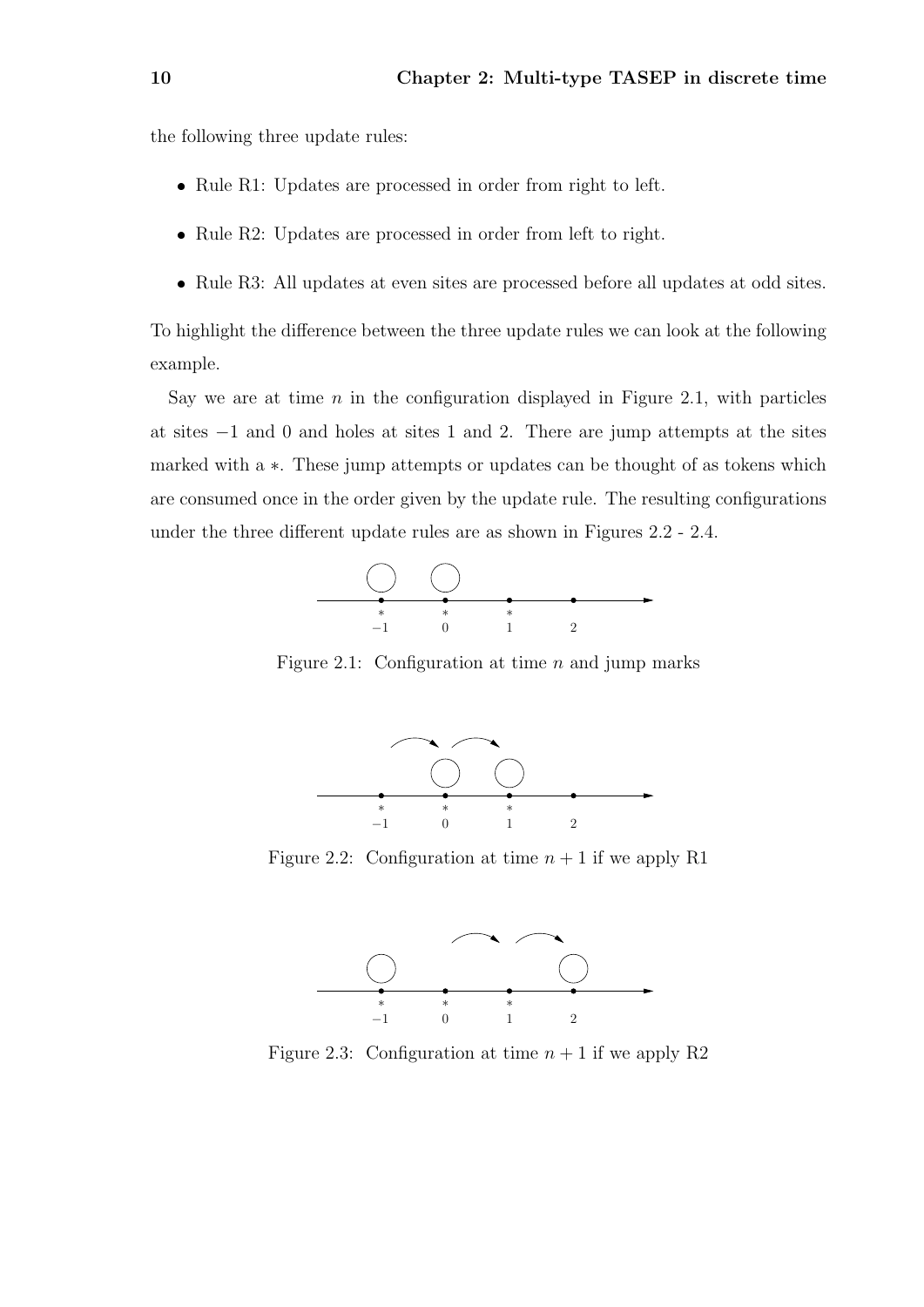the following three update rules:

- Rule R1: Updates are processed in order from right to left.
- Rule R2: Updates are processed in order from left to right.
- Rule R3: All updates at even sites are processed before all updates at odd sites.

To highlight the difference between the three update rules we can look at the following example.

Say we are at time $n$ in the configuration displayed in Figure 2.1, with particles at sites $-1$ and 0 and holes at sites 1 and 2. There are jump attempts at the sites marked with a $*$. These jump attempts or updates can be thought of as tokens which are consumed once in the order given by the update rule. The resulting configurations under the three different update rules are as shown in Figures 2.2 - 2.4.

Figure 2.1: Configuration at time $n$ and jump marks

Figure 2.2: Configuration at time $n+1$ if we apply R1

Figure 2.3: Configuration at time $n+1$ if we apply R2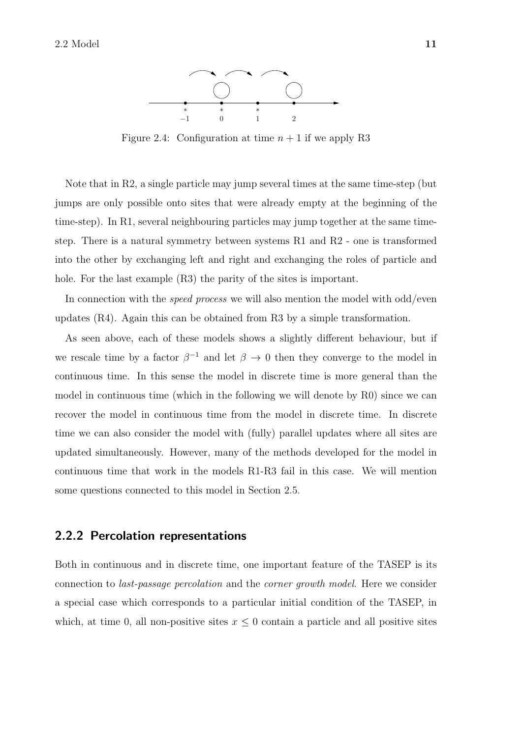Figure 2.4: Configuration at time $n+1$ if we apply R3

Note that in R2, a single particle may jump several times at the same time-step (but jumps are only possible onto sites that were already empty at the beginning of the time-step). In R1, several neighbouring particles may jump together at the same time-step. There is a natural symmetry between systems R1 and R2 - one is transformed into the other by exchanging left and right and exchanging the roles of particle and hole. For the last example (R3) the parity of the sites is important.

In connection with the *speed process* we will also mention the model with odd/even updates (R4). Again this can be obtained from R3 by a simple transformation.

As seen above, each of these models shows a slightly different behaviour, but if we rescale time by a factor $\beta^{-1}$ and let $\beta \to 0$ then they converge to the model in continuous time. In this sense the model in discrete time is more general than the model in continuous time (which in the following we will denote by R0) since we can recover the model in continuous time from the model in discrete time. In discrete time we can also consider the model with (fully) parallel updates where all sites are updated simultaneously. However, many of the methods developed for the model in continuous time that work in the models R1-R3 fail in this case. We will mention some questions connected to this model in Section 2.5.

### 2.2.2 Percolation representations

Both in continuous and in discrete time, one important feature of the TASEP is its connection to *last-passage percolation* and the *corner growth model*. Here we consider a special case which corresponds to a particular initial condition of the TASEP, in which, at time 0, all non-positive sites $x \leq 0$ contain a particle and all positive sites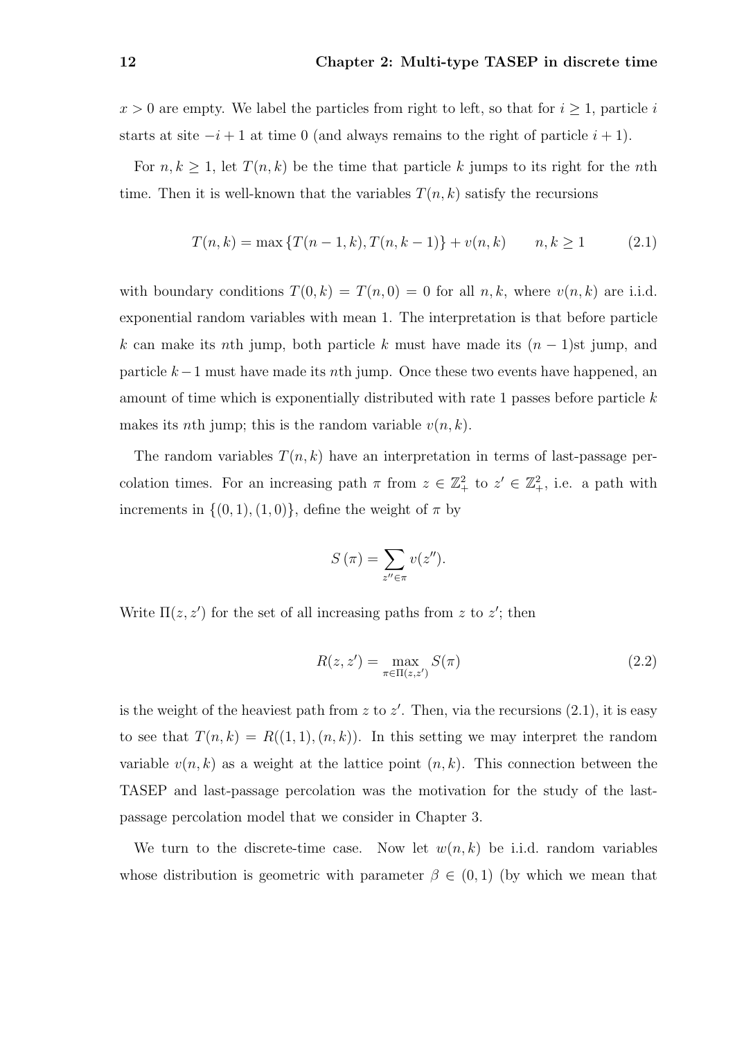$x > 0$ are empty. We label the particles from right to left, so that for $i \geq 1$, particle $i$ starts at site $-i+1$ at time 0 (and always remains to the right of particle $i+1$).

For $n, k \geq 1$, let $T(n,k)$ be the time that particle $k$ jumps to its right for the $n$th time. Then it is well-known that the variables $T(n,k)$ satisfy the recursions

$$T(n,k) = \max\{T(n-1,k), T(n,k-1)\} + v(n,k) \qquad n, k \geq 1 \tag{2.1}$$

with boundary conditions $T(0,k) = T(n,0) = 0$ for all $n, k$, where $v(n,k)$ are i.i.d. exponential random variables with mean 1. The interpretation is that before particle $k$ can make its $n$th jump, both particle $k$ must have made its $(n-1)$st jump, and particle $k-1$ must have made its $n$th jump. Once these two events have happened, an amount of time which is exponentially distributed with rate 1 passes before particle $k$ makes its $n$th jump; this is the random variable $v(n,k)$.

The random variables $T(n,k)$ have an interpretation in terms of last-passage percolation times. For an increasing path $\pi$ from $z \in \mathbb{Z}_+^2$ to $z' \in \mathbb{Z}_+^2$, i.e. a path with increments in $\{(0,1),(1,0)\}$, define the weight of $\pi$ by

$$S(\pi) = \sum_{z'' \in \pi} v(z'').$$

Write $\Pi(z,z')$ for the set of all increasing paths from $z$ to $z'$; then

$$R(z,z') = \max_{\pi \in \Pi(z,z')} S(\pi) \tag{2.2}$$

is the weight of the heaviest path from $z$ to $z'$. Then, via the recursions (2.1), it is easy to see that $T(n,k) = R((1,1),(n,k))$. In this setting we may interpret the random variable $v(n,k)$ as a weight at the lattice point $(n,k)$. This connection between the TASEP and last-passage percolation was the motivation for the study of the last-passage percolation model that we consider in Chapter 3.

We turn to the discrete-time case. Now let $w(n,k)$ be i.i.d. random variables whose distribution is geometric with parameter $\beta \in (0,1)$ (by which we mean that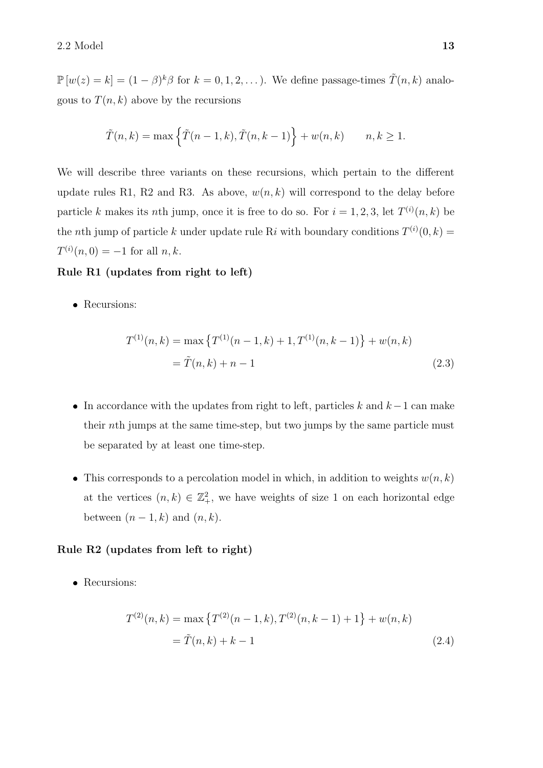$\mathbb{P}[w(z) = k] = (1-\beta)^k \beta$ for $k = 0, 1, 2, \dots$). We define passage-times $\tilde{T}(n,k)$ analogous to $T(n,k)$ above by the recursions

$$\tilde{T}(n,k) = \max\left\{\tilde{T}(n-1,k), \tilde{T}(n,k-1)\right\} + w(n,k) \qquad n,k \geq 1.$$

We will describe three variants on these recursions, which pertain to the different update rules R1, R2 and R3. As above, $w(n,k)$ will correspond to the delay before particle $k$ makes its $n$th jump, once it is free to do so. For $i = 1, 2, 3$, let $T^{(i)}(n,k)$ be the $n$th jump of particle $k$ under update rule R$i$ with boundary conditions $T^{(i)}(0,k) = T^{(i)}(n,0) = -1$ for all $n, k$.

**Rule R1 (updates from right to left)**

- Recursions:

$$\begin{aligned}
T^{(1)}(n,k) &= \max\left\{T^{(1)}(n-1,k) + 1, T^{(1)}(n,k-1)\right\} + w(n,k) \\
&= \tilde{T}(n,k) + n - 1
\end{aligned} \tag{2.3}$$

- In accordance with the updates from right to left, particles $k$ and $k-1$ can make their $n$th jumps at the same time-step, but two jumps by the same particle must be separated by at least one time-step.

- This corresponds to a percolation model in which, in addition to weights $w(n,k)$ at the vertices $(n,k) \in \mathbb{Z}_+^2$, we have weights of size 1 on each horizontal edge between $(n-1,k)$ and $(n,k)$.

**Rule R2 (updates from left to right)**

- Recursions:

$$\begin{aligned}
T^{(2)}(n,k) &= \max\left\{T^{(2)}(n-1,k), T^{(2)}(n,k-1) + 1\right\} + w(n,k) \\
&= \tilde{T}(n,k) + k - 1
\end{aligned} \tag{2.4}$$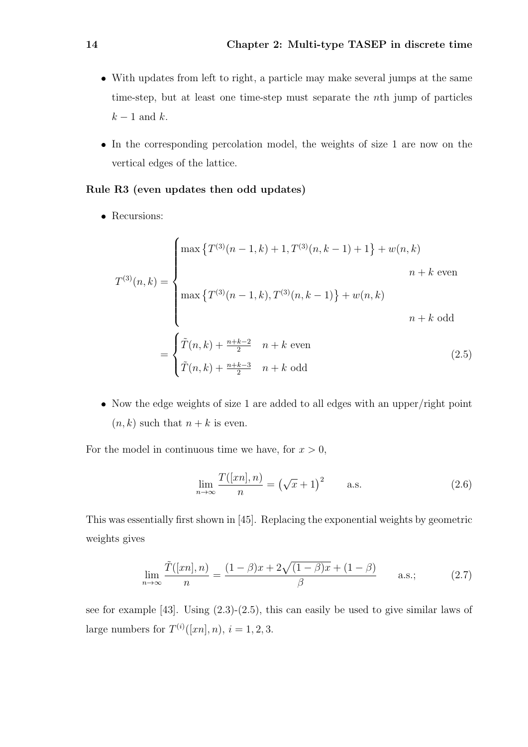- With updates from left to right, a particle may make several jumps at the same time-step, but at least one time-step must separate the $n$th jump of particles $k-1$ and $k$.
- In the corresponding percolation model, the weights of size 1 are now on the vertical edges of the lattice.

**Rule R3 (even updates then odd updates)**

- Recursions:

$$
\begin{aligned}
T^{(3)}(n,k) &= \begin{cases} \max\left\{T^{(3)}(n-1,k)+1, T^{(3)}(n,k-1)+1\right\} + w(n,k) & \\ & n+k \text{ even} \\ \max\left\{T^{(3)}(n-1,k), T^{(3)}(n,k-1)\right\} + w(n,k) & \\ & n+k \text{ odd} \end{cases} \\
&= \begin{cases} \tilde{T}(n,k) + \frac{n+k-2}{2} & n+k \text{ even} \\ \tilde{T}(n,k) + \frac{n+k-3}{2} & n+k \text{ odd} \end{cases}
\end{aligned}
\tag{2.5}
$$

- Now the edge weights of size 1 are added to all edges with an upper/right point $(n,k)$ such that $n+k$ is even.

For the model in continuous time we have, for $x>0$,

$$
\lim_{n\to\infty} \frac{T([xn],n)}{n} = \left(\sqrt{x}+1\right)^2 \qquad \text{a.s.} \tag{2.6}
$$

This was essentially first shown in [45]. Replacing the exponential weights by geometric weights gives

$$
\lim_{n\to\infty} \frac{\tilde{T}([xn],n)}{n} = \frac{(1-\beta)x + 2\sqrt{(1-\beta)x} + (1-\beta)}{\beta} \qquad \text{a.s.}; \tag{2.7}
$$

see for example [43]. Using (2.3)-(2.5), this can easily be used to give similar laws of large numbers for $T^{(i)}([xn],n)$, $i=1,2,3$.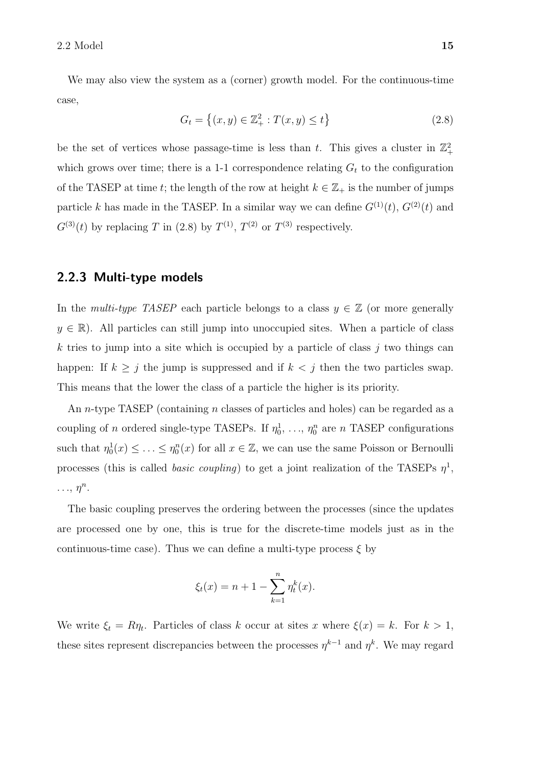We may also view the system as a (corner) growth model. For the continuous-time case,

$$G_t = \left\{(x, y) \in \mathbb{Z}_+^2 : T(x, y) \leq t\right\} \tag{2.8}$$

be the set of vertices whose passage-time is less than $t$. This gives a cluster in $\mathbb{Z}_+^2$ which grows over time; there is a 1-1 correspondence relating $G_t$ to the configuration of the TASEP at time $t$; the length of the row at height $k \in \mathbb{Z}_+$ is the number of jumps particle $k$ has made in the TASEP. In a similar way we can define $G^{(1)}(t)$, $G^{(2)}(t)$ and $G^{(3)}(t)$ by replacing $T$ in (2.8) by $T^{(1)}$, $T^{(2)}$ or $T^{(3)}$ respectively.

### 2.2.3 Multi-type models

In the *multi-type TASEP* each particle belongs to a class $y \in \mathbb{Z}$ (or more generally $y \in \mathbb{R}$). All particles can still jump into unoccupied sites. When a particle of class $k$ tries to jump into a site which is occupied by a particle of class $j$ two things can happen: If $k \geq j$ the jump is suppressed and if $k < j$ then the two particles swap. This means that the lower the class of a particle the higher is its priority.

An $n$-type TASEP (containing $n$ classes of particles and holes) can be regarded as a coupling of $n$ ordered single-type TASEPs. If $\eta_0^1, \ldots, \eta_0^n$ are $n$ TASEP configurations such that $\eta_0^1(x) \leq \ldots \leq \eta_0^n(x)$ for all $x \in \mathbb{Z}$, we can use the same Poisson or Bernoulli processes (this is called *basic coupling*) to get a joint realization of the TASEPs $\eta^1$, $\ldots$, $\eta^n$.

The basic coupling preserves the ordering between the processes (since the updates are processed one by one, this is true for the discrete-time models just as in the continuous-time case). Thus we can define a multi-type process $\xi$ by

$$\xi_t(x) = n + 1 - \sum_{k=1}^{n} \eta_t^k(x).$$

We write $\xi_t = R\eta_t$. Particles of class $k$ occur at sites $x$ where $\xi(x) = k$. For $k > 1$, these sites represent discrepancies between the processes $\eta^{k-1}$ and $\eta^k$. We may regard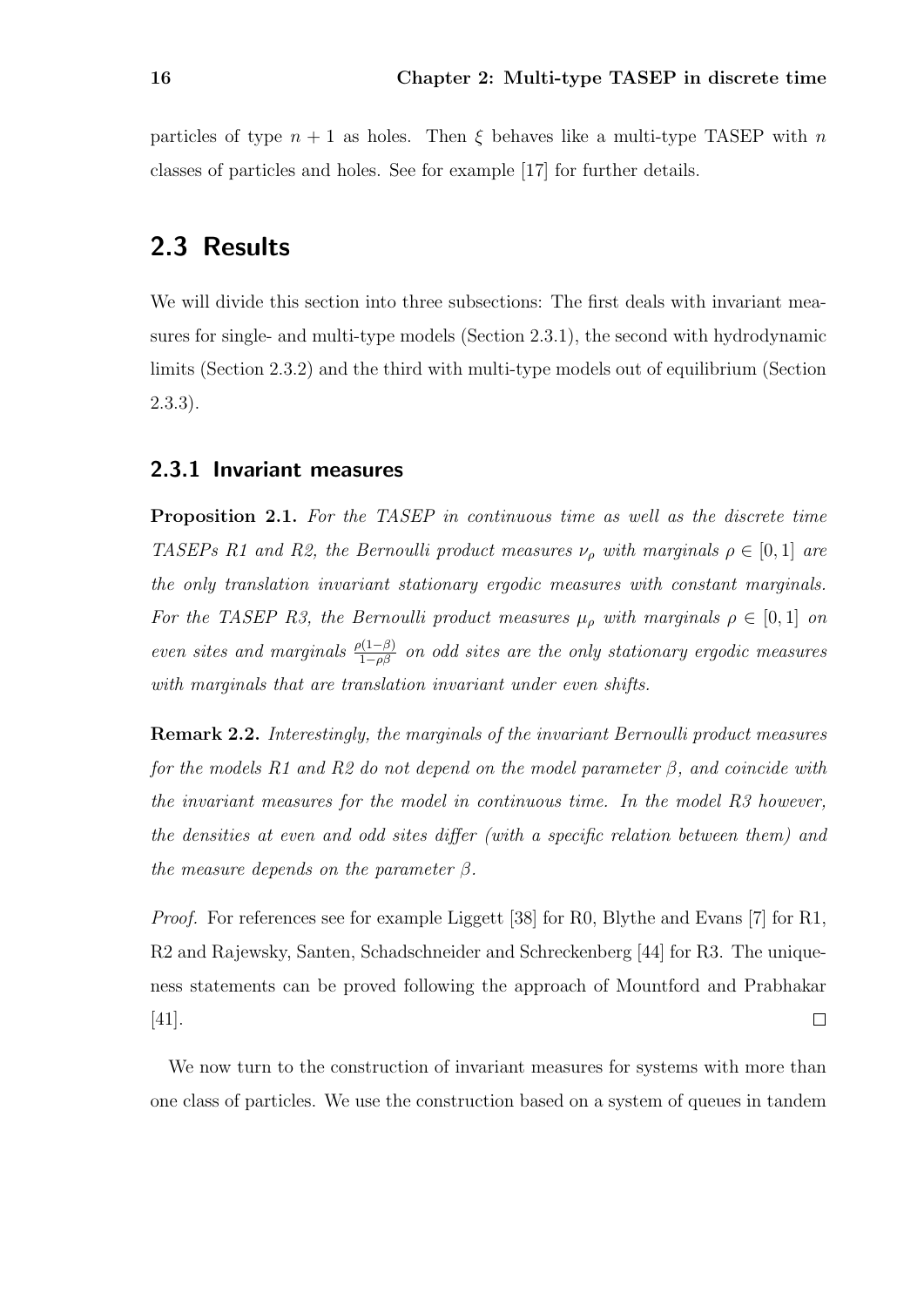particles of type $n+1$ as holes. Then $\xi$ behaves like a multi-type TASEP with $n$ classes of particles and holes. See for example [17] for further details.

## 2.3 Results

We will divide this section into three subsections: The first deals with invariant measures for single- and multi-type models (Section 2.3.1), the second with hydrodynamic limits (Section 2.3.2) and the third with multi-type models out of equilibrium (Section 2.3.3).

### 2.3.1 Invariant measures

**Proposition 2.1.** *For the TASEP in continuous time as well as the discrete time TASEPs R1 and R2, the Bernoulli product measures $\nu_\rho$ with marginals $\rho \in [0,1]$ are the only translation invariant stationary ergodic measures with constant marginals. For the TASEP R3, the Bernoulli product measures $\mu_\rho$ with marginals $\rho \in [0,1]$ on even sites and marginals $\frac{\rho(1-\beta)}{1-\rho\beta}$ on odd sites are the only stationary ergodic measures with marginals that are translation invariant under even shifts.*

**Remark 2.2.** *Interestingly, the marginals of the invariant Bernoulli product measures for the models R1 and R2 do not depend on the model parameter $\beta$, and coincide with the invariant measures for the model in continuous time. In the model R3 however, the densities at even and odd sites differ (with a specific relation between them) and the measure depends on the parameter $\beta$.*

*Proof.* For references see for example Liggett [38] for R0, Blythe and Evans [7] for R1, R2 and Rajewsky, Santen, Schadschneider and Schreckenberg [44] for R3. The uniqueness statements can be proved following the approach of Mountford and Prabhakar [41]. □

We now turn to the construction of invariant measures for systems with more than one class of particles. We use the construction based on a system of queues in tandem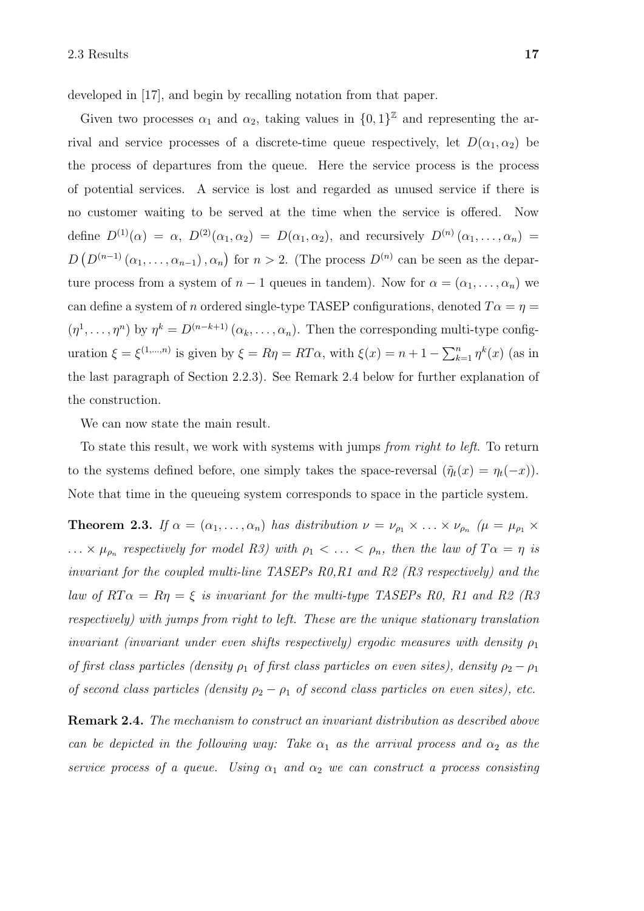developed in [17], and begin by recalling notation from that paper.

Given two processes $\alpha_1$ and $\alpha_2$, taking values in $\{0,1\}^{\mathbb{Z}}$ and representing the arrival and service processes of a discrete-time queue respectively, let $D(\alpha_1, \alpha_2)$ be the process of departures from the queue. Here the service process is the process of potential services. A service is lost and regarded as unused service if there is no customer waiting to be served at the time when the service is offered. Now define $D^{(1)}(\alpha) = \alpha$, $D^{(2)}(\alpha_1, \alpha_2) = D(\alpha_1, \alpha_2)$, and recursively $D^{(n)}(\alpha_1, \ldots, \alpha_n) = D\left(D^{(n-1)}(\alpha_1, \ldots, \alpha_{n-1}), \alpha_n\right)$ for $n > 2$. (The process $D^{(n)}$ can be seen as the departure process from a system of $n-1$ queues in tandem). Now for $\alpha = (\alpha_1, \ldots, \alpha_n)$ we can define a system of $n$ ordered single-type TASEP configurations, denoted $T\alpha = \eta = (\eta^1, \ldots, \eta^n)$ by $\eta^k = D^{(n-k+1)}(\alpha_k, \ldots, \alpha_n)$. Then the corresponding multi-type configuration $\xi = \xi^{(1,\ldots,n)}$ is given by $\xi = R\eta = RT\alpha$, with $\xi(x) = n + 1 - \sum_{k=1}^{n} \eta^k(x)$ (as in the last paragraph of Section 2.2.3). See Remark 2.4 below for further explanation of the construction.

We can now state the main result.

To state this result, we work with systems with jumps *from right to left*. To return to the systems defined before, one simply takes the space-reversal ($\tilde{\eta}_t(x) = \eta_t(-x)$). Note that time in the queueing system corresponds to space in the particle system.

**Theorem 2.3.** *If $\alpha = (\alpha_1, \ldots, \alpha_n)$ has distribution $\nu = \nu_{\rho_1} \times \ldots \times \nu_{\rho_n}$ ($\mu = \mu_{\rho_1} \times \ldots \times \mu_{\rho_n}$ respectively for model R3) with $\rho_1 < \ldots < \rho_n$, then the law of $T\alpha = \eta$ is invariant for the coupled multi-line TASEPs R0,R1 and R2 (R3 respectively) and the law of $RT\alpha = R\eta = \xi$ is invariant for the multi-type TASEPs R0, R1 and R2 (R3 respectively) with jumps from right to left. These are the unique stationary translation invariant (invariant under even shifts respectively) ergodic measures with density $\rho_1$ of first class particles (density $\rho_1$ of first class particles on even sites), density $\rho_2 - \rho_1$ of second class particles (density $\rho_2 - \rho_1$ of second class particles on even sites), etc.*

**Remark 2.4.** *The mechanism to construct an invariant distribution as described above can be depicted in the following way: Take $\alpha_1$ as the arrival process and $\alpha_2$ as the service process of a queue. Using $\alpha_1$ and $\alpha_2$ we can construct a process consisting*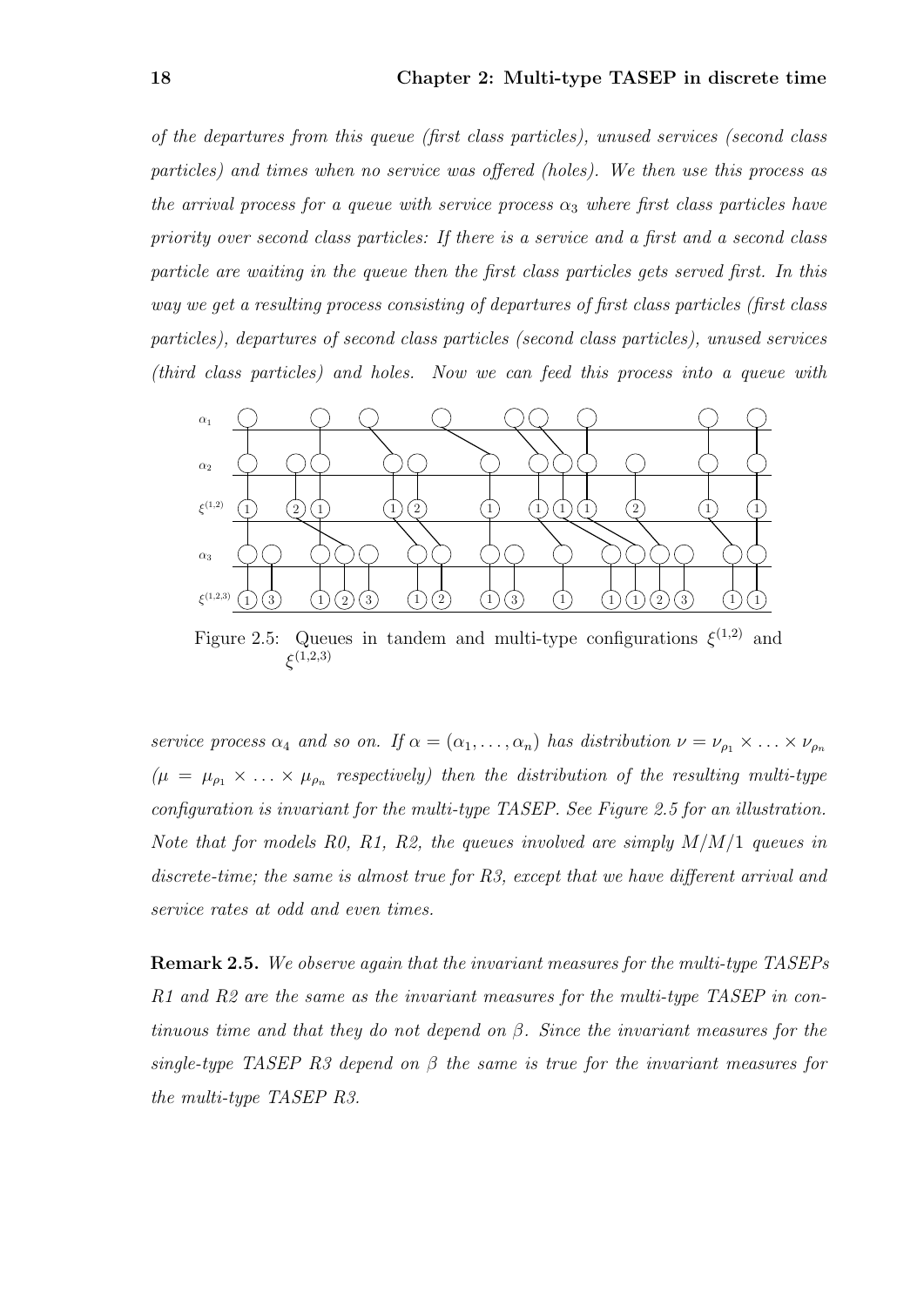*of the departures from this queue (first class particles), unused services (second class particles) and times when no service was offered (holes). We then use this process as the arrival process for a queue with service process $\alpha_3$ where first class particles have priority over second class particles: If there is a service and a first and a second class particle are waiting in the queue then the first class particles gets served first. In this way we get a resulting process consisting of departures of first class particles (first class particles), departures of second class particles (second class particles), unused services (third class particles) and holes. Now we can feed this process into a queue with*

Figure 2.5: Queues in tandem and multi-type configurations $\xi^{(1,2)}$ and $\xi^{(1,2,3)}$

*service process $\alpha_4$ and so on. If $\alpha = (\alpha_1, \ldots, \alpha_n)$ has distribution $\nu = \nu_{\rho_1} \times \ldots \times \nu_{\rho_n}$ ($\mu = \mu_{\rho_1} \times \ldots \times \mu_{\rho_n}$ respectively) then the distribution of the resulting multi-type configuration is invariant for the multi-type TASEP. See Figure 2.5 for an illustration. Note that for models R0, R1, R2, the queues involved are simply $M/M/1$ queues in discrete-time; the same is almost true for R3, except that we have different arrival and service rates at odd and even times.*

**Remark 2.5.** *We observe again that the invariant measures for the multi-type TASEPs R1 and R2 are the same as the invariant measures for the multi-type TASEP in continuous time and that they do not depend on $\beta$. Since the invariant measures for the single-type TASEP R3 depend on $\beta$ the same is true for the invariant measures for the multi-type TASEP R3.*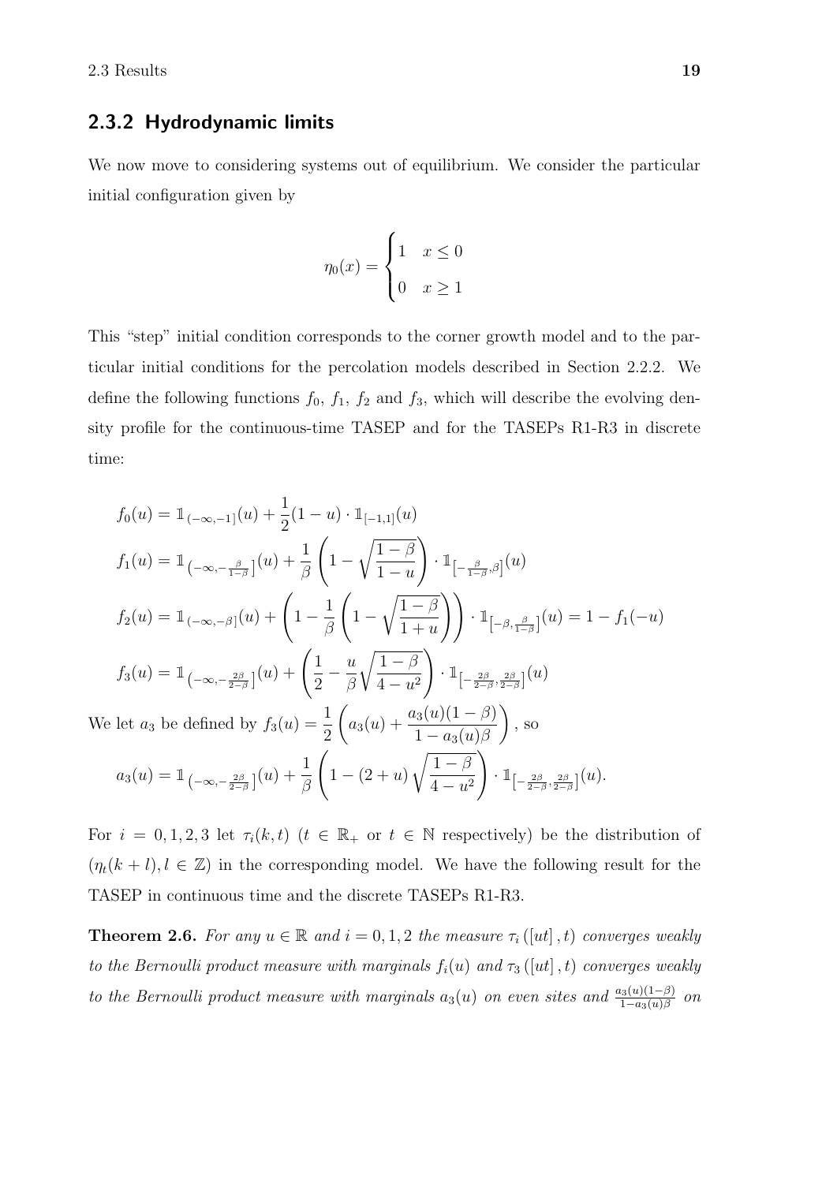### 2.3.2 Hydrodynamic limits

We now move to considering systems out of equilibrium. We consider the particular initial configuration given by

$$\eta_0(x) = \begin{cases} 1 & x \leq 0 \\ 0 & x \geq 1 \end{cases}$$

This "step" initial condition corresponds to the corner growth model and to the particular initial conditions for the percolation models described in Section 2.2.2. We define the following functions $f_0$, $f_1$, $f_2$ and $f_3$, which will describe the evolving density profile for the continuous-time TASEP and for the TASEPs R1-R3 in discrete time:

$$f_0(u) = \mathbb{1}_{(-\infty,-1]}(u) + \frac{1}{2}(1-u) \cdot \mathbb{1}_{[-1,1]}(u)$$

$$f_1(u) = \mathbb{1}_{\left(-\infty,-\frac{\beta}{1-\beta}\right]}(u) + \frac{1}{\beta}\left(1 - \sqrt{\frac{1-\beta}{1-u}}\right) \cdot \mathbb{1}_{\left[-\frac{\beta}{1-\beta},\beta\right]}(u)$$

$$f_2(u) = \mathbb{1}_{(-\infty,-\beta]}(u) + \left(1 - \frac{1}{\beta}\left(1 - \sqrt{\frac{1-\beta}{1+u}}\right)\right) \cdot \mathbb{1}_{\left[-\beta,\frac{\beta}{1-\beta}\right]}(u) = 1 - f_1(-u)$$

$$f_3(u) = \mathbb{1}_{\left(-\infty,-\frac{2\beta}{2-\beta}\right]}(u) + \left(\frac{1}{2} - \frac{u}{\beta}\sqrt{\frac{1-\beta}{4-u^2}}\right) \cdot \mathbb{1}_{\left[-\frac{2\beta}{2-\beta},\frac{2\beta}{2-\beta}\right]}(u)$$

We let $a_3$ be defined by $f_3(u) = \frac{1}{2}\left(a_3(u) + \frac{a_3(u)(1-\beta)}{1-a_3(u)\beta}\right)$, so

$$a_3(u) = \mathbb{1}_{\left(-\infty,-\frac{2\beta}{2-\beta}\right]}(u) + \frac{1}{\beta}\left(1 - (2+u)\sqrt{\frac{1-\beta}{4-u^2}}\right) \cdot \mathbb{1}_{\left[-\frac{2\beta}{2-\beta},\frac{2\beta}{2-\beta}\right]}(u).$$

For $i = 0, 1, 2, 3$ let $\tau_i(k,t)$ ($t \in \mathbb{R}_+$ or $t \in \mathbb{N}$ respectively) be the distribution of $(\eta_t(k+l), l \in \mathbb{Z})$ in the corresponding model. We have the following result for the TASEP in continuous time and the discrete TASEPs R1-R3.

**Theorem 2.6.** *For any $u \in \mathbb{R}$ and $i = 0, 1, 2$ the measure $\tau_i([ut], t)$ converges weakly to the Bernoulli product measure with marginals $f_i(u)$ and $\tau_3([ut], t)$ converges weakly to the Bernoulli product measure with marginals $a_3(u)$ on even sites and $\frac{a_3(u)(1-\beta)}{1-a_3(u)\beta}$ on*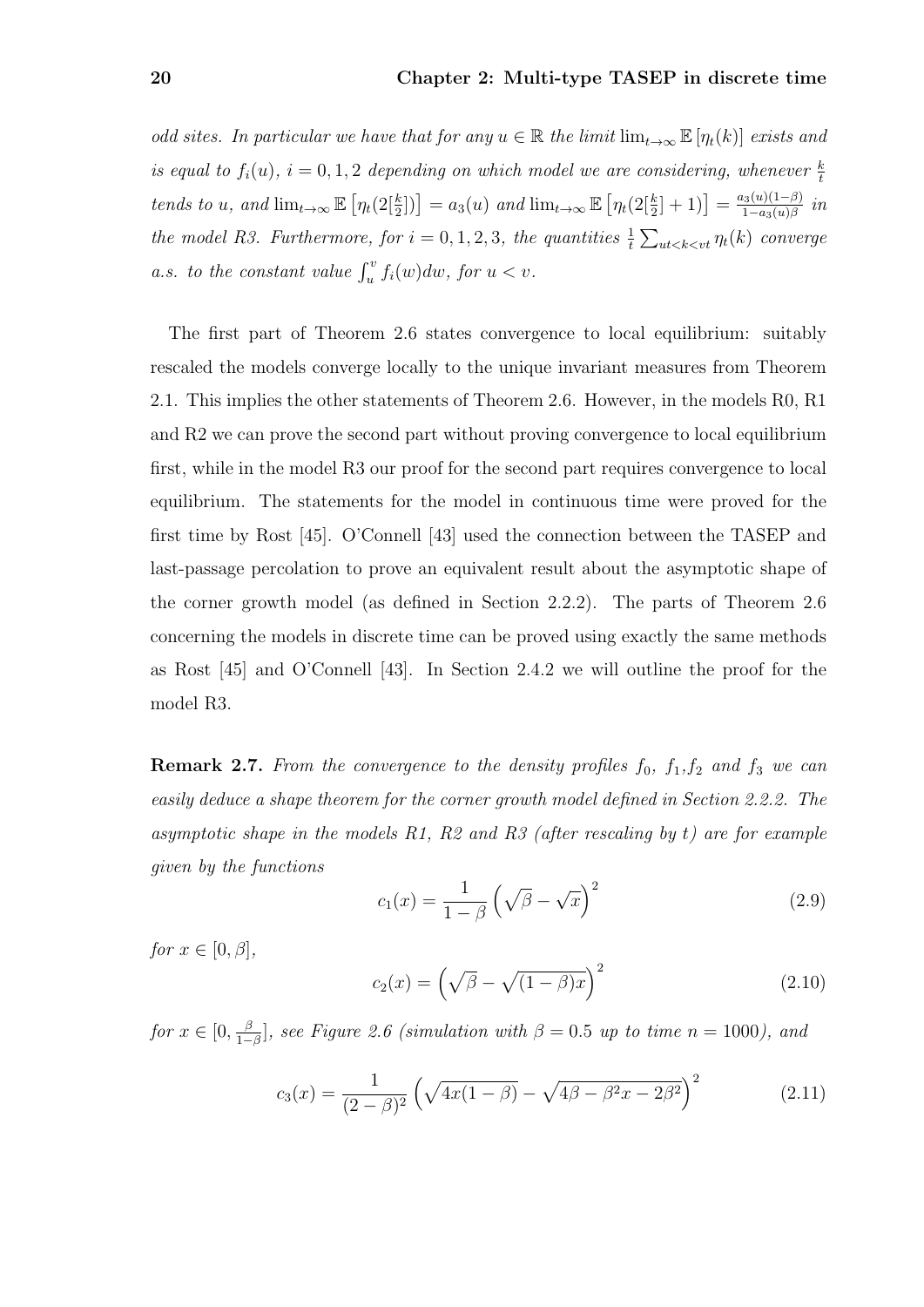*odd sites. In particular we have that for any $u \in \mathbb{R}$ the limit $\lim_{t\to\infty} \mathbb{E}[\eta_t(k)]$ exists and is equal to $f_i(u)$, $i = 0, 1, 2$ depending on which model we are considering, whenever $\frac{k}{t}$ tends to $u$, and $\lim_{t\to\infty} \mathbb{E}\left[\eta_t(2[\frac{k}{2}])\right] = a_3(u)$ and $\lim_{t\to\infty} \mathbb{E}\left[\eta_t(2[\frac{k}{2}]+1)\right] = \frac{a_3(u)(1-\beta)}{1-a_3(u)\beta}$ in the model R3. Furthermore, for $i = 0, 1, 2, 3$, the quantities $\frac{1}{t}\sum_{ut<k<vt} \eta_t(k)$ converge a.s. to the constant value $\int_u^v f_i(w)dw$, for $u < v$.*

The first part of Theorem 2.6 states convergence to local equilibrium: suitably rescaled the models converge locally to the unique invariant measures from Theorem 2.1. This implies the other statements of Theorem 2.6. However, in the models R0, R1 and R2 we can prove the second part without proving convergence to local equilibrium first, while in the model R3 our proof for the second part requires convergence to local equilibrium. The statements for the model in continuous time were proved for the first time by Rost [45]. O'Connell [43] used the connection between the TASEP and last-passage percolation to prove an equivalent result about the asymptotic shape of the corner growth model (as defined in Section 2.2.2). The parts of Theorem 2.6 concerning the models in discrete time can be proved using exactly the same methods as Rost [45] and O'Connell [43]. In Section 2.4.2 we will outline the proof for the model R3.

**Remark 2.7.** *From the convergence to the density profiles $f_0$, $f_1$, $f_2$ and $f_3$ we can easily deduce a shape theorem for the corner growth model defined in Section 2.2.2. The asymptotic shape in the models R1, R2 and R3 (after rescaling by $t$) are for example given by the functions*

$$c_1(x) = \frac{1}{1-\beta}\left(\sqrt{\beta} - \sqrt{x}\right)^2 \tag{2.9}$$

*for $x \in [0, \beta]$,*

$$c_2(x) = \left(\sqrt{\beta} - \sqrt{(1-\beta)x}\right)^2 \tag{2.10}$$

*for $x \in [0, \frac{\beta}{1-\beta}]$, see Figure 2.6 (simulation with $\beta = 0.5$ up to time $n = 1000$), and*

$$c_3(x) = \frac{1}{(2-\beta)^2}\left(\sqrt{4x(1-\beta)} - \sqrt{4\beta - \beta^2 x - 2\beta^2}\right)^2 \tag{2.11}$$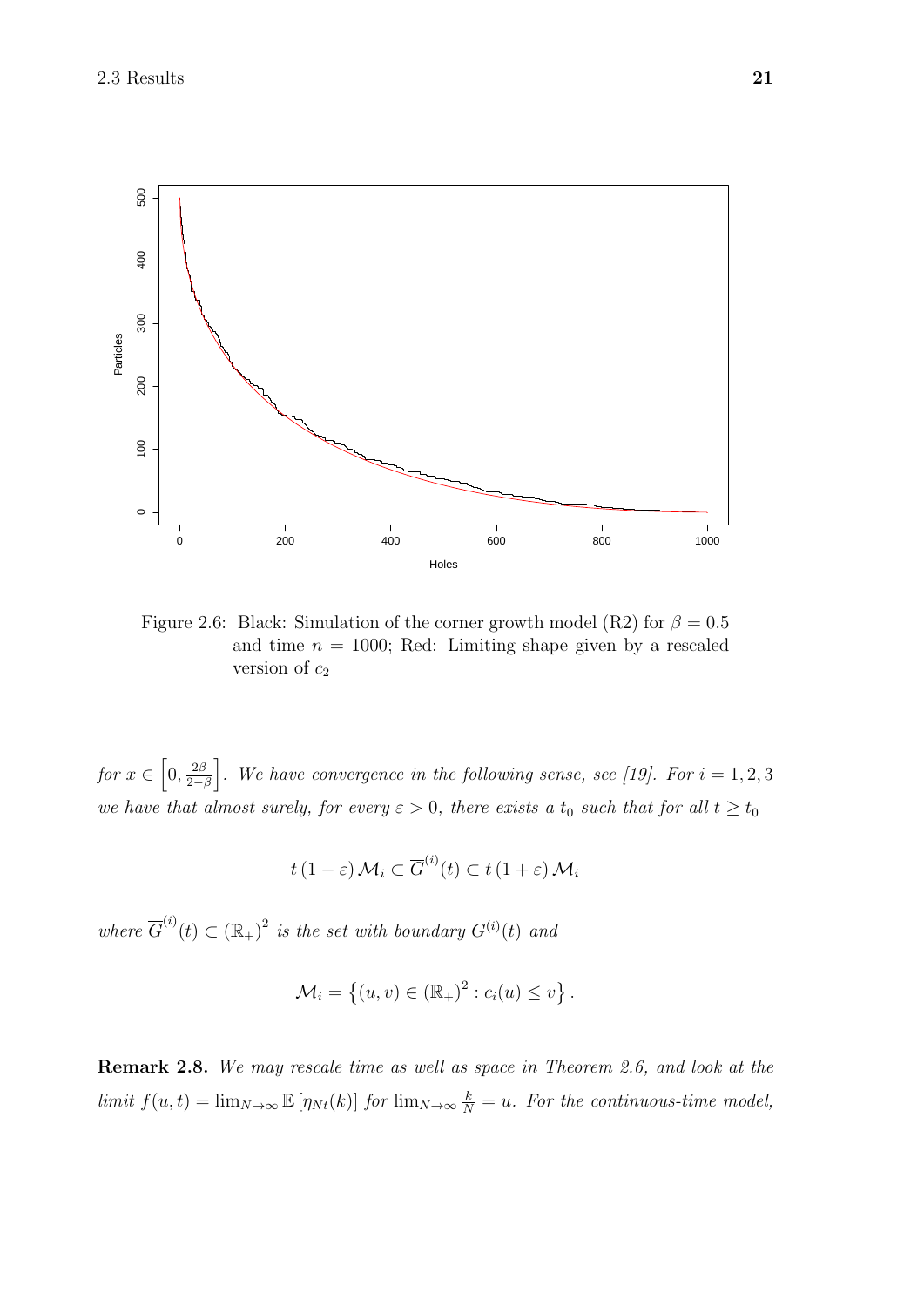Figure 2.6: Black: Simulation of the corner growth model (R2) for $\beta = 0.5$ and time $n = 1000$; Red: Limiting shape given by a rescaled version of $c_2$

*for* $x \in \left[0, \frac{2\beta}{2-\beta}\right]$. *We have convergence in the following sense, see [19]. For* $i = 1, 2, 3$ *we have that almost surely, for every* $\varepsilon > 0$, *there exists a* $t_0$ *such that for all* $t \geq t_0$

$$t\,(1-\varepsilon)\,\mathcal{M}_i \subset \overline{G}^{(i)}(t) \subset t\,(1+\varepsilon)\,\mathcal{M}_i$$

*where* $\overline{G}^{(i)}(t) \subset (\mathbb{R}_+)^2$ *is the set with boundary* $G^{(i)}(t)$ *and*

$$\mathcal{M}_i = \left\{(u,v) \in (\mathbb{R}_+)^2 : c_i(u) \leq v\right\}.$$

**Remark 2.8.** *We may rescale time as well as space in Theorem 2.6, and look at the limit* $f(u,t) = \lim_{N\to\infty} \mathbb{E}\left[\eta_{Nt}(k)\right]$ *for* $\lim_{N\to\infty} \frac{k}{N} = u$. *For the continuous-time model,*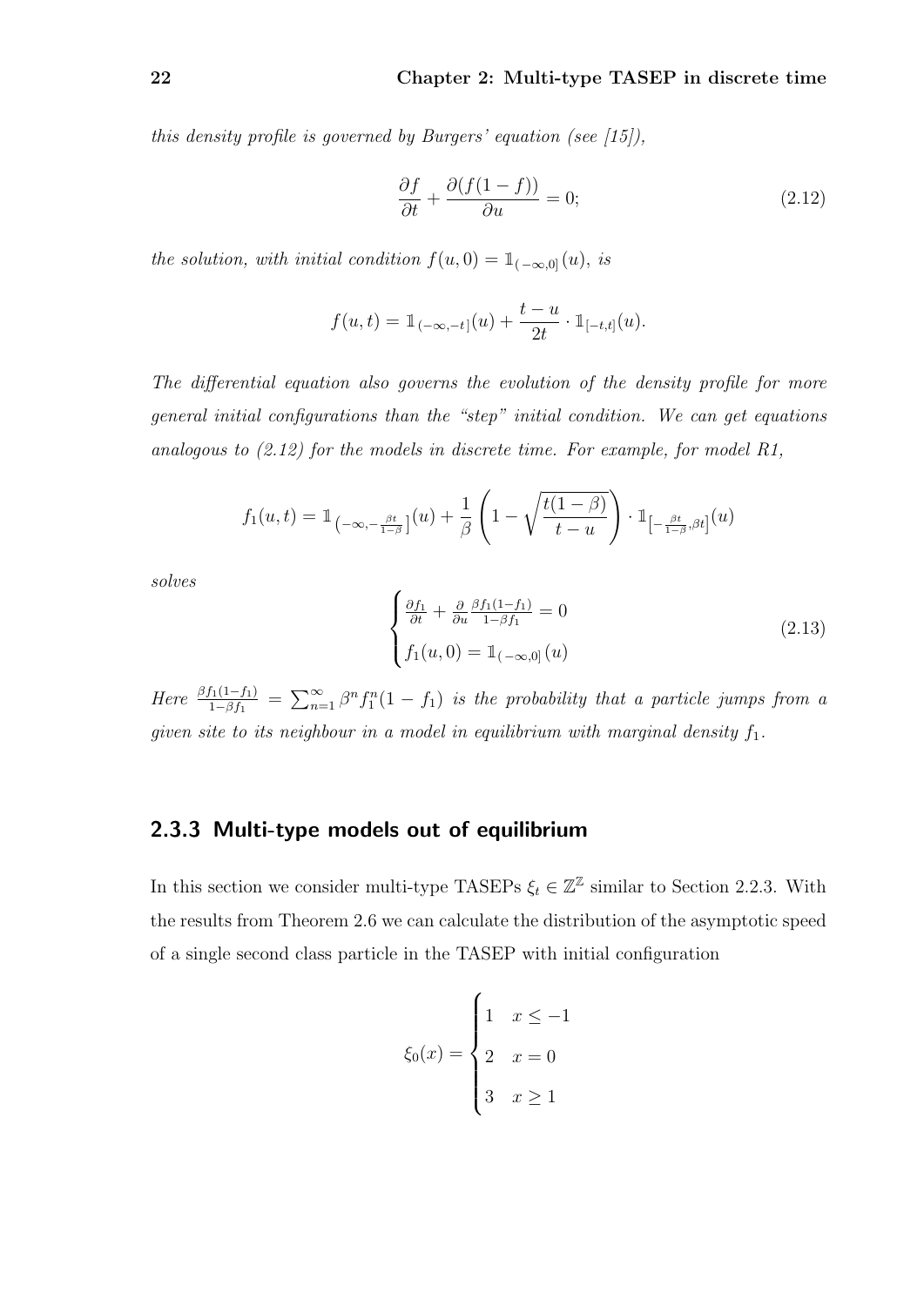*this density profile is governed by Burgers' equation (see [15]),*

$$\frac{\partial f}{\partial t} + \frac{\partial (f(1-f))}{\partial u} = 0; \tag{2.12}$$

*the solution, with initial condition* $f(u,0) = \mathbb{1}_{(-\infty,0]}(u)$*, is*

$$f(u,t) = \mathbb{1}_{(-\infty,-t]}(u) + \frac{t-u}{2t} \cdot \mathbb{1}_{[-t,t]}(u).$$

*The differential equation also governs the evolution of the density profile for more general initial configurations than the "step" initial condition. We can get equations analogous to (2.12) for the models in discrete time. For example, for model R1,*

$$f_1(u,t) = \mathbb{1}_{\left(-\infty,-\frac{\beta t}{1-\beta}\right]}(u) + \frac{1}{\beta}\left(1 - \sqrt{\frac{t(1-\beta)}{t-u}}\right) \cdot \mathbb{1}_{\left[-\frac{\beta t}{1-\beta},\beta t\right]}(u)$$

*solves*

$$\begin{cases} \frac{\partial f_1}{\partial t} + \frac{\partial}{\partial u}\frac{\beta f_1(1-f_1)}{1-\beta f_1} = 0 \\ f_1(u,0) = \mathbb{1}_{(-\infty,0]}(u) \end{cases} \tag{2.13}$$

*Here* $\frac{\beta f_1(1-f_1)}{1-\beta f_1} = \sum_{n=1}^{\infty} \beta^n f_1^n (1-f_1)$ *is the probability that a particle jumps from a given site to its neighbour in a model in equilibrium with marginal density* $f_1$*.*

### 2.3.3 Multi-type models out of equilibrium

In this section we consider multi-type TASEPs $\xi_t \in \mathbb{Z}^{\mathbb{Z}}$ similar to Section 2.2.3. With the results from Theorem 2.6 we can calculate the distribution of the asymptotic speed of a single second class particle in the TASEP with initial configuration

$$\xi_0(x) = \begin{cases} 1 & x \leq -1 \\ 2 & x = 0 \\ 3 & x \geq 1 \end{cases}$$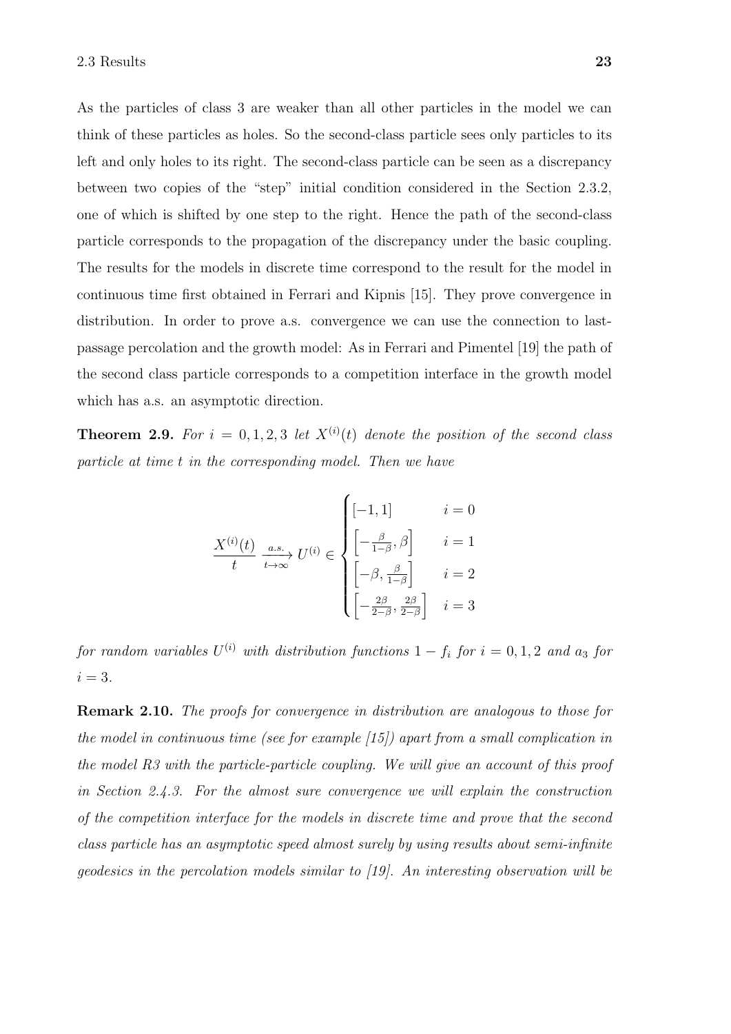As the particles of class 3 are weaker than all other particles in the model we can think of these particles as holes. So the second-class particle sees only particles to its left and only holes to its right. The second-class particle can be seen as a discrepancy between two copies of the "step" initial condition considered in the Section 2.3.2, one of which is shifted by one step to the right. Hence the path of the second-class particle corresponds to the propagation of the discrepancy under the basic coupling. The results for the models in discrete time correspond to the result for the model in continuous time first obtained in Ferrari and Kipnis [15]. They prove convergence in distribution. In order to prove a.s. convergence we can use the connection to last-passage percolation and the growth model: As in Ferrari and Pimentel [19] the path of the second class particle corresponds to a competition interface in the growth model which has a.s. an asymptotic direction.

**Theorem 2.9.** *For $i = 0, 1, 2, 3$ let $X^{(i)}(t)$ denote the position of the second class particle at time $t$ in the corresponding model. Then we have*

$$\frac{X^{(i)}(t)}{t} \xrightarrow[t\to\infty]{a.s.} U^{(i)} \in \begin{cases} [-1, 1] & i = 0 \\ \left[-\frac{\beta}{1-\beta}, \beta\right] & i = 1 \\ \left[-\beta, \frac{\beta}{1-\beta}\right] & i = 2 \\ \left[-\frac{2\beta}{2-\beta}, \frac{2\beta}{2-\beta}\right] & i = 3 \end{cases}$$

*for random variables $U^{(i)}$ with distribution functions $1 - f_i$ for $i = 0, 1, 2$ and $a_3$ for $i = 3$.*

**Remark 2.10.** *The proofs for convergence in distribution are analogous to those for the model in continuous time (see for example [15]) apart from a small complication in the model R3 with the particle-particle coupling. We will give an account of this proof in Section 2.4.3. For the almost sure convergence we will explain the construction of the competition interface for the models in discrete time and prove that the second class particle has an asymptotic speed almost surely by using results about semi-infinite geodesics in the percolation models similar to [19]. An interesting observation will be*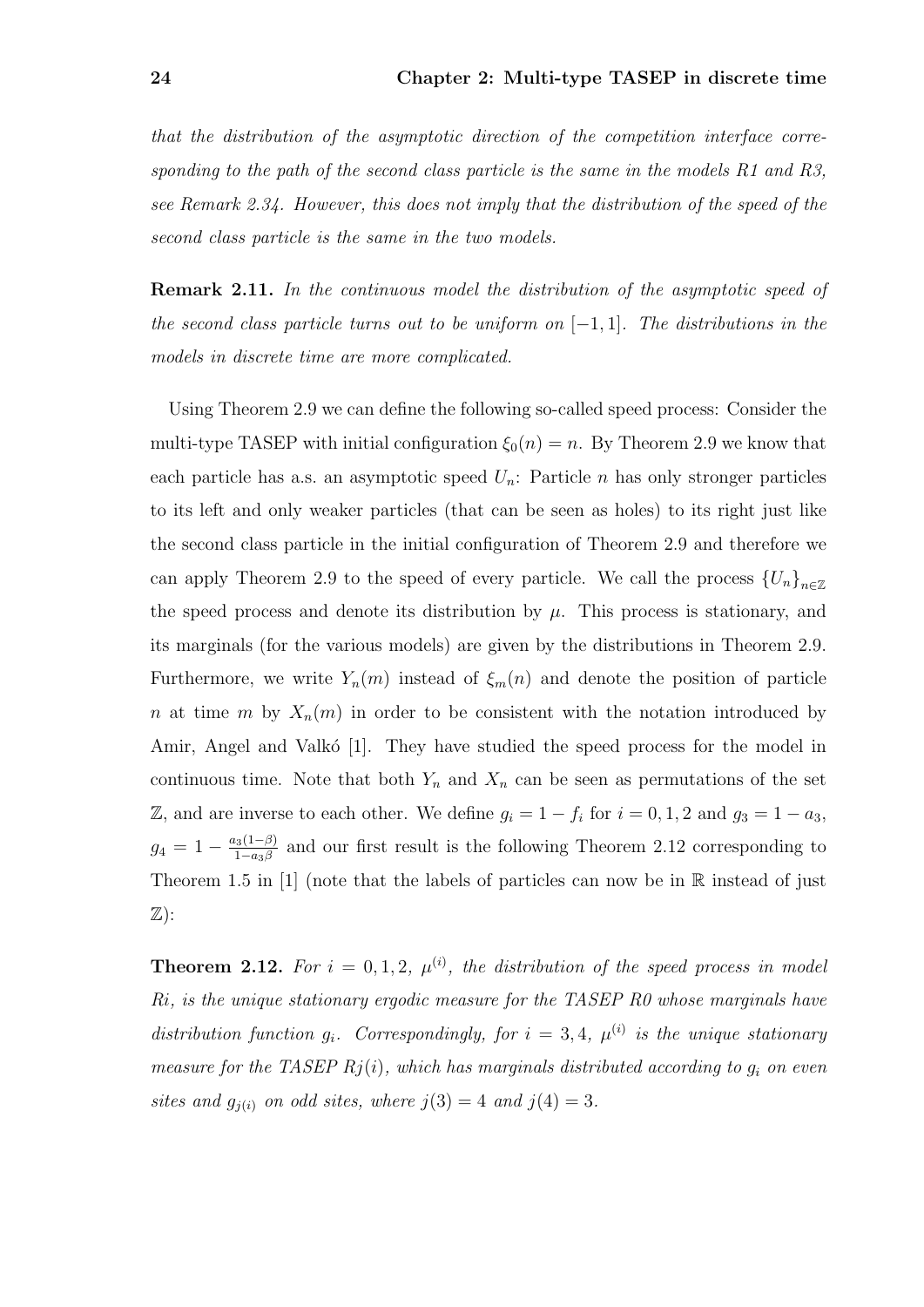*that the distribution of the asymptotic direction of the competition interface corresponding to the path of the second class particle is the same in the models R1 and R3, see Remark 2.34. However, this does not imply that the distribution of the speed of the second class particle is the same in the two models.*

**Remark 2.11.** *In the continuous model the distribution of the asymptotic speed of the second class particle turns out to be uniform on $[-1, 1]$. The distributions in the models in discrete time are more complicated.*

Using Theorem 2.9 we can define the following so-called speed process: Consider the multi-type TASEP with initial configuration $\xi_0(n) = n$. By Theorem 2.9 we know that each particle has a.s. an asymptotic speed $U_n$: Particle $n$ has only stronger particles to its left and only weaker particles (that can be seen as holes) to its right just like the second class particle in the initial configuration of Theorem 2.9 and therefore we can apply Theorem 2.9 to the speed of every particle. We call the process $\{U_n\}_{n\in\mathbb{Z}}$ the speed process and denote its distribution by $\mu$. This process is stationary, and its marginals (for the various models) are given by the distributions in Theorem 2.9. Furthermore, we write $Y_n(m)$ instead of $\xi_m(n)$ and denote the position of particle $n$ at time $m$ by $X_n(m)$ in order to be consistent with the notation introduced by Amir, Angel and Valkó [1]. They have studied the speed process for the model in continuous time. Note that both $Y_n$ and $X_n$ can be seen as permutations of the set $\mathbb{Z}$, and are inverse to each other. We define $g_i = 1 - f_i$ for $i = 0, 1, 2$ and $g_3 = 1 - a_3$, $g_4 = 1 - \frac{a_3(1-\beta)}{1-a_3\beta}$ and our first result is the following Theorem 2.12 corresponding to Theorem 1.5 in [1] (note that the labels of particles can now be in $\mathbb{R}$ instead of just $\mathbb{Z}$):

**Theorem 2.12.** *For $i = 0, 1, 2$, $\mu^{(i)}$, the distribution of the speed process in model Ri, is the unique stationary ergodic measure for the TASEP R0 whose marginals have distribution function $g_i$. Correspondingly, for $i = 3, 4$, $\mu^{(i)}$ is the unique stationary measure for the TASEP $Rj(i)$, which has marginals distributed according to $g_i$ on even sites and $g_{j(i)}$ on odd sites, where $j(3) = 4$ and $j(4) = 3$.*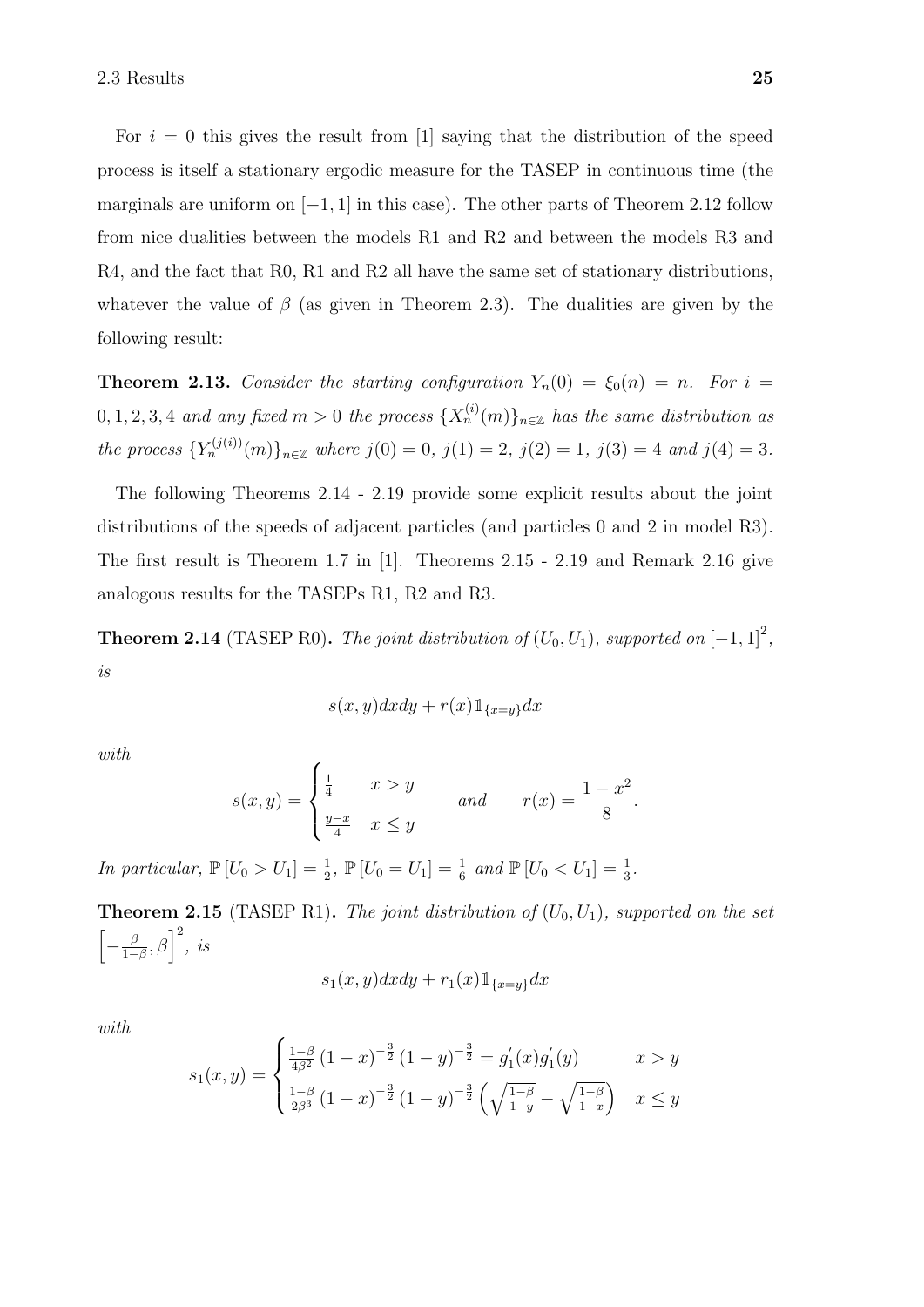For $i = 0$ this gives the result from [1] saying that the distribution of the speed process is itself a stationary ergodic measure for the TASEP in continuous time (the marginals are uniform on $[-1, 1]$ in this case). The other parts of Theorem 2.12 follow from nice dualities between the models R1 and R2 and between the models R3 and R4, and the fact that R0, R1 and R2 all have the same set of stationary distributions, whatever the value of $\beta$ (as given in Theorem 2.3). The dualities are given by the following result:

**Theorem 2.13.** *Consider the starting configuration $Y_n(0) = \xi_0(n) = n$. For $i = 0, 1, 2, 3, 4$ and any fixed $m > 0$ the process $\{X_n^{(i)}(m)\}_{n\in\mathbb{Z}}$ has the same distribution as the process $\{Y_n^{(j(i))}(m)\}_{n\in\mathbb{Z}}$ where $j(0) = 0$, $j(1) = 2$, $j(2) = 1$, $j(3) = 4$ and $j(4) = 3$.*

The following Theorems 2.14 - 2.19 provide some explicit results about the joint distributions of the speeds of adjacent particles (and particles 0 and 2 in model R3). The first result is Theorem 1.7 in [1]. Theorems 2.15 - 2.19 and Remark 2.16 give analogous results for the TASEPs R1, R2 and R3.

**Theorem 2.14** (TASEP R0)**.** *The joint distribution of $(U_0, U_1)$, supported on $[-1, 1]^2$, is*

$$s(x, y)dxdy + r(x)\mathbb{1}_{\{x=y\}}dx$$

*with*

$$s(x, y) = \begin{cases} \frac{1}{4} & x > y \\ \frac{y-x}{4} & x \leq y \end{cases} \qquad and \qquad r(x) = \frac{1 - x^2}{8}.$$

*In particular, $\mathbb{P}[U_0 > U_1] = \frac{1}{2}$, $\mathbb{P}[U_0 = U_1] = \frac{1}{6}$ and $\mathbb{P}[U_0 < U_1] = \frac{1}{3}$.*

**Theorem 2.15** (TASEP R1)**.** *The joint distribution of $(U_0, U_1)$, supported on the set $\left[-\frac{\beta}{1-\beta}, \beta\right]^2$, is*

$$s_1(x, y)dxdy + r_1(x)\mathbb{1}_{\{x=y\}}dx$$

*with*

$$s_1(x, y) = \begin{cases} \frac{1-\beta}{4\beta^2}(1-x)^{-\frac{3}{2}}(1-y)^{-\frac{3}{2}} = g_1'(x)g_1'(y) & x > y \\ \frac{1-\beta}{2\beta^3}(1-x)^{-\frac{3}{2}}(1-y)^{-\frac{3}{2}}\left(\sqrt{\frac{1-\beta}{1-y}} - \sqrt{\frac{1-\beta}{1-x}}\right) & x \leq y \end{cases}$$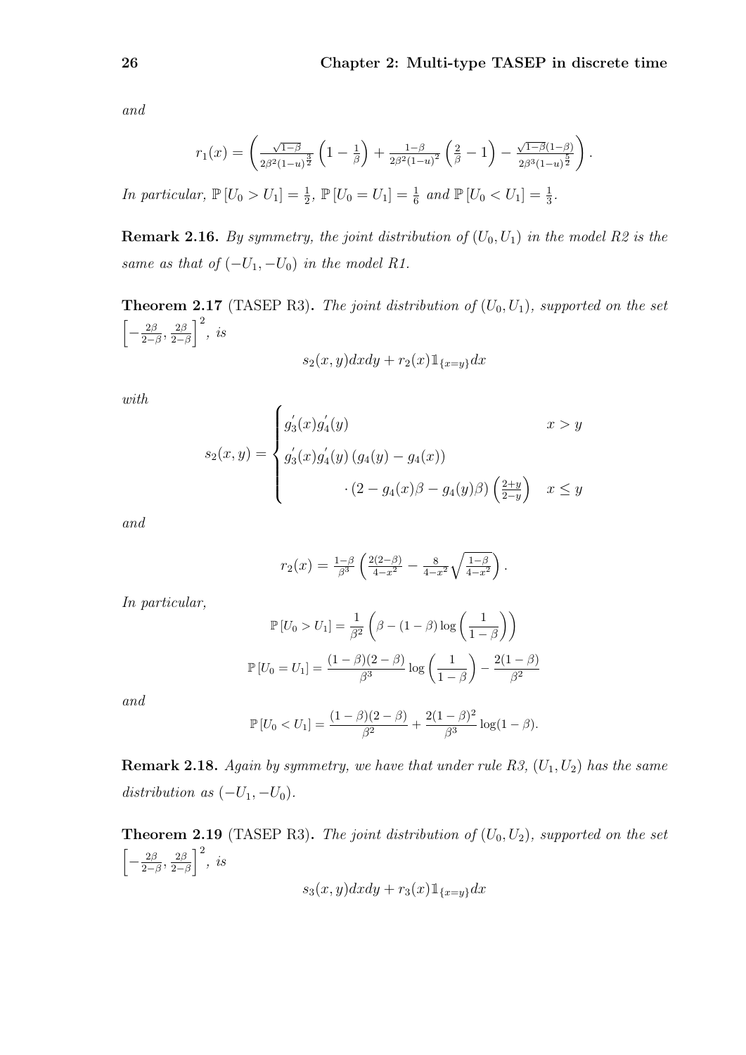*and*

$$r_1(x) = \left( \frac{\sqrt{1-\beta}}{2\beta^2(1-u)^{\frac{3}{2}}} \left(1 - \frac{1}{\beta}\right) + \frac{1-\beta}{2\beta^2(1-u)^2} \left(\frac{2}{\beta} - 1\right) - \frac{\sqrt{1-\beta}(1-\beta)}{2\beta^3(1-u)^{\frac{5}{2}}} \right).$$

*In particular,* $\mathbb{P}[U_0 > U_1] = \frac{1}{2}$, $\mathbb{P}[U_0 = U_1] = \frac{1}{6}$ *and* $\mathbb{P}[U_0 < U_1] = \frac{1}{3}$.

**Remark 2.16.** *By symmetry, the joint distribution of* $(U_0, U_1)$ *in the model R2 is the same as that of* $(-U_1, -U_0)$ *in the model R1.*

**Theorem 2.17** (TASEP R3)**.** *The joint distribution of* $(U_0, U_1)$*, supported on the set* $\left[-\frac{2\beta}{2-\beta}, \frac{2\beta}{2-\beta}\right]^2$*, is*

$$s_2(x,y)dxdy + r_2(x)\mathbb{1}_{\{x=y\}}dx$$

*with*

$$s_2(x,y) = \begin{cases} g_3^{'}(x)g_4^{'}(y) & x > y \\ g_3^{'}(x)g_4^{'}(y)\left(g_4(y) - g_4(x)\right) & \\ \qquad \cdot \left(2 - g_4(x)\beta - g_4(y)\beta\right)\left(\frac{2+y}{2-y}\right) & x \leq y \end{cases}$$

*and*

$$r_2(x) = \frac{1-\beta}{\beta^3}\left(\frac{2(2-\beta)}{4-x^2} - \frac{8}{4-x^2}\sqrt{\frac{1-\beta}{4-x^2}}\right).$$

*In particular,*

$$\mathbb{P}[U_0 > U_1] = \frac{1}{\beta^2}\left(\beta - (1-\beta)\log\left(\frac{1}{1-\beta}\right)\right)$$

$$\mathbb{P}[U_0 = U_1] = \frac{(1-\beta)(2-\beta)}{\beta^3}\log\left(\frac{1}{1-\beta}\right) - \frac{2(1-\beta)}{\beta^2}$$

*and*

$$\mathbb{P}[U_0 < U_1] = \frac{(1-\beta)(2-\beta)}{\beta^2} + \frac{2(1-\beta)^2}{\beta^3}\log(1-\beta).$$

**Remark 2.18.** *Again by symmetry, we have that under rule R3,* $(U_1, U_2)$ *has the same distribution as* $(-U_1, -U_0)$*.*

**Theorem 2.19** (TASEP R3)**.** *The joint distribution of* $(U_0, U_2)$*, supported on the set* $\left[-\frac{2\beta}{2-\beta}, \frac{2\beta}{2-\beta}\right]^2$*, is*

$$s_3(x,y)dxdy + r_3(x)\mathbb{1}_{\{x=y\}}dx$$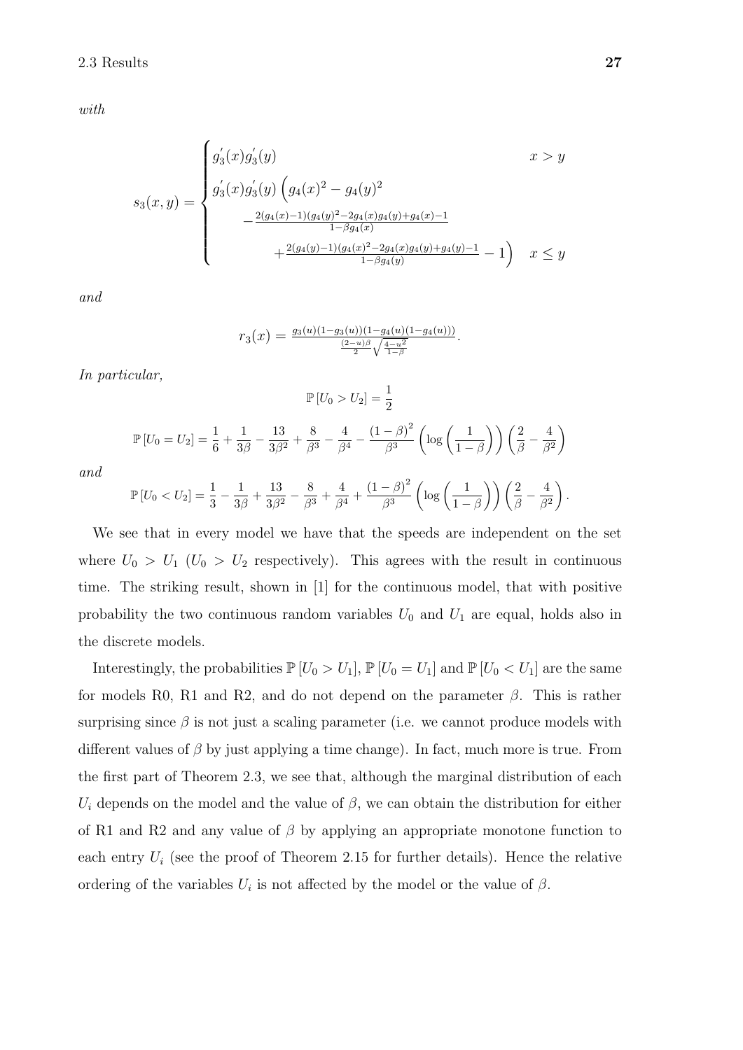*with*

$$
s_3(x,y) = \begin{cases} g_3^{'}(x) g_3^{'}(y) & x > y \\ g_3^{'}(x) g_3^{'}(y) \Big( g_4(x)^2 - g_4(y)^2 \\ \qquad - \frac{2(g_4(x)-1)(g_4(y)^2 - 2g_4(x)g_4(y) + g_4(x) - 1}{1-\beta g_4(x)} \\ \qquad\qquad + \frac{2(g_4(y)-1)(g_4(x)^2 - 2g_4(x)g_4(y) + g_4(y) - 1}{1-\beta g_4(y)} - 1 \Big) & x \leq y \end{cases}
$$

*and*

$$
r_3(x) = \frac{g_3(u)(1-g_3(u))(1-g_4(u)(1-g_4(u)))}{\frac{(2-u)\beta}{2}\sqrt{\frac{4-u^2}{1-\beta}}}.
$$

*In particular,*

$$
\mathbb{P}[U_0 > U_2] = \frac{1}{2}
$$

$$
\mathbb{P}[U_0 = U_2] = \frac{1}{6} + \frac{1}{3\beta} - \frac{13}{3\beta^2} + \frac{8}{\beta^3} - \frac{4}{\beta^4} - \frac{(1-\beta)^2}{\beta^3} \left( \log\left( \frac{1}{1-\beta} \right) \right) \left( \frac{2}{\beta} - \frac{4}{\beta^2} \right)
$$

*and*

$$
\mathbb{P}[U_0 < U_2] = \frac{1}{3} - \frac{1}{3\beta} + \frac{13}{3\beta^2} - \frac{8}{\beta^3} + \frac{4}{\beta^4} + \frac{(1-\beta)^2}{\beta^3} \left( \log\left( \frac{1}{1-\beta} \right) \right) \left( \frac{2}{\beta} - \frac{4}{\beta^2} \right).
$$

We see that in every model we have that the speeds are independent on the set where $U_0 > U_1$ ($U_0 > U_2$ respectively). This agrees with the result in continuous time. The striking result, shown in [1] for the continuous model, that with positive probability the two continuous random variables $U_0$ and $U_1$ are equal, holds also in the discrete models.

Interestingly, the probabilities $\mathbb{P}[U_0 > U_1]$, $\mathbb{P}[U_0 = U_1]$ and $\mathbb{P}[U_0 < U_1]$ are the same for models R0, R1 and R2, and do not depend on the parameter $\beta$. This is rather surprising since $\beta$ is not just a scaling parameter (i.e. we cannot produce models with different values of $\beta$ by just applying a time change). In fact, much more is true. From the first part of Theorem 2.3, we see that, although the marginal distribution of each $U_i$ depends on the model and the value of $\beta$, we can obtain the distribution for either of R1 and R2 and any value of $\beta$ by applying an appropriate monotone function to each entry $U_i$ (see the proof of Theorem 2.15 for further details). Hence the relative ordering of the variables $U_i$ is not affected by the model or the value of $\beta$.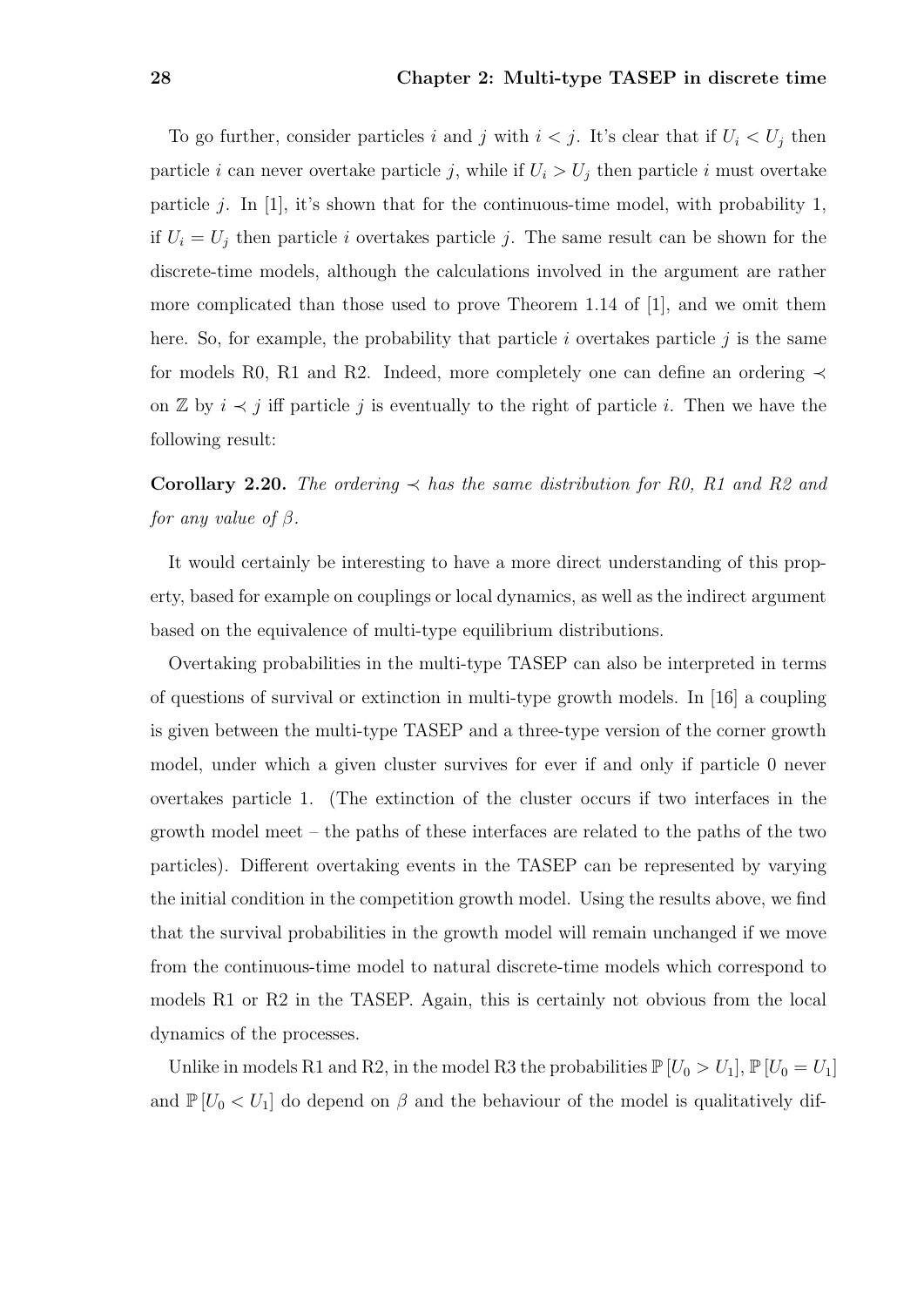To go further, consider particles $i$ and $j$ with $i < j$. It's clear that if $U_i < U_j$ then particle $i$ can never overtake particle $j$, while if $U_i > U_j$ then particle $i$ must overtake particle $j$. In [1], it's shown that for the continuous-time model, with probability 1, if $U_i = U_j$ then particle $i$ overtakes particle $j$. The same result can be shown for the discrete-time models, although the calculations involved in the argument are rather more complicated than those used to prove Theorem 1.14 of [1], and we omit them here. So, for example, the probability that particle $i$ overtakes particle $j$ is the same for models R0, R1 and R2. Indeed, more completely one can define an ordering $\prec$ on $\mathbb{Z}$ by $i \prec j$ iff particle $j$ is eventually to the right of particle $i$. Then we have the following result:

**Corollary 2.20.** *The ordering $\prec$ has the same distribution for R0, R1 and R2 and for any value of $\beta$.*

It would certainly be interesting to have a more direct understanding of this property, based for example on couplings or local dynamics, as well as the indirect argument based on the equivalence of multi-type equilibrium distributions.

Overtaking probabilities in the multi-type TASEP can also be interpreted in terms of questions of survival or extinction in multi-type growth models. In [16] a coupling is given between the multi-type TASEP and a three-type version of the corner growth model, under which a given cluster survives for ever if and only if particle 0 never overtakes particle 1. (The extinction of the cluster occurs if two interfaces in the growth model meet – the paths of these interfaces are related to the paths of the two particles). Different overtaking events in the TASEP can be represented by varying the initial condition in the competition growth model. Using the results above, we find that the survival probabilities in the growth model will remain unchanged if we move from the continuous-time model to natural discrete-time models which correspond to models R1 or R2 in the TASEP. Again, this is certainly not obvious from the local dynamics of the processes.

Unlike in models R1 and R2, in the model R3 the probabilities $\mathbb{P}[U_0 > U_1]$, $\mathbb{P}[U_0 = U_1]$ and $\mathbb{P}[U_0 < U_1]$ do depend on $\beta$ and the behaviour of the model is qualitatively dif-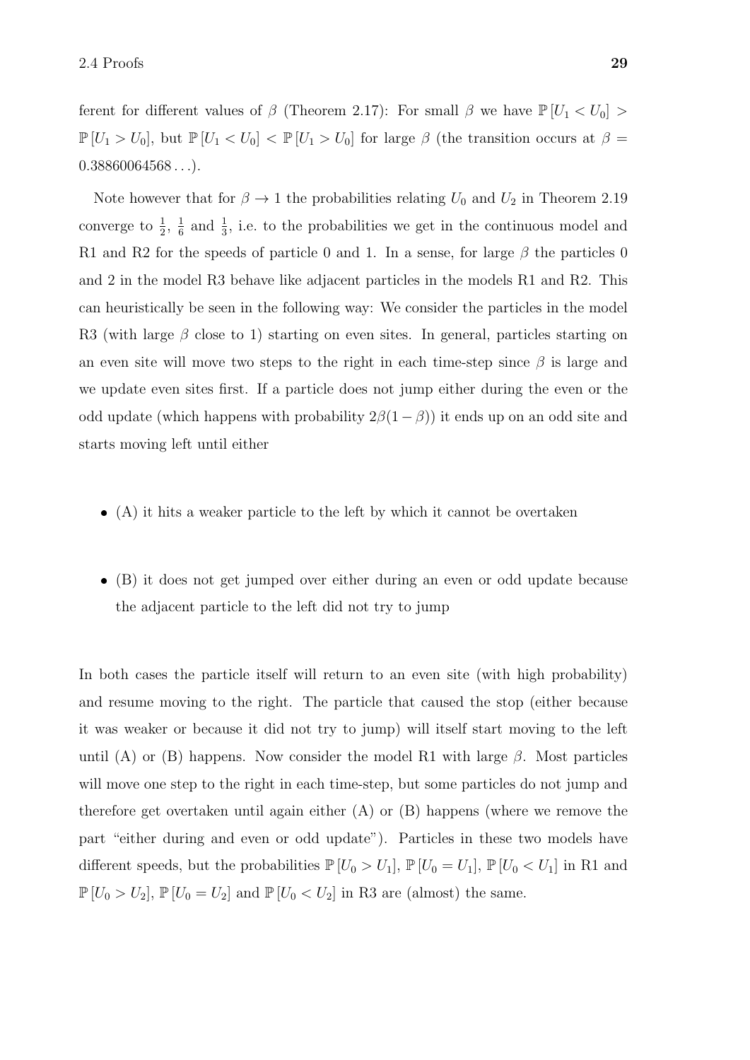ferent for different values of $\beta$ (Theorem 2.17): For small $\beta$ we have $\mathbb{P}[U_1 < U_0] > \mathbb{P}[U_1 > U_0]$, but $\mathbb{P}[U_1 < U_0] < \mathbb{P}[U_1 > U_0]$ for large $\beta$ (the transition occurs at $\beta = 0.38860064568\ldots$).

Note however that for $\beta \to 1$ the probabilities relating $U_0$ and $U_2$ in Theorem 2.19 converge to $\frac{1}{2}$, $\frac{1}{6}$ and $\frac{1}{3}$, i.e. to the probabilities we get in the continuous model and R1 and R2 for the speeds of particle 0 and 1. In a sense, for large $\beta$ the particles 0 and 2 in the model R3 behave like adjacent particles in the models R1 and R2. This can heuristically be seen in the following way: We consider the particles in the model R3 (with large $\beta$ close to 1) starting on even sites. In general, particles starting on an even site will move two steps to the right in each time-step since $\beta$ is large and we update even sites first. If a particle does not jump either during the even or the odd update (which happens with probability $2\beta(1-\beta)$) it ends up on an odd site and starts moving left until either

- (A) it hits a weaker particle to the left by which it cannot be overtaken
- (B) it does not get jumped over either during an even or odd update because the adjacent particle to the left did not try to jump

In both cases the particle itself will return to an even site (with high probability) and resume moving to the right. The particle that caused the stop (either because it was weaker or because it did not try to jump) will itself start moving to the left until (A) or (B) happens. Now consider the model R1 with large $\beta$. Most particles will move one step to the right in each time-step, but some particles do not jump and therefore get overtaken until again either (A) or (B) happens (where we remove the part "either during and even or odd update"). Particles in these two models have different speeds, but the probabilities $\mathbb{P}[U_0 > U_1]$, $\mathbb{P}[U_0 = U_1]$, $\mathbb{P}[U_0 < U_1]$ in R1 and $\mathbb{P}[U_0 > U_2]$, $\mathbb{P}[U_0 = U_2]$ and $\mathbb{P}[U_0 < U_2]$ in R3 are (almost) the same.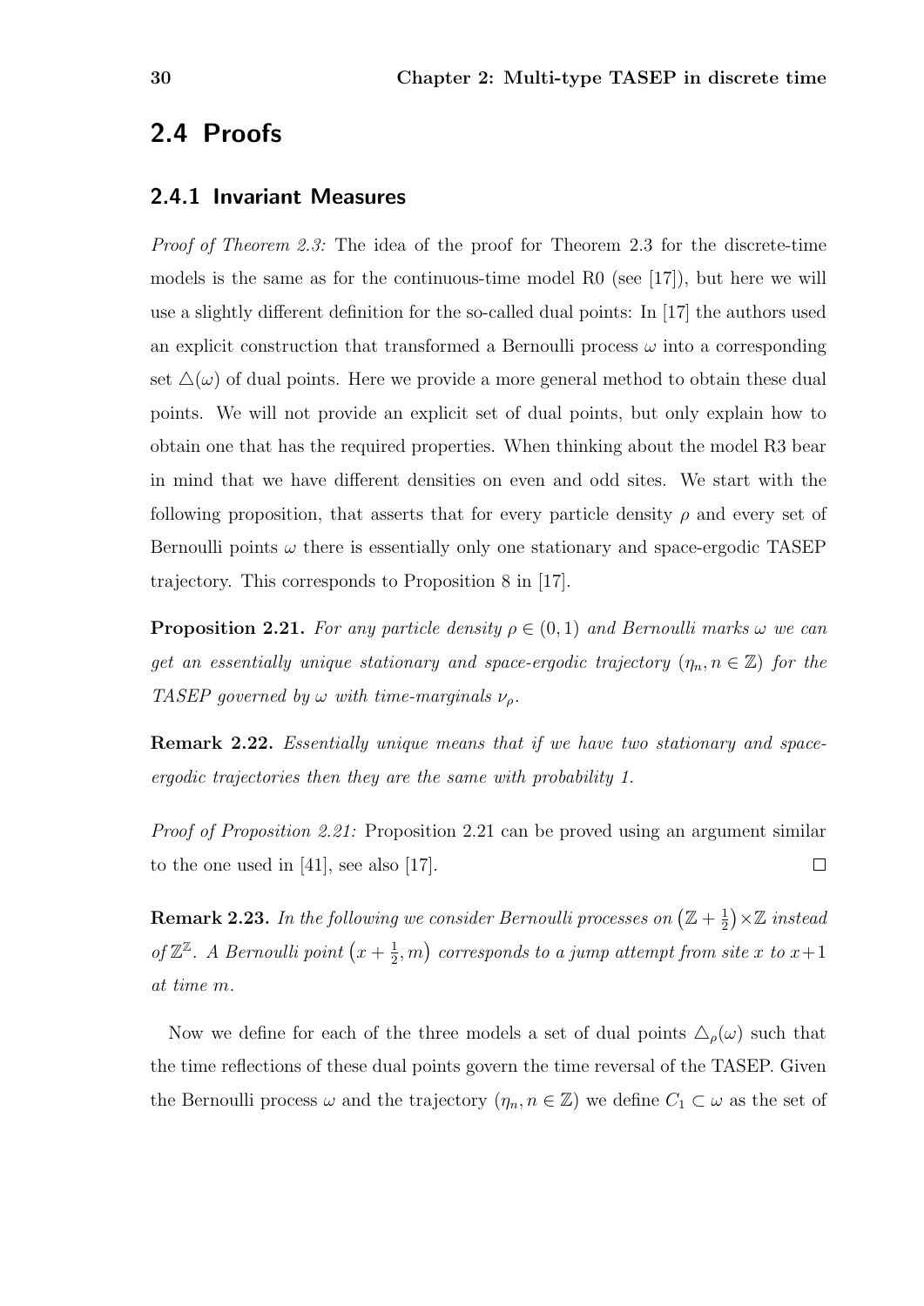## 2.4 Proofs

### 2.4.1 Invariant Measures

*Proof of Theorem 2.3:* The idea of the proof for Theorem 2.3 for the discrete-time models is the same as for the continuous-time model R0 (see [17]), but here we will use a slightly different definition for the so-called dual points: In [17] the authors used an explicit construction that transformed a Bernoulli process $\omega$ into a corresponding set $\triangle(\omega)$ of dual points. Here we provide a more general method to obtain these dual points. We will not provide an explicit set of dual points, but only explain how to obtain one that has the required properties. When thinking about the model R3 bear in mind that we have different densities on even and odd sites. We start with the following proposition, that asserts that for every particle density $\rho$ and every set of Bernoulli points $\omega$ there is essentially only one stationary and space-ergodic TASEP trajectory. This corresponds to Proposition 8 in [17].

**Proposition 2.21.** *For any particle density $\rho \in (0, 1)$ and Bernoulli marks $\omega$ we can get an essentially unique stationary and space-ergodic trajectory $(\eta_n, n \in \mathbb{Z})$ for the TASEP governed by $\omega$ with time-marginals $\nu_\rho$.*

**Remark 2.22.** *Essentially unique means that if we have two stationary and space-ergodic trajectories then they are the same with probability 1.*

*Proof of Proposition 2.21:* Proposition 2.21 can be proved using an argument similar to the one used in [41], see also [17]. □

**Remark 2.23.** *In the following we consider Bernoulli processes on $\left(\mathbb{Z} + \frac{1}{2}\right) \times \mathbb{Z}$ instead of $\mathbb{Z}^{\mathbb{Z}}$. A Bernoulli point $\left(x + \frac{1}{2}, m\right)$ corresponds to a jump attempt from site $x$ to $x+1$ at time $m$.*

Now we define for each of the three models a set of dual points $\triangle_\rho(\omega)$ such that the time reflections of these dual points govern the time reversal of the TASEP. Given the Bernoulli process $\omega$ and the trajectory $(\eta_n, n \in \mathbb{Z})$ we define $C_1 \subset \omega$ as the set of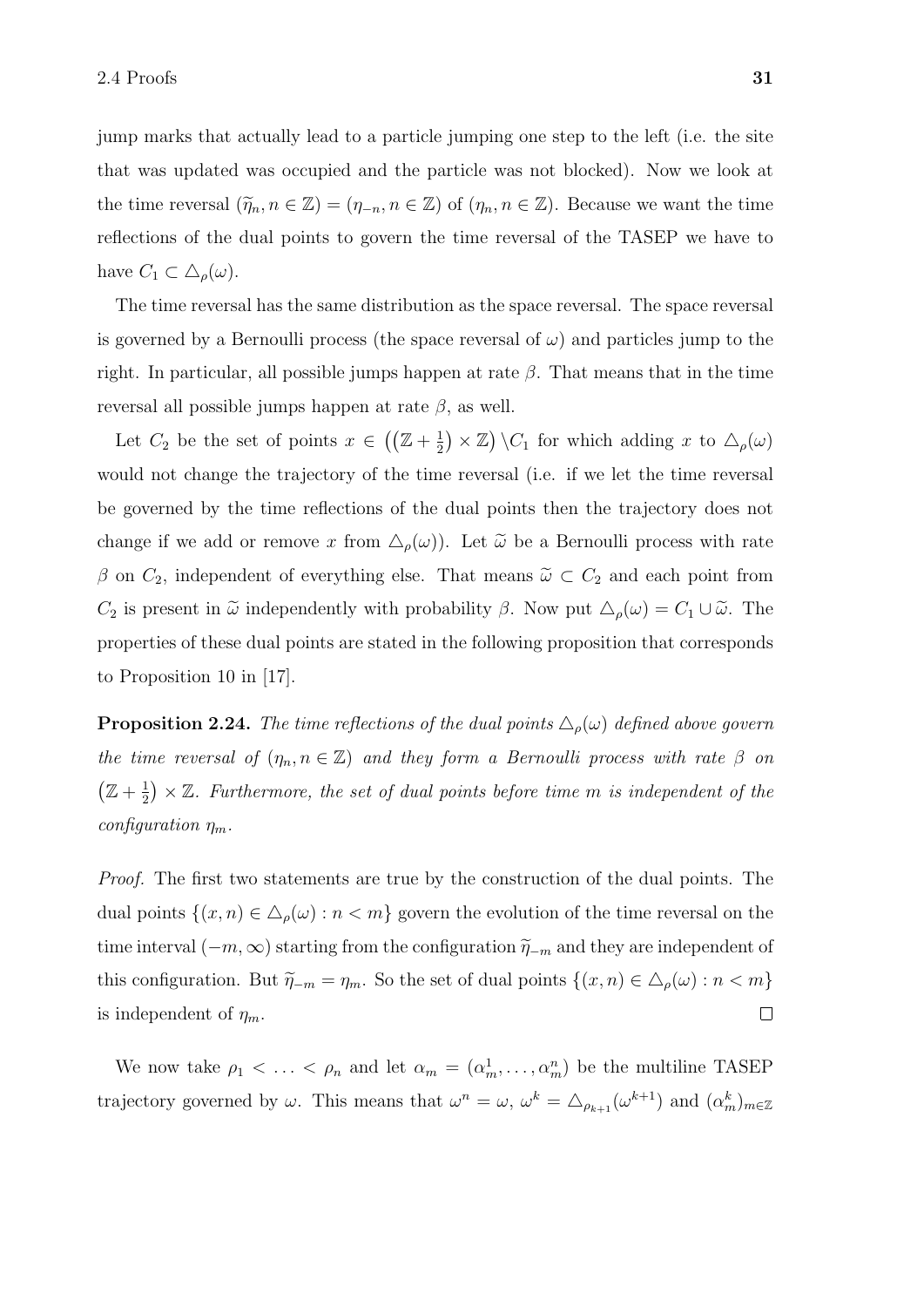jump marks that actually lead to a particle jumping one step to the left (i.e. the site that was updated was occupied and the particle was not blocked). Now we look at the time reversal $(\widetilde{\eta}_n, n \in \mathbb{Z}) = (\eta_{-n}, n \in \mathbb{Z})$ of $(\eta_n, n \in \mathbb{Z})$. Because we want the time reflections of the dual points to govern the time reversal of the TASEP we have to have $C_1 \subset \triangle_\rho(\omega)$.

The time reversal has the same distribution as the space reversal. The space reversal is governed by a Bernoulli process (the space reversal of $\omega$) and particles jump to the right. In particular, all possible jumps happen at rate $\beta$. That means that in the time reversal all possible jumps happen at rate $\beta$, as well.

Let $C_2$ be the set of points $x \in \left(\left(\mathbb{Z} + \frac{1}{2}\right) \times \mathbb{Z}\right) \backslash C_1$ for which adding $x$ to $\triangle_\rho(\omega)$ would not change the trajectory of the time reversal (i.e. if we let the time reversal be governed by the time reflections of the dual points then the trajectory does not change if we add or remove $x$ from $\triangle_\rho(\omega)$). Let $\widetilde{\omega}$ be a Bernoulli process with rate $\beta$ on $C_2$, independent of everything else. That means $\widetilde{\omega} \subset C_2$ and each point from $C_2$ is present in $\widetilde{\omega}$ independently with probability $\beta$. Now put $\triangle_\rho(\omega) = C_1 \cup \widetilde{\omega}$. The properties of these dual points are stated in the following proposition that corresponds to Proposition 10 in [17].

**Proposition 2.24.** *The time reflections of the dual points $\triangle_\rho(\omega)$ defined above govern the time reversal of $(\eta_n, n \in \mathbb{Z})$ and they form a Bernoulli process with rate $\beta$ on $\left(\mathbb{Z} + \frac{1}{2}\right) \times \mathbb{Z}$. Furthermore, the set of dual points before time $m$ is independent of the configuration $\eta_m$.*

*Proof.* The first two statements are true by the construction of the dual points. The dual points $\{(x, n) \in \triangle_\rho(\omega) : n < m\}$ govern the evolution of the time reversal on the time interval $(-m, \infty)$ starting from the configuration $\widetilde{\eta}_{-m}$ and they are independent of this configuration. But $\widetilde{\eta}_{-m} = \eta_m$. So the set of dual points $\{(x, n) \in \triangle_\rho(\omega) : n < m\}$ is independent of $\eta_m$. □

We now take $\rho_1 < \ldots < \rho_n$ and let $\alpha_m = (\alpha_m^1, \ldots, \alpha_m^n)$ be the multiline TASEP trajectory governed by $\omega$. This means that $\omega^n = \omega$, $\omega^k = \triangle_{\rho_{k+1}}(\omega^{k+1})$ and $(\alpha_m^k)_{m \in \mathbb{Z}}$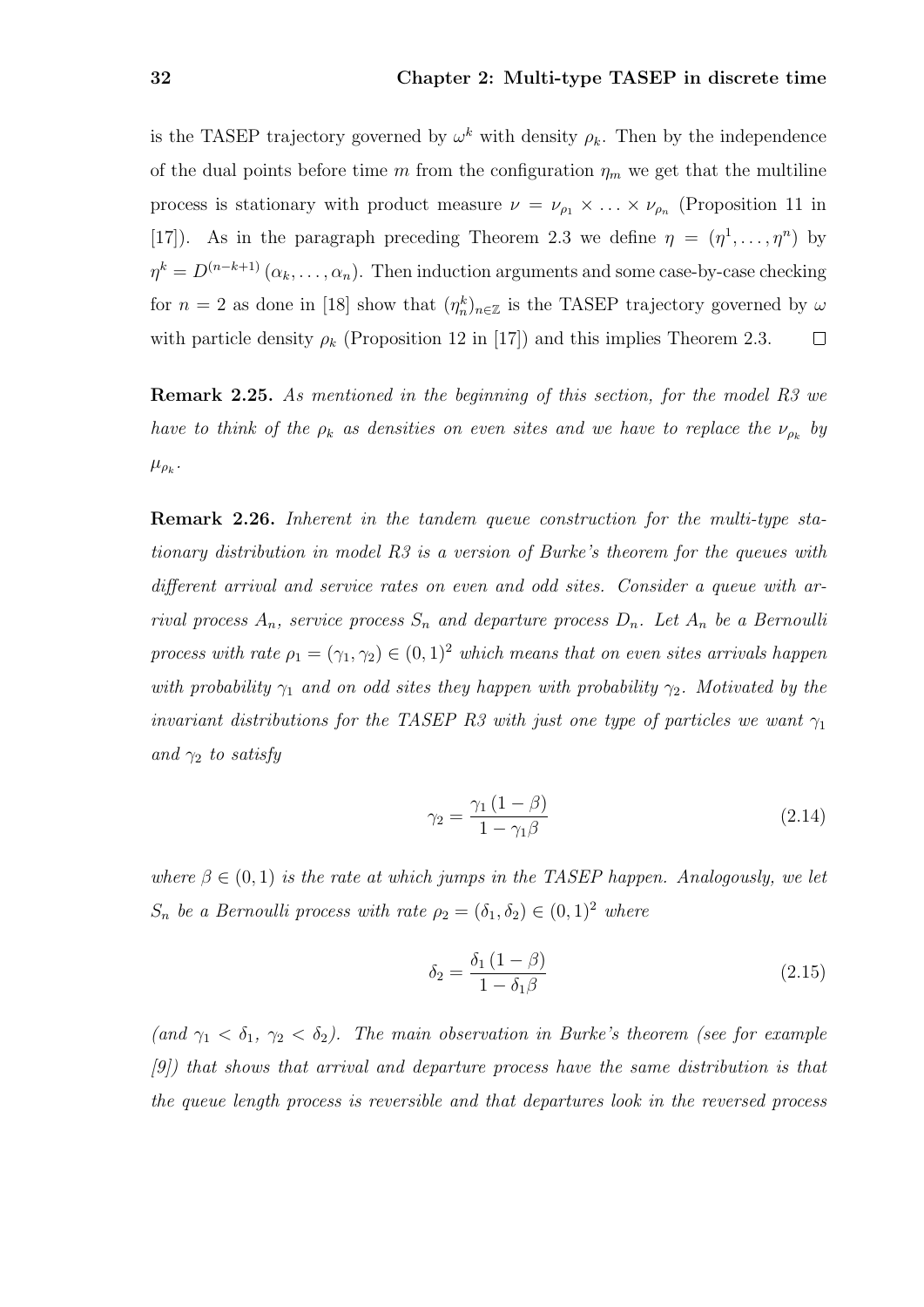is the TASEP trajectory governed by $\omega^k$ with density $\rho_k$. Then by the independence of the dual points before time $m$ from the configuration $\eta_m$ we get that the multiline process is stationary with product measure $\nu = \nu_{\rho_1} \times \ldots \times \nu_{\rho_n}$ (Proposition 11 in [17]). As in the paragraph preceding Theorem 2.3 we define $\eta = (\eta^1, \ldots, \eta^n)$ by $\eta^k = D^{(n-k+1)}(\alpha_k, \ldots, \alpha_n)$. Then induction arguments and some case-by-case checking for $n = 2$ as done in [18] show that $(\eta_n^k)_{n \in \mathbb{Z}}$ is the TASEP trajectory governed by $\omega$ with particle density $\rho_k$ (Proposition 12 in [17]) and this implies Theorem 2.3. $\square$

**Remark 2.25.** *As mentioned in the beginning of this section, for the model R3 we have to think of the $\rho_k$ as densities on even sites and we have to replace the $\nu_{\rho_k}$ by $\mu_{\rho_k}$.*

**Remark 2.26.** *Inherent in the tandem queue construction for the multi-type stationary distribution in model R3 is a version of Burke's theorem for the queues with different arrival and service rates on even and odd sites. Consider a queue with arrival process $A_n$, service process $S_n$ and departure process $D_n$. Let $A_n$ be a Bernoulli process with rate $\rho_1 = (\gamma_1, \gamma_2) \in (0,1)^2$ which means that on even sites arrivals happen with probability $\gamma_1$ and on odd sites they happen with probability $\gamma_2$. Motivated by the invariant distributions for the TASEP R3 with just one type of particles we want $\gamma_1$ and $\gamma_2$ to satisfy*

$$\gamma_2 = \frac{\gamma_1 (1 - \beta)}{1 - \gamma_1 \beta} \tag{2.14}$$

*where $\beta \in (0,1)$ is the rate at which jumps in the TASEP happen. Analogously, we let $S_n$ be a Bernoulli process with rate $\rho_2 = (\delta_1, \delta_2) \in (0,1)^2$ where*

$$\delta_2 = \frac{\delta_1 (1 - \beta)}{1 - \delta_1 \beta} \tag{2.15}$$

*(and $\gamma_1 < \delta_1$, $\gamma_2 < \delta_2$). The main observation in Burke's theorem (see for example [9]) that shows that arrival and departure process have the same distribution is that the queue length process is reversible and that departures look in the reversed process*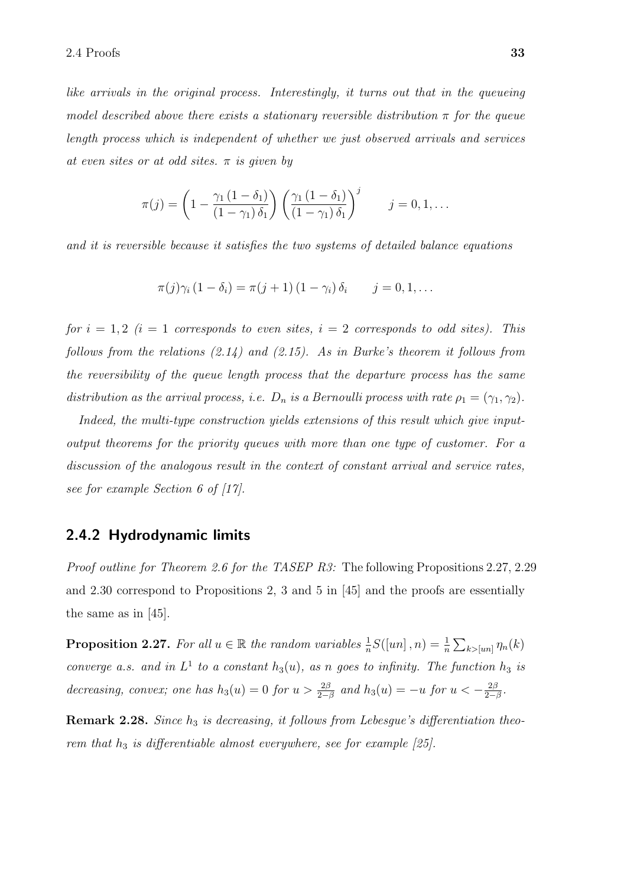*like arrivals in the original process. Interestingly, it turns out that in the queueing model described above there exists a stationary reversible distribution $\pi$ for the queue length process which is independent of whether we just observed arrivals and services at even sites or at odd sites. $\pi$ is given by*

$$\pi(j) = \left(1 - \frac{\gamma_1 (1 - \delta_1)}{(1 - \gamma_1) \delta_1}\right) \left(\frac{\gamma_1 (1 - \delta_1)}{(1 - \gamma_1) \delta_1}\right)^j \qquad j = 0, 1, \ldots$$

*and it is reversible because it satisfies the two systems of detailed balance equations*

$$\pi(j)\gamma_i (1 - \delta_i) = \pi(j + 1) (1 - \gamma_i) \delta_i \qquad j = 0, 1, \ldots$$

*for $i = 1, 2$ ($i = 1$ corresponds to even sites, $i = 2$ corresponds to odd sites). This follows from the relations (2.14) and (2.15). As in Burke's theorem it follows from the reversibility of the queue length process that the departure process has the same distribution as the arrival process, i.e. $D_n$ is a Bernoulli process with rate $\rho_1 = (\gamma_1, \gamma_2)$.*

*Indeed, the multi-type construction yields extensions of this result which give input-output theorems for the priority queues with more than one type of customer. For a discussion of the analogous result in the context of constant arrival and service rates, see for example Section 6 of [17].*

### 2.4.2 Hydrodynamic limits

*Proof outline for Theorem 2.6 for the TASEP R3:* The following Propositions 2.27, 2.29 and 2.30 correspond to Propositions 2, 3 and 5 in [45] and the proofs are essentially the same as in [45].

**Proposition 2.27.** *For all $u \in \mathbb{R}$ the random variables $\frac{1}{n} S([un], n) = \frac{1}{n} \sum_{k > [un]} \eta_n(k)$ converge a.s. and in $L^1$ to a constant $h_3(u)$, as $n$ goes to infinity. The function $h_3$ is decreasing, convex; one has $h_3(u) = 0$ for $u > \frac{2\beta}{2-\beta}$ and $h_3(u) = -u$ for $u < -\frac{2\beta}{2-\beta}$.*

**Remark 2.28.** *Since $h_3$ is decreasing, it follows from Lebesgue's differentiation theorem that $h_3$ is differentiable almost everywhere, see for example [25].*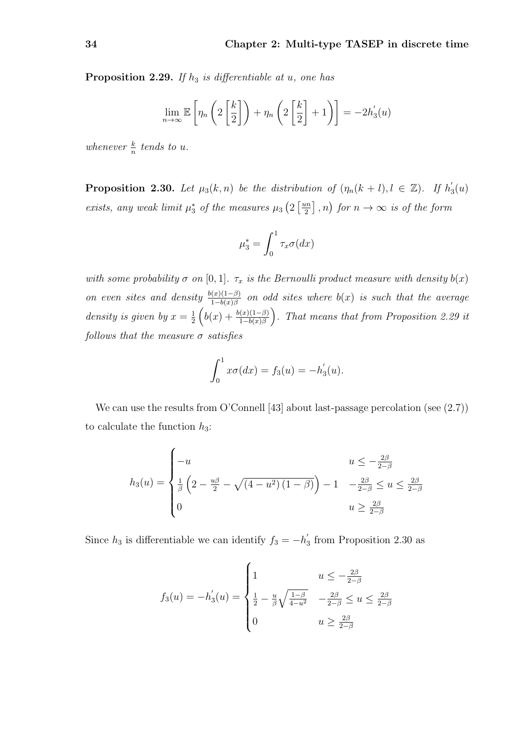**Proposition 2.29.** *If $h_3$ is differentiable at $u$, one has*

$$\lim_{n\to\infty} \mathbb{E}\left[\eta_n\left(2\left[\frac{k}{2}\right]\right) + \eta_n\left(2\left[\frac{k}{2}\right]+1\right)\right] = -2h_3^{'}(u)$$

*whenever $\frac{k}{n}$ tends to $u$.*

**Proposition 2.30.** *Let $\mu_3(k,n)$ be the distribution of $(\eta_n(k+l), l \in \mathbb{Z})$. If $h_3^{'}(u)$ exists, any weak limit $\mu_3^*$ of the measures $\mu_3\left(2\left[\frac{un}{2}\right], n\right)$ for $n \to \infty$ is of the form*

$$\mu_3^* = \int_0^1 \tau_x \sigma(dx)$$

*with some probability $\sigma$ on $[0,1]$. $\tau_x$ is the Bernoulli product measure with density $b(x)$ on even sites and density $\frac{b(x)(1-\beta)}{1-b(x)\beta}$ on odd sites where $b(x)$ is such that the average density is given by $x = \frac{1}{2}\left(b(x) + \frac{b(x)(1-\beta)}{1-b(x)\beta}\right)$. That means that from Proposition 2.29 it follows that the measure $\sigma$ satisfies*

$$\int_0^1 x\sigma(dx) = f_3(u) = -h_3^{'}(u).$$

We can use the results from O'Connell [43] about last-passage percolation (see (2.7)) to calculate the function $h_3$:

$$h_3(u) = \begin{cases} -u & u \leq -\frac{2\beta}{2-\beta} \\ \frac{1}{\beta}\left(2 - \frac{u\beta}{2} - \sqrt{(4-u^2)(1-\beta)}\right) - 1 & -\frac{2\beta}{2-\beta} \leq u \leq \frac{2\beta}{2-\beta} \\ 0 & u \geq \frac{2\beta}{2-\beta} \end{cases}$$

Since $h_3$ is differentiable we can identify $f_3 = -h_3^{'}$ from Proposition 2.30 as

$$f_3(u) = -h_3^{'}(u) = \begin{cases} 1 & u \leq -\frac{2\beta}{2-\beta} \\ \frac{1}{2} - \frac{u}{\beta}\sqrt{\frac{1-\beta}{4-u^2}} & -\frac{2\beta}{2-\beta} \leq u \leq \frac{2\beta}{2-\beta} \\ 0 & u \geq \frac{2\beta}{2-\beta} \end{cases}$$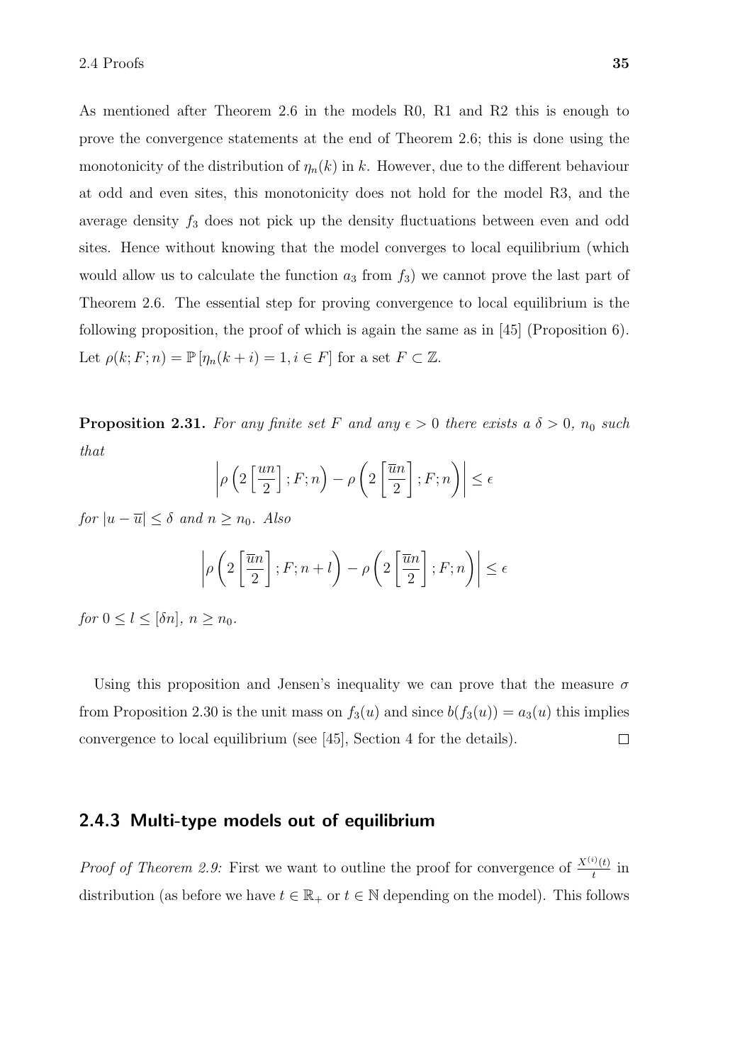As mentioned after Theorem 2.6 in the models R0, R1 and R2 this is enough to prove the convergence statements at the end of Theorem 2.6; this is done using the monotonicity of the distribution of $\eta_n(k)$ in $k$. However, due to the different behaviour at odd and even sites, this monotonicity does not hold for the model R3, and the average density $f_3$ does not pick up the density fluctuations between even and odd sites. Hence without knowing that the model converges to local equilibrium (which would allow us to calculate the function $a_3$ from $f_3$) we cannot prove the last part of Theorem 2.6. The essential step for proving convergence to local equilibrium is the following proposition, the proof of which is again the same as in [45] (Proposition 6). Let $\rho(k; F; n) = \mathbb{P}\left[\eta_n(k+i) = 1, i \in F\right]$ for a set $F \subset \mathbb{Z}$.

**Proposition 2.31.** *For any finite set $F$ and any $\epsilon > 0$ there exists a $\delta > 0$, $n_0$ such that*

$$\left| \rho\left(2\left[\frac{un}{2}\right]; F; n\right) - \rho\left(2\left[\frac{\overline{u}n}{2}\right]; F; n\right) \right| \leq \epsilon$$

*for $|u - \overline{u}| \leq \delta$ and $n \geq n_0$. Also*

$$\left| \rho\left(2\left[\frac{\overline{u}n}{2}\right]; F; n+l\right) - \rho\left(2\left[\frac{\overline{u}n}{2}\right]; F; n\right) \right| \leq \epsilon$$

*for $0 \leq l \leq [\delta n]$, $n \geq n_0$.*

Using this proposition and Jensen's inequality we can prove that the measure $\sigma$ from Proposition 2.30 is the unit mass on $f_3(u)$ and since $b(f_3(u)) = a_3(u)$ this implies convergence to local equilibrium (see [45], Section 4 for the details). $\square$

### 2.4.3 Multi-type models out of equilibrium

*Proof of Theorem 2.9:* First we want to outline the proof for convergence of $\frac{X^{(i)}(t)}{t}$ in distribution (as before we have $t \in \mathbb{R}_+$ or $t \in \mathbb{N}$ depending on the model). This follows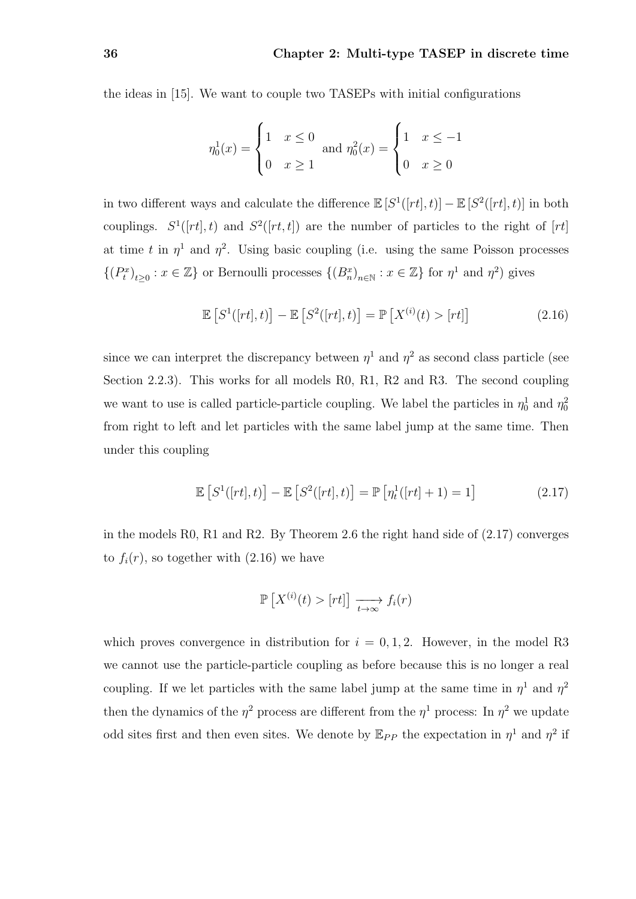the ideas in [15]. We want to couple two TASEPs with initial configurations

$$\eta_0^1(x) = \begin{cases} 1 & x \leq 0 \\ 0 & x \geq 1 \end{cases} \text{ and } \eta_0^2(x) = \begin{cases} 1 & x \leq -1 \\ 0 & x \geq 0 \end{cases}$$

in two different ways and calculate the difference $\mathbb{E}\left[S^1([rt],t)\right] - \mathbb{E}\left[S^2([rt],t)\right]$ in both couplings. $S^1([rt],t)$ and $S^2([rt,t])$ are the number of particles to the right of $[rt]$ at time $t$ in $\eta^1$ and $\eta^2$. Using basic coupling (i.e. using the same Poisson processes $\{(P_t^x)_{t\geq 0} : x \in \mathbb{Z}\}$ or Bernoulli processes $\{(B_n^x)_{n\in\mathbb{N}} : x \in \mathbb{Z}\}$ for $\eta^1$ and $\eta^2$) gives

$$\mathbb{E}\left[S^1([rt],t)\right] - \mathbb{E}\left[S^2([rt],t)\right] = \mathbb{P}\left[X^{(i)}(t) > [rt]\right] \tag{2.16}$$

since we can interpret the discrepancy between $\eta^1$ and $\eta^2$ as second class particle (see Section 2.2.3). This works for all models R0, R1, R2 and R3. The second coupling we want to use is called particle-particle coupling. We label the particles in $\eta_0^1$ and $\eta_0^2$ from right to left and let particles with the same label jump at the same time. Then under this coupling

$$\mathbb{E}\left[S^1([rt],t)\right] - \mathbb{E}\left[S^2([rt],t)\right] = \mathbb{P}\left[\eta_t^1([rt]+1) = 1\right] \tag{2.17}$$

in the models R0, R1 and R2. By Theorem 2.6 the right hand side of (2.17) converges to $f_i(r)$, so together with (2.16) we have

$$\mathbb{P}\left[X^{(i)}(t) > [rt]\right] \xrightarrow[t\to\infty]{} f_i(r)$$

which proves convergence in distribution for $i = 0, 1, 2$. However, in the model R3 we cannot use the particle-particle coupling as before because this is no longer a real coupling. If we let particles with the same label jump at the same time in $\eta^1$ and $\eta^2$ then the dynamics of the $\eta^2$ process are different from the $\eta^1$ process: In $\eta^2$ we update odd sites first and then even sites. We denote by $\mathbb{E}_{PP}$ the expectation in $\eta^1$ and $\eta^2$ if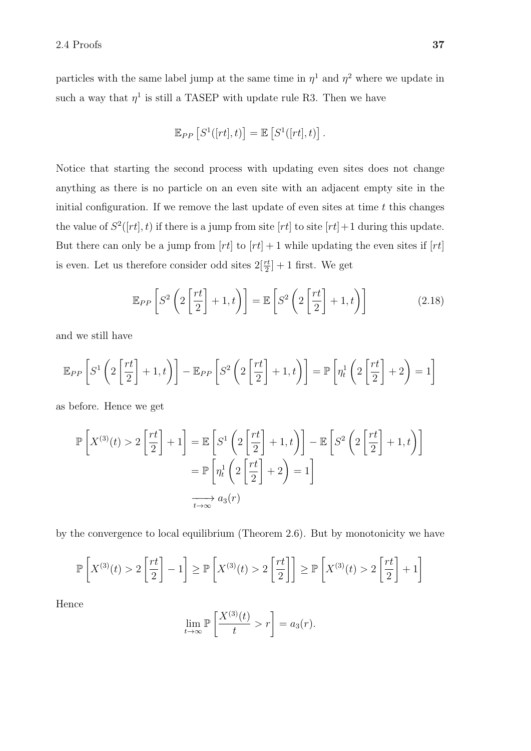particles with the same label jump at the same time in $\eta^1$ and $\eta^2$ where we update in such a way that $\eta^1$ is still a TASEP with update rule R3. Then we have

$$\mathbb{E}_{PP}\left[S^1([rt],t)\right] = \mathbb{E}\left[S^1([rt],t)\right].$$

Notice that starting the second process with updating even sites does not change anything as there is no particle on an even site with an adjacent empty site in the initial configuration. If we remove the last update of even sites at time $t$ this changes the value of $S^2([rt],t)$ if there is a jump from site $[rt]$ to site $[rt]+1$ during this update. But there can only be a jump from $[rt]$ to $[rt]+1$ while updating the even sites if $[rt]$ is even. Let us therefore consider odd sites $2[\frac{rt}{2}]+1$ first. We get

$$\mathbb{E}_{PP}\left[S^2\left(2\left[\frac{rt}{2}\right]+1,t\right)\right] = \mathbb{E}\left[S^2\left(2\left[\frac{rt}{2}\right]+1,t\right)\right] \tag{2.18}$$

and we still have

$$\mathbb{E}_{PP}\left[S^1\left(2\left[\frac{rt}{2}\right]+1,t\right)\right] - \mathbb{E}_{PP}\left[S^2\left(2\left[\frac{rt}{2}\right]+1,t\right)\right] = \mathbb{P}\left[\eta_t^1\left(2\left[\frac{rt}{2}\right]+2\right)=1\right]$$

as before. Hence we get

$$\begin{aligned}
\mathbb{P}\left[X^{(3)}(t) > 2\left[\frac{rt}{2}\right]+1\right] &= \mathbb{E}\left[S^1\left(2\left[\frac{rt}{2}\right]+1,t\right)\right] - \mathbb{E}\left[S^2\left(2\left[\frac{rt}{2}\right]+1,t\right)\right] \\
&= \mathbb{P}\left[\eta_t^1\left(2\left[\frac{rt}{2}\right]+2\right)=1\right] \\
&\xrightarrow[t\to\infty]{} a_3(r)
\end{aligned}$$

by the convergence to local equilibrium (Theorem 2.6). But by monotonicity we have

$$\mathbb{P}\left[X^{(3)}(t) > 2\left[\frac{rt}{2}\right]-1\right] \geq \mathbb{P}\left[X^{(3)}(t) > 2\left[\frac{rt}{2}\right]\right] \geq \mathbb{P}\left[X^{(3)}(t) > 2\left[\frac{rt}{2}\right]+1\right]$$

Hence

$$\lim_{t\to\infty}\mathbb{P}\left[\frac{X^{(3)}(t)}{t} > r\right] = a_3(r).$$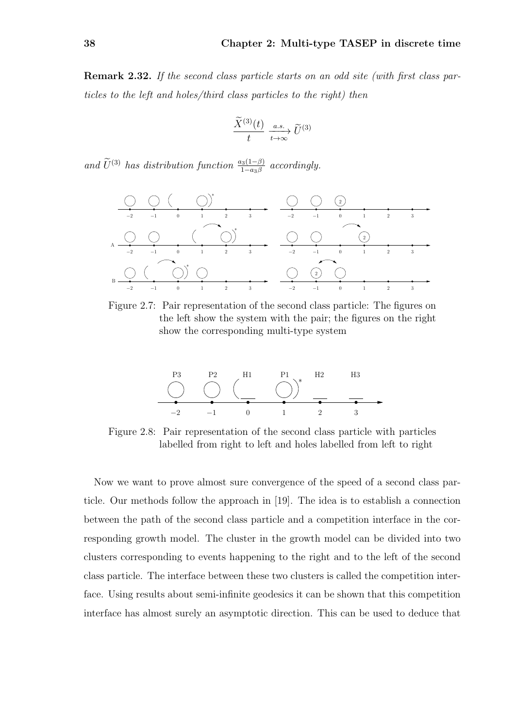**Remark 2.32.** *If the second class particle starts on an odd site (with first class particles to the left and holes/third class particles to the right) then*

$$\frac{\widetilde{X}^{(3)}(t)}{t} \xrightarrow[t\to\infty]{a.s.} \widetilde{U}^{(3)}$$

*and $\widetilde{U}^{(3)}$ has distribution function $\frac{a_3(1-\beta)}{1-a_3\beta}$ accordingly.*

Figure 2.7: Pair representation of the second class particle: The figures on the left show the system with the pair; the figures on the right show the corresponding multi-type system

Figure 2.8: Pair representation of the second class particle with particles labelled from right to left and holes labelled from left to right

Now we want to prove almost sure convergence of the speed of a second class particle. Our methods follow the approach in [19]. The idea is to establish a connection between the path of the second class particle and a competition interface in the corresponding growth model. The cluster in the growth model can be divided into two clusters corresponding to events happening to the right and to the left of the second class particle. The interface between these two clusters is called the competition interface. Using results about semi-infinite geodesics it can be shown that this competition interface has almost surely an asymptotic direction. This can be used to deduce that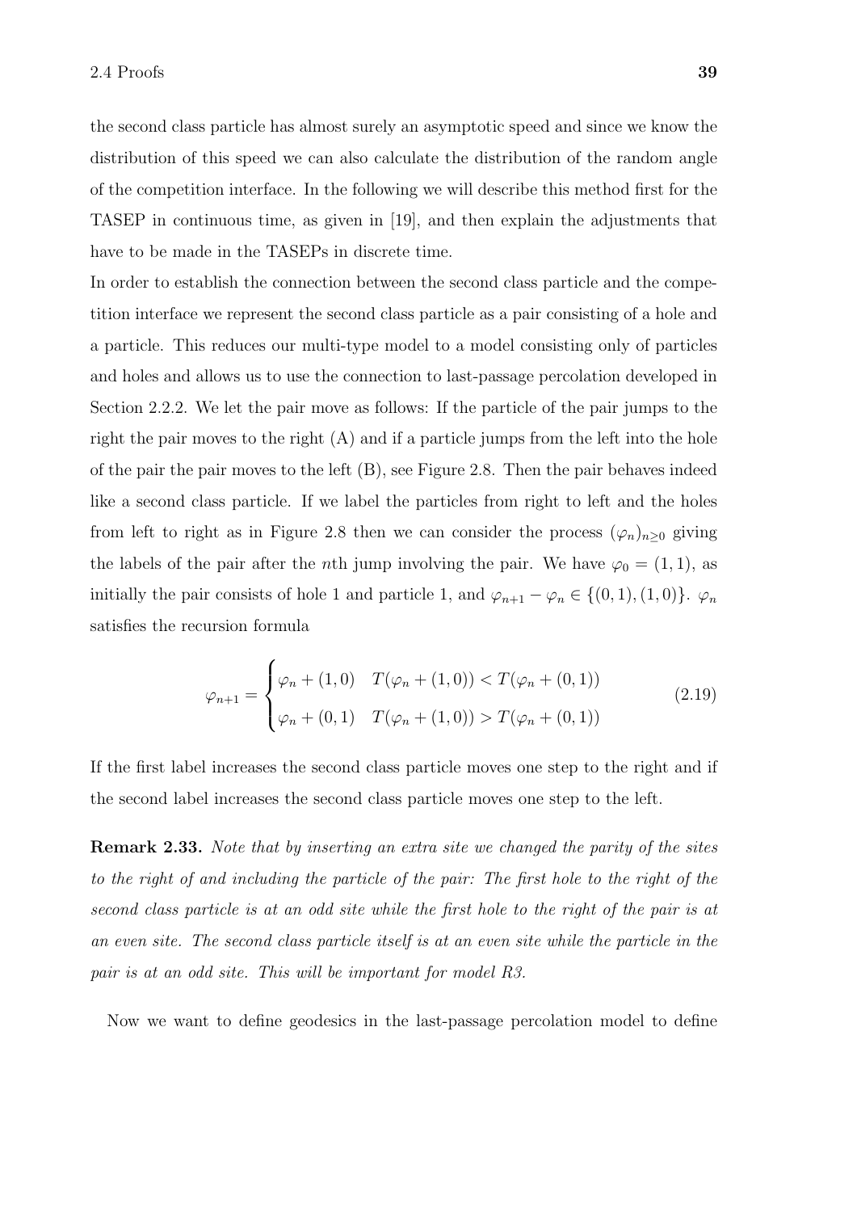the second class particle has almost surely an asymptotic speed and since we know the distribution of this speed we can also calculate the distribution of the random angle of the competition interface. In the following we will describe this method first for the TASEP in continuous time, as given in [19], and then explain the adjustments that have to be made in the TASEPs in discrete time.

In order to establish the connection between the second class particle and the competition interface we represent the second class particle as a pair consisting of a hole and a particle. This reduces our multi-type model to a model consisting only of particles and holes and allows us to use the connection to last-passage percolation developed in Section 2.2.2. We let the pair move as follows: If the particle of the pair jumps to the right the pair moves to the right (A) and if a particle jumps from the left into the hole of the pair the pair moves to the left (B), see Figure 2.8. Then the pair behaves indeed like a second class particle. If we label the particles from right to left and the holes from left to right as in Figure 2.8 then we can consider the process $(\varphi_n)_{n\geq 0}$ giving the labels of the pair after the $n$th jump involving the pair. We have $\varphi_0 = (1,1)$, as initially the pair consists of hole 1 and particle 1, and $\varphi_{n+1} - \varphi_n \in \{(0,1),(1,0)\}$. $\varphi_n$ satisfies the recursion formula

$$
\varphi_{n+1} = \begin{cases} \varphi_n + (1,0) & T(\varphi_n + (1,0)) < T(\varphi_n + (0,1)) \\ \varphi_n + (0,1) & T(\varphi_n + (1,0)) > T(\varphi_n + (0,1)) \end{cases} \tag{2.19}
$$

If the first label increases the second class particle moves one step to the right and if the second label increases the second class particle moves one step to the left.

**Remark 2.33.** *Note that by inserting an extra site we changed the parity of the sites to the right of and including the particle of the pair: The first hole to the right of the second class particle is at an odd site while the first hole to the right of the pair is at an even site. The second class particle itself is at an even site while the particle in the pair is at an odd site. This will be important for model R3.*

Now we want to define geodesics in the last-passage percolation model to define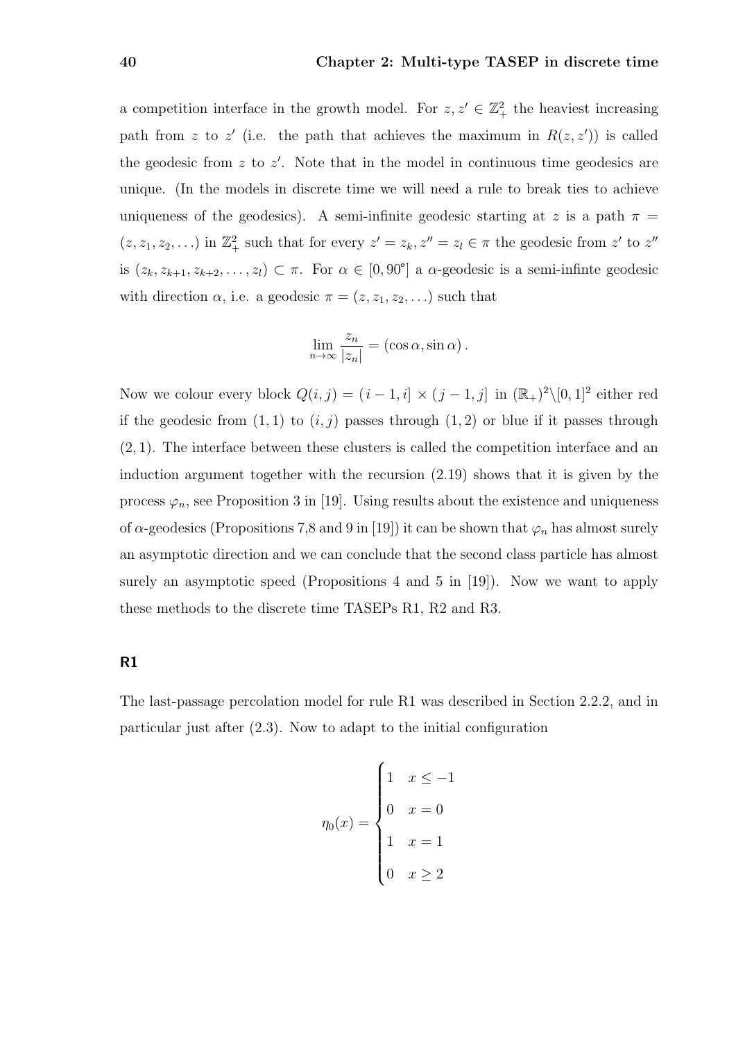a competition interface in the growth model. For $z, z' \in \mathbb{Z}_+^2$ the heaviest increasing path from $z$ to $z'$ (i.e. the path that achieves the maximum in $R(z, z')$) is called the geodesic from $z$ to $z'$. Note that in the model in continuous time geodesics are unique. (In the models in discrete time we will need a rule to break ties to achieve uniqueness of the geodesics). A semi-infinite geodesic starting at $z$ is a path $\pi = (z, z_1, z_2, \ldots)$ in $\mathbb{Z}_+^2$ such that for every $z' = z_k, z'' = z_l \in \pi$ the geodesic from $z'$ to $z''$ is $(z_k, z_{k+1}, z_{k+2}, \ldots, z_l) \subset \pi$. For $\alpha \in [0, 90°]$ a $\alpha$-geodesic is a semi-infinte geodesic with direction $\alpha$, i.e. a geodesic $\pi = (z, z_1, z_2, \ldots)$ such that

$$\lim_{n\to\infty} \frac{z_n}{|z_n|} = (\cos\alpha, \sin\alpha)\,.$$

Now we colour every block $Q(i,j) = (i-1,i] \times (j-1,j]$ in $(\mathbb{R}_+)^2 \backslash [0,1]^2$ either red if the geodesic from $(1,1)$ to $(i,j)$ passes through $(1,2)$ or blue if it passes through $(2,1)$. The interface between these clusters is called the competition interface and an induction argument together with the recursion (2.19) shows that it is given by the process $\varphi_n$, see Proposition 3 in [19]. Using results about the existence and uniqueness of $\alpha$-geodesics (Propositions 7,8 and 9 in [19]) it can be shown that $\varphi_n$ has almost surely an asymptotic direction and we can conclude that the second class particle has almost surely an asymptotic speed (Propositions 4 and 5 in [19]). Now we want to apply these methods to the discrete time TASEPs R1, R2 and R3.

### R1

The last-passage percolation model for rule R1 was described in Section 2.2.2, and in particular just after (2.3). Now to adapt to the initial configuration

$$\eta_0(x) = \begin{cases} 1 & x \leq -1 \\ 0 & x = 0 \\ 1 & x = 1 \\ 0 & x \geq 2 \end{cases}$$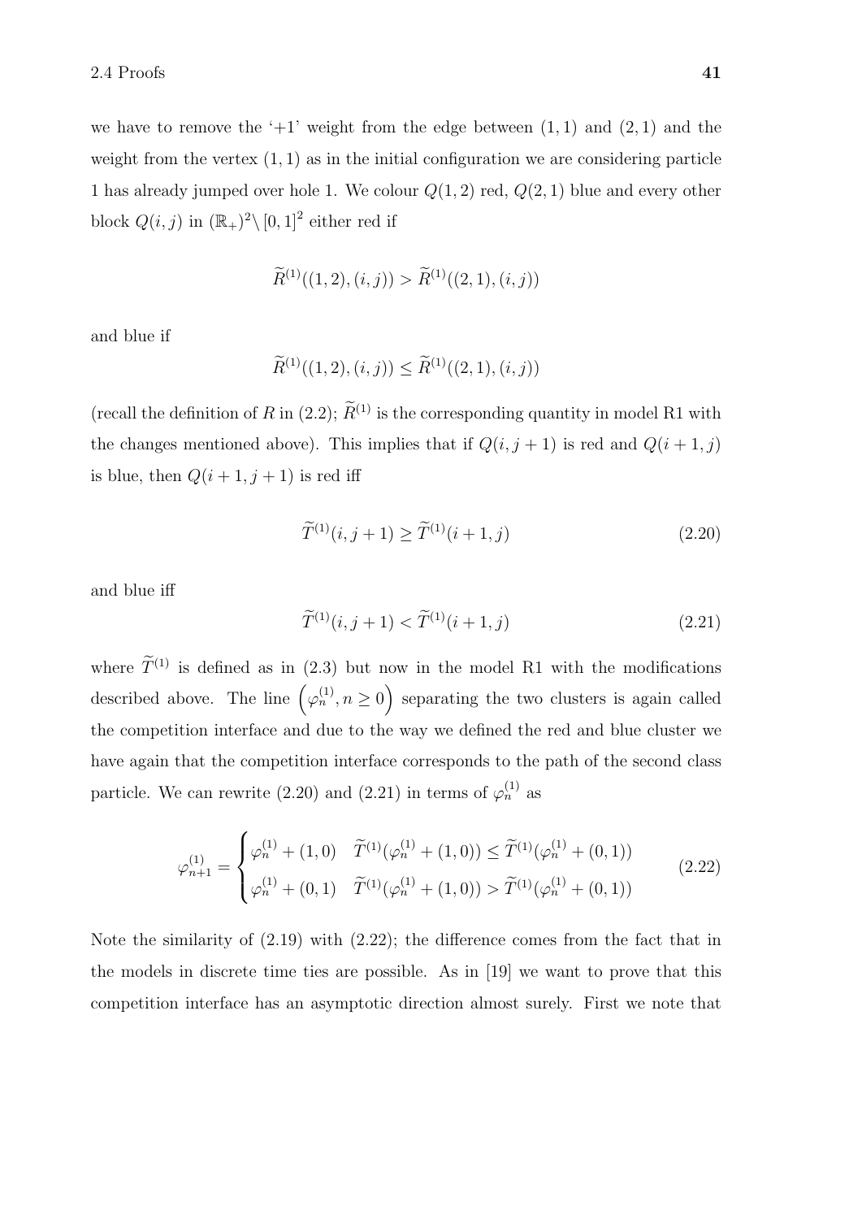we have to remove the '+1' weight from the edge between $(1,1)$ and $(2,1)$ and the weight from the vertex $(1,1)$ as in the initial configuration we are considering particle 1 has already jumped over hole 1. We colour $Q(1,2)$ red, $Q(2,1)$ blue and every other block $Q(i,j)$ in $(\mathbb{R}_+)^2 \setminus [0,1]^2$ either red if

$$\widetilde{R}^{(1)}((1,2),(i,j)) > \widetilde{R}^{(1)}((2,1),(i,j))$$

and blue if

$$\widetilde{R}^{(1)}((1,2),(i,j)) \leq \widetilde{R}^{(1)}((2,1),(i,j))$$

(recall the definition of $R$ in (2.2); $\widetilde{R}^{(1)}$ is the corresponding quantity in model R1 with the changes mentioned above). This implies that if $Q(i,j+1)$ is red and $Q(i+1,j)$ is blue, then $Q(i+1,j+1)$ is red iff

$$\widetilde{T}^{(1)}(i,j+1) \geq \widetilde{T}^{(1)}(i+1,j) \tag{2.20}$$

and blue iff

$$\widetilde{T}^{(1)}(i,j+1) < \widetilde{T}^{(1)}(i+1,j) \tag{2.21}$$

where $\widetilde{T}^{(1)}$ is defined as in (2.3) but now in the model R1 with the modifications described above. The line $\left(\varphi_n^{(1)}, n \geq 0\right)$ separating the two clusters is again called the competition interface and due to the way we defined the red and blue cluster we have again that the competition interface corresponds to the path of the second class particle. We can rewrite (2.20) and (2.21) in terms of $\varphi_n^{(1)}$ as

$$\varphi_{n+1}^{(1)} = \begin{cases} \varphi_n^{(1)} + (1,0) & \widetilde{T}^{(1)}(\varphi_n^{(1)} + (1,0)) \leq \widetilde{T}^{(1)}(\varphi_n^{(1)} + (0,1)) \\ \varphi_n^{(1)} + (0,1) & \widetilde{T}^{(1)}(\varphi_n^{(1)} + (1,0)) > \widetilde{T}^{(1)}(\varphi_n^{(1)} + (0,1)) \end{cases} \tag{2.22}$$

Note the similarity of (2.19) with (2.22); the difference comes from the fact that in the models in discrete time ties are possible. As in [19] we want to prove that this competition interface has an asymptotic direction almost surely. First we note that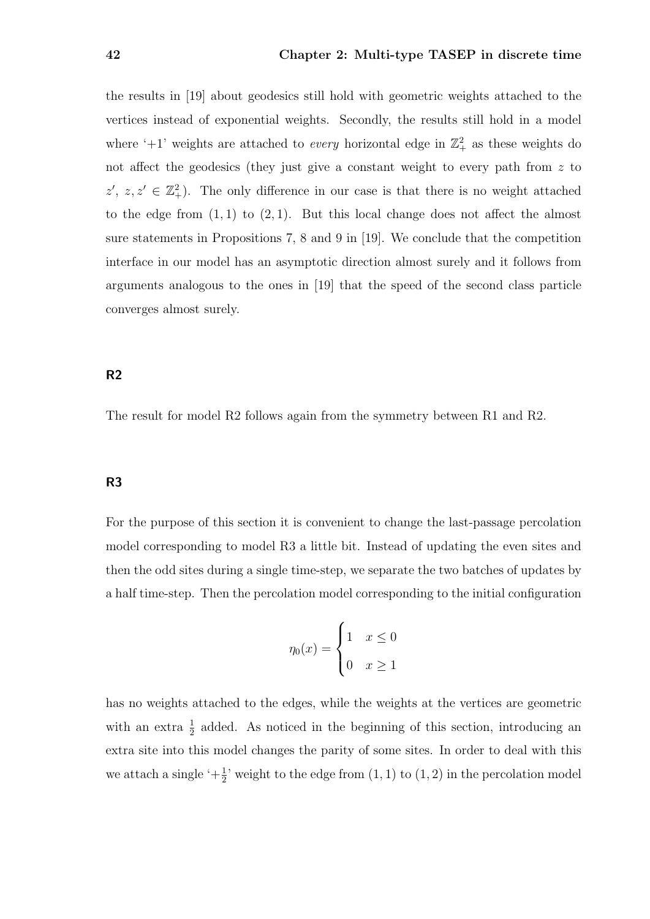the results in [19] about geodesics still hold with geometric weights attached to the vertices instead of exponential weights. Secondly, the results still hold in a model where '+1' weights are attached to *every* horizontal edge in $\mathbb{Z}_+^2$ as these weights do not affect the geodesics (they just give a constant weight to every path from $z$ to $z'$, $z, z' \in \mathbb{Z}_+^2$). The only difference in our case is that there is no weight attached to the edge from $(1,1)$ to $(2,1)$. But this local change does not affect the almost sure statements in Propositions 7, 8 and 9 in [19]. We conclude that the competition interface in our model has an asymptotic direction almost surely and it follows from arguments analogous to the ones in [19] that the speed of the second class particle converges almost surely.

### R2

The result for model R2 follows again from the symmetry between R1 and R2.

### R3

For the purpose of this section it is convenient to change the last-passage percolation model corresponding to model R3 a little bit. Instead of updating the even sites and then the odd sites during a single time-step, we separate the two batches of updates by a half time-step. Then the percolation model corresponding to the initial configuration

$$\eta_0(x) = \begin{cases} 1 & x \leq 0 \\ 0 & x \geq 1 \end{cases}$$

has no weights attached to the edges, while the weights at the vertices are geometric with an extra $\frac{1}{2}$ added. As noticed in the beginning of this section, introducing an extra site into this model changes the parity of some sites. In order to deal with this we attach a single '$+\frac{1}{2}$' weight to the edge from $(1,1)$ to $(1,2)$ in the percolation model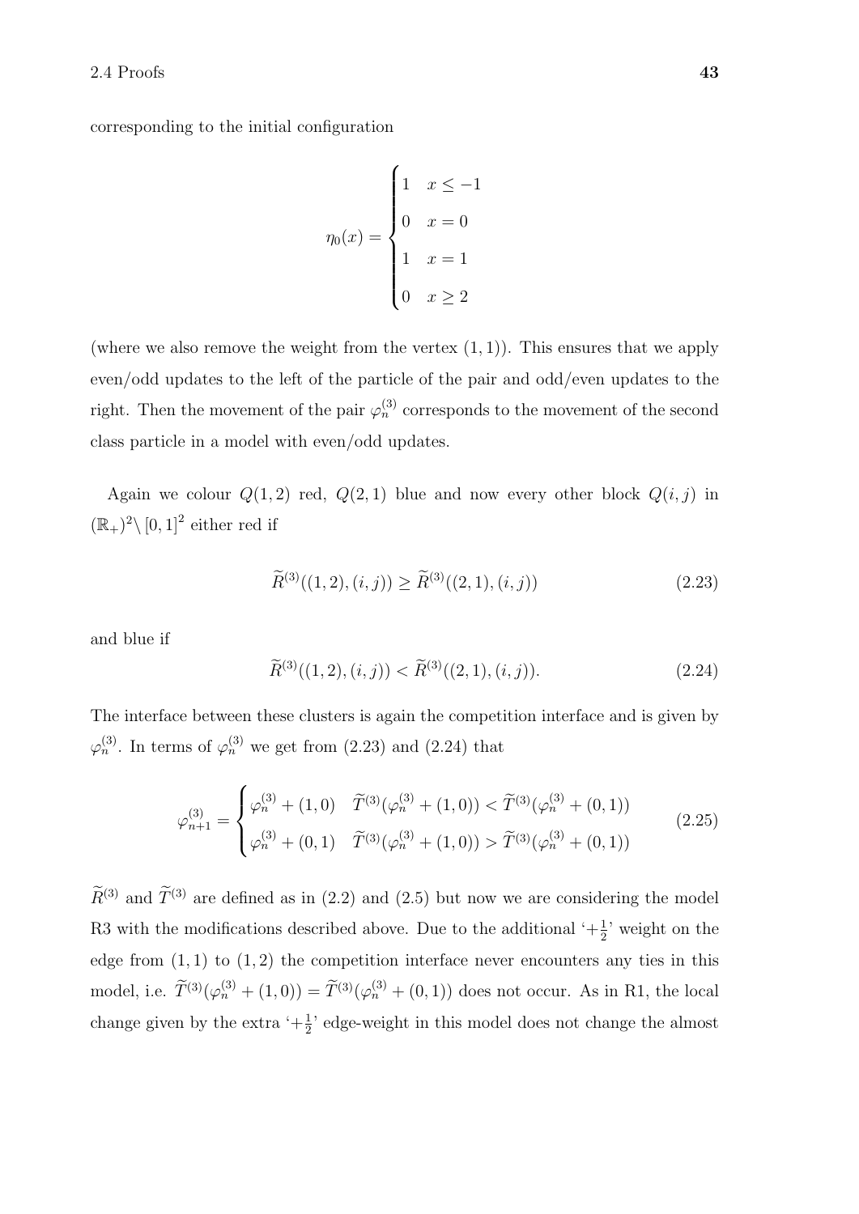corresponding to the initial configuration

$$\eta_0(x) = \begin{cases} 1 & x \le -1 \\ 0 & x = 0 \\ 1 & x = 1 \\ 0 & x \ge 2 \end{cases}$$

(where we also remove the weight from the vertex $(1, 1)$). This ensures that we apply even/odd updates to the left of the particle of the pair and odd/even updates to the right. Then the movement of the pair $\varphi_n^{(3)}$ corresponds to the movement of the second class particle in a model with even/odd updates.

Again we colour $Q(1, 2)$ red, $Q(2, 1)$ blue and now every other block $Q(i, j)$ in $(\mathbb{R}_+)^2 \setminus [0, 1]^2$ either red if

$$\widetilde{R}^{(3)}((1, 2), (i, j)) \geq \widetilde{R}^{(3)}((2, 1), (i, j)) \tag{2.23}$$

and blue if

$$\widetilde{R}^{(3)}((1, 2), (i, j)) < \widetilde{R}^{(3)}((2, 1), (i, j)). \tag{2.24}$$

The interface between these clusters is again the competition interface and is given by $\varphi_n^{(3)}$. In terms of $\varphi_n^{(3)}$ we get from (2.23) and (2.24) that

$$\varphi_{n+1}^{(3)} = \begin{cases} \varphi_n^{(3)} + (1, 0) & \widetilde{T}^{(3)}(\varphi_n^{(3)} + (1, 0)) < \widetilde{T}^{(3)}(\varphi_n^{(3)} + (0, 1)) \\ \varphi_n^{(3)} + (0, 1) & \widetilde{T}^{(3)}(\varphi_n^{(3)} + (1, 0)) > \widetilde{T}^{(3)}(\varphi_n^{(3)} + (0, 1)) \end{cases} \tag{2.25}$$

$\widetilde{R}^{(3)}$ and $\widetilde{T}^{(3)}$ are defined as in (2.2) and (2.5) but now we are considering the model R3 with the modifications described above. Due to the additional '$+\frac{1}{2}$' weight on the edge from $(1, 1)$ to $(1, 2)$ the competition interface never encounters any ties in this model, i.e. $\widetilde{T}^{(3)}(\varphi_n^{(3)} + (1, 0)) = \widetilde{T}^{(3)}(\varphi_n^{(3)} + (0, 1))$ does not occur. As in R1, the local change given by the extra '$+\frac{1}{2}$' edge-weight in this model does not change the almost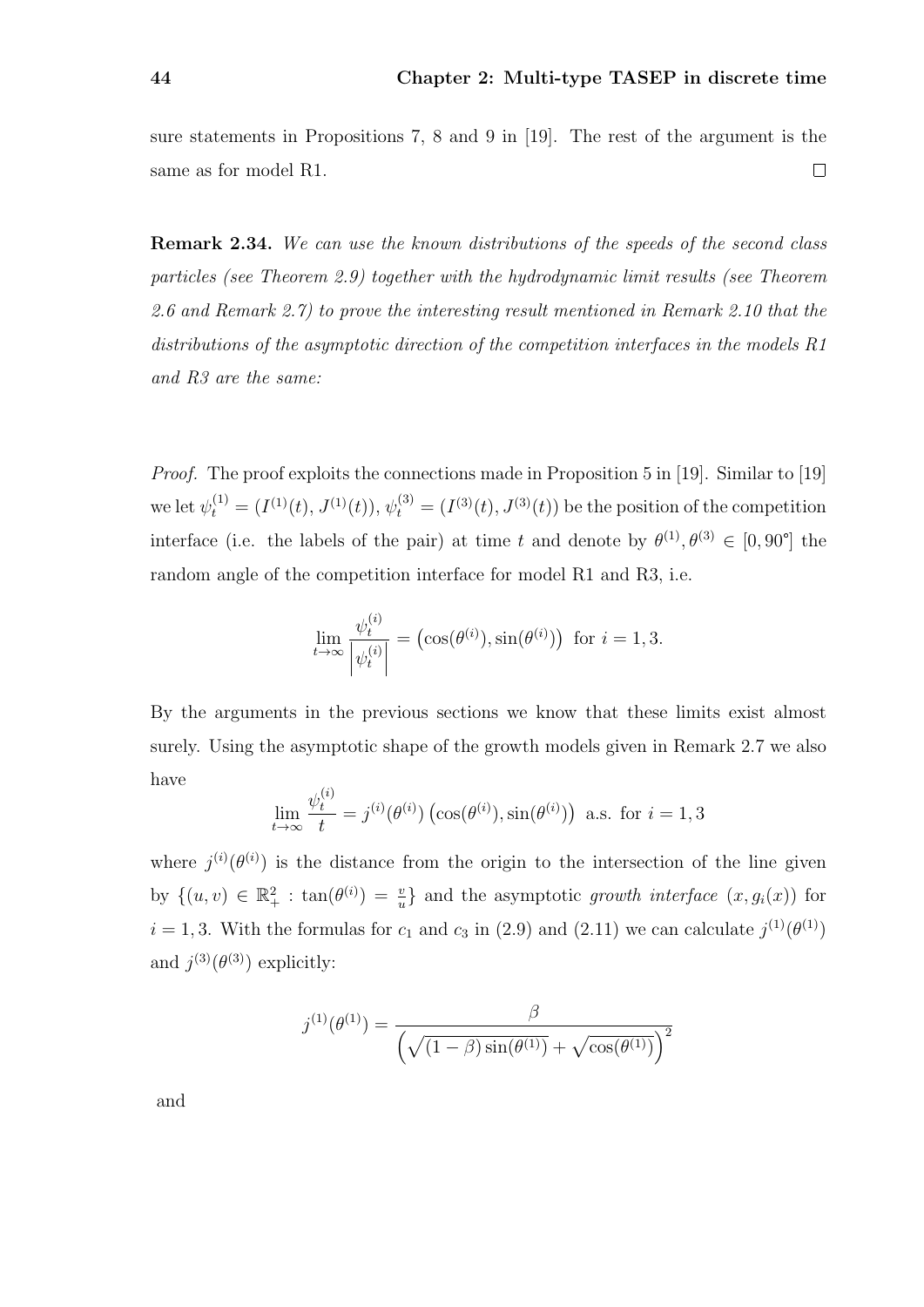sure statements in Propositions 7, 8 and 9 in [19]. The rest of the argument is the same as for model R1. $\square$

**Remark 2.34.** *We can use the known distributions of the speeds of the second class particles (see Theorem 2.9) together with the hydrodynamic limit results (see Theorem 2.6 and Remark 2.7) to prove the interesting result mentioned in Remark 2.10 that the distributions of the asymptotic direction of the competition interfaces in the models R1 and R3 are the same:*

*Proof.* The proof exploits the connections made in Proposition 5 in [19]. Similar to [19] we let $\psi_t^{(1)} = (I^{(1)}(t), J^{(1)}(t))$, $\psi_t^{(3)} = (I^{(3)}(t), J^{(3)}(t))$ be the position of the competition interface (i.e. the labels of the pair) at time $t$ and denote by $\theta^{(1)}, \theta^{(3)} \in [0, 90°]$ the random angle of the competition interface for model R1 and R3, i.e.

$$\lim_{t\to\infty} \frac{\psi_t^{(i)}}{\left|\psi_t^{(i)}\right|} = \left(\cos(\theta^{(i)}), \sin(\theta^{(i)})\right) \text{ for } i = 1, 3.$$

By the arguments in the previous sections we know that these limits exist almost surely. Using the asymptotic shape of the growth models given in Remark 2.7 we also have

$$\lim_{t\to\infty} \frac{\psi_t^{(i)}}{t} = j^{(i)}(\theta^{(i)}) \left(\cos(\theta^{(i)}), \sin(\theta^{(i)})\right) \text{ a.s. for } i = 1, 3$$

where $j^{(i)}(\theta^{(i)})$ is the distance from the origin to the intersection of the line given by $\{(u, v) \in \mathbb{R}_+^2 : \tan(\theta^{(i)}) = \frac{v}{u}\}$ and the asymptotic *growth interface* $(x, g_i(x))$ for $i = 1, 3$. With the formulas for $c_1$ and $c_3$ in (2.9) and (2.11) we can calculate $j^{(1)}(\theta^{(1)})$ and $j^{(3)}(\theta^{(3)})$ explicitly:

$$j^{(1)}(\theta^{(1)}) = \frac{\beta}{\left(\sqrt{(1-\beta)\sin(\theta^{(1)})} + \sqrt{\cos(\theta^{(1)})}\right)^2}$$

and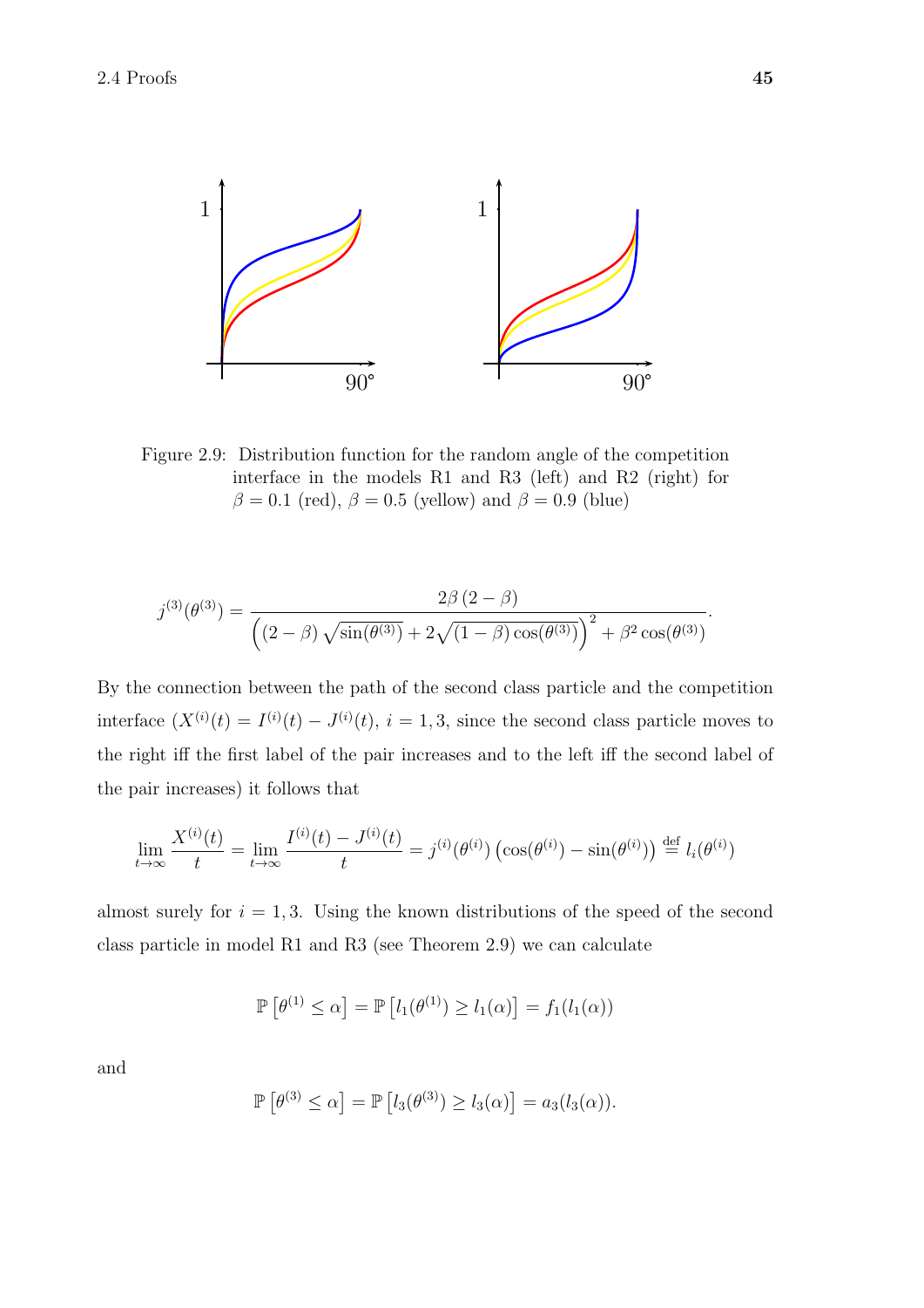Figure 2.9: Distribution function for the random angle of the competition interface in the models R1 and R3 (left) and R2 (right) for $\beta = 0.1$ (red), $\beta = 0.5$ (yellow) and $\beta = 0.9$ (blue)

$$j^{(3)}(\theta^{(3)}) = \frac{2\beta\,(2-\beta)}{\left((2-\beta)\sqrt{\sin(\theta^{(3)})} + 2\sqrt{(1-\beta)\cos(\theta^{(3)})}\right)^2 + \beta^2\cos(\theta^{(3)})}.$$

By the connection between the path of the second class particle and the competition interface ($X^{(i)}(t) = I^{(i)}(t) - J^{(i)}(t)$, $i = 1, 3$, since the second class particle moves to the right iff the first label of the pair increases and to the left iff the second label of the pair increases) it follows that

$$\lim_{t\to\infty} \frac{X^{(i)}(t)}{t} = \lim_{t\to\infty} \frac{I^{(i)}(t) - J^{(i)}(t)}{t} = j^{(i)}(\theta^{(i)})\left(\cos(\theta^{(i)}) - \sin(\theta^{(i)})\right) \stackrel{\text{def}}{=} l_i(\theta^{(i)})$$

almost surely for $i = 1, 3$. Using the known distributions of the speed of the second class particle in model R1 and R3 (see Theorem 2.9) we can calculate

$$\mathbb{P}\left[\theta^{(1)} \leq \alpha\right] = \mathbb{P}\left[l_1(\theta^{(1)}) \geq l_1(\alpha)\right] = f_1(l_1(\alpha))$$

and

$$\mathbb{P}\left[\theta^{(3)} \leq \alpha\right] = \mathbb{P}\left[l_3(\theta^{(3)}) \geq l_3(\alpha)\right] = a_3(l_3(\alpha)).$$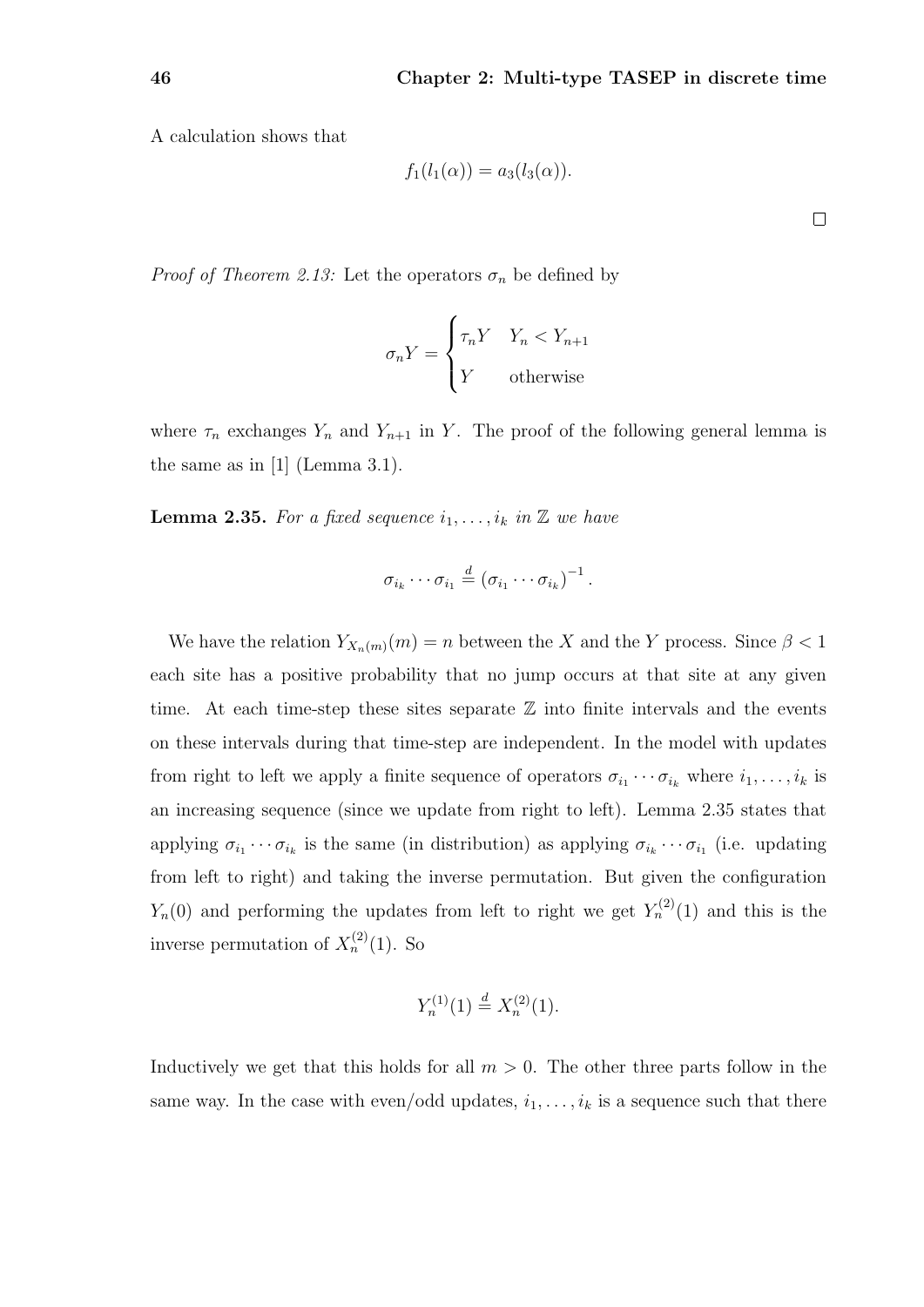A calculation shows that

$$f_1(l_1(\alpha)) = a_3(l_3(\alpha)).$$

$\square$

*Proof of Theorem 2.13:* Let the operators $\sigma_n$ be defined by

$$\sigma_n Y = \begin{cases} \tau_n Y & Y_n < Y_{n+1} \\ Y & \text{otherwise} \end{cases}$$

where $\tau_n$ exchanges $Y_n$ and $Y_{n+1}$ in $Y$. The proof of the following general lemma is the same as in [1] (Lemma 3.1).

**Lemma 2.35.** *For a fixed sequence $i_1, \ldots, i_k$ in $\mathbb{Z}$ we have*

$$\sigma_{i_k} \cdots \sigma_{i_1} \stackrel{d}{=} \left(\sigma_{i_1} \cdots \sigma_{i_k}\right)^{-1}.$$

We have the relation $Y_{X_n(m)}(m) = n$ between the $X$ and the $Y$ process. Since $\beta < 1$ each site has a positive probability that no jump occurs at that site at any given time. At each time-step these sites separate $\mathbb{Z}$ into finite intervals and the events on these intervals during that time-step are independent. In the model with updates from right to left we apply a finite sequence of operators $\sigma_{i_1} \cdots \sigma_{i_k}$ where $i_1, \ldots, i_k$ is an increasing sequence (since we update from right to left). Lemma 2.35 states that applying $\sigma_{i_1} \cdots \sigma_{i_k}$ is the same (in distribution) as applying $\sigma_{i_k} \cdots \sigma_{i_1}$ (i.e. updating from left to right) and taking the inverse permutation. But given the configuration $Y_n(0)$ and performing the updates from left to right we get $Y_n^{(2)}(1)$ and this is the inverse permutation of $X_n^{(2)}(1)$. So

$$Y_n^{(1)}(1) \stackrel{d}{=} X_n^{(2)}(1).$$

Inductively we get that this holds for all $m > 0$. The other three parts follow in the same way. In the case with even/odd updates, $i_1, \ldots, i_k$ is a sequence such that there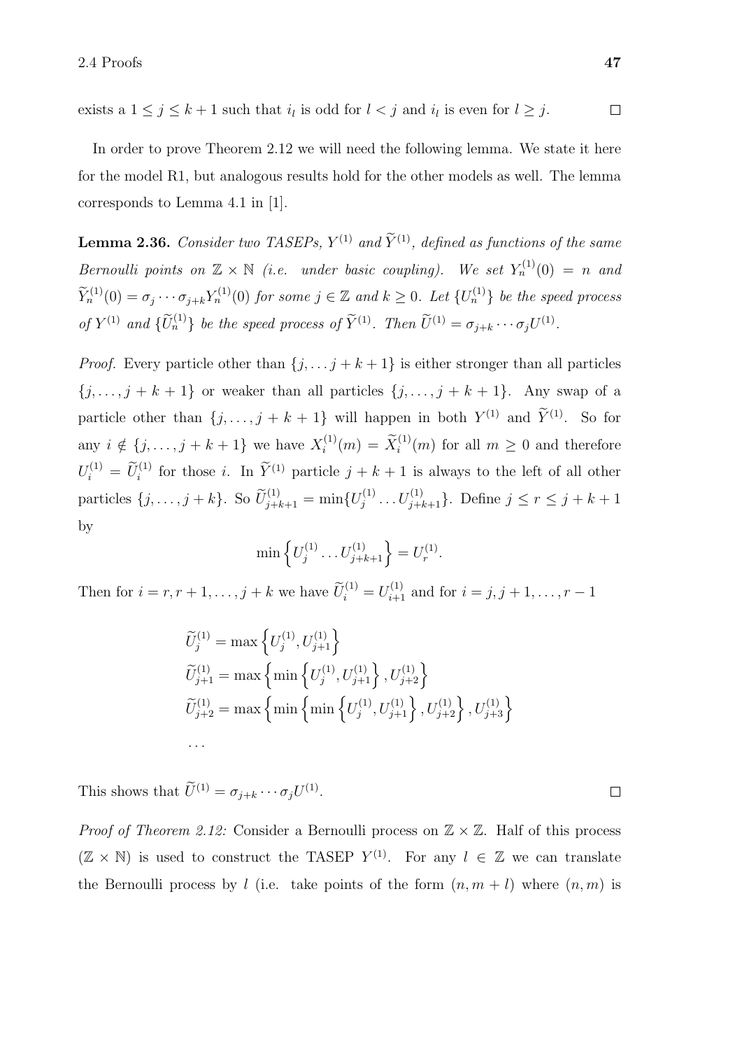exists a $1 \leq j \leq k+1$ such that $i_l$ is odd for $l < j$ and $i_l$ is even for $l \geq j$. $\square$

In order to prove Theorem 2.12 we will need the following lemma. We state it here for the model R1, but analogous results hold for the other models as well. The lemma corresponds to Lemma 4.1 in [1].

**Lemma 2.36.** *Consider two TASEPs, $Y^{(1)}$ and $\widetilde{Y}^{(1)}$, defined as functions of the same Bernoulli points on $\mathbb{Z} \times \mathbb{N}$ (i.e. under basic coupling). We set $Y_n^{(1)}(0) = n$ and $\widetilde{Y}_n^{(1)}(0) = \sigma_j \cdots \sigma_{j+k} Y_n^{(1)}(0)$ for some $j \in \mathbb{Z}$ and $k \geq 0$. Let $\{U_n^{(1)}\}$ be the speed process of $Y^{(1)}$ and $\{\widetilde{U}_n^{(1)}\}$ be the speed process of $\widetilde{Y}^{(1)}$. Then $\widetilde{U}^{(1)} = \sigma_{j+k} \cdots \sigma_j U^{(1)}$.*

*Proof.* Every particle other than $\{j, \ldots j+k+1\}$ is either stronger than all particles $\{j, \ldots, j+k+1\}$ or weaker than all particles $\{j, \ldots, j+k+1\}$. Any swap of a particle other than $\{j, \ldots, j+k+1\}$ will happen in both $Y^{(1)}$ and $\widetilde{Y}^{(1)}$. So for any $i \notin \{j, \ldots, j+k+1\}$ we have $X_i^{(1)}(m) = \widetilde{X}_i^{(1)}(m)$ for all $m \geq 0$ and therefore $U_i^{(1)} = \widetilde{U}_i^{(1)}$ for those $i$. In $\widetilde{Y}^{(1)}$ particle $j+k+1$ is always to the left of all other particles $\{j, \ldots, j+k\}$. So $\widetilde{U}_{j+k+1}^{(1)} = \min\{U_j^{(1)} \ldots U_{j+k+1}^{(1)}\}$. Define $j \leq r \leq j+k+1$ by

$$\min\left\{U_j^{(1)} \ldots U_{j+k+1}^{(1)}\right\} = U_r^{(1)}.$$

Then for $i = r, r+1, \ldots, j+k$ we have $\widetilde{U}_i^{(1)} = U_{i+1}^{(1)}$ and for $i = j, j+1, \ldots, r-1$

$$\begin{aligned}
\widetilde{U}_j^{(1)} &= \max\left\{U_j^{(1)}, U_{j+1}^{(1)}\right\} \\
\widetilde{U}_{j+1}^{(1)} &= \max\left\{\min\left\{U_j^{(1)}, U_{j+1}^{(1)}\right\}, U_{j+2}^{(1)}\right\} \\
\widetilde{U}_{j+2}^{(1)} &= \max\left\{\min\left\{\min\left\{U_j^{(1)}, U_{j+1}^{(1)}\right\}, U_{j+2}^{(1)}\right\}, U_{j+3}^{(1)}\right\} \\
&\cdots
\end{aligned}$$

This shows that $\widetilde{U}^{(1)} = \sigma_{j+k} \cdots \sigma_j U^{(1)}$. $\square$

*Proof of Theorem 2.12:* Consider a Bernoulli process on $\mathbb{Z} \times \mathbb{Z}$. Half of this process ($\mathbb{Z} \times \mathbb{N}$) is used to construct the TASEP $Y^{(1)}$. For any $l \in \mathbb{Z}$ we can translate the Bernoulli process by $l$ (i.e. take points of the form $(n, m+l)$ where $(n, m)$ is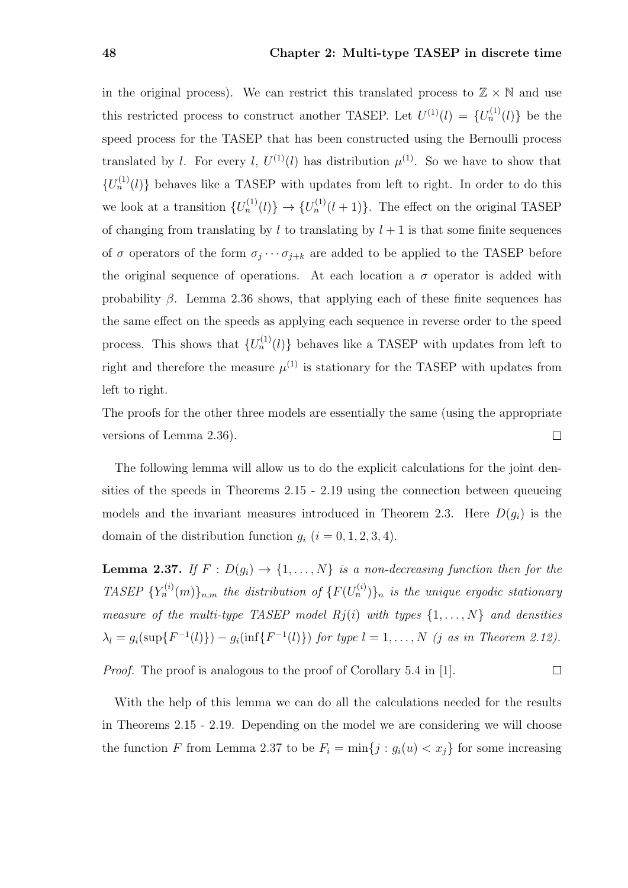in the original process). We can restrict this translated process to $\mathbb{Z} \times \mathbb{N}$ and use this restricted process to construct another TASEP. Let $U^{(1)}(l) = \{U_n^{(1)}(l)\}$ be the speed process for the TASEP that has been constructed using the Bernoulli process translated by $l$. For every $l$, $U^{(1)}(l)$ has distribution $\mu^{(1)}$. So we have to show that $\{U_n^{(1)}(l)\}$ behaves like a TASEP with updates from left to right. In order to do this we look at a transition $\{U_n^{(1)}(l)\} \to \{U_n^{(1)}(l+1)\}$. The effect on the original TASEP of changing from translating by $l$ to translating by $l+1$ is that some finite sequences of $\sigma$ operators of the form $\sigma_j \cdots \sigma_{j+k}$ are added to be applied to the TASEP before the original sequence of operations. At each location a $\sigma$ operator is added with probability $\beta$. Lemma 2.36 shows, that applying each of these finite sequences has the same effect on the speeds as applying each sequence in reverse order to the speed process. This shows that $\{U_n^{(1)}(l)\}$ behaves like a TASEP with updates from left to right and therefore the measure $\mu^{(1)}$ is stationary for the TASEP with updates from left to right.

The proofs for the other three models are essentially the same (using the appropriate versions of Lemma 2.36). $\square$

The following lemma will allow us to do the explicit calculations for the joint densities of the speeds in Theorems 2.15 - 2.19 using the connection between queueing models and the invariant measures introduced in Theorem 2.3. Here $D(g_i)$ is the domain of the distribution function $g_i$ ($i = 0, 1, 2, 3, 4$).

**Lemma 2.37.** *If $F : D(g_i) \to \{1, \ldots, N\}$ is a non-decreasing function then for the TASEP $\{Y_n^{(i)}(m)\}_{n,m}$ the distribution of $\{F(U_n^{(i)})\}_n$ is the unique ergodic stationary measure of the multi-type TASEP model $Rj(i)$ with types $\{1, \ldots, N\}$ and densities $\lambda_l = g_i(\sup\{F^{-1}(l)\}) - g_i(\inf\{F^{-1}(l)\})$ for type $l = 1, \ldots, N$ ($j$ as in Theorem 2.12).*

*Proof.* The proof is analogous to the proof of Corollary 5.4 in [1]. $\square$

With the help of this lemma we can do all the calculations needed for the results in Theorems 2.15 - 2.19. Depending on the model we are considering we will choose the function $F$ from Lemma 2.37 to be $F_i = \min\{j : g_i(u) < x_j\}$ for some increasing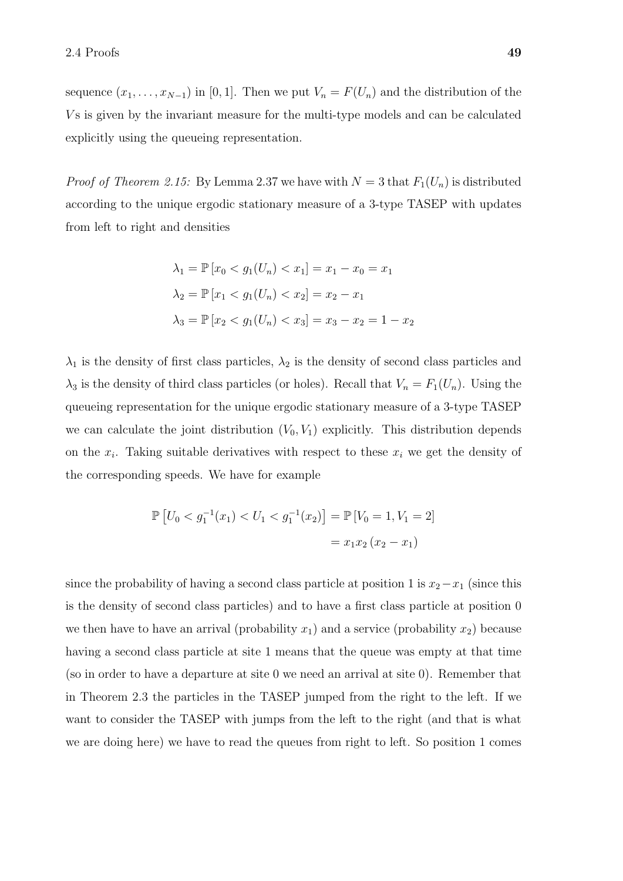sequence $(x_1, \ldots, x_{N-1})$ in $[0, 1]$. Then we put $V_n = F(U_n)$ and the distribution of the $V$s is given by the invariant measure for the multi-type models and can be calculated explicitly using the queueing representation.

*Proof of Theorem 2.15:* By Lemma 2.37 we have with $N = 3$ that $F_1(U_n)$ is distributed according to the unique ergodic stationary measure of a 3-type TASEP with updates from left to right and densities

$$\lambda_1 = \mathbb{P}\left[x_0 < g_1(U_n) < x_1\right] = x_1 - x_0 = x_1$$

$$\lambda_2 = \mathbb{P}\left[x_1 < g_1(U_n) < x_2\right] = x_2 - x_1$$

$$\lambda_3 = \mathbb{P}\left[x_2 < g_1(U_n) < x_3\right] = x_3 - x_2 = 1 - x_2$$

$\lambda_1$ is the density of first class particles, $\lambda_2$ is the density of second class particles and $\lambda_3$ is the density of third class particles (or holes). Recall that $V_n = F_1(U_n)$. Using the queueing representation for the unique ergodic stationary measure of a 3-type TASEP we can calculate the joint distribution $(V_0, V_1)$ explicitly. This distribution depends on the $x_i$. Taking suitable derivatives with respect to these $x_i$ we get the density of the corresponding speeds. We have for example

$$\begin{aligned}\mathbb{P}\left[U_0 < g_1^{-1}(x_1) < U_1 < g_1^{-1}(x_2)\right] &= \mathbb{P}\left[V_0 = 1, V_1 = 2\right] \\ &= x_1 x_2 \left(x_2 - x_1\right)\end{aligned}$$

since the probability of having a second class particle at position 1 is $x_2 - x_1$ (since this is the density of second class particles) and to have a first class particle at position 0 we then have to have an arrival (probability $x_1$) and a service (probability $x_2$) because having a second class particle at site 1 means that the queue was empty at that time (so in order to have a departure at site 0 we need an arrival at site 0). Remember that in Theorem 2.3 the particles in the TASEP jumped from the right to the left. If we want to consider the TASEP with jumps from the left to the right (and that is what we are doing here) we have to read the queues from right to left. So position 1 comes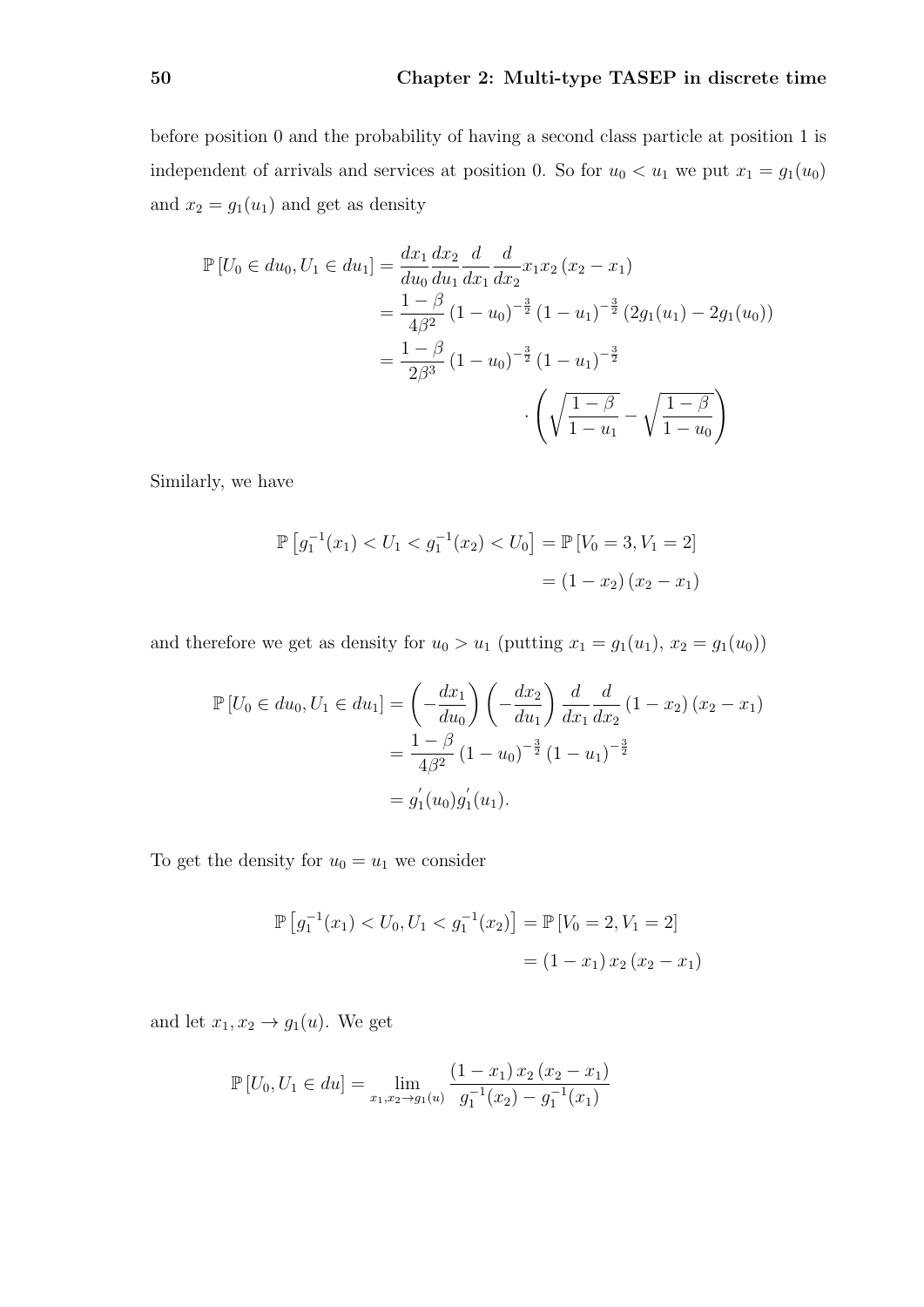before position 0 and the probability of having a second class particle at position 1 is independent of arrivals and services at position 0. So for $u_0 < u_1$ we put $x_1 = g_1(u_0)$ and $x_2 = g_1(u_1)$ and get as density

$$
\begin{aligned}
\mathbb{P}\left[U_0 \in du_0, U_1 \in du_1\right] &= \frac{dx_1}{du_0}\frac{dx_2}{du_1}\frac{d}{dx_1}\frac{d}{dx_2}x_1 x_2\left(x_2 - x_1\right) \\
&= \frac{1-\beta}{4\beta^2}\left(1-u_0\right)^{-\frac{3}{2}}\left(1-u_1\right)^{-\frac{3}{2}}\left(2g_1(u_1) - 2g_1(u_0)\right) \\
&= \frac{1-\beta}{2\beta^3}\left(1-u_0\right)^{-\frac{3}{2}}\left(1-u_1\right)^{-\frac{3}{2}} \\
&\qquad\qquad\qquad \cdot\left(\sqrt{\frac{1-\beta}{1-u_1}} - \sqrt{\frac{1-\beta}{1-u_0}}\right)
\end{aligned}
$$

Similarly, we have

$$
\begin{aligned}
\mathbb{P}\left[g_1^{-1}(x_1) < U_1 < g_1^{-1}(x_2) < U_0\right] &= \mathbb{P}\left[V_0 = 3, V_1 = 2\right] \\
&= \left(1-x_2\right)\left(x_2 - x_1\right)
\end{aligned}
$$

and therefore we get as density for $u_0 > u_1$ (putting $x_1 = g_1(u_1)$, $x_2 = g_1(u_0)$)

$$
\begin{aligned}
\mathbb{P}\left[U_0 \in du_0, U_1 \in du_1\right] &= \left(-\frac{dx_1}{du_0}\right)\left(-\frac{dx_2}{du_1}\right)\frac{d}{dx_1}\frac{d}{dx_2}\left(1-x_2\right)\left(x_2-x_1\right) \\
&= \frac{1-\beta}{4\beta^2}\left(1-u_0\right)^{-\frac{3}{2}}\left(1-u_1\right)^{-\frac{3}{2}} \\
&= g_1^{'}(u_0)g_1^{'}(u_1).
\end{aligned}
$$

To get the density for $u_0 = u_1$ we consider

$$
\begin{aligned}
\mathbb{P}\left[g_1^{-1}(x_1) < U_0, U_1 < g_1^{-1}(x_2)\right] &= \mathbb{P}\left[V_0 = 2, V_1 = 2\right] \\
&= \left(1-x_1\right)x_2\left(x_2 - x_1\right)
\end{aligned}
$$

and let $x_1, x_2 \to g_1(u)$. We get

$$
\mathbb{P}\left[U_0, U_1 \in du\right] = \lim_{x_1, x_2 \to g_1(u)} \frac{\left(1-x_1\right)x_2\left(x_2-x_1\right)}{g_1^{-1}(x_2) - g_1^{-1}(x_1)}
$$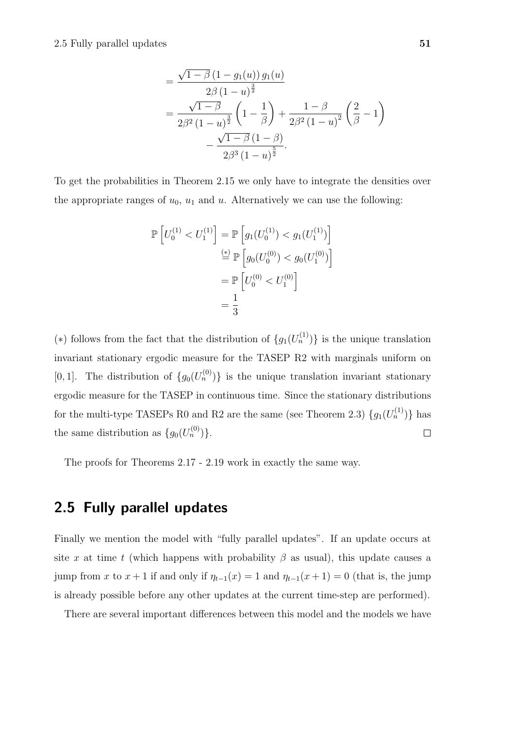$$
\begin{aligned}
&= \frac{\sqrt{1-\beta}\,(1-g_1(u))\,g_1(u)}{2\beta\,(1-u)^{\frac{3}{2}}} \\
&= \frac{\sqrt{1-\beta}}{2\beta^2\,(1-u)^{\frac{3}{2}}}\left(1-\frac{1}{\beta}\right) + \frac{1-\beta}{2\beta^2\,(1-u)^2}\left(\frac{2}{\beta}-1\right) \\
&\qquad - \frac{\sqrt{1-\beta}\,(1-\beta)}{2\beta^3\,(1-u)^{\frac{5}{2}}}.
\end{aligned}
$$

To get the probabilities in Theorem 2.15 we only have to integrate the densities over the appropriate ranges of $u_0$, $u_1$ and $u$. Alternatively we can use the following:

$$
\begin{aligned}
\mathbb{P}\left[U_0^{(1)} < U_1^{(1)}\right] &= \mathbb{P}\left[g_1(U_0^{(1)}) < g_1(U_1^{(1)})\right] \\
&\overset{(*)}{=} \mathbb{P}\left[g_0(U_0^{(0)}) < g_0(U_1^{(0)})\right] \\
&= \mathbb{P}\left[U_0^{(0)} < U_1^{(0)}\right] \\
&= \frac{1}{3}
\end{aligned}
$$

$(*)$ follows from the fact that the distribution of $\{g_1(U_n^{(1)})\}$ is the unique translation invariant stationary ergodic measure for the TASEP R2 with marginals uniform on $[0,1]$. The distribution of $\{g_0(U_n^{(0)})\}$ is the unique translation invariant stationary ergodic measure for the TASEP in continuous time. Since the stationary distributions for the multi-type TASEPs R0 and R2 are the same (see Theorem 2.3) $\{g_1(U_n^{(1)})\}$ has the same distribution as $\{g_0(U_n^{(0)})\}$. □

The proofs for Theorems 2.17 - 2.19 work in exactly the same way.

## 2.5 Fully parallel updates

Finally we mention the model with "fully parallel updates". If an update occurs at site $x$ at time $t$ (which happens with probability $\beta$ as usual), this update causes a jump from $x$ to $x+1$ if and only if $\eta_{t-1}(x) = 1$ and $\eta_{t-1}(x+1) = 0$ (that is, the jump is already possible before any other updates at the current time-step are performed).

There are several important differences between this model and the models we have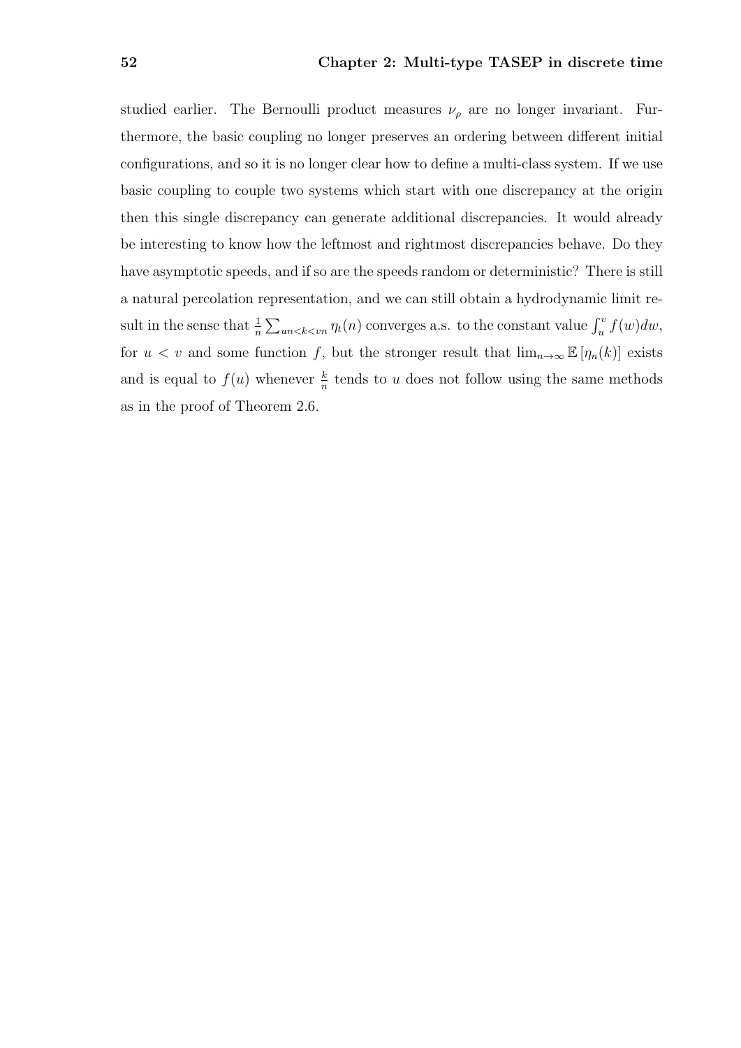studied earlier. The Bernoulli product measures $\nu_\rho$ are no longer invariant. Furthermore, the basic coupling no longer preserves an ordering between different initial configurations, and so it is no longer clear how to define a multi-class system. If we use basic coupling to couple two systems which start with one discrepancy at the origin then this single discrepancy can generate additional discrepancies. It would already be interesting to know how the leftmost and rightmost discrepancies behave. Do they have asymptotic speeds, and if so are the speeds random or deterministic? There is still a natural percolation representation, and we can still obtain a hydrodynamic limit result in the sense that $\frac{1}{n}\sum_{un<k<vn}\eta_t(n)$ converges a.s. to the constant value $\int_u^v f(w)dw$, for $u < v$ and some function $f$, but the stronger result that $\lim_{n\to\infty}\mathbb{E}\left[\eta_n(k)\right]$ exists and is equal to $f(u)$ whenever $\frac{k}{n}$ tends to $u$ does not follow using the same methods as in the proof of Theorem 2.6.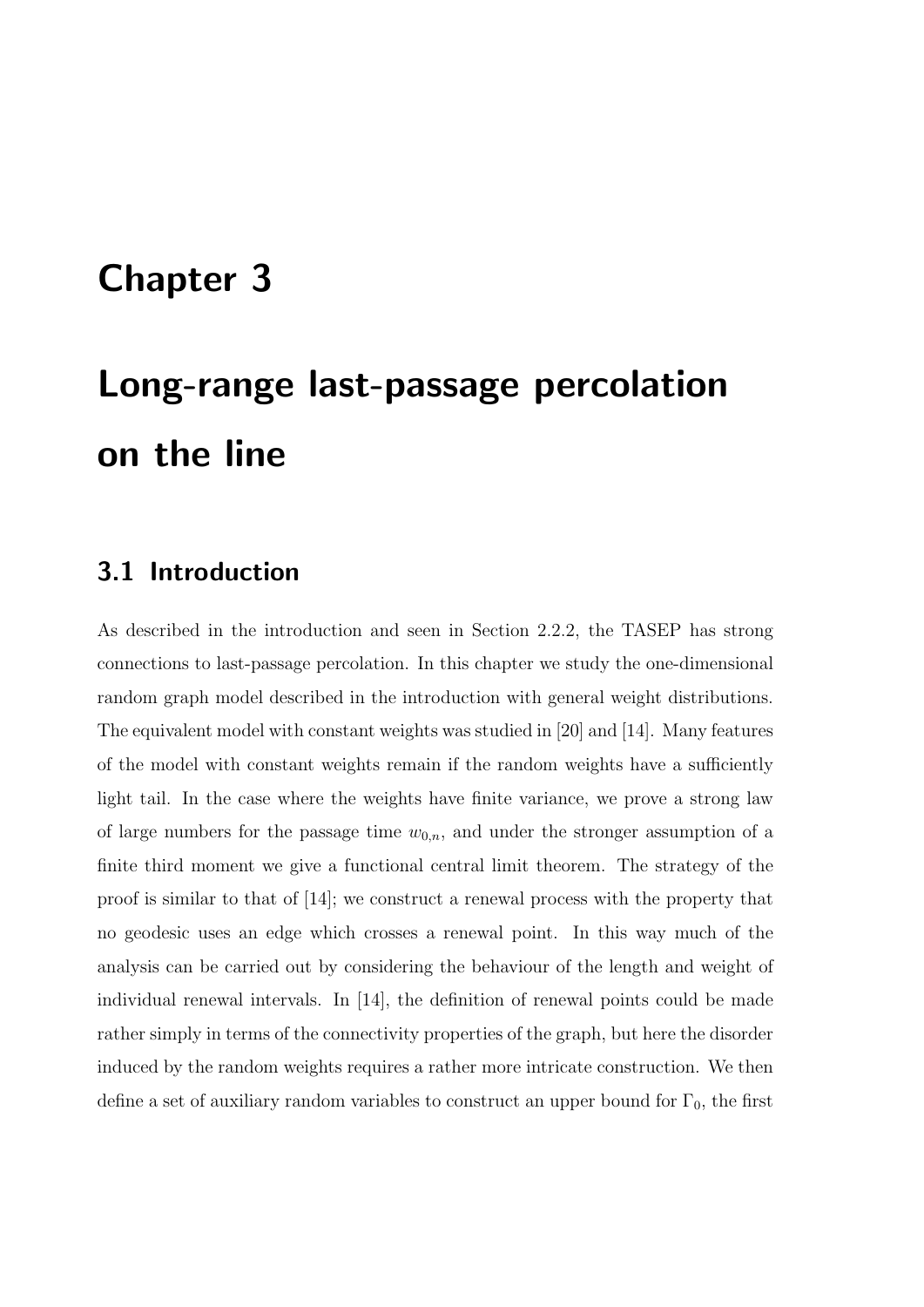# Chapter 3

# Long-range last-passage percolation on the line

## 3.1 Introduction

As described in the introduction and seen in Section 2.2.2, the TASEP has strong connections to last-passage percolation. In this chapter we study the one-dimensional random graph model described in the introduction with general weight distributions. The equivalent model with constant weights was studied in [20] and [14]. Many features of the model with constant weights remain if the random weights have a sufficiently light tail. In the case where the weights have finite variance, we prove a strong law of large numbers for the passage time $w_{0,n}$, and under the stronger assumption of a finite third moment we give a functional central limit theorem. The strategy of the proof is similar to that of [14]; we construct a renewal process with the property that no geodesic uses an edge which crosses a renewal point. In this way much of the analysis can be carried out by considering the behaviour of the length and weight of individual renewal intervals. In [14], the definition of renewal points could be made rather simply in terms of the connectivity properties of the graph, but here the disorder induced by the random weights requires a rather more intricate construction. We then define a set of auxiliary random variables to construct an upper bound for $\Gamma_0$, the first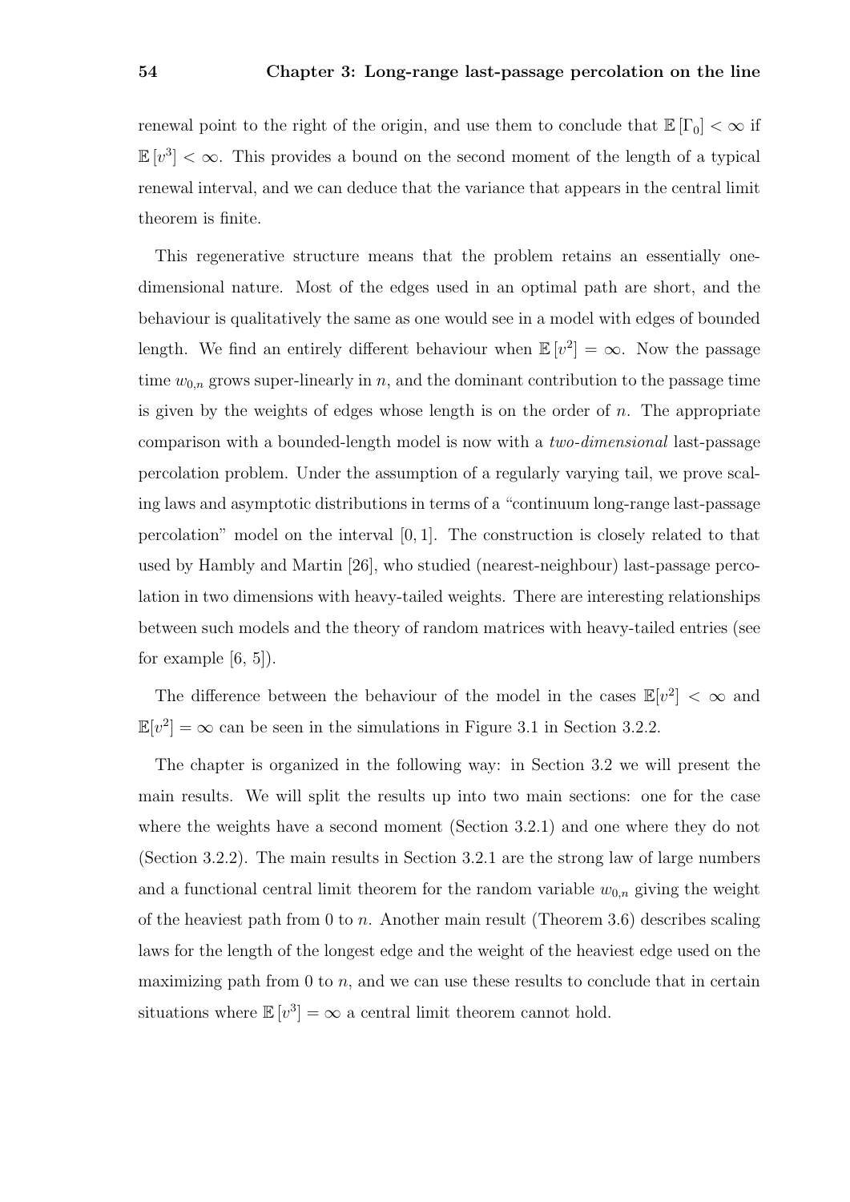renewal point to the right of the origin, and use them to conclude that $\mathbb{E}[\Gamma_0] < \infty$ if $\mathbb{E}[v^3] < \infty$. This provides a bound on the second moment of the length of a typical renewal interval, and we can deduce that the variance that appears in the central limit theorem is finite.

This regenerative structure means that the problem retains an essentially one-dimensional nature. Most of the edges used in an optimal path are short, and the behaviour is qualitatively the same as one would see in a model with edges of bounded length. We find an entirely different behaviour when $\mathbb{E}[v^2] = \infty$. Now the passage time $w_{0,n}$ grows super-linearly in $n$, and the dominant contribution to the passage time is given by the weights of edges whose length is on the order of $n$. The appropriate comparison with a bounded-length model is now with a *two-dimensional* last-passage percolation problem. Under the assumption of a regularly varying tail, we prove scaling laws and asymptotic distributions in terms of a "continuum long-range last-passage percolation" model on the interval $[0, 1]$. The construction is closely related to that used by Hambly and Martin [26], who studied (nearest-neighbour) last-passage percolation in two dimensions with heavy-tailed weights. There are interesting relationships between such models and the theory of random matrices with heavy-tailed entries (see for example [6, 5]).

The difference between the behaviour of the model in the cases $\mathbb{E}[v^2] < \infty$ and $\mathbb{E}[v^2] = \infty$ can be seen in the simulations in Figure 3.1 in Section 3.2.2.

The chapter is organized in the following way: in Section 3.2 we will present the main results. We will split the results up into two main sections: one for the case where the weights have a second moment (Section 3.2.1) and one where they do not (Section 3.2.2). The main results in Section 3.2.1 are the strong law of large numbers and a functional central limit theorem for the random variable $w_{0,n}$ giving the weight of the heaviest path from 0 to $n$. Another main result (Theorem 3.6) describes scaling laws for the length of the longest edge and the weight of the heaviest edge used on the maximizing path from 0 to $n$, and we can use these results to conclude that in certain situations where $\mathbb{E}[v^3] = \infty$ a central limit theorem cannot hold.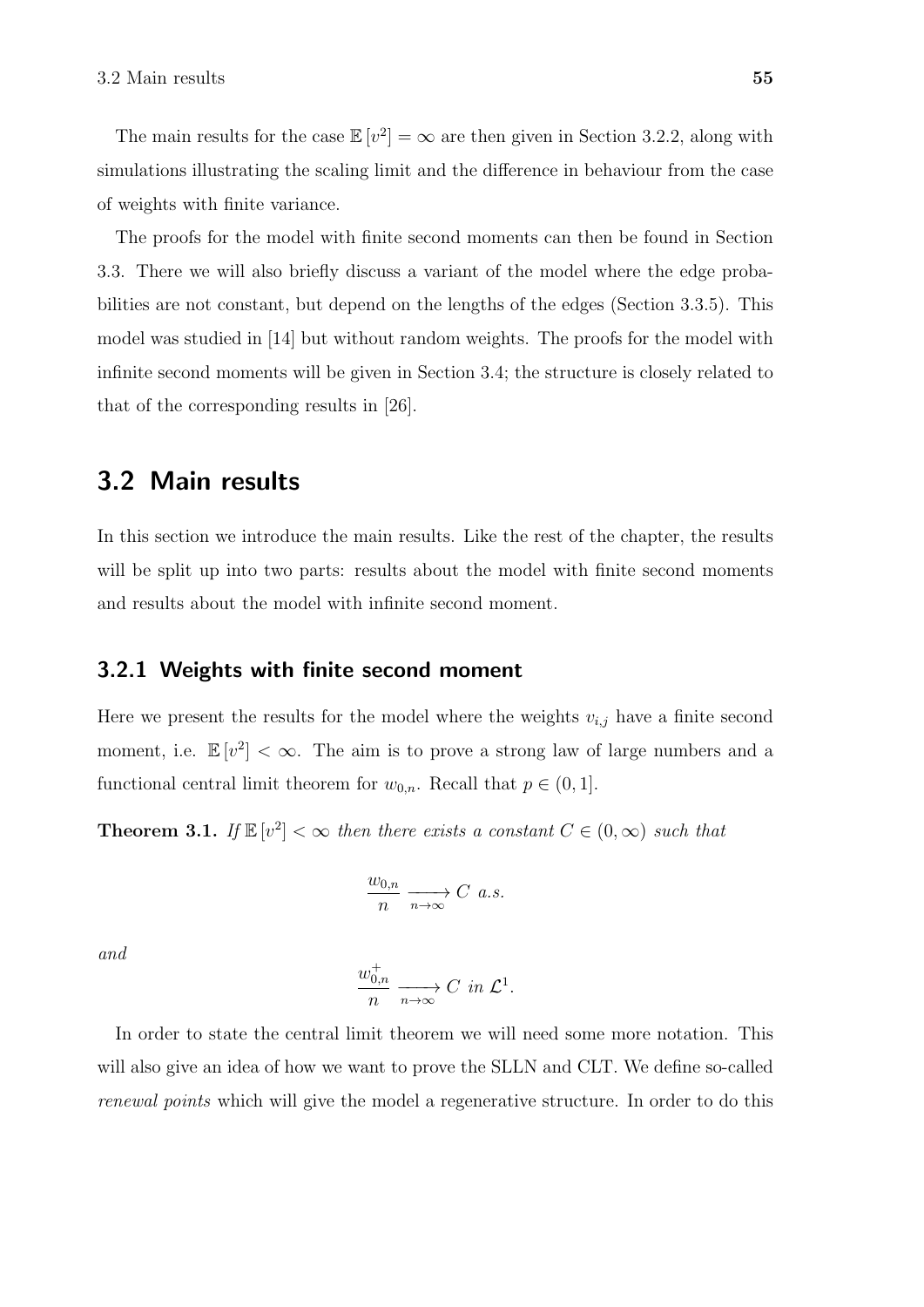The main results for the case $\mathbb{E}[v^2] = \infty$ are then given in Section 3.2.2, along with simulations illustrating the scaling limit and the difference in behaviour from the case of weights with finite variance.

The proofs for the model with finite second moments can then be found in Section 3.3. There we will also briefly discuss a variant of the model where the edge probabilities are not constant, but depend on the lengths of the edges (Section 3.3.5). This model was studied in [14] but without random weights. The proofs for the model with infinite second moments will be given in Section 3.4; the structure is closely related to that of the corresponding results in [26].

## 3.2 Main results

In this section we introduce the main results. Like the rest of the chapter, the results will be split up into two parts: results about the model with finite second moments and results about the model with infinite second moment.

### 3.2.1 Weights with finite second moment

Here we present the results for the model where the weights $v_{i,j}$ have a finite second moment, i.e. $\mathbb{E}[v^2] < \infty$. The aim is to prove a strong law of large numbers and a functional central limit theorem for $w_{0,n}$. Recall that $p \in (0, 1]$.

**Theorem 3.1.** *If $\mathbb{E}[v^2] < \infty$ then there exists a constant $C \in (0, \infty)$ such that*

$$\frac{w_{0,n}}{n} \xrightarrow[n \to \infty]{} C \text{ a.s.}$$

*and*

$$\frac{w_{0,n}^{+}}{n} \xrightarrow[n \to \infty]{} C \text{ in } \mathcal{L}^1.$$

In order to state the central limit theorem we will need some more notation. This will also give an idea of how we want to prove the SLLN and CLT. We define so-called *renewal points* which will give the model a regenerative structure. In order to do this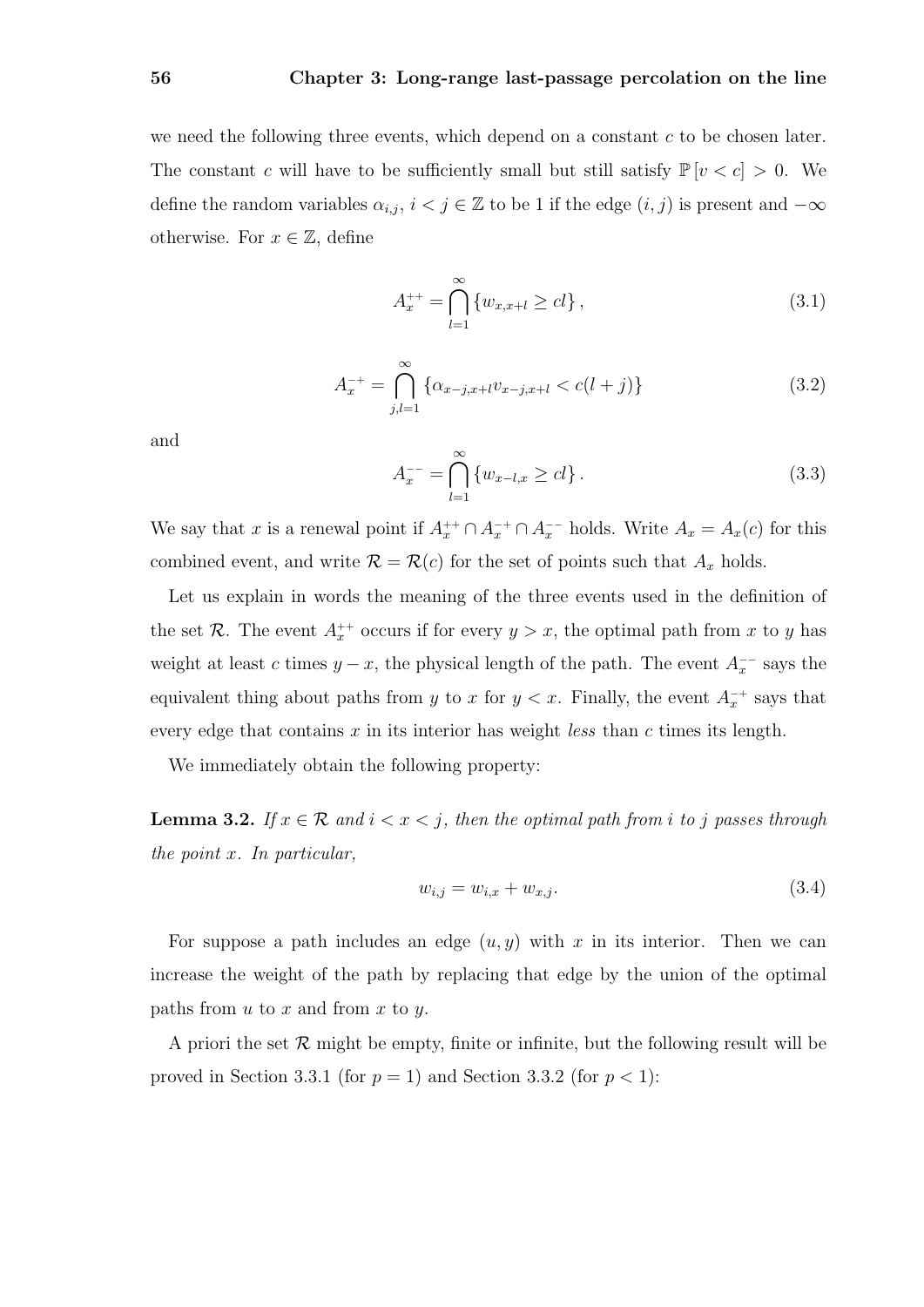we need the following three events, which depend on a constant $c$ to be chosen later. The constant $c$ will have to be sufficiently small but still satisfy $\mathbb{P}[v < c] > 0$. We define the random variables $\alpha_{i,j}$, $i < j \in \mathbb{Z}$ to be 1 if the edge $(i,j)$ is present and $-\infty$ otherwise. For $x \in \mathbb{Z}$, define

$$A_x^{++} = \bigcap_{l=1}^{\infty} \{w_{x,x+l} \geq cl\}, \tag{3.1}$$

$$A_x^{-+} = \bigcap_{j,l=1}^{\infty} \{\alpha_{x-j,x+l} v_{x-j,x+l} < c(l+j)\} \tag{3.2}$$

and

$$A_x^{--} = \bigcap_{l=1}^{\infty} \{w_{x-l,x} \geq cl\}. \tag{3.3}$$

We say that $x$ is a renewal point if $A_x^{++} \cap A_x^{-+} \cap A_x^{--}$ holds. Write $A_x = A_x(c)$ for this combined event, and write $\mathcal{R} = \mathcal{R}(c)$ for the set of points such that $A_x$ holds.

Let us explain in words the meaning of the three events used in the definition of the set $\mathcal{R}$. The event $A_x^{++}$ occurs if for every $y > x$, the optimal path from $x$ to $y$ has weight at least $c$ times $y - x$, the physical length of the path. The event $A_x^{--}$ says the equivalent thing about paths from $y$ to $x$ for $y < x$. Finally, the event $A_x^{-+}$ says that every edge that contains $x$ in its interior has weight *less* than $c$ times its length.

We immediately obtain the following property:

**Lemma 3.2.** *If $x \in \mathcal{R}$ and $i < x < j$, then the optimal path from $i$ to $j$ passes through the point $x$. In particular,*

$$w_{i,j} = w_{i,x} + w_{x,j}. \tag{3.4}$$

For suppose a path includes an edge $(u,y)$ with $x$ in its interior. Then we can increase the weight of the path by replacing that edge by the union of the optimal paths from $u$ to $x$ and from $x$ to $y$.

A priori the set $\mathcal{R}$ might be empty, finite or infinite, but the following result will be proved in Section 3.3.1 (for $p = 1$) and Section 3.3.2 (for $p < 1$):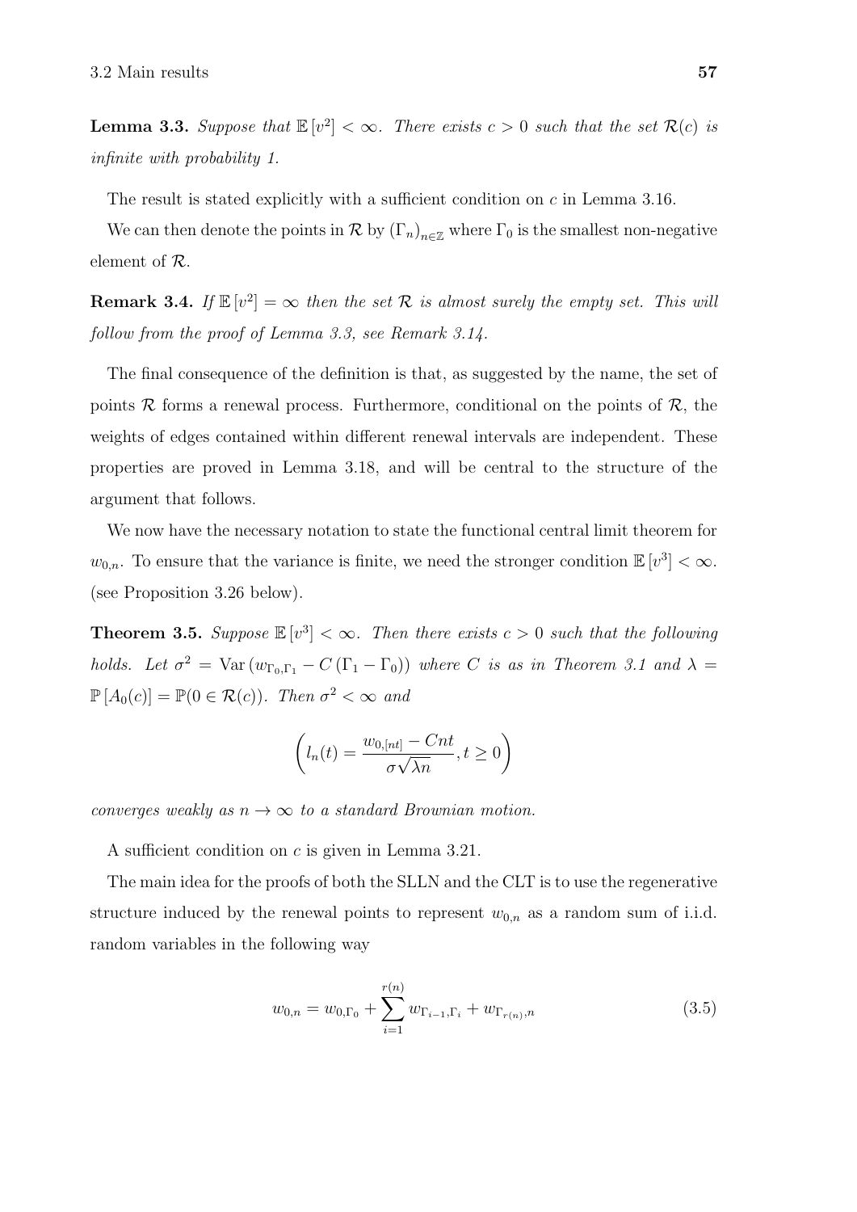**Lemma 3.3.** *Suppose that $\mathbb{E}[v^2] < \infty$. There exists $c > 0$ such that the set $\mathcal{R}(c)$ is infinite with probability 1.*

The result is stated explicitly with a sufficient condition on $c$ in Lemma 3.16.

We can then denote the points in $\mathcal{R}$ by $(\Gamma_n)_{n\in\mathbb{Z}}$ where $\Gamma_0$ is the smallest non-negative element of $\mathcal{R}$.

**Remark 3.4.** *If $\mathbb{E}[v^2] = \infty$ then the set $\mathcal{R}$ is almost surely the empty set. This will follow from the proof of Lemma 3.3, see Remark 3.14.*

The final consequence of the definition is that, as suggested by the name, the set of points $\mathcal{R}$ forms a renewal process. Furthermore, conditional on the points of $\mathcal{R}$, the weights of edges contained within different renewal intervals are independent. These properties are proved in Lemma 3.18, and will be central to the structure of the argument that follows.

We now have the necessary notation to state the functional central limit theorem for $w_{0,n}$. To ensure that the variance is finite, we need the stronger condition $\mathbb{E}[v^3] < \infty$. (see Proposition 3.26 below).

**Theorem 3.5.** *Suppose $\mathbb{E}[v^3] < \infty$. Then there exists $c > 0$ such that the following holds. Let $\sigma^2 = \operatorname{Var}(w_{\Gamma_0,\Gamma_1} - C(\Gamma_1 - \Gamma_0))$ where $C$ is as in Theorem 3.1 and $\lambda = \mathbb{P}[A_0(c)] = \mathbb{P}(0 \in \mathcal{R}(c))$. Then $\sigma^2 < \infty$ and*

$$\left( l_n(t) = \frac{w_{0,[nt]} - Cnt}{\sigma\sqrt{\lambda n}}, t \geq 0 \right)$$

*converges weakly as $n \to \infty$ to a standard Brownian motion.*

A sufficient condition on $c$ is given in Lemma 3.21.

The main idea for the proofs of both the SLLN and the CLT is to use the regenerative structure induced by the renewal points to represent $w_{0,n}$ as a random sum of i.i.d. random variables in the following way

$$w_{0,n} = w_{0,\Gamma_0} + \sum_{i=1}^{r(n)} w_{\Gamma_{i-1},\Gamma_i} + w_{\Gamma_{r(n)},n} \tag{3.5}$$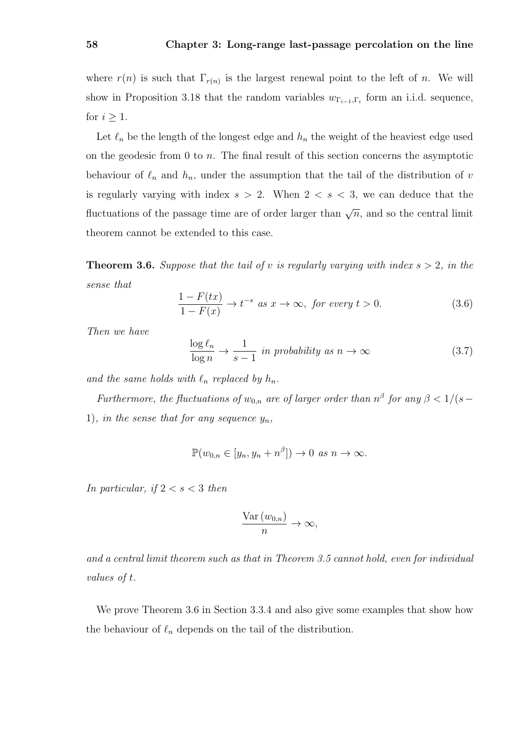where $r(n)$ is such that $\Gamma_{r(n)}$ is the largest renewal point to the left of $n$. We will show in Proposition 3.18 that the random variables $w_{\Gamma_{i-1},\Gamma_i}$ form an i.i.d. sequence, for $i \geq 1$.

Let $\ell_n$ be the length of the longest edge and $h_n$ the weight of the heaviest edge used on the geodesic from 0 to $n$. The final result of this section concerns the asymptotic behaviour of $\ell_n$ and $h_n$, under the assumption that the tail of the distribution of $v$ is regularly varying with index $s > 2$. When $2 < s < 3$, we can deduce that the fluctuations of the passage time are of order larger than $\sqrt{n}$, and so the central limit theorem cannot be extended to this case.

**Theorem 3.6.** *Suppose that the tail of $v$ is regularly varying with index $s > 2$, in the sense that*

$$\frac{1 - F(tx)}{1 - F(x)} \to t^{-s} \text{ as } x \to \infty, \text{ for every } t > 0. \tag{3.6}$$

*Then we have*

$$\frac{\log \ell_n}{\log n} \to \frac{1}{s-1} \text{ in probability as } n \to \infty \tag{3.7}$$

*and the same holds with $\ell_n$ replaced by $h_n$.*

*Furthermore, the fluctuations of $w_{0,n}$ are of larger order than $n^\beta$ for any $\beta < 1/(s-1)$, in the sense that for any sequence $y_n$,*

$$\mathbb{P}(w_{0,n} \in [y_n, y_n + n^\beta]) \to 0 \text{ as } n \to \infty.$$

*In particular, if $2 < s < 3$ then*

$$\frac{\operatorname{Var}(w_{0,n})}{n} \to \infty,$$

*and a central limit theorem such as that in Theorem 3.5 cannot hold, even for individual values of $t$.*

We prove Theorem 3.6 in Section 3.3.4 and also give some examples that show how the behaviour of $\ell_n$ depends on the tail of the distribution.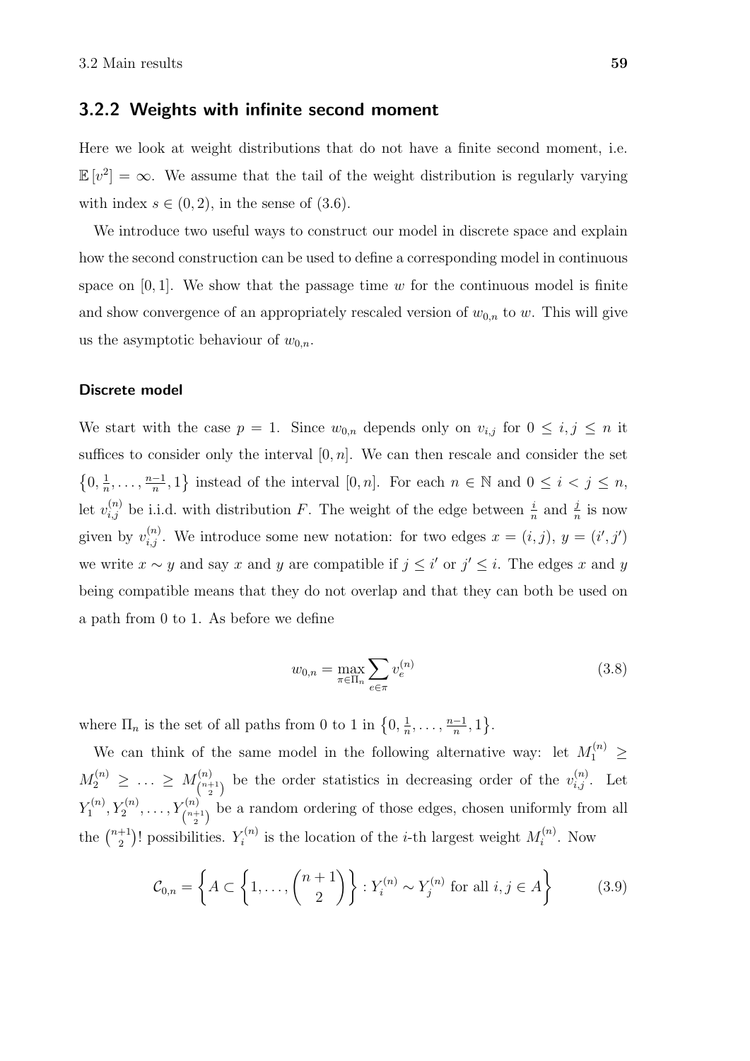### 3.2.2 Weights with infinite second moment

Here we look at weight distributions that do not have a finite second moment, i.e. $\mathbb{E}[v^2] = \infty$. We assume that the tail of the weight distribution is regularly varying with index $s \in (0, 2)$, in the sense of (3.6).

We introduce two useful ways to construct our model in discrete space and explain how the second construction can be used to define a corresponding model in continuous space on $[0, 1]$. We show that the passage time $w$ for the continuous model is finite and show convergence of an appropriately rescaled version of $w_{0,n}$ to $w$. This will give us the asymptotic behaviour of $w_{0,n}$.

#### Discrete model

We start with the case $p = 1$. Since $w_{0,n}$ depends only on $v_{i,j}$ for $0 \le i, j \le n$ it suffices to consider only the interval $[0, n]$. We can then rescale and consider the set $\left\{0, \frac{1}{n}, \ldots, \frac{n-1}{n}, 1\right\}$ instead of the interval $[0, n]$. For each $n \in \mathbb{N}$ and $0 \le i < j \le n$, let $v_{i,j}^{(n)}$ be i.i.d. with distribution $F$. The weight of the edge between $\frac{i}{n}$ and $\frac{j}{n}$ is now given by $v_{i,j}^{(n)}$. We introduce some new notation: for two edges $x = (i, j)$, $y = (i', j')$ we write $x \sim y$ and say $x$ and $y$ are compatible if $j \le i'$ or $j' \le i$. The edges $x$ and $y$ being compatible means that they do not overlap and that they can both be used on a path from 0 to 1. As before we define

$$w_{0,n} = \max_{\pi \in \Pi_n} \sum_{e \in \pi} v_e^{(n)} \tag{3.8}$$

where $\Pi_n$ is the set of all paths from 0 to 1 in $\left\{0, \frac{1}{n}, \ldots, \frac{n-1}{n}, 1\right\}$.

We can think of the same model in the following alternative way: let $M_1^{(n)} \ge M_2^{(n)} \ge \ldots \ge M_{\binom{n+1}{2}}^{(n)}$ be the order statistics in decreasing order of the $v_{i,j}^{(n)}$. Let $Y_1^{(n)}, Y_2^{(n)}, \ldots, Y_{\binom{n+1}{2}}^{(n)}$ be a random ordering of those edges, chosen uniformly from all the $\binom{n+1}{2}!$ possibilities. $Y_i^{(n)}$ is the location of the $i$-th largest weight $M_i^{(n)}$. Now

$$\mathcal{C}_{0,n} = \left\{ A \subset \left\{1, \ldots, \binom{n+1}{2}\right\} : Y_i^{(n)} \sim Y_j^{(n)} \text{ for all } i, j \in A \right\} \tag{3.9}$$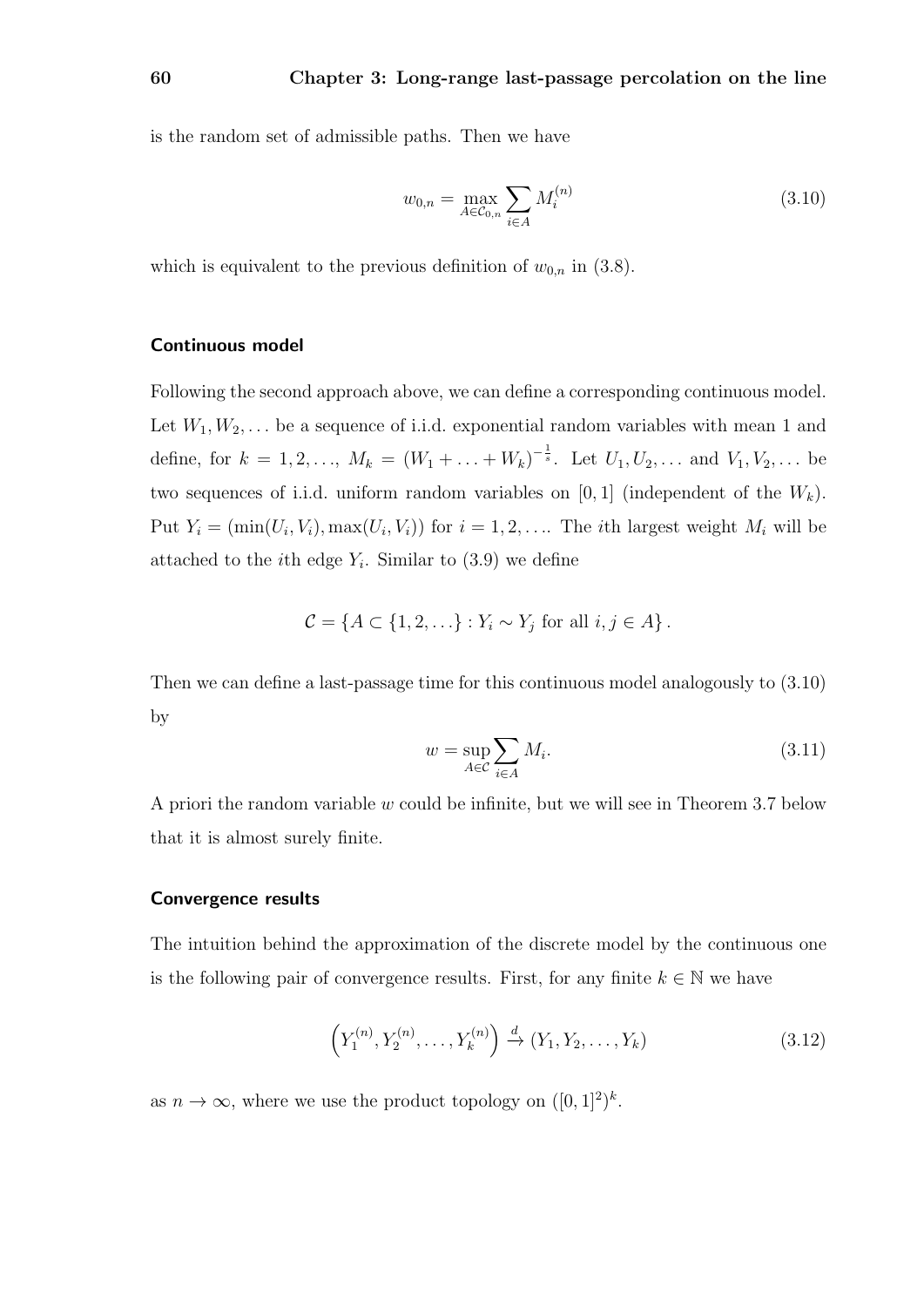is the random set of admissible paths. Then we have

$$w_{0,n} = \max_{A \in \mathcal{C}_{0,n}} \sum_{i \in A} M_i^{(n)} \tag{3.10}$$

which is equivalent to the previous definition of $w_{0,n}$ in (3.8).

#### Continuous model

Following the second approach above, we can define a corresponding continuous model. Let $W_1, W_2, \ldots$ be a sequence of i.i.d. exponential random variables with mean 1 and define, for $k = 1, 2, \ldots$, $M_k = (W_1 + \ldots + W_k)^{-\frac{1}{s}}$. Let $U_1, U_2, \ldots$ and $V_1, V_2, \ldots$ be two sequences of i.i.d. uniform random variables on $[0, 1]$ (independent of the $W_k$). Put $Y_i = (\min(U_i, V_i), \max(U_i, V_i))$ for $i = 1, 2, \ldots$. The $i$th largest weight $M_i$ will be attached to the $i$th edge $Y_i$. Similar to (3.9) we define

$$\mathcal{C} = \{A \subset \{1, 2, \ldots\} : Y_i \sim Y_j \text{ for all } i, j \in A\}.$$

Then we can define a last-passage time for this continuous model analogously to (3.10) by

$$w = \sup_{A \in \mathcal{C}} \sum_{i \in A} M_i. \tag{3.11}$$

A priori the random variable $w$ could be infinite, but we will see in Theorem 3.7 below that it is almost surely finite.

#### Convergence results

The intuition behind the approximation of the discrete model by the continuous one is the following pair of convergence results. First, for any finite $k \in \mathbb{N}$ we have

$$\left(Y_1^{(n)}, Y_2^{(n)}, \ldots, Y_k^{(n)}\right) \xrightarrow{d} (Y_1, Y_2, \ldots, Y_k) \tag{3.12}$$

as $n \to \infty$, where we use the product topology on $([0, 1]^2)^k$.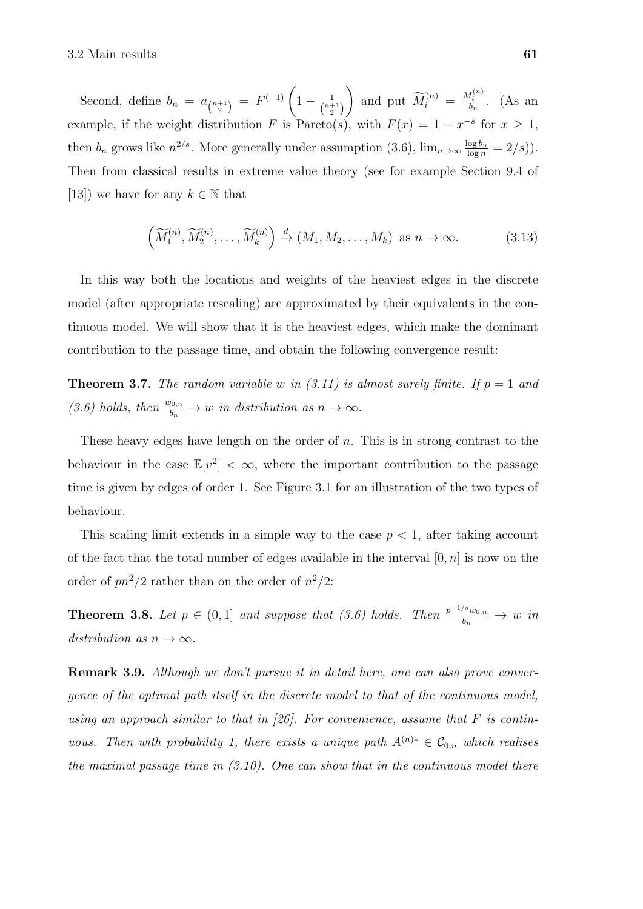Second, define $b_n = a_{\binom{n+1}{2}} = F^{(-1)}\left(1 - \frac{1}{\binom{n+1}{2}}\right)$ and put $\widetilde{M}_i^{(n)} = \frac{M_i^{(n)}}{b_n}$. (As an example, if the weight distribution $F$ is Pareto($s$), with $F(x) = 1 - x^{-s}$ for $x \geq 1$, then $b_n$ grows like $n^{2/s}$. More generally under assumption (3.6), $\lim_{n\to\infty} \frac{\log b_n}{\log n} = 2/s$)). Then from classical results in extreme value theory (see for example Section 9.4 of [13]) we have for any $k \in \mathbb{N}$ that

$$\left(\widetilde{M}_1^{(n)}, \widetilde{M}_2^{(n)}, \ldots, \widetilde{M}_k^{(n)}\right) \xrightarrow{d} (M_1, M_2, \ldots, M_k) \text{ as } n \to \infty. \tag{3.13}$$

In this way both the locations and weights of the heaviest edges in the discrete model (after appropriate rescaling) are approximated by their equivalents in the continuous model. We will show that it is the heaviest edges, which make the dominant contribution to the passage time, and obtain the following convergence result:

**Theorem 3.7.** *The random variable $w$ in (3.11) is almost surely finite. If $p = 1$ and (3.6) holds, then $\frac{w_{0,n}}{b_n} \to w$ in distribution as $n \to \infty$.*

These heavy edges have length on the order of $n$. This is in strong contrast to the behaviour in the case $\mathbb{E}[v^2] < \infty$, where the important contribution to the passage time is given by edges of order 1. See Figure 3.1 for an illustration of the two types of behaviour.

This scaling limit extends in a simple way to the case $p < 1$, after taking account of the fact that the total number of edges available in the interval $[0, n]$ is now on the order of $pn^2/2$ rather than on the order of $n^2/2$:

**Theorem 3.8.** *Let $p \in (0, 1]$ and suppose that (3.6) holds. Then $\frac{p^{-1/s} w_{0,n}}{b_n} \to w$ in distribution as $n \to \infty$.*

**Remark 3.9.** *Although we don't pursue it in detail here, one can also prove convergence of the optimal path itself in the discrete model to that of the continuous model, using an approach similar to that in [26]. For convenience, assume that $F$ is continuous. Then with probability 1, there exists a unique path $A^{(n)*} \in \mathcal{C}_{0,n}$ which realises the maximal passage time in (3.10). One can show that in the continuous model there*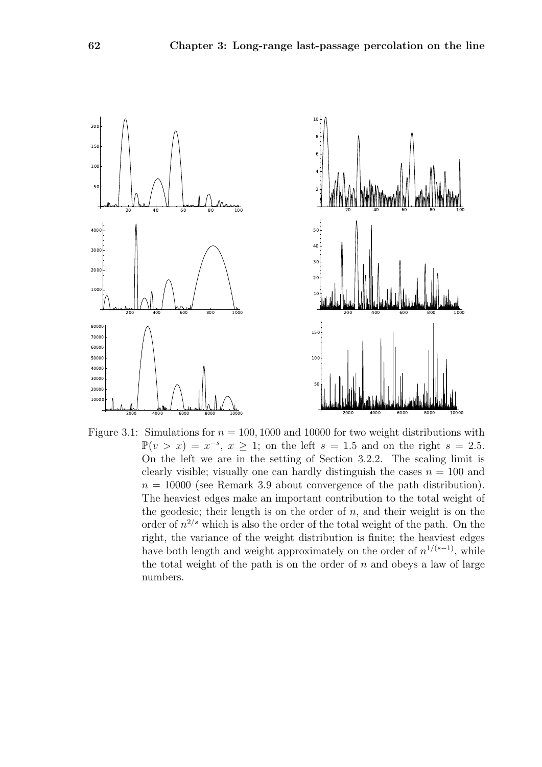Figure 3.1: Simulations for $n = 100, 1000$ and $10000$ for two weight distributions with $\mathbb{P}(v > x) = x^{-s}$, $x \geq 1$; on the left $s = 1.5$ and on the right $s = 2.5$. On the left we are in the setting of Section 3.2.2. The scaling limit is clearly visible; visually one can hardly distinguish the cases $n = 100$ and $n = 10000$ (see Remark 3.9 about convergence of the path distribution). The heaviest edges make an important contribution to the total weight of the geodesic; their length is on the order of $n$, and their weight is on the order of $n^{2/s}$ which is also the order of the total weight of the path. On the right, the variance of the weight distribution is finite; the heaviest edges have both length and weight approximately on the order of $n^{1/(s-1)}$, while the total weight of the path is on the order of $n$ and obeys a law of large numbers.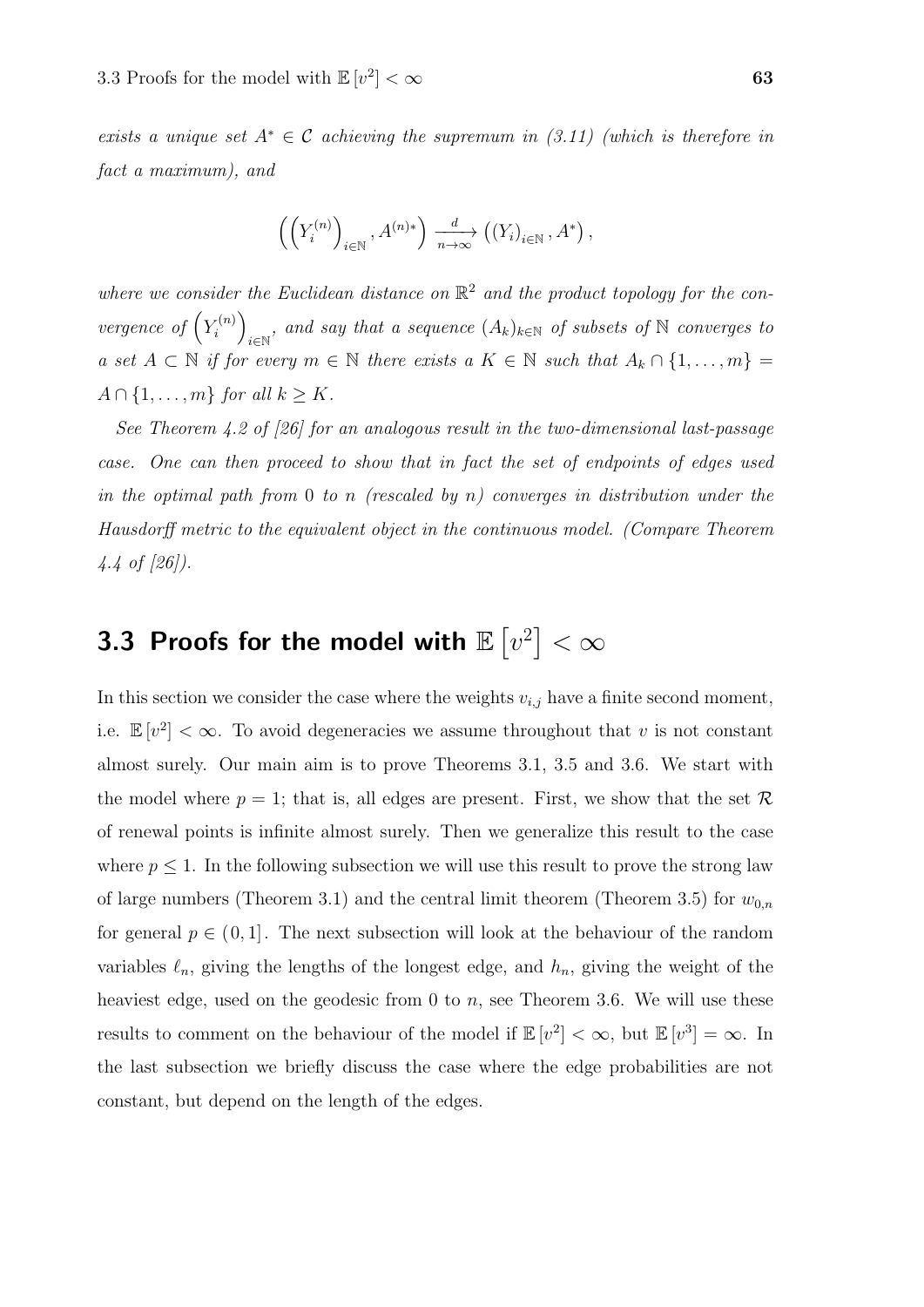*exists a unique set $A^* \in \mathcal{C}$ achieving the supremum in (3.11) (which is therefore in fact a maximum), and*

$$\left(\left(Y_i^{(n)}\right)_{i\in\mathbb{N}}, A^{(n)*}\right) \xrightarrow[n\to\infty]{d} \left((Y_i)_{i\in\mathbb{N}}, A^*\right),$$

*where we consider the Euclidean distance on $\mathbb{R}^2$ and the product topology for the convergence of $\left(Y_i^{(n)}\right)_{i\in\mathbb{N}}$, and say that a sequence $(A_k)_{k\in\mathbb{N}}$ of subsets of $\mathbb{N}$ converges to a set $A \subset \mathbb{N}$ if for every $m \in \mathbb{N}$ there exists a $K \in \mathbb{N}$ such that $A_k \cap \{1, \ldots, m\} = A \cap \{1, \ldots, m\}$ for all $k \geq K$.*

*See Theorem 4.2 of [26] for an analogous result in the two-dimensional last-passage case. One can then proceed to show that in fact the set of endpoints of edges used in the optimal path from 0 to $n$ (rescaled by $n$) converges in distribution under the Hausdorff metric to the equivalent object in the continuous model. (Compare Theorem 4.4 of [26]).*

## 3.3 Proofs for the model with $\mathbb{E}\left[v^2\right] < \infty$

In this section we consider the case where the weights $v_{i,j}$ have a finite second moment, i.e. $\mathbb{E}\left[v^2\right] < \infty$. To avoid degeneracies we assume throughout that $v$ is not constant almost surely. Our main aim is to prove Theorems 3.1, 3.5 and 3.6. We start with the model where $p = 1$; that is, all edges are present. First, we show that the set $\mathcal{R}$ of renewal points is infinite almost surely. Then we generalize this result to the case where $p \leq 1$. In the following subsection we will use this result to prove the strong law of large numbers (Theorem 3.1) and the central limit theorem (Theorem 3.5) for $w_{0,n}$ for general $p \in (0, 1]$. The next subsection will look at the behaviour of the random variables $\ell_n$, giving the lengths of the longest edge, and $h_n$, giving the weight of the heaviest edge, used on the geodesic from 0 to $n$, see Theorem 3.6. We will use these results to comment on the behaviour of the model if $\mathbb{E}\left[v^2\right] < \infty$, but $\mathbb{E}\left[v^3\right] = \infty$. In the last subsection we briefly discuss the case where the edge probabilities are not constant, but depend on the length of the edges.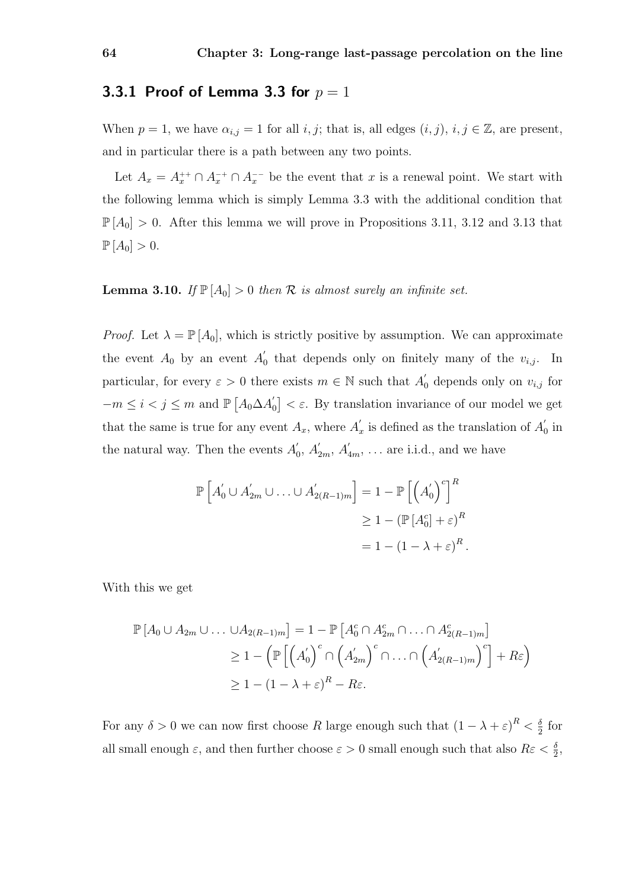### 3.3.1 Proof of Lemma 3.3 for $p = 1$

When $p = 1$, we have $\alpha_{i,j} = 1$ for all $i, j$; that is, all edges $(i, j)$, $i, j \in \mathbb{Z}$, are present, and in particular there is a path between any two points.

Let $A_x = A_x^{++} \cap A_x^{-+} \cap A_x^{--}$ be the event that $x$ is a renewal point. We start with the following lemma which is simply Lemma 3.3 with the additional condition that $\mathbb{P}[A_0] > 0$. After this lemma we will prove in Propositions 3.11, 3.12 and 3.13 that $\mathbb{P}[A_0] > 0$.

**Lemma 3.10.** *If $\mathbb{P}[A_0] > 0$ then $\mathcal{R}$ is almost surely an infinite set.*

*Proof.* Let $\lambda = \mathbb{P}[A_0]$, which is strictly positive by assumption. We can approximate the event $A_0$ by an event $A_0^{'}$ that depends only on finitely many of the $v_{i,j}$. In particular, for every $\varepsilon > 0$ there exists $m \in \mathbb{N}$ such that $A_0^{'}$ depends only on $v_{i,j}$ for $-m \leq i < j \leq m$ and $\mathbb{P}\left[A_0 \Delta A_0^{'}\right] < \varepsilon$. By translation invariance of our model we get that the same is true for any event $A_x$, where $A_x^{'}$ is defined as the translation of $A_0^{'}$ in the natural way. Then the events $A_0^{'}$, $A_{2m}^{'}$, $A_{4m}^{'}$, $\ldots$ are i.i.d., and we have

$$
\begin{aligned}
\mathbb{P}\left[A_0^{'} \cup A_{2m}^{'} \cup \ldots \cup A_{2(R-1)m}^{'}\right] &= 1 - \mathbb{P}\left[\left(A_0^{'}\right)^c\right]^R \\
&\geq 1 - \left(\mathbb{P}\left[A_0^c\right] + \varepsilon\right)^R \\
&= 1 - (1 - \lambda + \varepsilon)^R .
\end{aligned}
$$

With this we get

$$
\begin{aligned}
\mathbb{P}\left[A_0 \cup A_{2m} \cup \ldots \cup A_{2(R-1)m}\right] &= 1 - \mathbb{P}\left[A_0^c \cap A_{2m}^c \cap \ldots \cap A_{2(R-1)m}^c\right] \\
&\geq 1 - \left(\mathbb{P}\left[\left(A_0^{'}\right)^c \cap \left(A_{2m}^{'}\right)^c \cap \ldots \cap \left(A_{2(R-1)m}^{'}\right)^c\right] + R\varepsilon\right) \\
&\geq 1 - (1 - \lambda + \varepsilon)^R - R\varepsilon.
\end{aligned}
$$

For any $\delta > 0$ we can now first choose $R$ large enough such that $(1 - \lambda + \varepsilon)^R < \frac{\delta}{2}$ for all small enough $\varepsilon$, and then further choose $\varepsilon > 0$ small enough such that also $R\varepsilon < \frac{\delta}{2}$,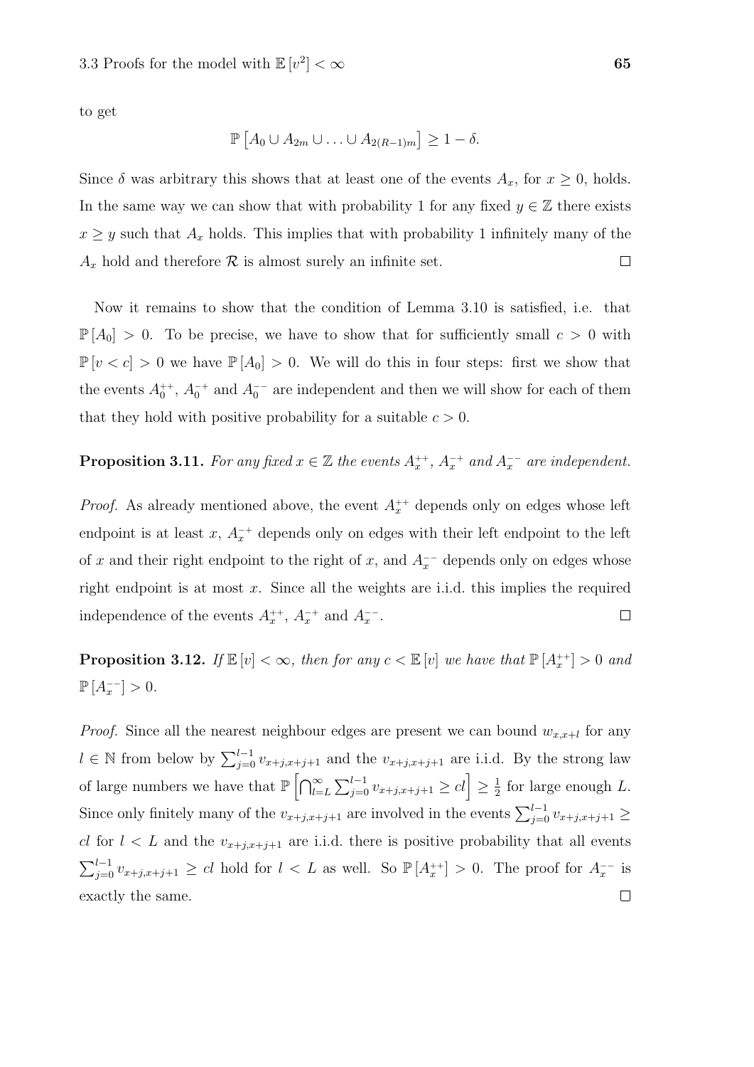to get

$$\mathbb{P}\left[A_0 \cup A_{2m} \cup \ldots \cup A_{2(R-1)m}\right] \geq 1 - \delta.$$

Since $\delta$ was arbitrary this shows that at least one of the events $A_x$, for $x \geq 0$, holds. In the same way we can show that with probability 1 for any fixed $y \in \mathbb{Z}$ there exists $x \geq y$ such that $A_x$ holds. This implies that with probability 1 infinitely many of the $A_x$ hold and therefore $\mathcal{R}$ is almost surely an infinite set. $\square$

Now it remains to show that the condition of Lemma 3.10 is satisfied, i.e. that $\mathbb{P}[A_0] > 0$. To be precise, we have to show that for sufficiently small $c > 0$ with $\mathbb{P}[v < c] > 0$ we have $\mathbb{P}[A_0] > 0$. We will do this in four steps: first we show that the events $A_0^{++}$, $A_0^{-+}$ and $A_0^{--}$ are independent and then we will show for each of them that they hold with positive probability for a suitable $c > 0$.

**Proposition 3.11.** *For any fixed $x \in \mathbb{Z}$ the events $A_x^{++}$, $A_x^{-+}$ and $A_x^{--}$ are independent.*

*Proof.* As already mentioned above, the event $A_x^{++}$ depends only on edges whose left endpoint is at least $x$, $A_x^{-+}$ depends only on edges with their left endpoint to the left of $x$ and their right endpoint to the right of $x$, and $A_x^{--}$ depends only on edges whose right endpoint is at most $x$. Since all the weights are i.i.d. this implies the required independence of the events $A_x^{++}$, $A_x^{-+}$ and $A_x^{--}$. $\square$

**Proposition 3.12.** *If $\mathbb{E}[v] < \infty$, then for any $c < \mathbb{E}[v]$ we have that $\mathbb{P}[A_x^{++}] > 0$ and $\mathbb{P}[A_x^{--}] > 0$.*

*Proof.* Since all the nearest neighbour edges are present we can bound $w_{x,x+l}$ for any $l \in \mathbb{N}$ from below by $\sum_{j=0}^{l-1} v_{x+j,x+j+1}$ and the $v_{x+j,x+j+1}$ are i.i.d. By the strong law of large numbers we have that $\mathbb{P}\left[\bigcap_{l=L}^{\infty} \sum_{j=0}^{l-1} v_{x+j,x+j+1} \geq cl\right] \geq \frac{1}{2}$ for large enough $L$. Since only finitely many of the $v_{x+j,x+j+1}$ are involved in the events $\sum_{j=0}^{l-1} v_{x+j,x+j+1} \geq cl$ for $l < L$ and the $v_{x+j,x+j+1}$ are i.i.d. there is positive probability that all events $\sum_{j=0}^{l-1} v_{x+j,x+j+1} \geq cl$ hold for $l < L$ as well. So $\mathbb{P}[A_x^{++}] > 0$. The proof for $A_x^{--}$ is exactly the same. $\square$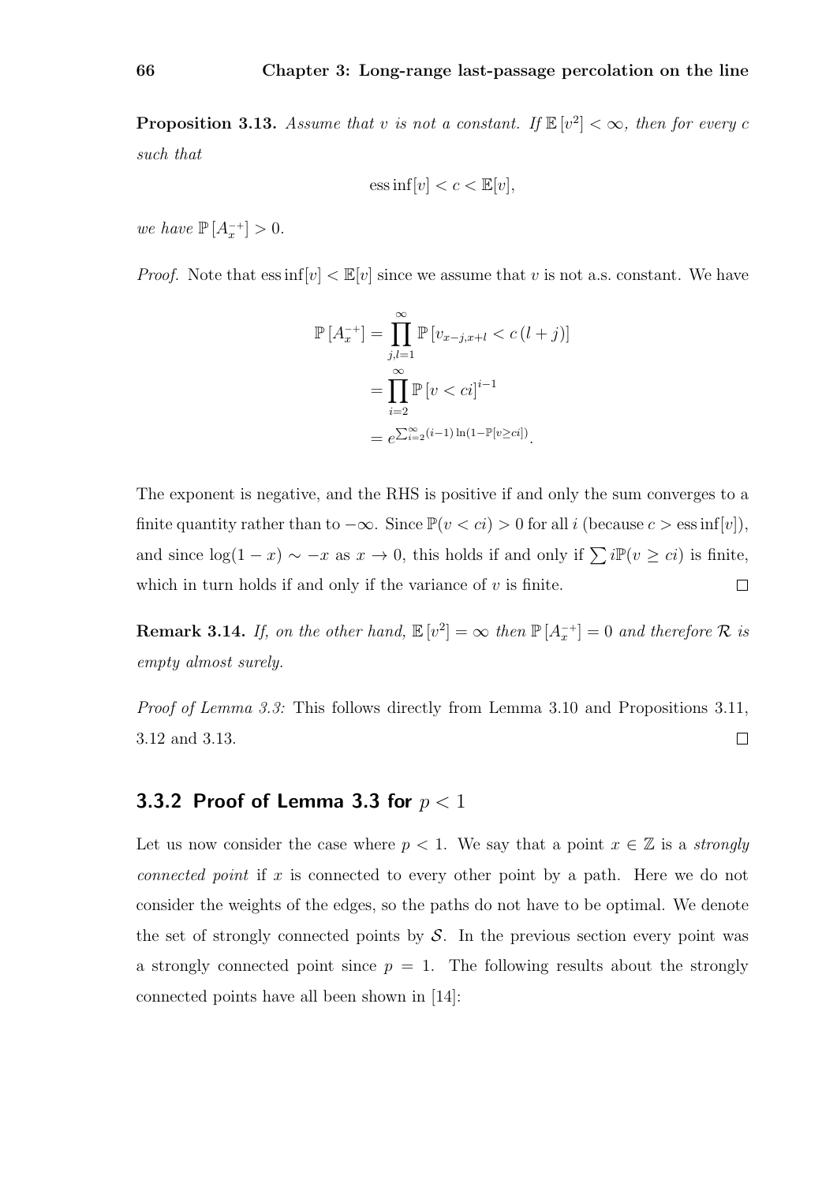**Proposition 3.13.** *Assume that $v$ is not a constant. If $\mathbb{E}[v^2] < \infty$, then for every $c$ such that*

$$\operatorname{ess\,inf}[v] < c < \mathbb{E}[v],$$

*we have $\mathbb{P}[A_x^{-+}] > 0$.*

*Proof.* Note that $\operatorname{ess\,inf}[v] < \mathbb{E}[v]$ since we assume that $v$ is not a.s. constant. We have

$$\begin{aligned}
\mathbb{P}[A_x^{-+}] &= \prod_{j,l=1}^{\infty} \mathbb{P}[v_{x-j,x+l} < c\,(l+j)] \\
&= \prod_{i=2}^{\infty} \mathbb{P}[v < ci]^{i-1} \\
&= e^{\sum_{i=2}^{\infty}(i-1)\ln(1-\mathbb{P}[v \geq ci])}.
\end{aligned}$$

The exponent is negative, and the RHS is positive if and only the sum converges to a finite quantity rather than to $-\infty$. Since $\mathbb{P}(v < ci) > 0$ for all $i$ (because $c > \operatorname{ess\,inf}[v]$), and since $\log(1-x) \sim -x$ as $x \to 0$, this holds if and only if $\sum i\mathbb{P}(v \geq ci)$ is finite, which in turn holds if and only if the variance of $v$ is finite. $\square$

**Remark 3.14.** *If, on the other hand, $\mathbb{E}[v^2] = \infty$ then $\mathbb{P}[A_x^{-+}] = 0$ and therefore $\mathcal{R}$ is empty almost surely.*

*Proof of Lemma 3.3:* This follows directly from Lemma 3.10 and Propositions 3.11, 3.12 and 3.13. $\square$

### 3.3.2 Proof of Lemma 3.3 for $p < 1$

Let us now consider the case where $p < 1$. We say that a point $x \in \mathbb{Z}$ is a *strongly connected point* if $x$ is connected to every other point by a path. Here we do not consider the weights of the edges, so the paths do not have to be optimal. We denote the set of strongly connected points by $\mathcal{S}$. In the previous section every point was a strongly connected point since $p = 1$. The following results about the strongly connected points have all been shown in [14]: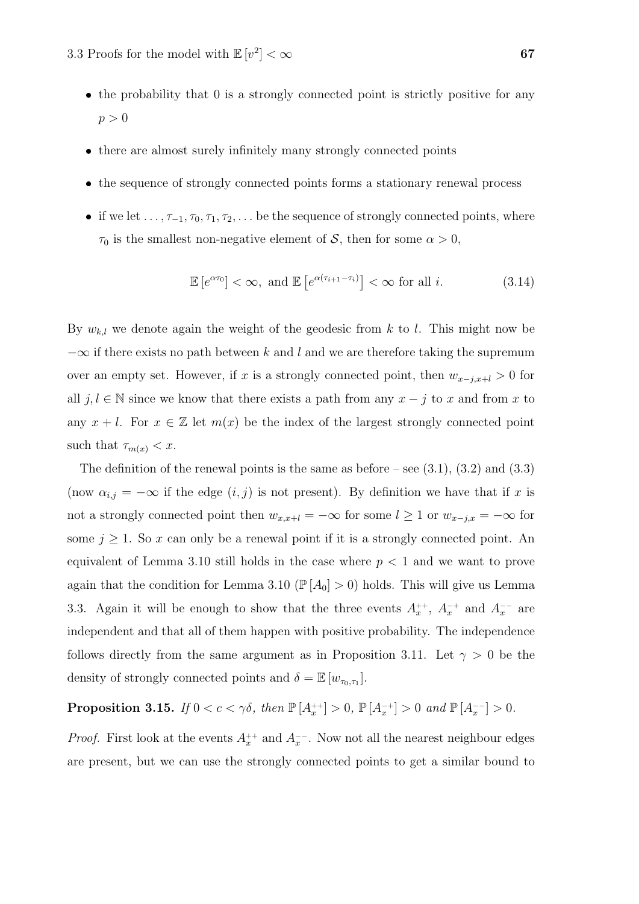- the probability that 0 is a strongly connected point is strictly positive for any $p > 0$

- there are almost surely infinitely many strongly connected points

- the sequence of strongly connected points forms a stationary renewal process

- if we let $\ldots, \tau_{-1}, \tau_0, \tau_1, \tau_2, \ldots$ be the sequence of strongly connected points, where $\tau_0$ is the smallest non-negative element of $\mathcal{S}$, then for some $\alpha > 0$,

$$\mathbb{E}\left[e^{\alpha\tau_0}\right] < \infty, \text{ and } \mathbb{E}\left[e^{\alpha(\tau_{i+1}-\tau_i)}\right] < \infty \text{ for all } i. \tag{3.14}$$

By $w_{k,l}$ we denote again the weight of the geodesic from $k$ to $l$. This might now be $-\infty$ if there exists no path between $k$ and $l$ and we are therefore taking the supremum over an empty set. However, if $x$ is a strongly connected point, then $w_{x-j,x+l} > 0$ for all $j, l \in \mathbb{N}$ since we know that there exists a path from any $x - j$ to $x$ and from $x$ to any $x + l$. For $x \in \mathbb{Z}$ let $m(x)$ be the index of the largest strongly connected point such that $\tau_{m(x)} < x$.

The definition of the renewal points is the same as before – see (3.1), (3.2) and (3.3) (now $\alpha_{i,j} = -\infty$ if the edge $(i, j)$ is not present). By definition we have that if $x$ is not a strongly connected point then $w_{x,x+l} = -\infty$ for some $l \geq 1$ or $w_{x-j,x} = -\infty$ for some $j \geq 1$. So $x$ can only be a renewal point if it is a strongly connected point. An equivalent of Lemma 3.10 still holds in the case where $p < 1$ and we want to prove again that the condition for Lemma 3.10 ($\mathbb{P}[A_0] > 0$) holds. This will give us Lemma 3.3. Again it will be enough to show that the three events $A_x^{++}$, $A_x^{-+}$ and $A_x^{--}$ are independent and that all of them happen with positive probability. The independence follows directly from the same argument as in Proposition 3.11. Let $\gamma > 0$ be the density of strongly connected points and $\delta = \mathbb{E}[w_{\tau_0,\tau_1}]$.

**Proposition 3.15.** *If $0 < c < \gamma\delta$, then $\mathbb{P}[A_x^{++}] > 0$, $\mathbb{P}[A_x^{-+}] > 0$ and $\mathbb{P}[A_x^{--}] > 0$.*

*Proof.* First look at the events $A_x^{++}$ and $A_x^{--}$. Now not all the nearest neighbour edges are present, but we can use the strongly connected points to get a similar bound to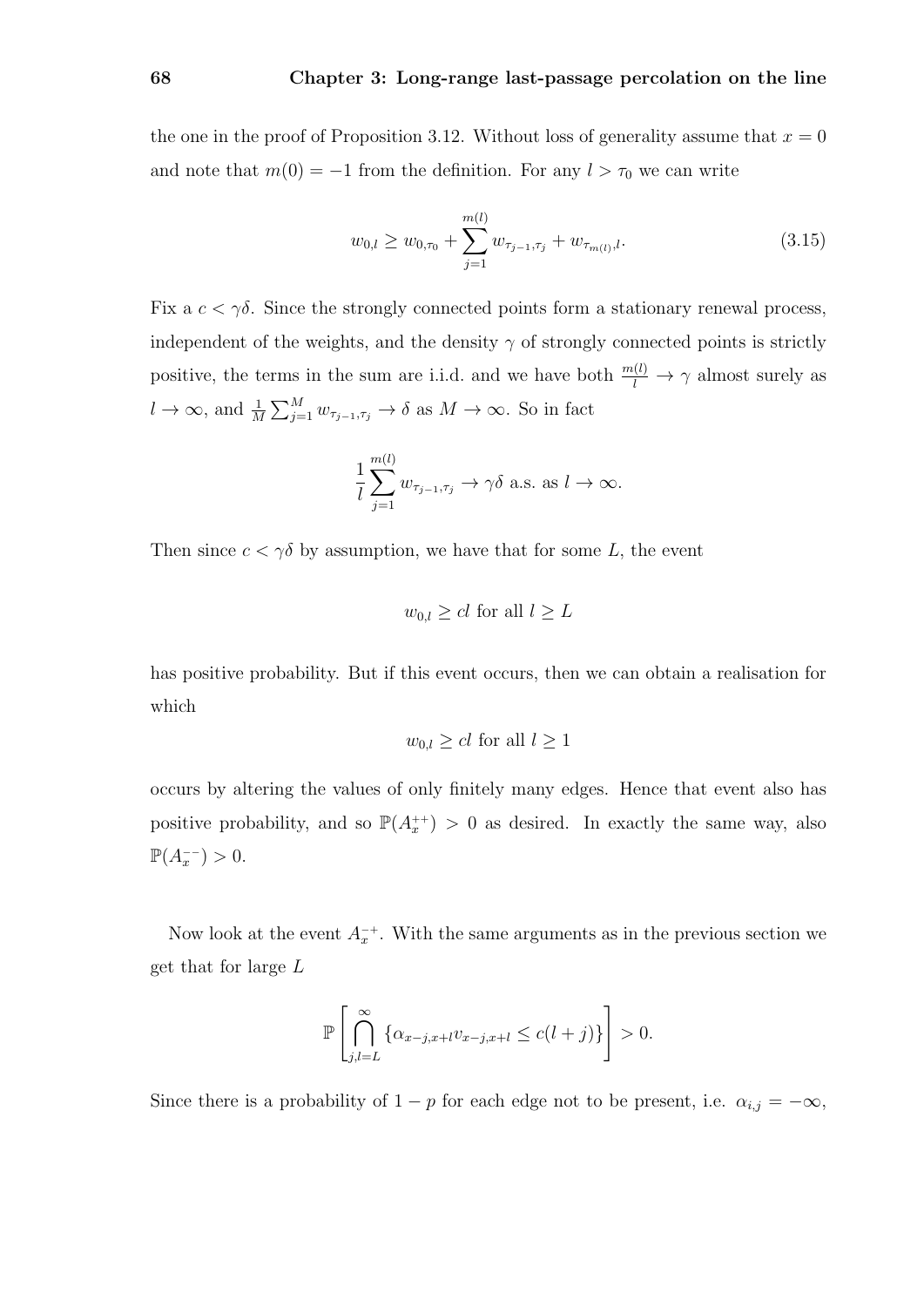the one in the proof of Proposition 3.12. Without loss of generality assume that $x = 0$ and note that $m(0) = -1$ from the definition. For any $l > \tau_0$ we can write

$$w_{0,l} \geq w_{0,\tau_0} + \sum_{j=1}^{m(l)} w_{\tau_{j-1},\tau_j} + w_{\tau_{m(l)},l}. \tag{3.15}$$

Fix a $c < \gamma\delta$. Since the strongly connected points form a stationary renewal process, independent of the weights, and the density $\gamma$ of strongly connected points is strictly positive, the terms in the sum are i.i.d. and we have both $\frac{m(l)}{l} \to \gamma$ almost surely as $l \to \infty$, and $\frac{1}{M}\sum_{j=1}^{M} w_{\tau_{j-1},\tau_j} \to \delta$ as $M \to \infty$. So in fact

$$\frac{1}{l}\sum_{j=1}^{m(l)} w_{\tau_{j-1},\tau_j} \to \gamma\delta \text{ a.s. as } l \to \infty.$$

Then since $c < \gamma\delta$ by assumption, we have that for some $L$, the event

$$w_{0,l} \geq cl \text{ for all } l \geq L$$

has positive probability. But if this event occurs, then we can obtain a realisation for which

$$w_{0,l} \geq cl \text{ for all } l \geq 1$$

occurs by altering the values of only finitely many edges. Hence that event also has positive probability, and so $\mathbb{P}(A_x^{++}) > 0$ as desired. In exactly the same way, also $\mathbb{P}(A_x^{--}) > 0$.

Now look at the event $A_x^{-+}$. With the same arguments as in the previous section we get that for large $L$

$$\mathbb{P}\left[\bigcap_{j,l=L}^{\infty} \{\alpha_{x-j,x+l} v_{x-j,x+l} \leq c(l+j)\}\right] > 0.$$

Since there is a probability of $1-p$ for each edge not to be present, i.e. $\alpha_{i,j} = -\infty$,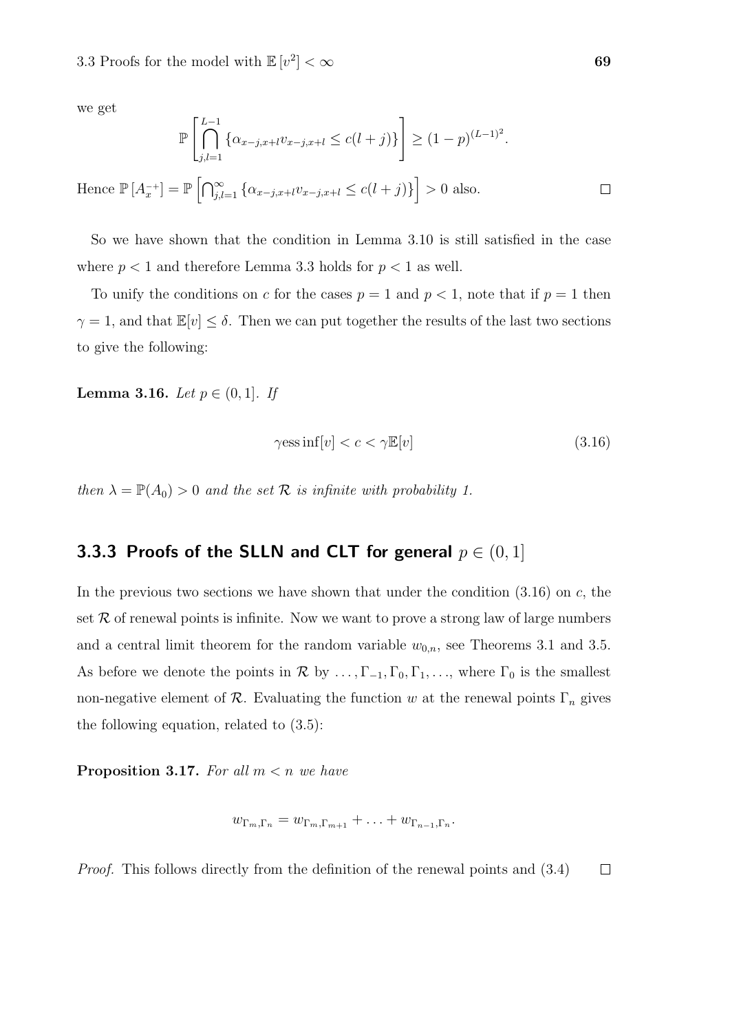we get

$$\mathbb{P}\left[\bigcap_{j,l=1}^{L-1}\{\alpha_{x-j,x+l}v_{x-j,x+l} \le c(l+j)\}\right] \ge (1-p)^{(L-1)^2}.$$

Hence $\mathbb{P}[A_x^{-+}] = \mathbb{P}\left[\bigcap_{j,l=1}^{\infty}\{\alpha_{x-j,x+l}v_{x-j,x+l} \le c(l+j)\}\right] > 0$ also. $\square$

So we have shown that the condition in Lemma 3.10 is still satisfied in the case where $p < 1$ and therefore Lemma 3.3 holds for $p < 1$ as well.

To unify the conditions on $c$ for the cases $p = 1$ and $p < 1$, note that if $p = 1$ then $\gamma = 1$, and that $\mathbb{E}[v] \le \delta$. Then we can put together the results of the last two sections to give the following:

**Lemma 3.16.** *Let $p \in (0, 1]$. If*

$$\gamma \operatorname{ess\,inf}[v] < c < \gamma \mathbb{E}[v] \tag{3.16}$$

*then $\lambda = \mathbb{P}(A_0) > 0$ and the set $\mathcal{R}$ is infinite with probability 1.*

### 3.3.3 Proofs of the SLLN and CLT for general $p \in (0, 1]$

In the previous two sections we have shown that under the condition (3.16) on $c$, the set $\mathcal{R}$ of renewal points is infinite. Now we want to prove a strong law of large numbers and a central limit theorem for the random variable $w_{0,n}$, see Theorems 3.1 and 3.5. As before we denote the points in $\mathcal{R}$ by $\ldots, \Gamma_{-1}, \Gamma_0, \Gamma_1, \ldots$, where $\Gamma_0$ is the smallest non-negative element of $\mathcal{R}$. Evaluating the function $w$ at the renewal points $\Gamma_n$ gives the following equation, related to (3.5):

**Proposition 3.17.** *For all $m < n$ we have*

$$w_{\Gamma_m,\Gamma_n} = w_{\Gamma_m,\Gamma_{m+1}} + \ldots + w_{\Gamma_{n-1},\Gamma_n}.$$

*Proof.* This follows directly from the definition of the renewal points and (3.4) $\square$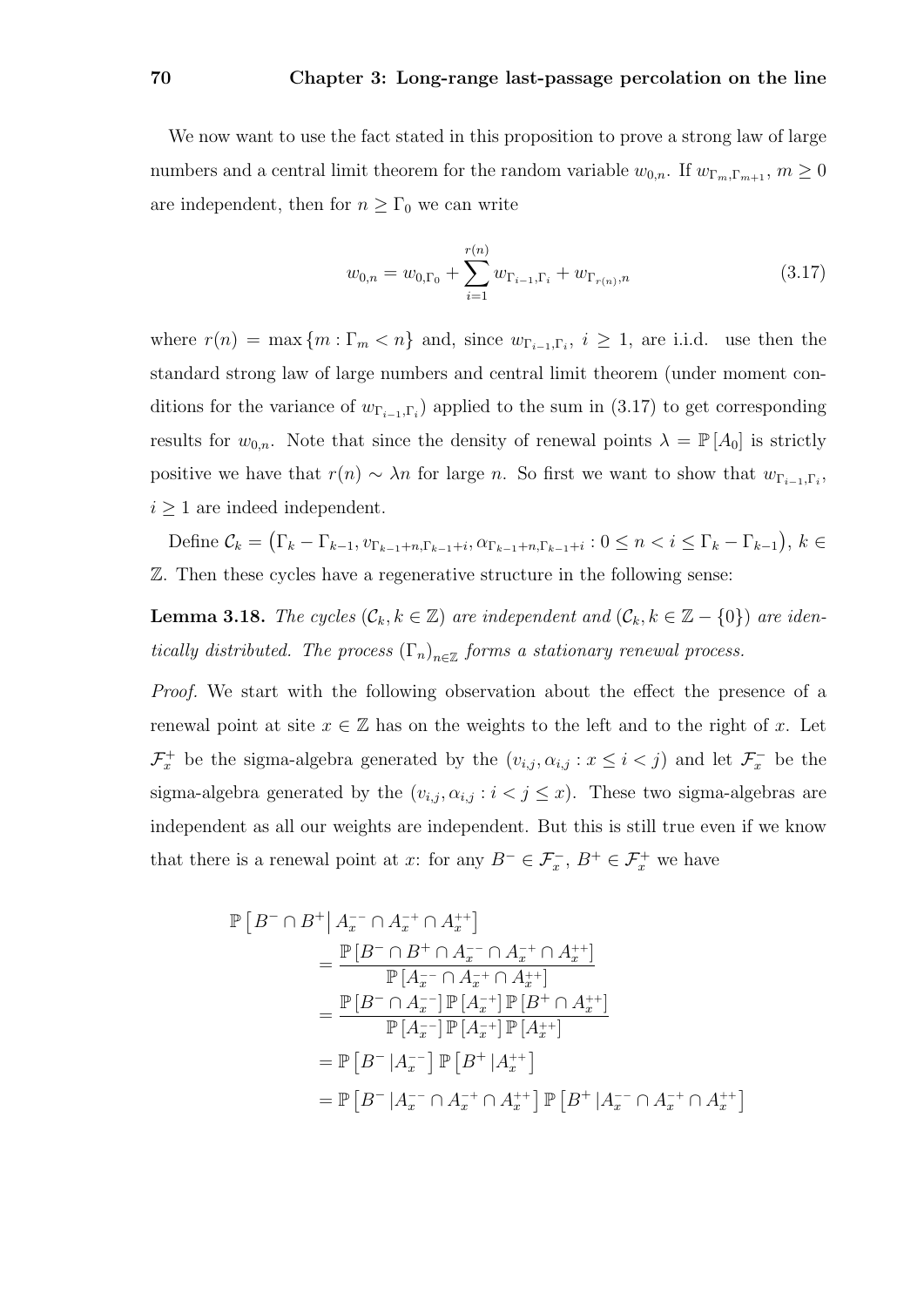We now want to use the fact stated in this proposition to prove a strong law of large numbers and a central limit theorem for the random variable $w_{0,n}$. If $w_{\Gamma_m,\Gamma_{m+1}}$, $m \geq 0$ are independent, then for $n \geq \Gamma_0$ we can write

$$w_{0,n} = w_{0,\Gamma_0} + \sum_{i=1}^{r(n)} w_{\Gamma_{i-1},\Gamma_i} + w_{\Gamma_{r(n)},n} \tag{3.17}$$

where $r(n) = \max\{m : \Gamma_m < n\}$ and, since $w_{\Gamma_{i-1},\Gamma_i}$, $i \geq 1$, are i.i.d. use then the standard strong law of large numbers and central limit theorem (under moment conditions for the variance of $w_{\Gamma_{i-1},\Gamma_i}$) applied to the sum in (3.17) to get corresponding results for $w_{0,n}$. Note that since the density of renewal points $\lambda = \mathbb{P}[A_0]$ is strictly positive we have that $r(n) \sim \lambda n$ for large $n$. So first we want to show that $w_{\Gamma_{i-1},\Gamma_i}$, $i \geq 1$ are indeed independent.

Define $\mathcal{C}_k = \left(\Gamma_k - \Gamma_{k-1}, v_{\Gamma_{k-1}+n,\Gamma_{k-1}+i}, \alpha_{\Gamma_{k-1}+n,\Gamma_{k-1}+i} : 0 \leq n < i \leq \Gamma_k - \Gamma_{k-1}\right)$, $k \in \mathbb{Z}$. Then these cycles have a regenerative structure in the following sense:

**Lemma 3.18.** *The cycles $(\mathcal{C}_k, k \in \mathbb{Z})$ are independent and $(\mathcal{C}_k, k \in \mathbb{Z} - \{0\})$ are identically distributed. The process $(\Gamma_n)_{n\in\mathbb{Z}}$ forms a stationary renewal process.*

*Proof.* We start with the following observation about the effect the presence of a renewal point at site $x \in \mathbb{Z}$ has on the weights to the left and to the right of $x$. Let $\mathcal{F}_x^+$ be the sigma-algebra generated by the $(v_{i,j}, \alpha_{i,j} : x \leq i < j)$ and let $\mathcal{F}_x^-$ be the sigma-algebra generated by the $(v_{i,j}, \alpha_{i,j} : i < j \leq x)$. These two sigma-algebras are independent as all our weights are independent. But this is still true even if we know that there is a renewal point at $x$: for any $B^- \in \mathcal{F}_x^-$, $B^+ \in \mathcal{F}_x^+$ we have

$$\begin{aligned}
\mathbb{P}\left[B^- \cap B^+ \middle| A_x^{--} \cap A_x^{-+} \cap A_x^{++}\right] &= \frac{\mathbb{P}\left[B^- \cap B^+ \cap A_x^{--} \cap A_x^{-+} \cap A_x^{++}\right]}{\mathbb{P}\left[A_x^{--} \cap A_x^{-+} \cap A_x^{++}\right]} \\
&= \frac{\mathbb{P}\left[B^- \cap A_x^{--}\right] \mathbb{P}\left[A_x^{-+}\right] \mathbb{P}\left[B^+ \cap A_x^{++}\right]}{\mathbb{P}\left[A_x^{--}\right] \mathbb{P}\left[A_x^{-+}\right] \mathbb{P}\left[A_x^{++}\right]} \\
&= \mathbb{P}\left[B^- \middle| A_x^{--}\right] \mathbb{P}\left[B^+ \middle| A_x^{++}\right] \\
&= \mathbb{P}\left[B^- \middle| A_x^{--} \cap A_x^{-+} \cap A_x^{++}\right] \mathbb{P}\left[B^+ \middle| A_x^{--} \cap A_x^{-+} \cap A_x^{++}\right]
\end{aligned}$$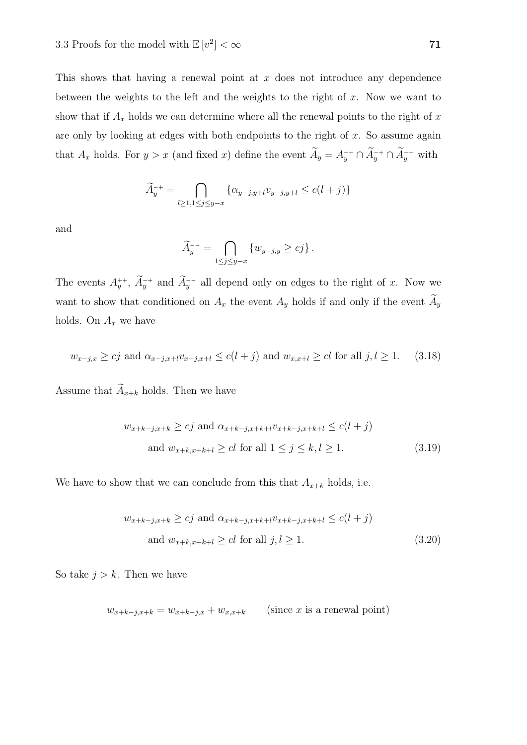This shows that having a renewal point at $x$ does not introduce any dependence between the weights to the left and the weights to the right of $x$. Now we want to show that if $A_x$ holds we can determine where all the renewal points to the right of $x$ are only by looking at edges with both endpoints to the right of $x$. So assume again that $A_x$ holds. For $y > x$ (and fixed $x$) define the event $\widetilde{A}_y = A_y^{++} \cap \widetilde{A}_y^{-+} \cap \widetilde{A}_y^{--}$ with

$$\widetilde{A}_y^{-+} = \bigcap_{l \geq 1, 1 \leq j \leq y-x} \{\alpha_{y-j,y+l} v_{y-j,y+l} \leq c(l+j)\}$$

and

$$\widetilde{A}_y^{--} = \bigcap_{1 \leq j \leq y-x} \{w_{y-j,y} \geq cj\}.$$

The events $A_y^{++}$, $\widetilde{A}_y^{-+}$ and $\widetilde{A}_y^{--}$ all depend only on edges to the right of $x$. Now we want to show that conditioned on $A_x$ the event $A_y$ holds if and only if the event $\widetilde{A}_y$ holds. On $A_x$ we have

$$w_{x-j,x} \geq cj \text{ and } \alpha_{x-j,x+l} v_{x-j,x+l} \leq c(l+j) \text{ and } w_{x,x+l} \geq cl \text{ for all } j, l \geq 1. \tag{3.18}$$

Assume that $\widetilde{A}_{x+k}$ holds. Then we have

$$\begin{aligned} &w_{x+k-j,x+k} \geq cj \text{ and } \alpha_{x+k-j,x+k+l} v_{x+k-j,x+k+l} \leq c(l+j) \\ &\quad \text{and } w_{x+k,x+k+l} \geq cl \text{ for all } 1 \leq j \leq k, l \geq 1. \end{aligned} \tag{3.19}$$

We have to show that we can conclude from this that $A_{x+k}$ holds, i.e.

$$\begin{aligned} &w_{x+k-j,x+k} \geq cj \text{ and } \alpha_{x+k-j,x+k+l} v_{x+k-j,x+k+l} \leq c(l+j) \\ &\quad \text{and } w_{x+k,x+k+l} \geq cl \text{ for all } j, l \geq 1. \end{aligned} \tag{3.20}$$

So take $j > k$. Then we have

$$w_{x+k-j,x+k} = w_{x+k-j,x} + w_{x,x+k} \qquad \text{(since } x \text{ is a renewal point)}$$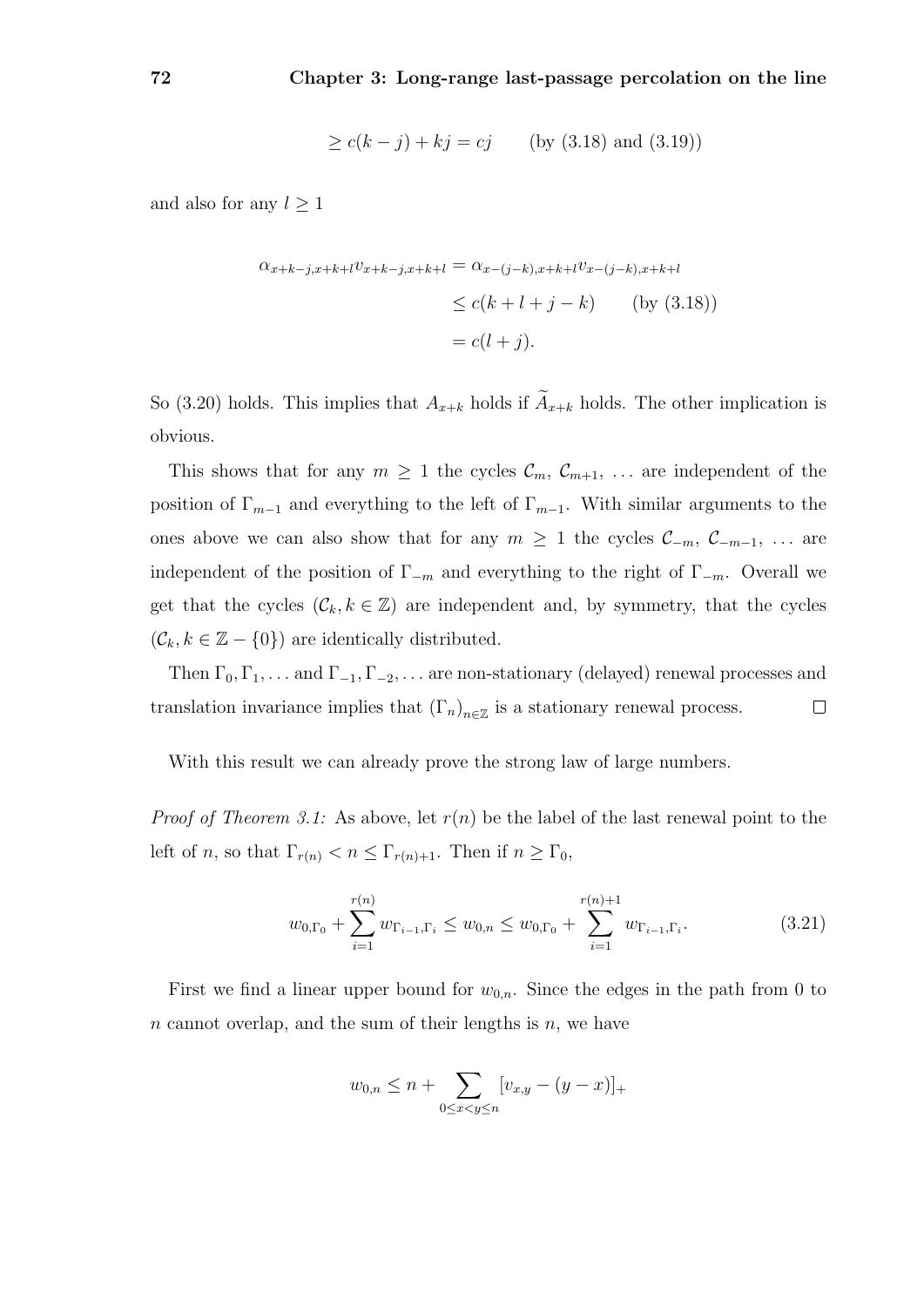$$\geq c(k-j) + kj = cj \qquad \text{(by (3.18) and (3.19))}$$

and also for any $l \geq 1$

$$\begin{aligned}
\alpha_{x+k-j,x+k+l} v_{x+k-j,x+k+l} &= \alpha_{x-(j-k),x+k+l} v_{x-(j-k),x+k+l} \\
&\leq c(k+l+j-k) \qquad \text{(by (3.18))} \\
&= c(l+j).
\end{aligned}$$

So (3.20) holds. This implies that $A_{x+k}$ holds if $\widetilde{A}_{x+k}$ holds. The other implication is obvious.

This shows that for any $m \geq 1$ the cycles $\mathcal{C}_m$, $\mathcal{C}_{m+1}$, $\ldots$ are independent of the position of $\Gamma_{m-1}$ and everything to the left of $\Gamma_{m-1}$. With similar arguments to the ones above we can also show that for any $m \geq 1$ the cycles $\mathcal{C}_{-m}$, $\mathcal{C}_{-m-1}$, $\ldots$ are independent of the position of $\Gamma_{-m}$ and everything to the right of $\Gamma_{-m}$. Overall we get that the cycles $(\mathcal{C}_k, k \in \mathbb{Z})$ are independent and, by symmetry, that the cycles $(\mathcal{C}_k, k \in \mathbb{Z} - \{0\})$ are identically distributed.

Then $\Gamma_0, \Gamma_1, \ldots$ and $\Gamma_{-1}, \Gamma_{-2}, \ldots$ are non-stationary (delayed) renewal processes and translation invariance implies that $(\Gamma_n)_{n \in \mathbb{Z}}$ is a stationary renewal process. $\square$

With this result we can already prove the strong law of large numbers.

*Proof of Theorem 3.1:* As above, let $r(n)$ be the label of the last renewal point to the left of $n$, so that $\Gamma_{r(n)} < n \leq \Gamma_{r(n)+1}$. Then if $n \geq \Gamma_0$,

$$w_{0,\Gamma_0} + \sum_{i=1}^{r(n)} w_{\Gamma_{i-1},\Gamma_i} \leq w_{0,n} \leq w_{0,\Gamma_0} + \sum_{i=1}^{r(n)+1} w_{\Gamma_{i-1},\Gamma_i}. \tag{3.21}$$

First we find a linear upper bound for $w_{0,n}$. Since the edges in the path from 0 to $n$ cannot overlap, and the sum of their lengths is $n$, we have

$$w_{0,n} \leq n + \sum_{0 \leq x < y \leq n} [v_{x,y} - (y-x)]_+$$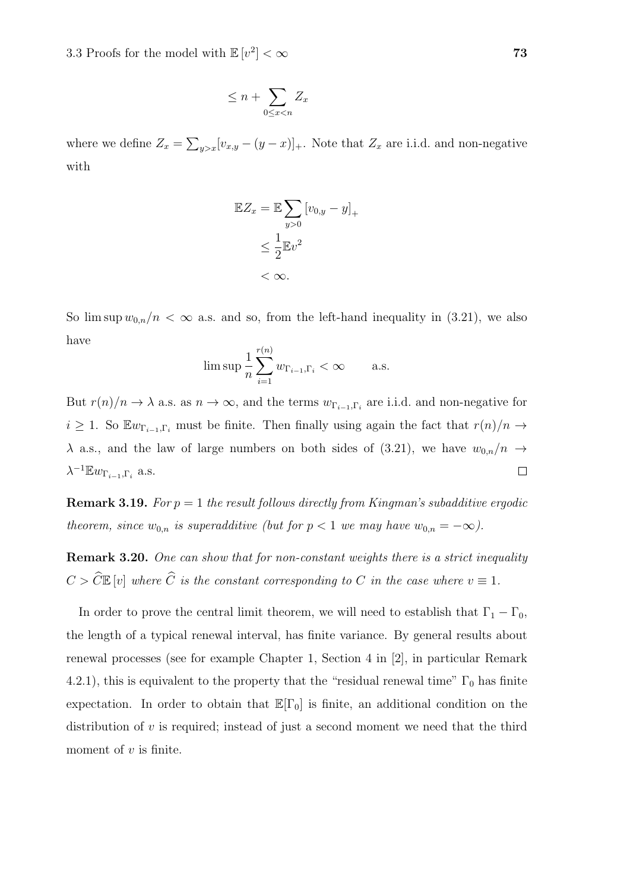$$\leq n + \sum_{0 \leq x < n} Z_x$$

where we define $Z_x = \sum_{y>x} [v_{x,y} - (y-x)]_+$. Note that $Z_x$ are i.i.d. and non-negative with

$$\begin{aligned}
\mathbb{E}Z_x &= \mathbb{E} \sum_{y>0} [v_{0,y} - y]_+ \\
&\leq \frac{1}{2}\mathbb{E}v^2 \\
&< \infty.
\end{aligned}$$

So $\limsup w_{0,n}/n < \infty$ a.s. and so, from the left-hand inequality in (3.21), we also have

$$\limsup \frac{1}{n} \sum_{i=1}^{r(n)} w_{\Gamma_{i-1},\Gamma_i} < \infty \qquad \text{a.s.}$$

But $r(n)/n \to \lambda$ a.s. as $n \to \infty$, and the terms $w_{\Gamma_{i-1},\Gamma_i}$ are i.i.d. and non-negative for $i \geq 1$. So $\mathbb{E}w_{\Gamma_{i-1},\Gamma_i}$ must be finite. Then finally using again the fact that $r(n)/n \to \lambda$ a.s., and the law of large numbers on both sides of (3.21), we have $w_{0,n}/n \to \lambda^{-1}\mathbb{E}w_{\Gamma_{i-1},\Gamma_i}$ a.s. □

**Remark 3.19.** *For $p = 1$ the result follows directly from Kingman's subadditive ergodic theorem, since $w_{0,n}$ is superadditive (but for $p < 1$ we may have $w_{0,n} = -\infty$).*

**Remark 3.20.** *One can show that for non-constant weights there is a strict inequality $C > \widehat{C}\mathbb{E}[v]$ where $\widehat{C}$ is the constant corresponding to $C$ in the case where $v \equiv 1$.*

In order to prove the central limit theorem, we will need to establish that $\Gamma_1 - \Gamma_0$, the length of a typical renewal interval, has finite variance. By general results about renewal processes (see for example Chapter 1, Section 4 in [2], in particular Remark 4.2.1), this is equivalent to the property that the "residual renewal time" $\Gamma_0$ has finite expectation. In order to obtain that $\mathbb{E}[\Gamma_0]$ is finite, an additional condition on the distribution of $v$ is required; instead of just a second moment we need that the third moment of $v$ is finite.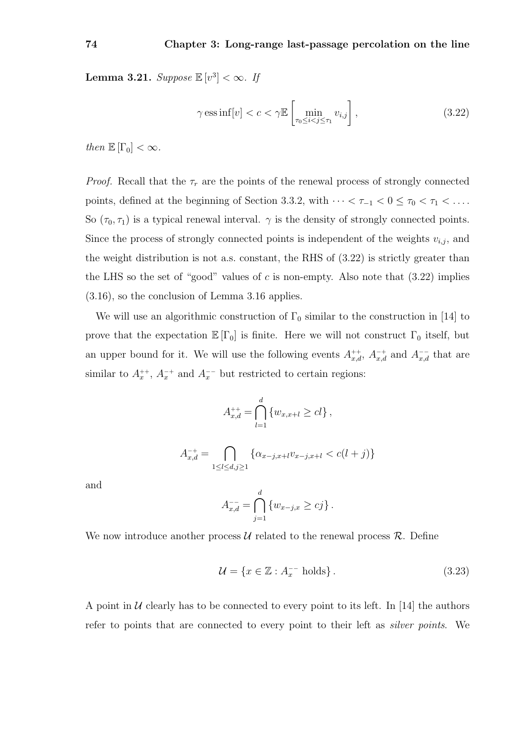**Lemma 3.21.** *Suppose $\mathbb{E}[v^3] < \infty$. If*

$$\gamma \operatorname{ess\,inf}[v] < c < \gamma \mathbb{E}\left[\min_{\tau_0 \le i < j \le \tau_1} v_{i,j}\right], \tag{3.22}$$

*then $\mathbb{E}[\Gamma_0] < \infty$.*

*Proof.* Recall that the $\tau_r$ are the points of the renewal process of strongly connected points, defined at the beginning of Section 3.3.2, with $\cdots < \tau_{-1} < 0 \le \tau_0 < \tau_1 < \ldots$. So $(\tau_0, \tau_1)$ is a typical renewal interval. $\gamma$ is the density of strongly connected points. Since the process of strongly connected points is independent of the weights $v_{i,j}$, and the weight distribution is not a.s. constant, the RHS of (3.22) is strictly greater than the LHS so the set of "good" values of $c$ is non-empty. Also note that (3.22) implies (3.16), so the conclusion of Lemma 3.16 applies.

We will use an algorithmic construction of $\Gamma_0$ similar to the construction in [14] to prove that the expectation $\mathbb{E}[\Gamma_0]$ is finite. Here we will not construct $\Gamma_0$ itself, but an upper bound for it. We will use the following events $A^{++}_{x,d}$, $A^{-+}_{x,d}$ and $A^{--}_{x,d}$ that are similar to $A^{++}_x$, $A^{-+}_x$ and $A^{--}_x$ but restricted to certain regions:

$$A^{++}_{x,d} = \bigcap_{l=1}^{d} \{w_{x,x+l} \ge cl\},$$

$$A^{-+}_{x,d} = \bigcap_{1 \le l \le d, j \ge 1} \{\alpha_{x-j,x+l} v_{x-j,x+l} < c(l+j)\}$$

and

$$A^{--}_{x,d} = \bigcap_{j=1}^{d} \{w_{x-j,x} \ge cj\}.$$

We now introduce another process $\mathcal{U}$ related to the renewal process $\mathcal{R}$. Define

$$\mathcal{U} = \{x \in \mathbb{Z} : A^{--}_x \text{ holds}\}. \tag{3.23}$$

A point in $\mathcal{U}$ clearly has to be connected to every point to its left. In [14] the authors refer to points that are connected to every point to their left as *silver points*. We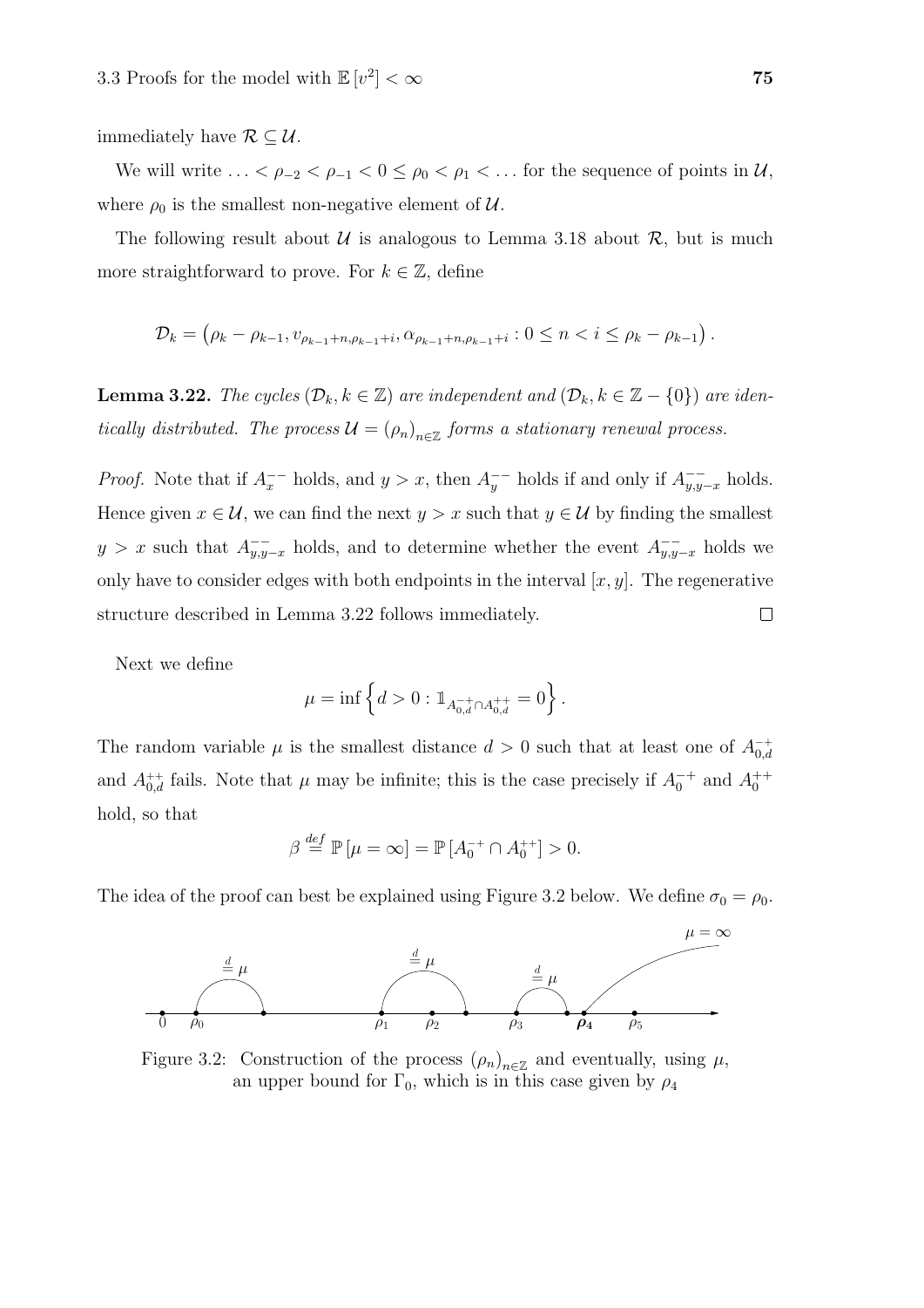immediately have $\mathcal{R} \subseteq \mathcal{U}$.

We will write $\ldots < \rho_{-2} < \rho_{-1} < 0 \leq \rho_0 < \rho_1 < \ldots$ for the sequence of points in $\mathcal{U}$, where $\rho_0$ is the smallest non-negative element of $\mathcal{U}$.

The following result about $\mathcal{U}$ is analogous to Lemma 3.18 about $\mathcal{R}$, but is much more straightforward to prove. For $k \in \mathbb{Z}$, define

$$\mathcal{D}_k = \left(\rho_k - \rho_{k-1}, v_{\rho_{k-1}+n,\rho_{k-1}+i}, \alpha_{\rho_{k-1}+n,\rho_{k-1}+i} : 0 \leq n < i \leq \rho_k - \rho_{k-1}\right).$$

**Lemma 3.22.** *The cycles $(\mathcal{D}_k, k \in \mathbb{Z})$ are independent and $(\mathcal{D}_k, k \in \mathbb{Z} - \{0\})$ are identically distributed. The process $\mathcal{U} = (\rho_n)_{n\in\mathbb{Z}}$ forms a stationary renewal process.*

*Proof.* Note that if $A_x^{--}$ holds, and $y > x$, then $A_y^{--}$ holds if and only if $A_{y,y-x}^{--}$ holds. Hence given $x \in \mathcal{U}$, we can find the next $y > x$ such that $y \in \mathcal{U}$ by finding the smallest $y > x$ such that $A_{y,y-x}^{--}$ holds, and to determine whether the event $A_{y,y-x}^{--}$ holds we only have to consider edges with both endpoints in the interval $[x, y]$. The regenerative structure described in Lemma 3.22 follows immediately. $\square$

Next we define

$$\mu = \inf\left\{d > 0 : \mathbb{1}_{A_{0,d}^{-+} \cap A_{0,d}^{++}} = 0\right\}.$$

The random variable $\mu$ is the smallest distance $d > 0$ such that at least one of $A_{0,d}^{-+}$ and $A_{0,d}^{++}$ fails. Note that $\mu$ may be infinite; this is the case precisely if $A_0^{-+}$ and $A_0^{++}$ hold, so that

$$\beta \stackrel{def}{=} \mathbb{P}\left[\mu = \infty\right] = \mathbb{P}\left[A_0^{-+} \cap A_0^{++}\right] > 0.$$

The idea of the proof can best be explained using Figure 3.2 below. We define $\sigma_0 = \rho_0$.

Figure 3.2: Construction of the process $(\rho_n)_{n\in\mathbb{Z}}$ and eventually, using $\mu$, an upper bound for $\Gamma_0$, which is in this case given by $\rho_4$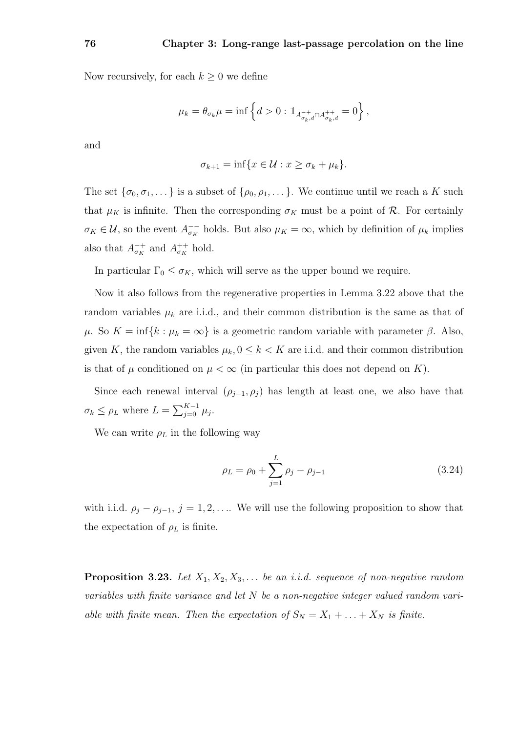Now recursively, for each $k \geq 0$ we define

$$\mu_k = \theta_{\sigma_k}\mu = \inf\left\{d > 0 : \mathbb{1}_{A^{-+}_{\sigma_k,d} \cap A^{++}_{\sigma_k,d}} = 0\right\},$$

and

$$\sigma_{k+1} = \inf\{x \in \mathcal{U} : x \geq \sigma_k + \mu_k\}.$$

The set $\{\sigma_0, \sigma_1, \dots\}$ is a subset of $\{\rho_0, \rho_1, \dots\}$. We continue until we reach a $K$ such that $\mu_K$ is infinite. Then the corresponding $\sigma_K$ must be a point of $\mathcal{R}$. For certainly $\sigma_K \in \mathcal{U}$, so the event $A^{--}_{\sigma_K}$ holds. But also $\mu_K = \infty$, which by definition of $\mu_k$ implies also that $A^{-+}_{\sigma_K}$ and $A^{++}_{\sigma_K}$ hold.

In particular $\Gamma_0 \leq \sigma_K$, which will serve as the upper bound we require.

Now it also follows from the regenerative properties in Lemma 3.22 above that the random variables $\mu_k$ are i.i.d., and their common distribution is the same as that of $\mu$. So $K = \inf\{k : \mu_k = \infty\}$ is a geometric random variable with parameter $\beta$. Also, given $K$, the random variables $\mu_k, 0 \leq k < K$ are i.i.d. and their common distribution is that of $\mu$ conditioned on $\mu < \infty$ (in particular this does not depend on $K$).

Since each renewal interval $(\rho_{j-1}, \rho_j)$ has length at least one, we also have that $\sigma_k \leq \rho_L$ where $L = \sum_{j=0}^{K-1} \mu_j$.

We can write $\rho_L$ in the following way

$$\rho_L = \rho_0 + \sum_{j=1}^{L} \rho_j - \rho_{j-1} \tag{3.24}$$

with i.i.d. $\rho_j - \rho_{j-1}$, $j = 1, 2, \dots$. We will use the following proposition to show that the expectation of $\rho_L$ is finite.

**Proposition 3.23.** *Let $X_1, X_2, X_3, \dots$ be an i.i.d. sequence of non-negative random variables with finite variance and let $N$ be a non-negative integer valued random variable with finite mean. Then the expectation of $S_N = X_1 + \ldots + X_N$ is finite.*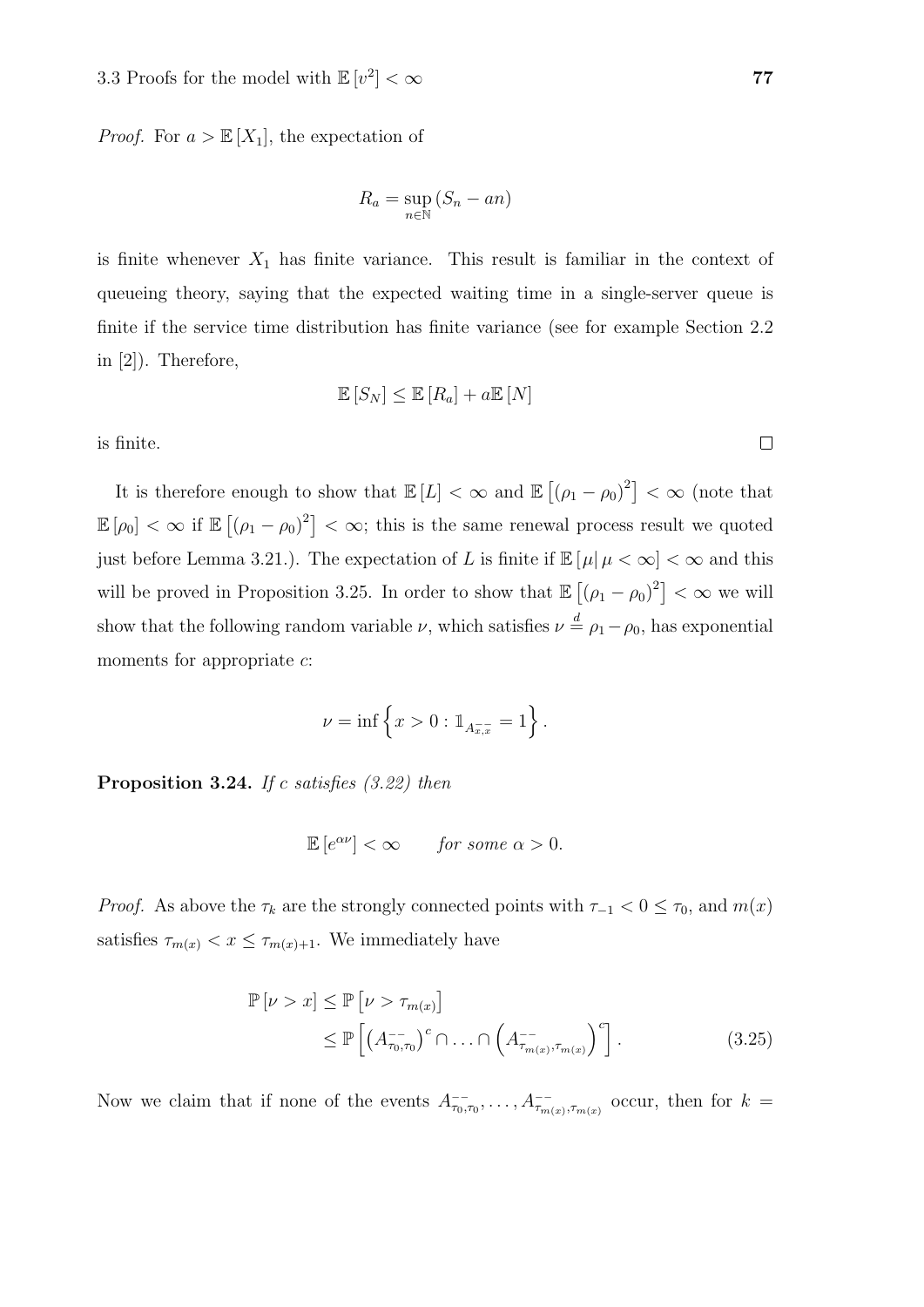*Proof.* For $a > \mathbb{E}[X_1]$, the expectation of

$$R_a = \sup_{n \in \mathbb{N}} (S_n - an)$$

is finite whenever $X_1$ has finite variance. This result is familiar in the context of queueing theory, saying that the expected waiting time in a single-server queue is finite if the service time distribution has finite variance (see for example Section 2.2 in [2]). Therefore,

$$\mathbb{E}[S_N] \le \mathbb{E}[R_a] + a\mathbb{E}[N]$$

is finite. $\square$

It is therefore enough to show that $\mathbb{E}[L] < \infty$ and $\mathbb{E}\left[(\rho_1 - \rho_0)^2\right] < \infty$ (note that $\mathbb{E}[\rho_0] < \infty$ if $\mathbb{E}\left[(\rho_1 - \rho_0)^2\right] < \infty$; this is the same renewal process result we quoted just before Lemma 3.21.). The expectation of $L$ is finite if $\mathbb{E}[\mu | \, \mu < \infty] < \infty$ and this will be proved in Proposition 3.25. In order to show that $\mathbb{E}\left[(\rho_1 - \rho_0)^2\right] < \infty$ we will show that the following random variable $\nu$, which satisfies $\nu \overset{d}{=} \rho_1 - \rho_0$, has exponential moments for appropriate $c$:

$$\nu = \inf\left\{x > 0 : \mathbb{1}_{A^{--}_{x,x}} = 1\right\}.$$

**Proposition 3.24.** *If $c$ satisfies (3.22) then*

$$\mathbb{E}\left[e^{\alpha\nu}\right] < \infty \qquad \textit{for some } \alpha > 0.$$

*Proof.* As above the $\tau_k$ are the strongly connected points with $\tau_{-1} < 0 \le \tau_0$, and $m(x)$ satisfies $\tau_{m(x)} < x \le \tau_{m(x)+1}$. We immediately have

$$\begin{aligned}
\mathbb{P}[\nu > x] &\le \mathbb{P}\left[\nu > \tau_{m(x)}\right] \\
&\le \mathbb{P}\left[\left(A^{--}_{\tau_0,\tau_0}\right)^c \cap \ldots \cap \left(A^{--}_{\tau_{m(x)},\tau_{m(x)}}\right)^c\right]. \qquad (3.25)
\end{aligned}$$

Now we claim that if none of the events $A^{--}_{\tau_0,\tau_0}, \ldots, A^{--}_{\tau_{m(x)},\tau_{m(x)}}$ occur, then for $k =$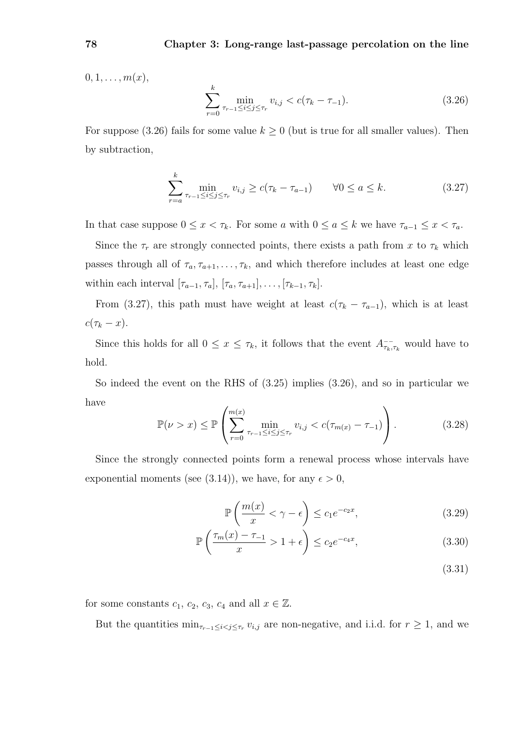$0, 1, \ldots, m(x)$,

$$\sum_{r=0}^{k} \min_{\tau_{r-1} \leq i \leq j \leq \tau_r} v_{i,j} < c(\tau_k - \tau_{-1}). \tag{3.26}$$

For suppose (3.26) fails for some value $k \geq 0$ (but is true for all smaller values). Then by subtraction,

$$\sum_{r=a}^{k} \min_{\tau_{r-1} \leq i \leq j \leq \tau_r} v_{i,j} \geq c(\tau_k - \tau_{a-1}) \qquad \forall 0 \leq a \leq k. \tag{3.27}$$

In that case suppose $0 \leq x < \tau_k$. For some $a$ with $0 \leq a \leq k$ we have $\tau_{a-1} \leq x < \tau_a$.

Since the $\tau_r$ are strongly connected points, there exists a path from $x$ to $\tau_k$ which passes through all of $\tau_a, \tau_{a+1}, \ldots, \tau_k$, and which therefore includes at least one edge within each interval $[\tau_{a-1}, \tau_a]$, $[\tau_a, \tau_{a+1}], \ldots, [\tau_{k-1}, \tau_k]$.

From (3.27), this path must have weight at least $c(\tau_k - \tau_{a-1})$, which is at least $c(\tau_k - x)$.

Since this holds for all $0 \leq x \leq \tau_k$, it follows that the event $A^{--}_{\tau_k, \tau_k}$ would have to hold.

So indeed the event on the RHS of (3.25) implies (3.26), and so in particular we have

$$\mathbb{P}(\nu > x) \leq \mathbb{P}\left( \sum_{r=0}^{m(x)} \min_{\tau_{r-1} \leq i \leq j \leq \tau_r} v_{i,j} < c(\tau_{m(x)} - \tau_{-1}) \right). \tag{3.28}$$

Since the strongly connected points form a renewal process whose intervals have exponential moments (see (3.14)), we have, for any $\epsilon > 0$,

$$\mathbb{P}\left( \frac{m(x)}{x} < \gamma - \epsilon \right) \leq c_1 e^{-c_2 x}, \tag{3.29}$$

$$\mathbb{P}\left( \frac{\tau_m(x) - \tau_{-1}}{x} > 1 + \epsilon \right) \leq c_2 e^{-c_4 x}, \tag{3.30}$$

$$\tag{3.31}$$

for some constants $c_1$, $c_2$, $c_3$, $c_4$ and all $x \in \mathbb{Z}$.

But the quantities $\min_{\tau_{r-1} \leq i < j \leq \tau_r} v_{i,j}$ are non-negative, and i.i.d. for $r \geq 1$, and we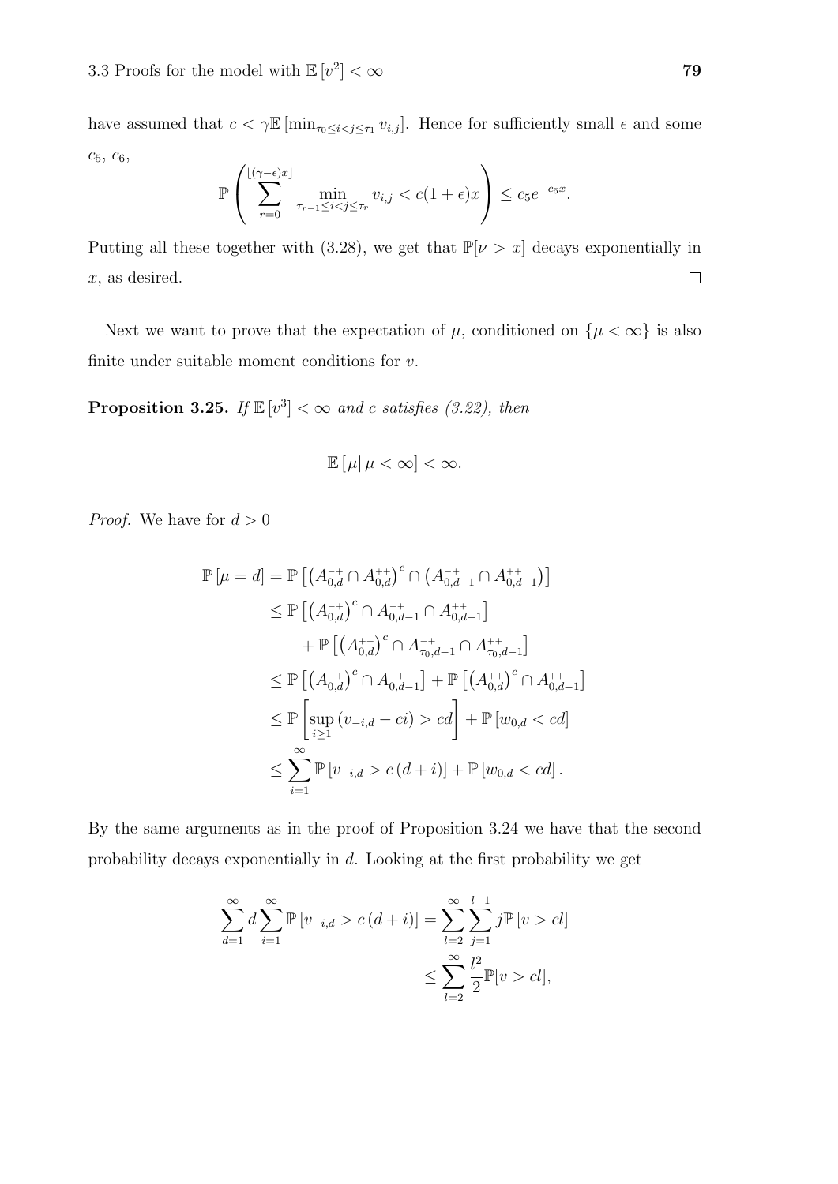have assumed that $c < \gamma \mathbb{E}\left[\min_{\tau_0 \leq i < j \leq \tau_1} v_{i,j}\right]$. Hence for sufficiently small $\epsilon$ and some $c_5$, $c_6$,

$$\mathbb{P}\left(\sum_{r=0}^{\lfloor(\gamma-\epsilon)x\rfloor} \min_{\tau_{r-1} \leq i < j \leq \tau_r} v_{i,j} < c(1+\epsilon)x\right) \leq c_5 e^{-c_6 x}.$$

Putting all these together with (3.28), we get that $\mathbb{P}[\nu > x]$ decays exponentially in $x$, as desired. $\square$

Next we want to prove that the expectation of $\mu$, conditioned on $\{\mu < \infty\}$ is also finite under suitable moment conditions for $v$.

**Proposition 3.25.** *If $\mathbb{E}\left[v^3\right] < \infty$ and $c$ satisfies (3.22), then*

$$\mathbb{E}\left[\mu \middle| \mu < \infty\right] < \infty.$$

*Proof.* We have for $d > 0$

$$\begin{aligned}
\mathbb{P}\left[\mu = d\right] &= \mathbb{P}\left[\left(A_{0,d}^{-+} \cap A_{0,d}^{++}\right)^c \cap \left(A_{0,d-1}^{-+} \cap A_{0,d-1}^{++}\right)\right] \\
&\leq \mathbb{P}\left[\left(A_{0,d}^{-+}\right)^c \cap A_{0,d-1}^{-+} \cap A_{0,d-1}^{++}\right] \\
&\quad + \mathbb{P}\left[\left(A_{0,d}^{++}\right)^c \cap A_{\tau_0,d-1}^{-+} \cap A_{\tau_0,d-1}^{++}\right] \\
&\leq \mathbb{P}\left[\left(A_{0,d}^{-+}\right)^c \cap A_{0,d-1}^{-+}\right] + \mathbb{P}\left[\left(A_{0,d}^{++}\right)^c \cap A_{0,d-1}^{++}\right] \\
&\leq \mathbb{P}\left[\sup_{i \geq 1}\left(v_{-i,d} - ci\right) > cd\right] + \mathbb{P}\left[w_{0,d} < cd\right] \\
&\leq \sum_{i=1}^{\infty} \mathbb{P}\left[v_{-i,d} > c\left(d+i\right)\right] + \mathbb{P}\left[w_{0,d} < cd\right].
\end{aligned}$$

By the same arguments as in the proof of Proposition 3.24 we have that the second probability decays exponentially in $d$. Looking at the first probability we get

$$\begin{aligned}
\sum_{d=1}^{\infty} d \sum_{i=1}^{\infty} \mathbb{P}\left[v_{-i,d} > c\left(d+i\right)\right] &= \sum_{l=2}^{\infty} \sum_{j=1}^{l-1} j \mathbb{P}\left[v > cl\right] \\
&\leq \sum_{l=2}^{\infty} \frac{l^2}{2} \mathbb{P}[v > cl],
\end{aligned}$$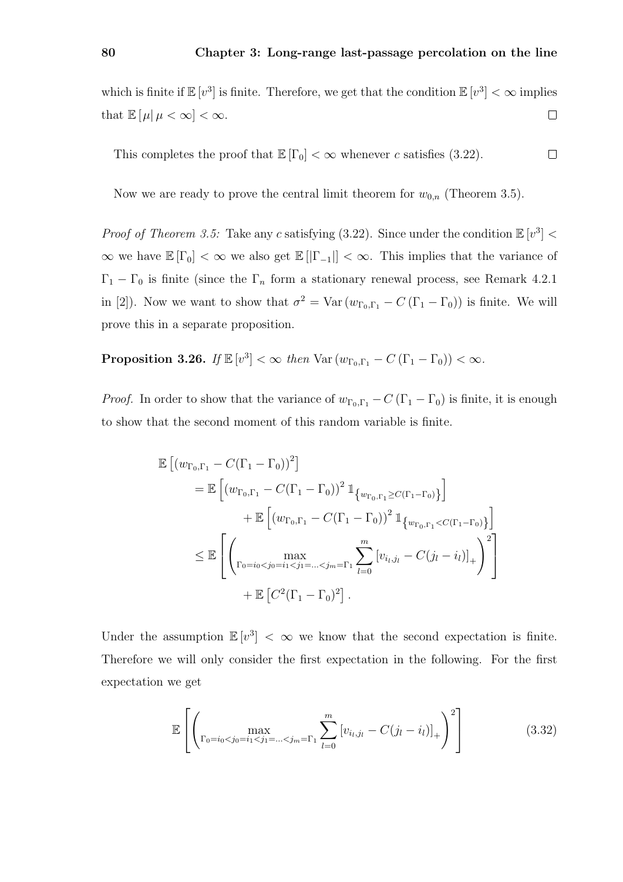which is finite if $\mathbb{E}[v^3]$ is finite. Therefore, we get that the condition $\mathbb{E}[v^3] < \infty$ implies that $\mathbb{E}[\mu | \mu < \infty] < \infty$. $\square$

This completes the proof that $\mathbb{E}[\Gamma_0] < \infty$ whenever $c$ satisfies (3.22). $\square$

Now we are ready to prove the central limit theorem for $w_{0,n}$ (Theorem 3.5).

*Proof of Theorem 3.5:* Take any $c$ satisfying (3.22). Since under the condition $\mathbb{E}[v^3] < \infty$ we have $\mathbb{E}[\Gamma_0] < \infty$ we also get $\mathbb{E}[|\Gamma_{-1}|] < \infty$. This implies that the variance of $\Gamma_1 - \Gamma_0$ is finite (since the $\Gamma_n$ form a stationary renewal process, see Remark 4.2.1 in [2]). Now we want to show that $\sigma^2 = \text{Var}(w_{\Gamma_0,\Gamma_1} - C(\Gamma_1 - \Gamma_0))$ is finite. We will prove this in a separate proposition.

**Proposition 3.26.** *If* $\mathbb{E}[v^3] < \infty$ *then* $\text{Var}(w_{\Gamma_0,\Gamma_1} - C(\Gamma_1 - \Gamma_0)) < \infty$.

*Proof.* In order to show that the variance of $w_{\Gamma_0,\Gamma_1} - C(\Gamma_1 - \Gamma_0)$ is finite, it is enough to show that the second moment of this random variable is finite.

$$
\begin{aligned}
&\mathbb{E}\left[(w_{\Gamma_0,\Gamma_1} - C(\Gamma_1 - \Gamma_0))^2\right] \\
&\quad = \mathbb{E}\left[(w_{\Gamma_0,\Gamma_1} - C(\Gamma_1 - \Gamma_0))^2 \mathbb{1}_{\left\{w_{\Gamma_0,\Gamma_1} \geq C(\Gamma_1 - \Gamma_0)\right\}}\right] \\
&\qquad\qquad + \mathbb{E}\left[(w_{\Gamma_0,\Gamma_1} - C(\Gamma_1 - \Gamma_0))^2 \mathbb{1}_{\left\{w_{\Gamma_0,\Gamma_1} < C(\Gamma_1 - \Gamma_0)\right\}}\right] \\
&\quad \leq \mathbb{E}\left[\left(\max_{\Gamma_0 = i_0 < j_0 = i_1 < j_1 = \ldots < j_m = \Gamma_1} \sum_{l=0}^{m} \left[v_{i_l,j_l} - C(j_l - i_l)\right]_+\right)^2\right] \\
&\qquad\qquad + \mathbb{E}\left[C^2(\Gamma_1 - \Gamma_0)^2\right].
\end{aligned}
$$

Under the assumption $\mathbb{E}[v^3] < \infty$ we know that the second expectation is finite. Therefore we will only consider the first expectation in the following. For the first expectation we get

$$
\mathbb{E}\left[\left(\max_{\Gamma_0 = i_0 < j_0 = i_1 < j_1 = \ldots < j_m = \Gamma_1} \sum_{l=0}^{m} \left[v_{i_l,j_l} - C(j_l - i_l)\right]_+\right)^2\right] \tag{3.32}
$$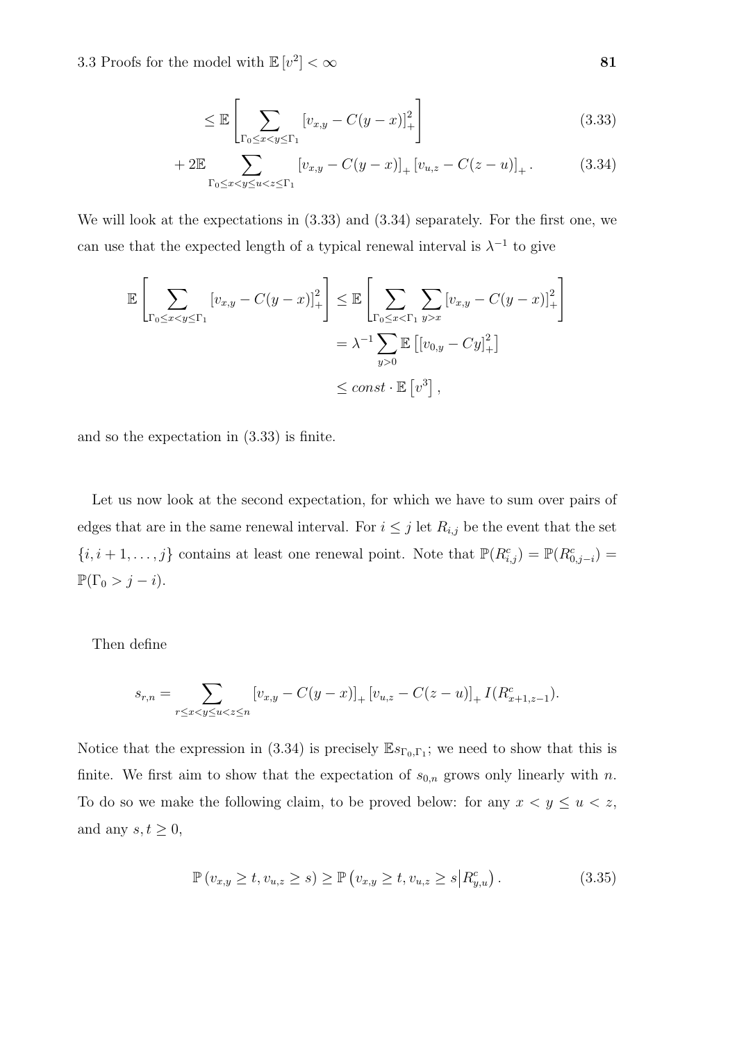$$\leq \mathbb{E}\left[\sum_{\Gamma_0 \leq x < y \leq \Gamma_1} [v_{x,y} - C(y-x)]_+^2\right] \tag{3.33}$$

$$+ 2\mathbb{E} \sum_{\Gamma_0 \leq x < y \leq u < z \leq \Gamma_1} [v_{x,y} - C(y-x)]_+ [v_{u,z} - C(z-u)]_+ . \tag{3.34}$$

We will look at the expectations in (3.33) and (3.34) separately. For the first one, we can use that the expected length of a typical renewal interval is $\lambda^{-1}$ to give

$$\begin{aligned}
\mathbb{E}\left[\sum_{\Gamma_0 \leq x < y \leq \Gamma_1} [v_{x,y} - C(y-x)]_+^2\right] &\leq \mathbb{E}\left[\sum_{\Gamma_0 \leq x < \Gamma_1} \sum_{y > x} [v_{x,y} - C(y-x)]_+^2\right] \\
&= \lambda^{-1} \sum_{y>0} \mathbb{E}\left[[v_{0,y} - Cy]_+^2\right] \\
&\leq const \cdot \mathbb{E}\left[v^3\right],
\end{aligned}$$

and so the expectation in (3.33) is finite.

Let us now look at the second expectation, for which we have to sum over pairs of edges that are in the same renewal interval. For $i \leq j$ let $R_{i,j}$ be the event that the set $\{i, i+1, \ldots, j\}$ contains at least one renewal point. Note that $\mathbb{P}(R_{i,j}^c) = \mathbb{P}(R_{0,j-i}^c) = \mathbb{P}(\Gamma_0 > j - i)$.

Then define

$$s_{r,n} = \sum_{r \leq x < y \leq u < z \leq n} [v_{x,y} - C(y-x)]_+ [v_{u,z} - C(z-u)]_+ I(R_{x+1,z-1}^c).$$

Notice that the expression in (3.34) is precisely $\mathbb{E}s_{\Gamma_0,\Gamma_1}$; we need to show that this is finite. We first aim to show that the expectation of $s_{0,n}$ grows only linearly with $n$. To do so we make the following claim, to be proved below: for any $x < y \leq u < z$, and any $s, t \geq 0$,

$$\mathbb{P}\left(v_{x,y} \geq t, v_{u,z} \geq s\right) \geq \mathbb{P}\left(v_{x,y} \geq t, v_{u,z} \geq s \middle| R_{y,u}^c\right). \tag{3.35}$$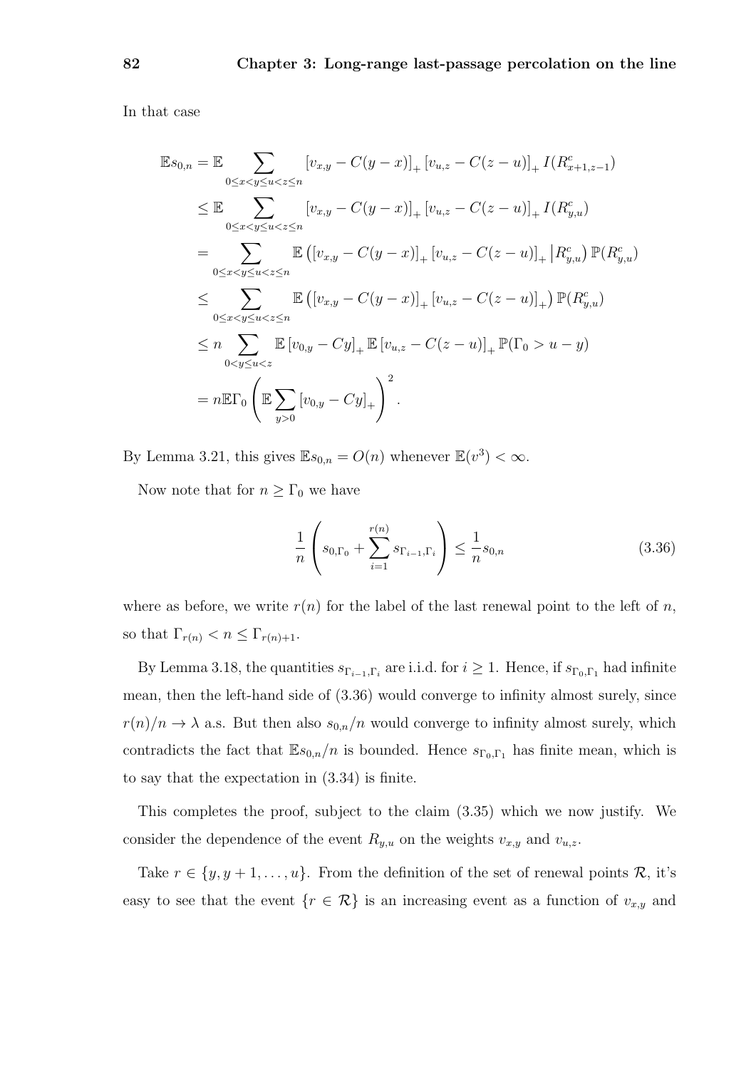In that case

$$
\begin{aligned}
\mathbb{E}s_{0,n} &= \mathbb{E} \sum_{0 \le x < y \le u < z \le n} [v_{x,y} - C(y-x)]_+ [v_{u,z} - C(z-u)]_+ I(R^c_{x+1,z-1}) \\
&\le \mathbb{E} \sum_{0 \le x < y \le u < z \le n} [v_{x,y} - C(y-x)]_+ [v_{u,z} - C(z-u)]_+ I(R^c_{y,u}) \\
&= \sum_{0 \le x < y \le u < z \le n} \mathbb{E} \left( [v_{x,y} - C(y-x)]_+ [v_{u,z} - C(z-u)]_+ \middle| R^c_{y,u} \right) \mathbb{P}(R^c_{y,u}) \\
&\le \sum_{0 \le x < y \le u < z \le n} \mathbb{E} \left( [v_{x,y} - C(y-x)]_+ [v_{u,z} - C(z-u)]_+ \right) \mathbb{P}(R^c_{y,u}) \\
&\le n \sum_{0 < y \le u < z} \mathbb{E} [v_{0,y} - Cy]_+ \, \mathbb{E} [v_{u,z} - C(z-u)]_+ \, \mathbb{P}(\Gamma_0 > u - y) \\
&= n \mathbb{E}\Gamma_0 \left( \mathbb{E} \sum_{y > 0} [v_{0,y} - Cy]_+ \right)^2 .
\end{aligned}
$$

By Lemma 3.21, this gives $\mathbb{E}s_{0,n} = O(n)$ whenever $\mathbb{E}(v^3) < \infty$.

Now note that for $n \ge \Gamma_0$ we have

$$
\frac{1}{n} \left( s_{0,\Gamma_0} + \sum_{i=1}^{r(n)} s_{\Gamma_{i-1},\Gamma_i} \right) \le \frac{1}{n} s_{0,n} \tag{3.36}
$$

where as before, we write $r(n)$ for the label of the last renewal point to the left of $n$, so that $\Gamma_{r(n)} < n \le \Gamma_{r(n)+1}$.

By Lemma 3.18, the quantities $s_{\Gamma_{i-1},\Gamma_i}$ are i.i.d. for $i \ge 1$. Hence, if $s_{\Gamma_0,\Gamma_1}$ had infinite mean, then the left-hand side of (3.36) would converge to infinity almost surely, since $r(n)/n \to \lambda$ a.s. But then also $s_{0,n}/n$ would converge to infinity almost surely, which contradicts the fact that $\mathbb{E}s_{0,n}/n$ is bounded. Hence $s_{\Gamma_0,\Gamma_1}$ has finite mean, which is to say that the expectation in (3.34) is finite.

This completes the proof, subject to the claim (3.35) which we now justify. We consider the dependence of the event $R_{y,u}$ on the weights $v_{x,y}$ and $v_{u,z}$.

Take $r \in \{y, y+1, \dots, u\}$. From the definition of the set of renewal points $\mathcal{R}$, it's easy to see that the event $\{r \in \mathcal{R}\}$ is an increasing event as a function of $v_{x,y}$ and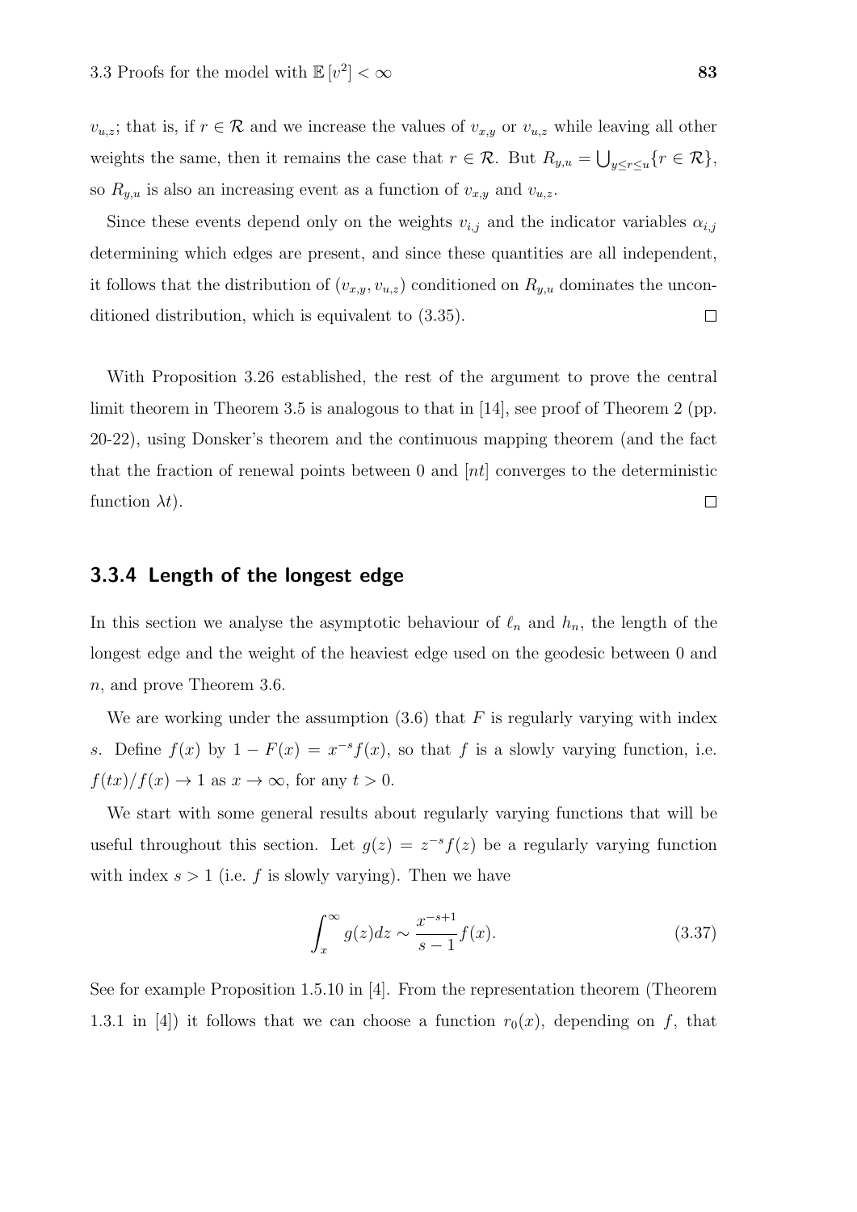$v_{u,z}$; that is, if $r \in \mathcal{R}$ and we increase the values of $v_{x,y}$ or $v_{u,z}$ while leaving all other weights the same, then it remains the case that $r \in \mathcal{R}$. But $R_{y,u} = \bigcup_{y \le r \le u} \{r \in \mathcal{R}\}$, so $R_{y,u}$ is also an increasing event as a function of $v_{x,y}$ and $v_{u,z}$.

Since these events depend only on the weights $v_{i,j}$ and the indicator variables $\alpha_{i,j}$ determining which edges are present, and since these quantities are all independent, it follows that the distribution of $(v_{x,y}, v_{u,z})$ conditioned on $R_{y,u}$ dominates the unconditioned distribution, which is equivalent to (3.35). □

With Proposition 3.26 established, the rest of the argument to prove the central limit theorem in Theorem 3.5 is analogous to that in [14], see proof of Theorem 2 (pp. 20-22), using Donsker's theorem and the continuous mapping theorem (and the fact that the fraction of renewal points between 0 and $[nt]$ converges to the deterministic function $\lambda t$). □

### 3.3.4 Length of the longest edge

In this section we analyse the asymptotic behaviour of $\ell_n$ and $h_n$, the length of the longest edge and the weight of the heaviest edge used on the geodesic between 0 and $n$, and prove Theorem 3.6.

We are working under the assumption (3.6) that $F$ is regularly varying with index $s$. Define $f(x)$ by $1 - F(x) = x^{-s} f(x)$, so that $f$ is a slowly varying function, i.e. $f(tx)/f(x) \to 1$ as $x \to \infty$, for any $t > 0$.

We start with some general results about regularly varying functions that will be useful throughout this section. Let $g(z) = z^{-s} f(z)$ be a regularly varying function with index $s > 1$ (i.e. $f$ is slowly varying). Then we have

$$\int_x^\infty g(z)dz \sim \frac{x^{-s+1}}{s-1} f(x). \tag{3.37}$$

See for example Proposition 1.5.10 in [4]. From the representation theorem (Theorem 1.3.1 in [4]) it follows that we can choose a function $r_0(x)$, depending on $f$, that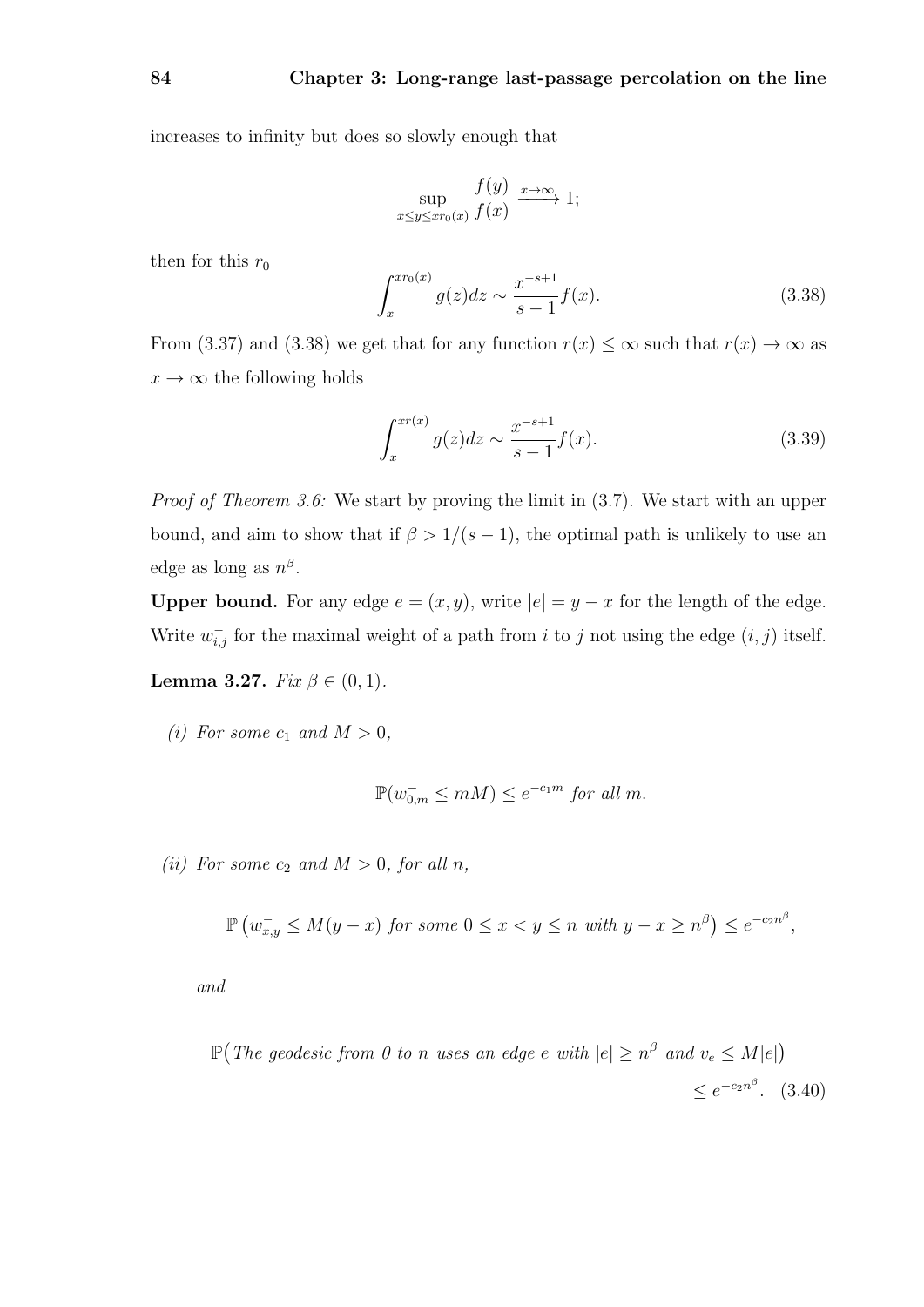increases to infinity but does so slowly enough that

$$\sup_{x \leq y \leq x r_0(x)} \frac{f(y)}{f(x)} \xrightarrow{x\to\infty} 1;$$

then for this $r_0$

$$\int_x^{x r_0(x)} g(z) dz \sim \frac{x^{-s+1}}{s-1} f(x). \tag{3.38}$$

From (3.37) and (3.38) we get that for any function $r(x) \leq \infty$ such that $r(x) \to \infty$ as $x \to \infty$ the following holds

$$\int_x^{x r(x)} g(z) dz \sim \frac{x^{-s+1}}{s-1} f(x). \tag{3.39}$$

*Proof of Theorem 3.6:* We start by proving the limit in (3.7). We start with an upper bound, and aim to show that if $\beta > 1/(s-1)$, the optimal path is unlikely to use an edge as long as $n^\beta$.

**Upper bound.** For any edge $e = (x, y)$, write $|e| = y - x$ for the length of the edge. Write $w_{i,j}^-$ for the maximal weight of a path from $i$ to $j$ not using the edge $(i, j)$ itself.

**Lemma 3.27.** *Fix $\beta \in (0,1)$.*

*(i) For some $c_1$ and $M > 0$,*

$$\mathbb{P}(w_{0,m}^- \leq mM) \leq e^{-c_1 m} \text{ for all } m.$$

*(ii) For some $c_2$ and $M > 0$, for all $n$,*

$$\mathbb{P}\left(w_{x,y}^- \leq M(y-x) \text{ for some } 0 \leq x < y \leq n \text{ with } y - x \geq n^\beta\right) \leq e^{-c_2 n^\beta},$$

*and*

$$\mathbb{P}\big(\text{The geodesic from 0 to } n \text{ uses an edge } e \text{ with } |e| \geq n^\beta \text{ and } v_e \leq M|e|\big) \leq e^{-c_2 n^\beta}. \tag{3.40}$$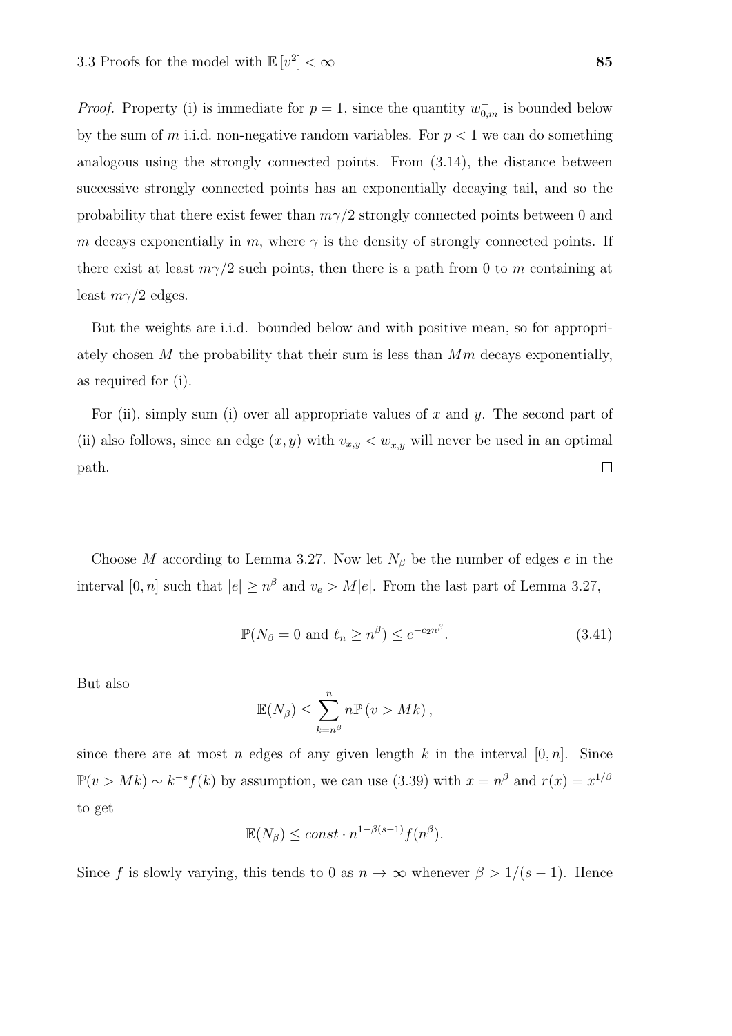*Proof.* Property (i) is immediate for $p = 1$, since the quantity $w^-_{0,m}$ is bounded below by the sum of $m$ i.i.d. non-negative random variables. For $p < 1$ we can do something analogous using the strongly connected points. From (3.14), the distance between successive strongly connected points has an exponentially decaying tail, and so the probability that there exist fewer than $m\gamma/2$ strongly connected points between 0 and $m$ decays exponentially in $m$, where $\gamma$ is the density of strongly connected points. If there exist at least $m\gamma/2$ such points, then there is a path from 0 to $m$ containing at least $m\gamma/2$ edges.

But the weights are i.i.d. bounded below and with positive mean, so for appropriately chosen $M$ the probability that their sum is less than $Mm$ decays exponentially, as required for (i).

For (ii), simply sum (i) over all appropriate values of $x$ and $y$. The second part of (ii) also follows, since an edge $(x, y)$ with $v_{x,y} < w^-_{x,y}$ will never be used in an optimal path. $\square$

Choose $M$ according to Lemma 3.27. Now let $N_\beta$ be the number of edges $e$ in the interval $[0, n]$ such that $|e| \geq n^\beta$ and $v_e > M|e|$. From the last part of Lemma 3.27,

$$\mathbb{P}(N_\beta = 0 \text{ and } \ell_n \geq n^\beta) \leq e^{-c_2 n^\beta}. \tag{3.41}$$

But also

$$\mathbb{E}(N_\beta) \leq \sum_{k=n^\beta}^{n} n\mathbb{P}\left(v > Mk\right),$$

since there are at most $n$ edges of any given length $k$ in the interval $[0, n]$. Since $\mathbb{P}(v > Mk) \sim k^{-s} f(k)$ by assumption, we can use (3.39) with $x = n^\beta$ and $r(x) = x^{1/\beta}$ to get

$$\mathbb{E}(N_\beta) \leq const \cdot n^{1-\beta(s-1)} f(n^\beta).$$

Since $f$ is slowly varying, this tends to 0 as $n \to \infty$ whenever $\beta > 1/(s-1)$. Hence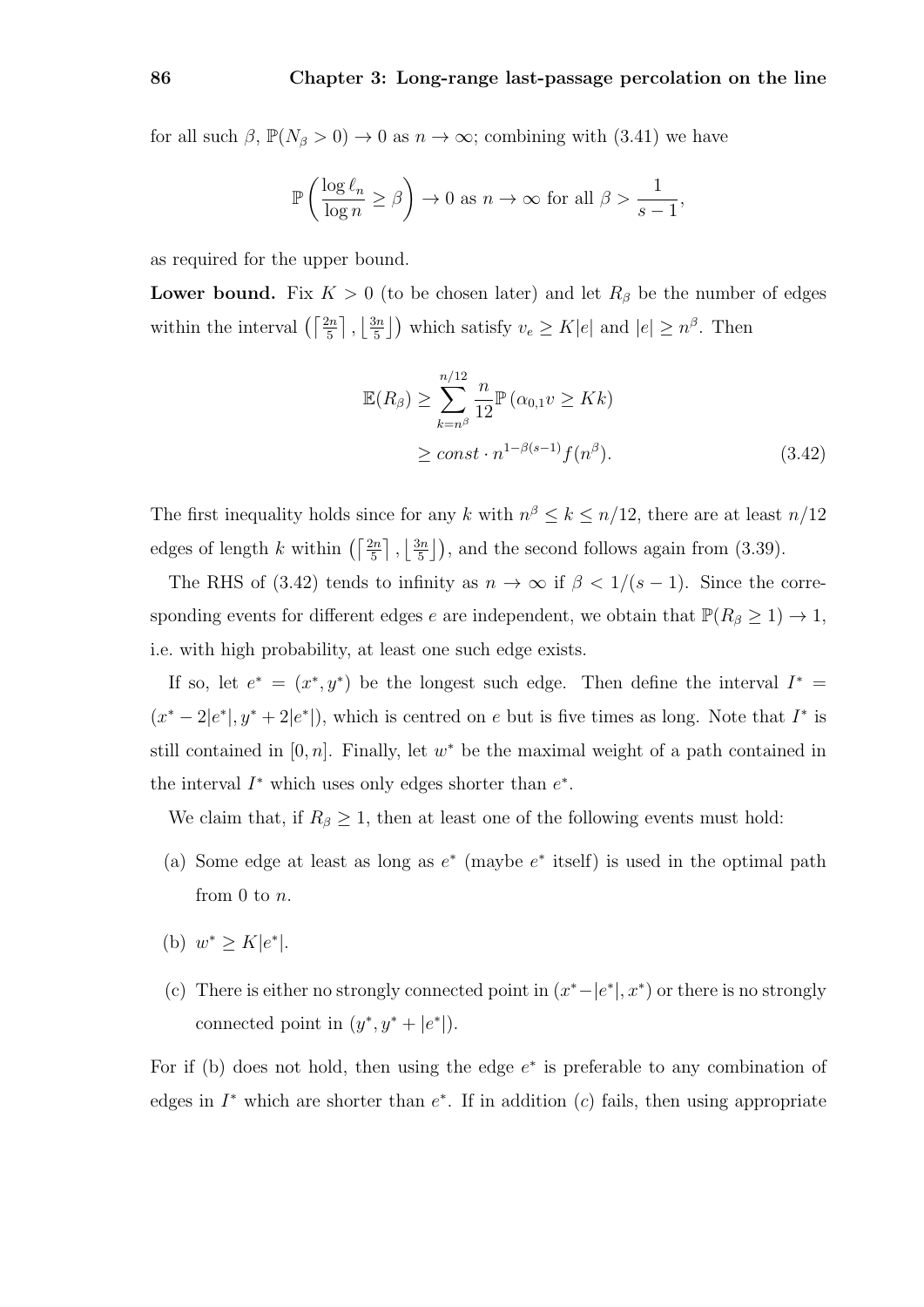for all such $\beta$, $\mathbb{P}(N_\beta > 0) \to 0$ as $n \to \infty$; combining with (3.41) we have

$$\mathbb{P}\left(\frac{\log \ell_n}{\log n} \geq \beta\right) \to 0 \text{ as } n \to \infty \text{ for all } \beta > \frac{1}{s-1},$$

as required for the upper bound.

**Lower bound.** Fix $K > 0$ (to be chosen later) and let $R_\beta$ be the number of edges within the interval $\left(\left\lceil \frac{2n}{5} \right\rceil, \left\lfloor \frac{3n}{5} \right\rfloor\right)$ which satisfy $v_e \geq K|e|$ and $|e| \geq n^\beta$. Then

$$\begin{aligned}\mathbb{E}(R_\beta) &\geq \sum_{k=n^\beta}^{n/12} \frac{n}{12} \mathbb{P}\left(\alpha_{0,1} v \geq Kk\right) \\ &\geq const \cdot n^{1-\beta(s-1)} f(n^\beta). \end{aligned} \tag{3.42}$$

The first inequality holds since for any $k$ with $n^\beta \leq k \leq n/12$, there are at least $n/12$ edges of length $k$ within $\left(\left\lceil \frac{2n}{5} \right\rceil, \left\lfloor \frac{3n}{5} \right\rfloor\right)$, and the second follows again from (3.39).

The RHS of (3.42) tends to infinity as $n \to \infty$ if $\beta < 1/(s-1)$. Since the corresponding events for different edges $e$ are independent, we obtain that $\mathbb{P}(R_\beta \geq 1) \to 1$, i.e. with high probability, at least one such edge exists.

If so, let $e^* = (x^*, y^*)$ be the longest such edge. Then define the interval $I^* = (x^* - 2|e^*|, y^* + 2|e^*|)$, which is centred on $e$ but is five times as long. Note that $I^*$ is still contained in $[0, n]$. Finally, let $w^*$ be the maximal weight of a path contained in the interval $I^*$ which uses only edges shorter than $e^*$.

We claim that, if $R_\beta \geq 1$, then at least one of the following events must hold:

(a) Some edge at least as long as $e^*$ (maybe $e^*$ itself) is used in the optimal path from 0 to $n$.

(b) $w^* \geq K|e^*|$.

(c) There is either no strongly connected point in $(x^* - |e^*|, x^*)$ or there is no strongly connected point in $(y^*, y^* + |e^*|)$.

For if (b) does not hold, then using the edge $e^*$ is preferable to any combination of edges in $I^*$ which are shorter than $e^*$. If in addition $(c)$ fails, then using appropriate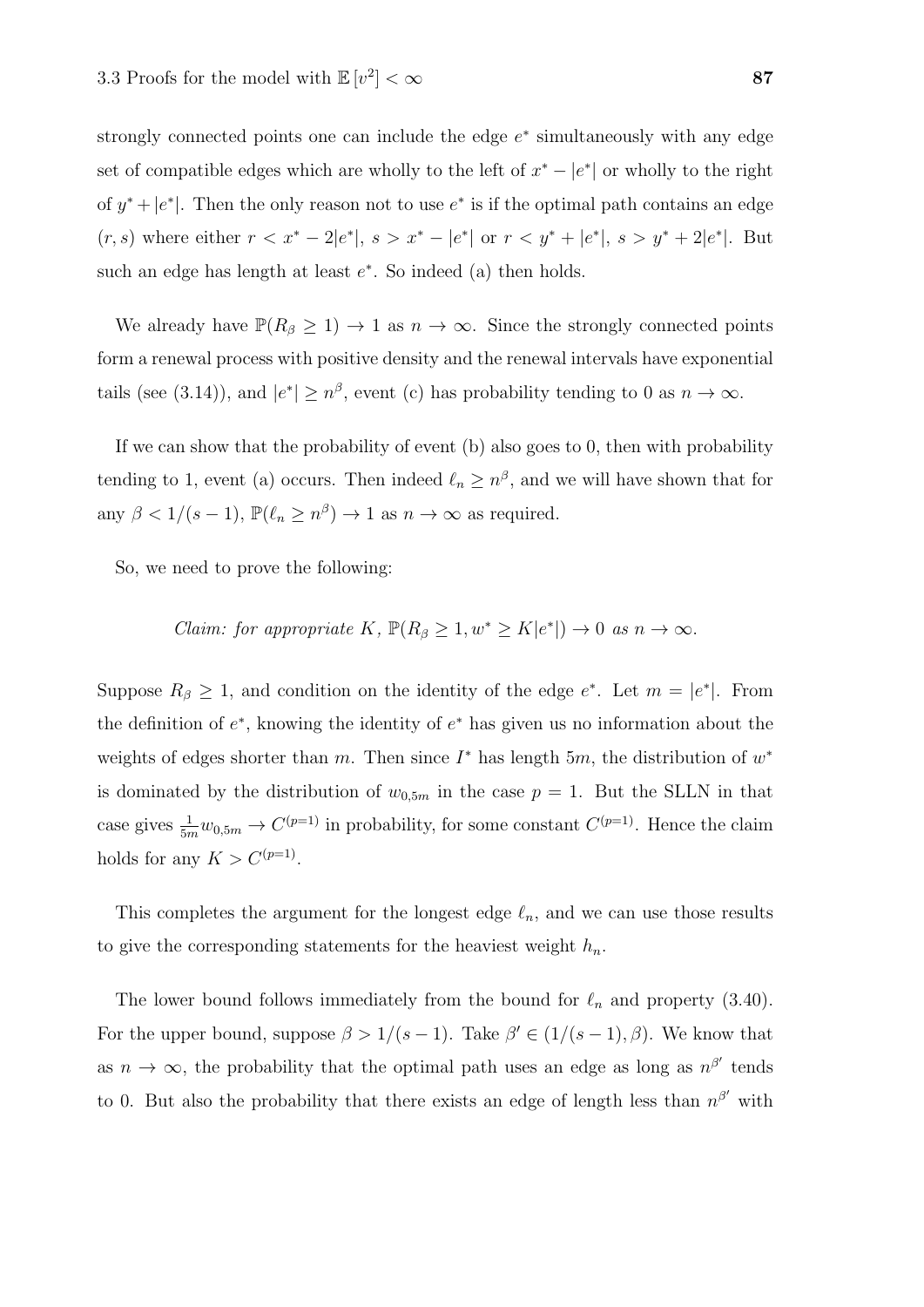strongly connected points one can include the edge $e^*$ simultaneously with any edge set of compatible edges which are wholly to the left of $x^* - |e^*|$ or wholly to the right of $y^* + |e^*|$. Then the only reason not to use $e^*$ is if the optimal path contains an edge $(r, s)$ where either $r < x^* - 2|e^*|$, $s > x^* - |e^*|$ or $r < y^* + |e^*|$, $s > y^* + 2|e^*|$. But such an edge has length at least $e^*$. So indeed (a) then holds.

We already have $\mathbb{P}(R_\beta \geq 1) \to 1$ as $n \to \infty$. Since the strongly connected points form a renewal process with positive density and the renewal intervals have exponential tails (see (3.14)), and $|e^*| \geq n^\beta$, event (c) has probability tending to 0 as $n \to \infty$.

If we can show that the probability of event (b) also goes to 0, then with probability tending to 1, event (a) occurs. Then indeed $\ell_n \geq n^\beta$, and we will have shown that for any $\beta < 1/(s-1)$, $\mathbb{P}(\ell_n \geq n^\beta) \to 1$ as $n \to \infty$ as required.

So, we need to prove the following:

*Claim: for appropriate $K$, $\mathbb{P}(R_\beta \geq 1, w^* \geq K|e^*|) \to 0$ as $n \to \infty$.*

Suppose $R_\beta \geq 1$, and condition on the identity of the edge $e^*$. Let $m = |e^*|$. From the definition of $e^*$, knowing the identity of $e^*$ has given us no information about the weights of edges shorter than $m$. Then since $I^*$ has length $5m$, the distribution of $w^*$ is dominated by the distribution of $w_{0,5m}$ in the case $p = 1$. But the SLLN in that case gives $\frac{1}{5m} w_{0,5m} \to C^{(p=1)}$ in probability, for some constant $C^{(p=1)}$. Hence the claim holds for any $K > C^{(p=1)}$.

This completes the argument for the longest edge $\ell_n$, and we can use those results to give the corresponding statements for the heaviest weight $h_n$.

The lower bound follows immediately from the bound for $\ell_n$ and property (3.40). For the upper bound, suppose $\beta > 1/(s-1)$. Take $\beta' \in (1/(s-1), \beta)$. We know that as $n \to \infty$, the probability that the optimal path uses an edge as long as $n^{\beta'}$ tends to 0. But also the probability that there exists an edge of length less than $n^{\beta'}$ with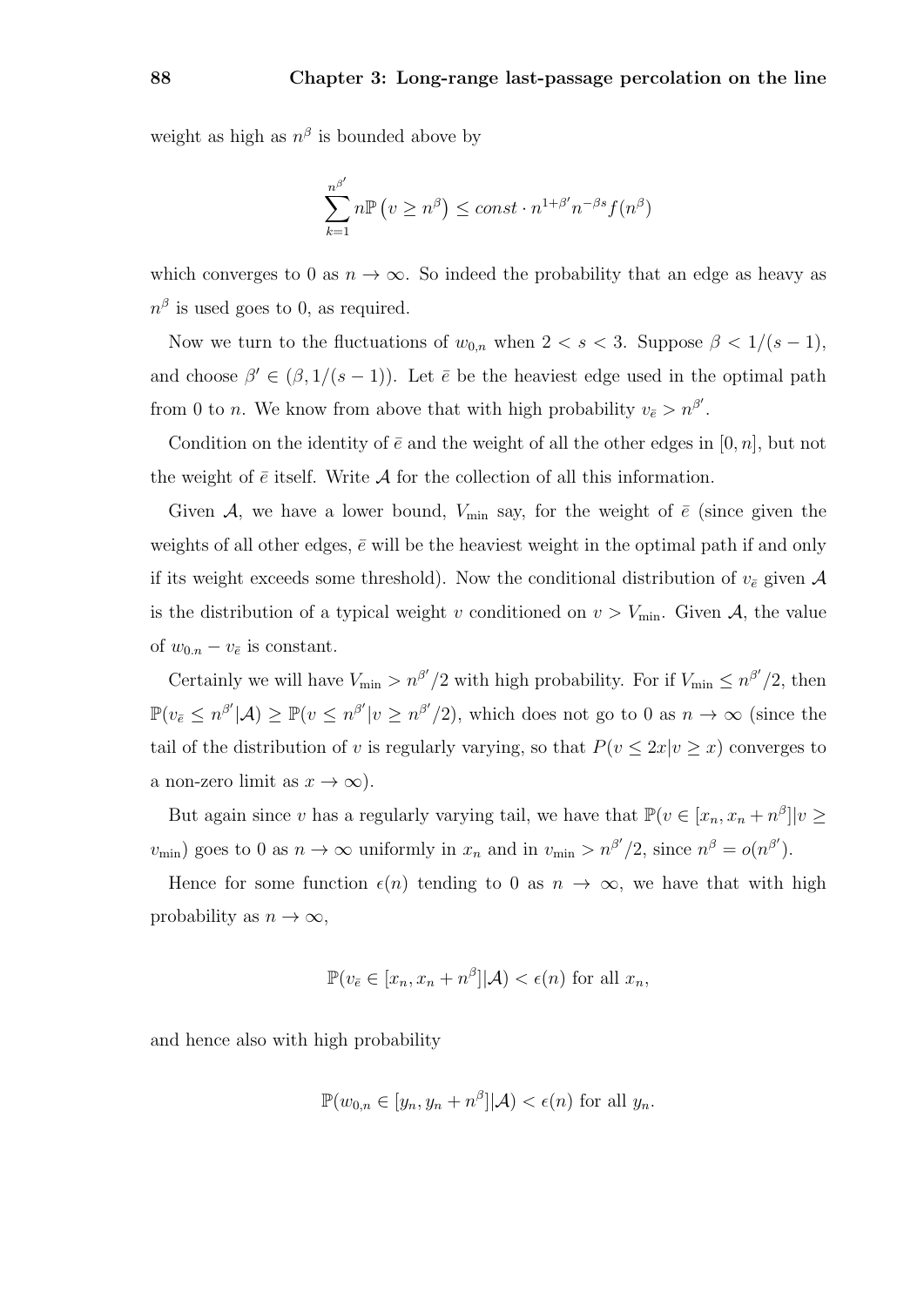weight as high as $n^\beta$ is bounded above by

$$\sum_{k=1}^{n^{\beta'}} n\mathbb{P}\left(v \geq n^\beta\right) \leq const \cdot n^{1+\beta'} n^{-\beta s} f(n^\beta)$$

which converges to 0 as $n \to \infty$. So indeed the probability that an edge as heavy as $n^\beta$ is used goes to 0, as required.

Now we turn to the fluctuations of $w_{0,n}$ when $2 < s < 3$. Suppose $\beta < 1/(s-1)$, and choose $\beta' \in (\beta, 1/(s-1))$. Let $\bar{e}$ be the heaviest edge used in the optimal path from 0 to $n$. We know from above that with high probability $v_{\bar{e}} > n^{\beta'}$.

Condition on the identity of $\bar{e}$ and the weight of all the other edges in $[0, n]$, but not the weight of $\bar{e}$ itself. Write $\mathcal{A}$ for the collection of all this information.

Given $\mathcal{A}$, we have a lower bound, $V_{\min}$ say, for the weight of $\bar{e}$ (since given the weights of all other edges, $\bar{e}$ will be the heaviest weight in the optimal path if and only if its weight exceeds some threshold). Now the conditional distribution of $v_{\bar{e}}$ given $\mathcal{A}$ is the distribution of a typical weight $v$ conditioned on $v > V_{\min}$. Given $\mathcal{A}$, the value of $w_{0.n} - v_{\bar{e}}$ is constant.

Certainly we will have $V_{\min} > n^{\beta'}/2$ with high probability. For if $V_{\min} \leq n^{\beta'}/2$, then $\mathbb{P}(v_{\bar{e}} \leq n^{\beta'} | \mathcal{A}) \geq \mathbb{P}(v \leq n^{\beta'} | v \geq n^{\beta'}/2)$, which does not go to 0 as $n \to \infty$ (since the tail of the distribution of $v$ is regularly varying, so that $P(v \leq 2x | v \geq x)$ converges to a non-zero limit as $x \to \infty$).

But again since $v$ has a regularly varying tail, we have that $\mathbb{P}(v \in [x_n, x_n + n^\beta] | v \geq v_{\min})$ goes to 0 as $n \to \infty$ uniformly in $x_n$ and in $v_{\min} > n^{\beta'}/2$, since $n^\beta = o(n^{\beta'})$.

Hence for some function $\epsilon(n)$ tending to 0 as $n \to \infty$, we have that with high probability as $n \to \infty$,

$$\mathbb{P}(v_{\bar{e}} \in [x_n, x_n + n^\beta] | \mathcal{A}) < \epsilon(n) \text{ for all } x_n,$$

and hence also with high probability

$$\mathbb{P}(w_{0,n} \in [y_n, y_n + n^\beta] | \mathcal{A}) < \epsilon(n) \text{ for all } y_n.$$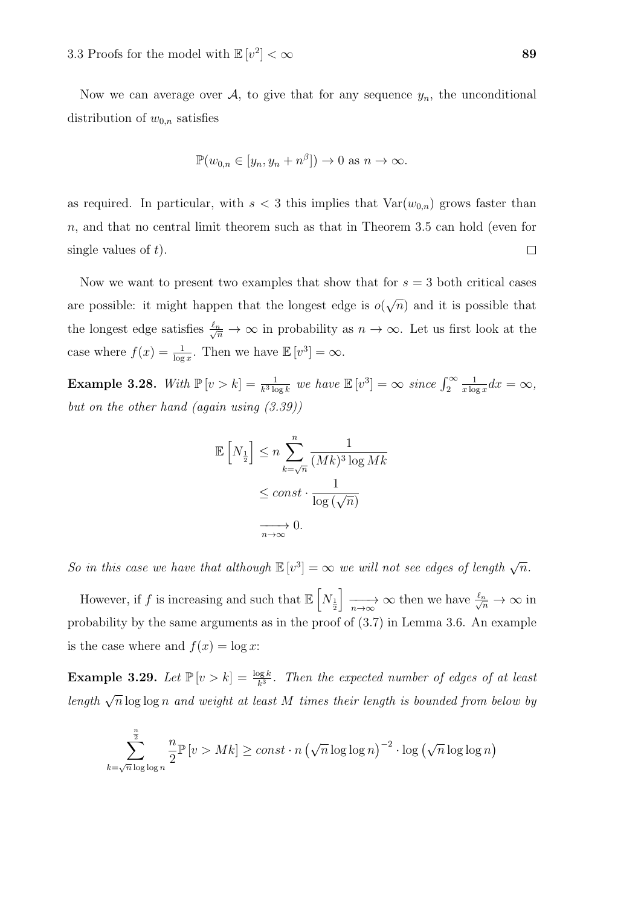Now we can average over $\mathcal{A}$, to give that for any sequence $y_n$, the unconditional distribution of $w_{0,n}$ satisfies

$$\mathbb{P}(w_{0,n} \in [y_n, y_n + n^{\beta}]) \to 0 \text{ as } n \to \infty.$$

as required. In particular, with $s < 3$ this implies that $\mathrm{Var}(w_{0,n})$ grows faster than $n$, and that no central limit theorem such as that in Theorem 3.5 can hold (even for single values of $t$). □

Now we want to present two examples that show that for $s = 3$ both critical cases are possible: it might happen that the longest edge is $o(\sqrt{n})$ and it is possible that the longest edge satisfies $\frac{\ell_n}{\sqrt{n}} \to \infty$ in probability as $n \to \infty$. Let us first look at the case where $f(x) = \frac{1}{\log x}$. Then we have $\mathbb{E}\left[v^3\right] = \infty$.

**Example 3.28.** *With* $\mathbb{P}\left[v > k\right] = \frac{1}{k^3 \log k}$ *we have* $\mathbb{E}\left[v^3\right] = \infty$ *since* $\int_2^{\infty} \frac{1}{x \log x} dx = \infty$, *but on the other hand (again using (3.39))*

$$\begin{aligned}
\mathbb{E}\left[N_{\frac{1}{2}}\right] &\leq n \sum_{k=\sqrt{n}}^{n} \frac{1}{(Mk)^3 \log Mk} \\
&\leq const \cdot \frac{1}{\log\left(\sqrt{n}\right)} \\
&\xrightarrow[n\to\infty]{} 0.
\end{aligned}$$

*So in this case we have that although* $\mathbb{E}\left[v^3\right] = \infty$ *we will not see edges of length* $\sqrt{n}$.

However, if $f$ is increasing and such that $\mathbb{E}\left[N_{\frac{1}{2}}\right] \xrightarrow[n\to\infty]{} \infty$ then we have $\frac{\ell_n}{\sqrt{n}} \to \infty$ in probability by the same arguments as in the proof of (3.7) in Lemma 3.6. An example is the case where and $f(x) = \log x$:

**Example 3.29.** *Let* $\mathbb{P}\left[v > k\right] = \frac{\log k}{k^3}$. *Then the expected number of edges of at least length* $\sqrt{n} \log \log n$ *and weight at least* $M$ *times their length is bounded from below by*

$$\sum_{k=\sqrt{n}\log\log n}^{\frac{n}{2}} \frac{n}{2} \mathbb{P}\left[v > Mk\right] \geq const \cdot n \left(\sqrt{n} \log \log n\right)^{-2} \cdot \log\left(\sqrt{n} \log \log n\right)$$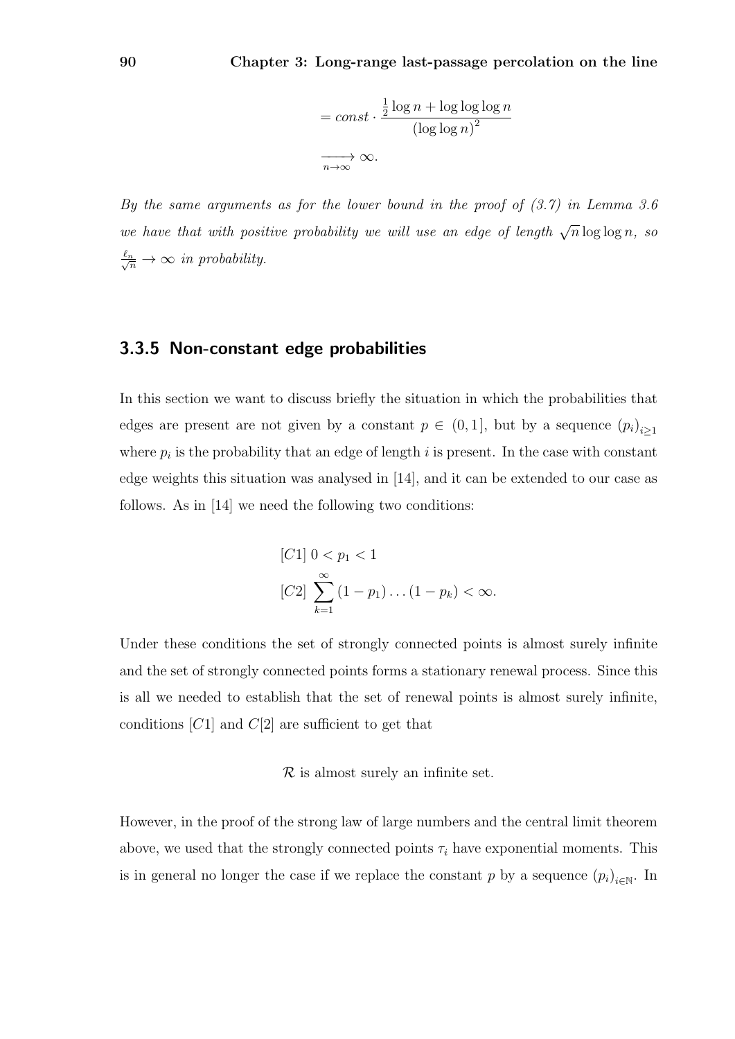$$= const \cdot \frac{\frac{1}{2}\log n + \log\log\log n}{(\log\log n)^2}$$

$$\xrightarrow[n\to\infty]{} \infty.$$

*By the same arguments as for the lower bound in the proof of (3.7) in Lemma 3.6 we have that with positive probability we will use an edge of length $\sqrt{n}\log\log n$, so $\frac{\ell_n}{\sqrt{n}} \to \infty$ in probability.*

### 3.3.5 Non-constant edge probabilities

In this section we want to discuss briefly the situation in which the probabilities that edges are present are not given by a constant $p \in (0,1]$, but by a sequence $(p_i)_{i\geq 1}$ where $p_i$ is the probability that an edge of length $i$ is present. In the case with constant edge weights this situation was analysed in [14], and it can be extended to our case as follows. As in [14] we need the following two conditions:

$$[C1]\ 0 < p_1 < 1$$

$$[C2]\ \sum_{k=1}^{\infty}(1-p_1)\dots(1-p_k) < \infty.$$

Under these conditions the set of strongly connected points is almost surely infinite and the set of strongly connected points forms a stationary renewal process. Since this is all we needed to establish that the set of renewal points is almost surely infinite, conditions $[C1]$ and $C[2]$ are sufficient to get that

$$\mathcal{R} \text{ is almost surely an infinite set.}$$

However, in the proof of the strong law of large numbers and the central limit theorem above, we used that the strongly connected points $\tau_i$ have exponential moments. This is in general no longer the case if we replace the constant $p$ by a sequence $(p_i)_{i\in\mathbb{N}}$. In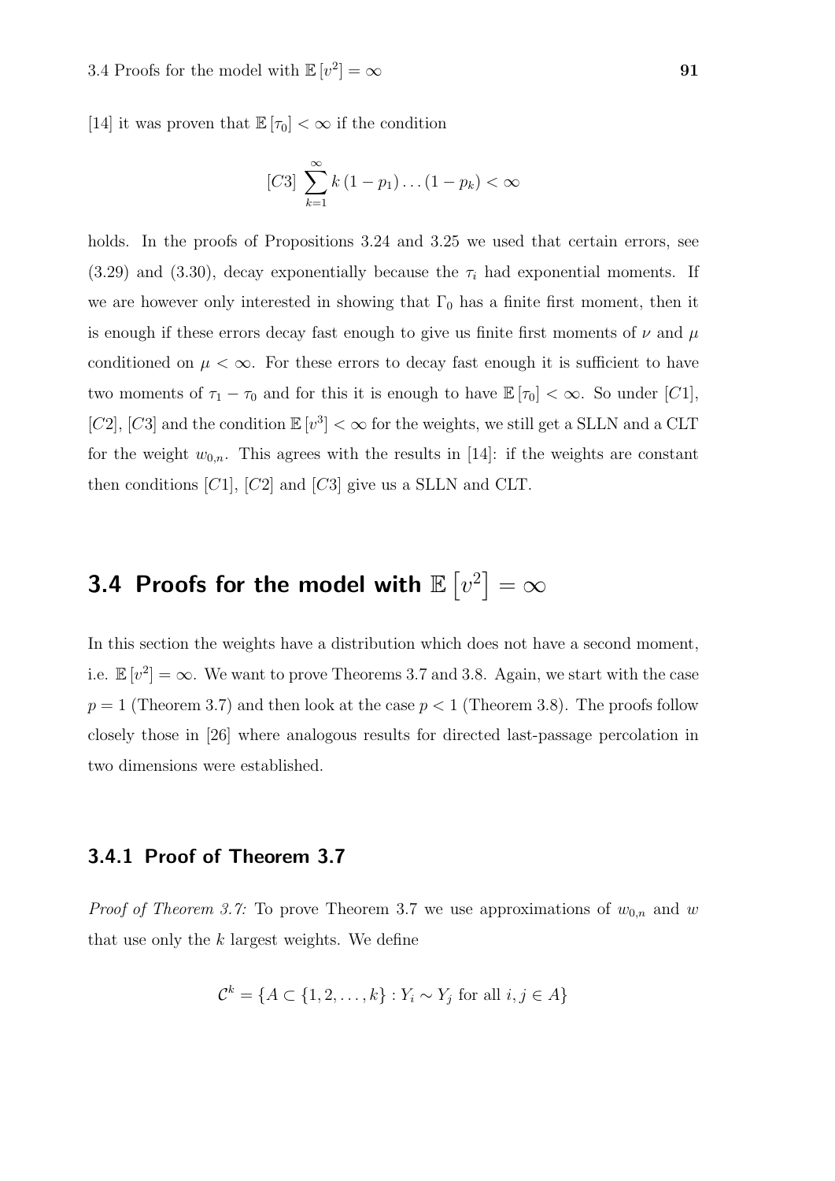[14] it was proven that $\mathbb{E}[\tau_0] < \infty$ if the condition

$$[C3] \sum_{k=1}^{\infty} k(1-p_1)\dots(1-p_k) < \infty$$

holds. In the proofs of Propositions 3.24 and 3.25 we used that certain errors, see (3.29) and (3.30), decay exponentially because the $\tau_i$ had exponential moments. If we are however only interested in showing that $\Gamma_0$ has a finite first moment, then it is enough if these errors decay fast enough to give us finite first moments of $\nu$ and $\mu$ conditioned on $\mu < \infty$. For these errors to decay fast enough it is sufficient to have two moments of $\tau_1 - \tau_0$ and for this it is enough to have $\mathbb{E}[\tau_0] < \infty$. So under $[C1]$, $[C2]$, $[C3]$ and the condition $\mathbb{E}[v^3] < \infty$ for the weights, we still get a SLLN and a CLT for the weight $w_{0,n}$. This agrees with the results in [14]: if the weights are constant then conditions $[C1]$, $[C2]$ and $[C3]$ give us a SLLN and CLT.

## 3.4 Proofs for the model with $\mathbb{E}\left[v^2\right] = \infty$

In this section the weights have a distribution which does not have a second moment, i.e. $\mathbb{E}[v^2] = \infty$. We want to prove Theorems 3.7 and 3.8. Again, we start with the case $p = 1$ (Theorem 3.7) and then look at the case $p < 1$ (Theorem 3.8). The proofs follow closely those in [26] where analogous results for directed last-passage percolation in two dimensions were established.

### 3.4.1 Proof of Theorem 3.7

*Proof of Theorem 3.7:* To prove Theorem 3.7 we use approximations of $w_{0,n}$ and $w$ that use only the $k$ largest weights. We define

$$\mathcal{C}^k = \{A \subset \{1, 2, \dots, k\} : Y_i \sim Y_j \text{ for all } i, j \in A\}$$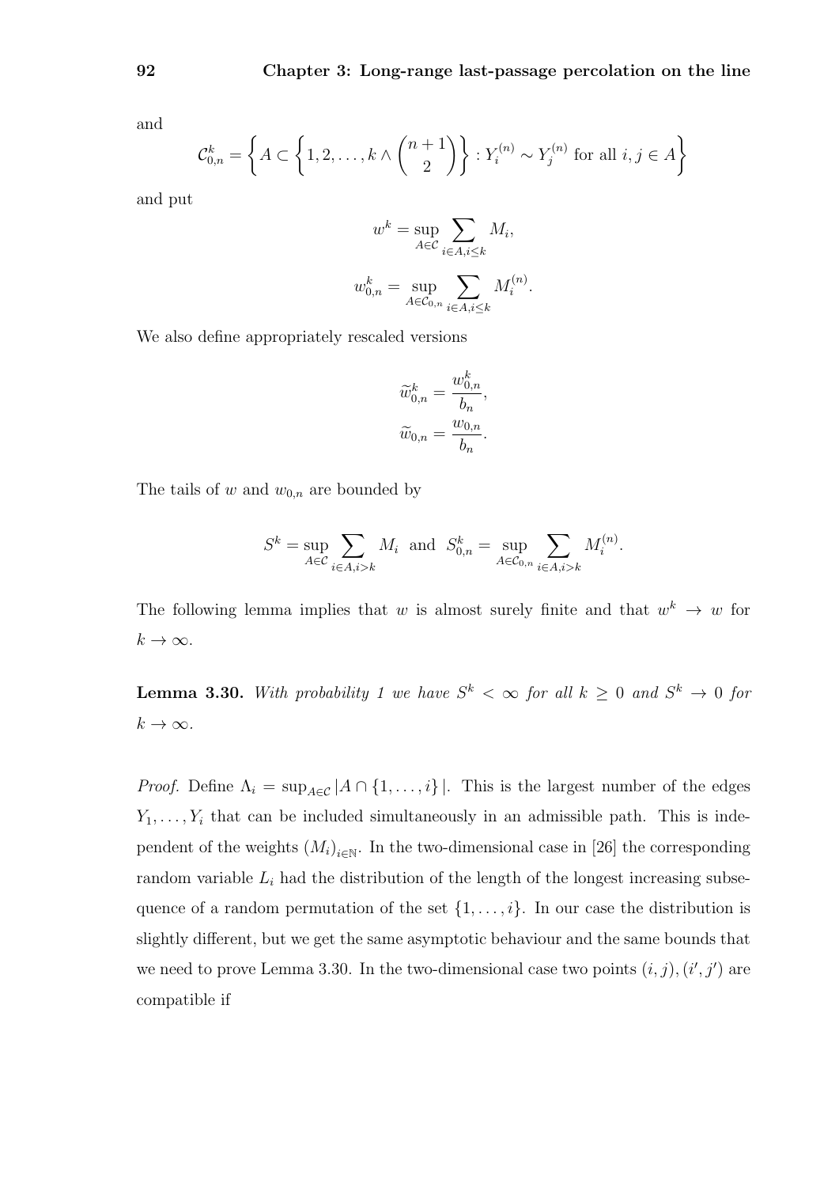and

$$\mathcal{C}_{0,n}^k = \left\{ A \subset \left\{ 1, 2, \ldots, k \wedge \binom{n+1}{2} \right\} : Y_i^{(n)} \sim Y_j^{(n)} \text{ for all } i, j \in A \right\}$$

and put

$$w^k = \sup_{A \in \mathcal{C}} \sum_{i \in A, i \leq k} M_i,$$

$$w_{0,n}^k = \sup_{A \in \mathcal{C}_{0,n}} \sum_{i \in A, i \leq k} M_i^{(n)}.$$

We also define appropriately rescaled versions

$$\widetilde{w}_{0,n}^k = \frac{w_{0,n}^k}{b_n},$$

$$\widetilde{w}_{0,n} = \frac{w_{0,n}}{b_n}.$$

The tails of $w$ and $w_{0,n}$ are bounded by

$$S^k = \sup_{A \in \mathcal{C}} \sum_{i \in A, i > k} M_i \quad \text{and} \quad S_{0,n}^k = \sup_{A \in \mathcal{C}_{0,n}} \sum_{i \in A, i > k} M_i^{(n)}.$$

The following lemma implies that $w$ is almost surely finite and that $w^k \to w$ for $k \to \infty$.

**Lemma 3.30.** *With probability 1 we have $S^k < \infty$ for all $k \geq 0$ and $S^k \to 0$ for $k \to \infty$.*

*Proof.* Define $\Lambda_i = \sup_{A \in \mathcal{C}} |A \cap \{1, \ldots, i\}|$. This is the largest number of the edges $Y_1, \ldots, Y_i$ that can be included simultaneously in an admissible path. This is independent of the weights $(M_i)_{i \in \mathbb{N}}$. In the two-dimensional case in [26] the corresponding random variable $L_i$ had the distribution of the length of the longest increasing subsequence of a random permutation of the set $\{1, \ldots, i\}$. In our case the distribution is slightly different, but we get the same asymptotic behaviour and the same bounds that we need to prove Lemma 3.30. In the two-dimensional case two points $(i, j), (i', j')$ are compatible if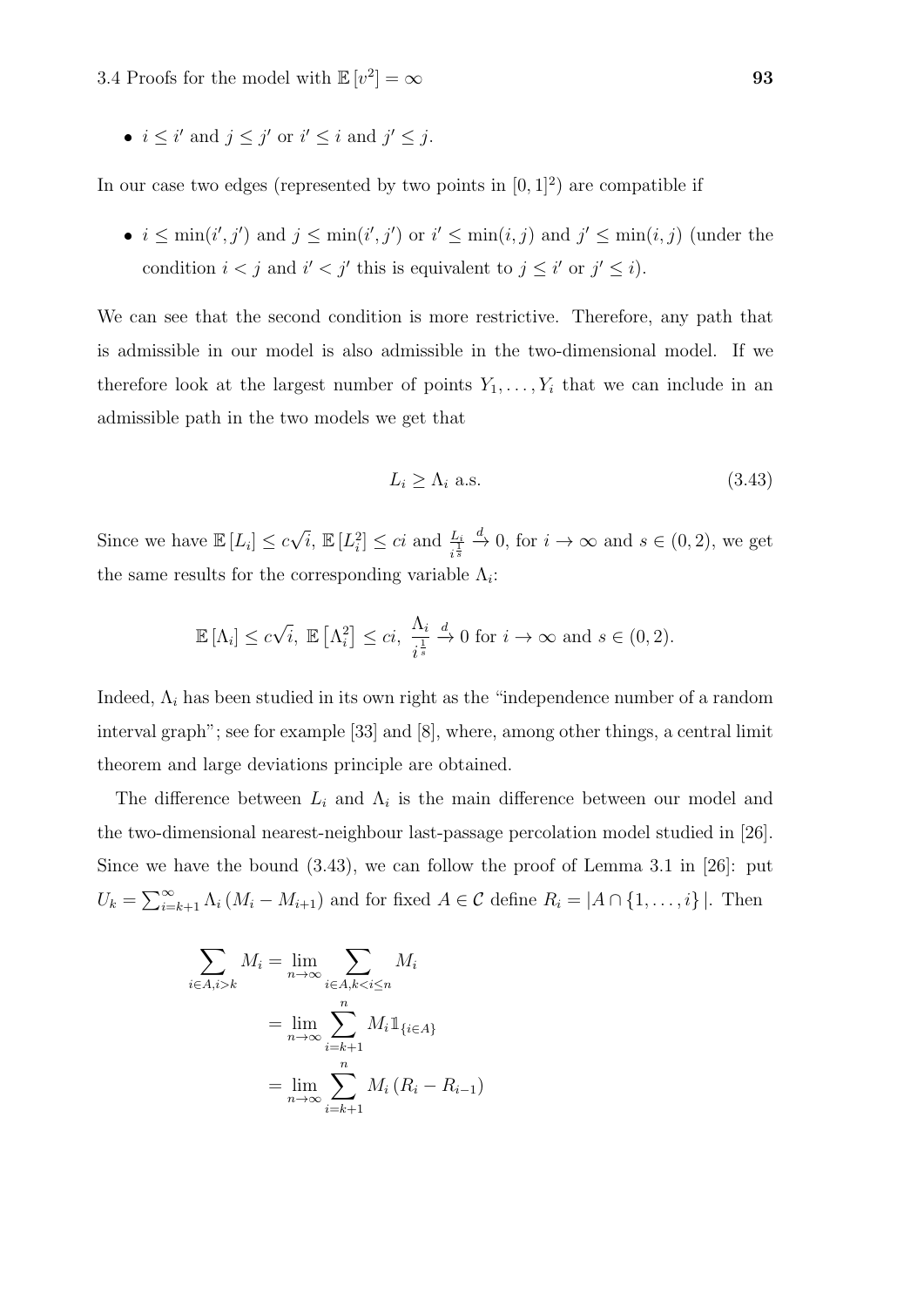- $i \leq i'$ and $j \leq j'$ or $i' \leq i$ and $j' \leq j$.

In our case two edges (represented by two points in $[0,1]^2$) are compatible if

- $i \leq \min(i', j')$ and $j \leq \min(i', j')$ or $i' \leq \min(i, j)$ and $j' \leq \min(i, j)$ (under the condition $i < j$ and $i' < j'$ this is equivalent to $j \leq i'$ or $j' \leq i$).

We can see that the second condition is more restrictive. Therefore, any path that is admissible in our model is also admissible in the two-dimensional model. If we therefore look at the largest number of points $Y_1, \ldots, Y_i$ that we can include in an admissible path in the two models we get that

$$L_i \geq \Lambda_i \text{ a.s.} \tag{3.43}$$

Since we have $\mathbb{E}[L_i] \leq c\sqrt{i}$, $\mathbb{E}[L_i^2] \leq ci$ and $\frac{L_i}{i^{\frac{1}{s}}} \xrightarrow{d} 0$, for $i \to \infty$ and $s \in (0, 2)$, we get the same results for the corresponding variable $\Lambda_i$:

$$\mathbb{E}[\Lambda_i] \leq c\sqrt{i},\ \mathbb{E}\left[\Lambda_i^2\right] \leq ci,\ \frac{\Lambda_i}{i^{\frac{1}{s}}} \xrightarrow{d} 0 \text{ for } i \to \infty \text{ and } s \in (0, 2).$$

Indeed, $\Lambda_i$ has been studied in its own right as the "independence number of a random interval graph"; see for example [33] and [8], where, among other things, a central limit theorem and large deviations principle are obtained.

The difference between $L_i$ and $\Lambda_i$ is the main difference between our model and the two-dimensional nearest-neighbour last-passage percolation model studied in [26]. Since we have the bound (3.43), we can follow the proof of Lemma 3.1 in [26]: put $U_k = \sum_{i=k+1}^{\infty} \Lambda_i \left(M_i - M_{i+1}\right)$ and for fixed $A \in \mathcal{C}$ define $R_i = |A \cap \{1, \ldots, i\}|$. Then

$$\begin{aligned}
\sum_{i \in A, i > k} M_i &= \lim_{n \to \infty} \sum_{i \in A, k < i \leq n} M_i \\
&= \lim_{n \to \infty} \sum_{i=k+1}^{n} M_i \mathbb{1}_{\{i \in A\}} \\
&= \lim_{n \to \infty} \sum_{i=k+1}^{n} M_i \left(R_i - R_{i-1}\right)
\end{aligned}$$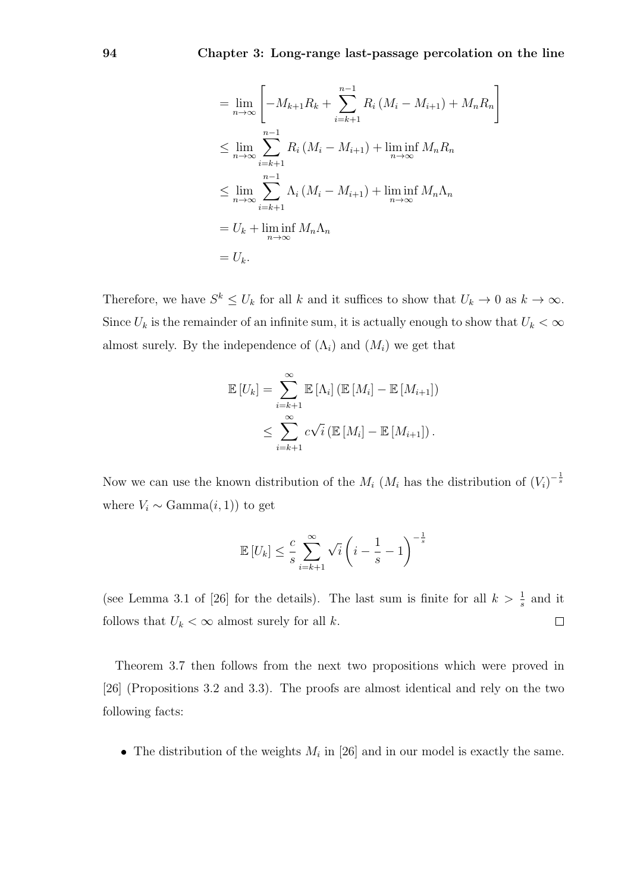$$
\begin{aligned}
&= \lim_{n\to\infty} \left[ -M_{k+1}R_k + \sum_{i=k+1}^{n-1} R_i \left(M_i - M_{i+1}\right) + M_n R_n \right] \\
&\leq \lim_{n\to\infty} \sum_{i=k+1}^{n-1} R_i \left(M_i - M_{i+1}\right) + \liminf_{n\to\infty} M_n R_n \\
&\leq \lim_{n\to\infty} \sum_{i=k+1}^{n-1} \Lambda_i \left(M_i - M_{i+1}\right) + \liminf_{n\to\infty} M_n \Lambda_n \\
&= U_k + \liminf_{n\to\infty} M_n \Lambda_n \\
&= U_k.
\end{aligned}
$$

Therefore, we have $S^k \leq U_k$ for all $k$ and it suffices to show that $U_k \to 0$ as $k \to \infty$. Since $U_k$ is the remainder of an infinite sum, it is actually enough to show that $U_k < \infty$ almost surely. By the independence of $(\Lambda_i)$ and $(M_i)$ we get that

$$
\begin{aligned}
\mathbb{E}\left[U_k\right] &= \sum_{i=k+1}^{\infty} \mathbb{E}\left[\Lambda_i\right] \left(\mathbb{E}\left[M_i\right] - \mathbb{E}\left[M_{i+1}\right]\right) \\
&\leq \sum_{i=k+1}^{\infty} c\sqrt{i} \left(\mathbb{E}\left[M_i\right] - \mathbb{E}\left[M_{i+1}\right]\right).
\end{aligned}
$$

Now we can use the known distribution of the $M_i$ ($M_i$ has the distribution of $(V_i)^{-\frac{1}{s}}$ where $V_i \sim \text{Gamma}(i, 1)$) to get

$$
\mathbb{E}\left[U_k\right] \leq \frac{c}{s} \sum_{i=k+1}^{\infty} \sqrt{i} \left(i - \frac{1}{s} - 1\right)^{-\frac{1}{s}}
$$

(see Lemma 3.1 of [26] for the details). The last sum is finite for all $k > \frac{1}{s}$ and it follows that $U_k < \infty$ almost surely for all $k$. □

Theorem 3.7 then follows from the next two propositions which were proved in [26] (Propositions 3.2 and 3.3). The proofs are almost identical and rely on the two following facts:

- The distribution of the weights $M_i$ in [26] and in our model is exactly the same.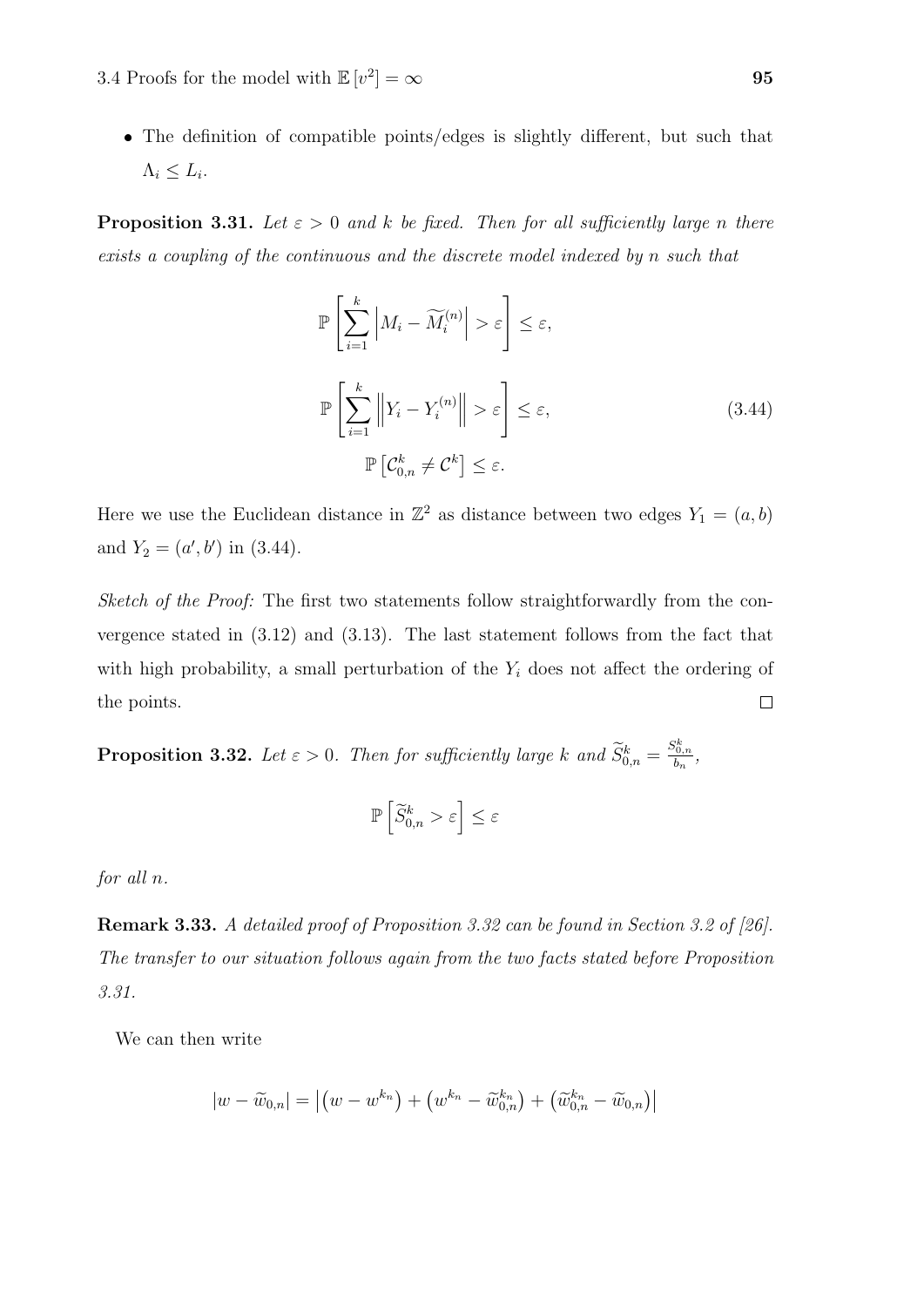- The definition of compatible points/edges is slightly different, but such that $\Lambda_i \leq L_i$.

**Proposition 3.31.** *Let $\varepsilon > 0$ and $k$ be fixed. Then for all sufficiently large $n$ there exists a coupling of the continuous and the discrete model indexed by $n$ such that*

$$\mathbb{P}\left[\sum_{i=1}^{k} \left|M_i - \widetilde{M}_i^{(n)}\right| > \varepsilon\right] \leq \varepsilon,$$

$$\mathbb{P}\left[\sum_{i=1}^{k} \left\|Y_i - Y_i^{(n)}\right\| > \varepsilon\right] \leq \varepsilon, \tag{3.44}$$

$$\mathbb{P}\left[\mathcal{C}_{0,n}^{k} \neq \mathcal{C}^{k}\right] \leq \varepsilon.$$

Here we use the Euclidean distance in $\mathbb{Z}^2$ as distance between two edges $Y_1 = (a, b)$ and $Y_2 = (a', b')$ in (3.44).

*Sketch of the Proof:* The first two statements follow straightforwardly from the convergence stated in (3.12) and (3.13). The last statement follows from the fact that with high probability, a small perturbation of the $Y_i$ does not affect the ordering of the points. $\square$

**Proposition 3.32.** *Let $\varepsilon > 0$. Then for sufficiently large $k$ and $\widetilde{S}_{0,n}^{k} = \frac{S_{0,n}^{k}}{b_n}$,*

$$\mathbb{P}\left[\widetilde{S}_{0,n}^{k} > \varepsilon\right] \leq \varepsilon$$

*for all $n$.*

**Remark 3.33.** *A detailed proof of Proposition 3.32 can be found in Section 3.2 of [26]. The transfer to our situation follows again from the two facts stated before Proposition 3.31.*

We can then write

$$|w - \widetilde{w}_{0,n}| = \left|\left(w - w^{k_n}\right) + \left(w^{k_n} - \widetilde{w}_{0,n}^{k_n}\right) + \left(\widetilde{w}_{0,n}^{k_n} - \widetilde{w}_{0,n}\right)\right|$$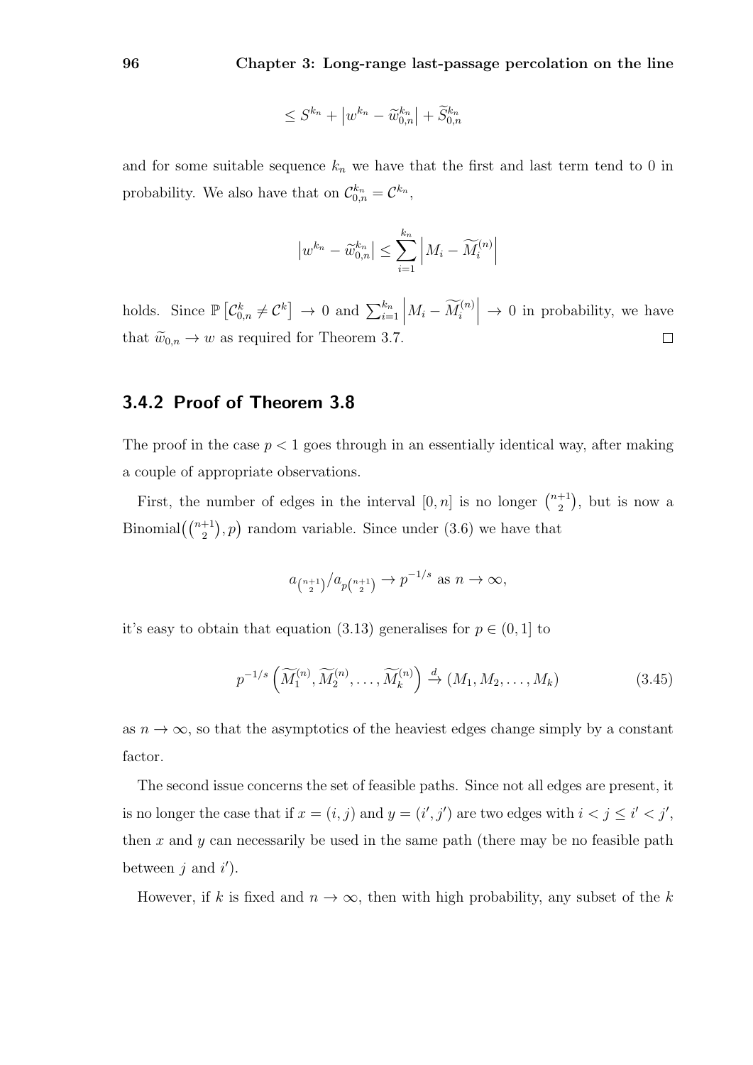$$\le S^{k_n} + \left|w^{k_n} - \widetilde{w}^{k_n}_{0,n}\right| + \widetilde{S}^{k_n}_{0,n}$$

and for some suitable sequence $k_n$ we have that the first and last term tend to 0 in probability. We also have that on $\mathcal{C}^{k_n}_{0,n} = \mathcal{C}^{k_n}$,

$$\left|w^{k_n} - \widetilde{w}^{k_n}_{0,n}\right| \le \sum_{i=1}^{k_n} \left|M_i - \widetilde{M}^{(n)}_i\right|$$

holds. Since $\mathbb{P}\left[\mathcal{C}^k_{0,n} \neq \mathcal{C}^k\right] \to 0$ and $\sum_{i=1}^{k_n} \left|M_i - \widetilde{M}^{(n)}_i\right| \to 0$ in probability, we have that $\widetilde{w}_{0,n} \to w$ as required for Theorem 3.7. □

### 3.4.2 Proof of Theorem 3.8

The proof in the case $p < 1$ goes through in an essentially identical way, after making a couple of appropriate observations.

First, the number of edges in the interval $[0, n]$ is no longer $\binom{n+1}{2}$, but is now a Binomial$\left(\binom{n+1}{2}, p\right)$ random variable. Since under (3.6) we have that

$$a_{\binom{n+1}{2}} / a_{p\binom{n+1}{2}} \to p^{-1/s} \text{ as } n \to \infty,$$

it's easy to obtain that equation (3.13) generalises for $p \in (0, 1]$ to

$$p^{-1/s}\left(\widetilde{M}^{(n)}_1, \widetilde{M}^{(n)}_2, \ldots, \widetilde{M}^{(n)}_k\right) \xrightarrow{d} (M_1, M_2, \ldots, M_k) \tag{3.45}$$

as $n \to \infty$, so that the asymptotics of the heaviest edges change simply by a constant factor.

The second issue concerns the set of feasible paths. Since not all edges are present, it is no longer the case that if $x = (i, j)$ and $y = (i', j')$ are two edges with $i < j \le i' < j'$, then $x$ and $y$ can necessarily be used in the same path (there may be no feasible path between $j$ and $i'$).

However, if $k$ is fixed and $n \to \infty$, then with high probability, any subset of the $k$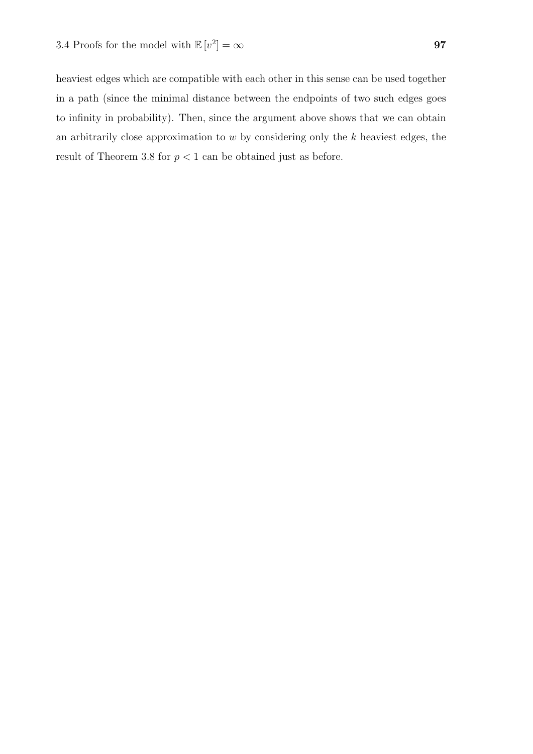heaviest edges which are compatible with each other in this sense can be used together in a path (since the minimal distance between the endpoints of two such edges goes to infinity in probability). Then, since the argument above shows that we can obtain an arbitrarily close approximation to $w$ by considering only the $k$ heaviest edges, the result of Theorem 3.8 for $p < 1$ can be obtained just as before.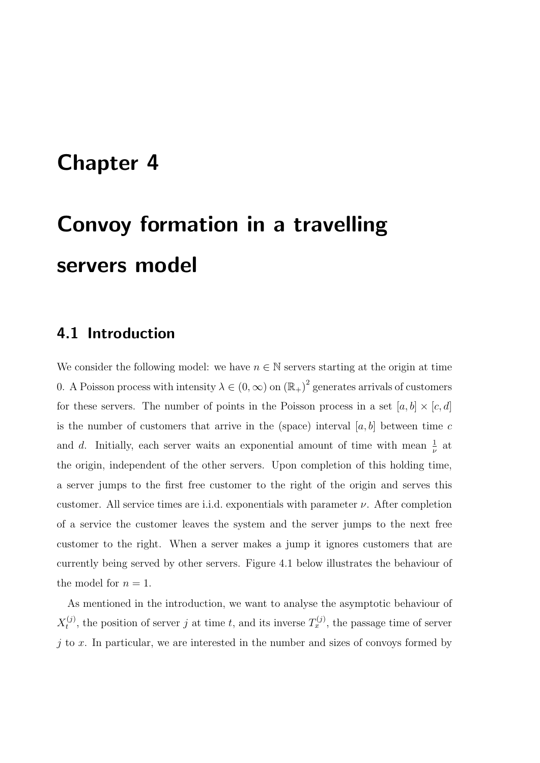# Chapter 4

# Convoy formation in a travelling servers model

## 4.1 Introduction

We consider the following model: we have $n \in \mathbb{N}$ servers starting at the origin at time 0. A Poisson process with intensity $\lambda \in (0, \infty)$ on $(\mathbb{R}_+)^2$ generates arrivals of customers for these servers. The number of points in the Poisson process in a set $[a, b] \times [c, d]$ is the number of customers that arrive in the (space) interval $[a, b]$ between time $c$ and $d$. Initially, each server waits an exponential amount of time with mean $\frac{1}{\nu}$ at the origin, independent of the other servers. Upon completion of this holding time, a server jumps to the first free customer to the right of the origin and serves this customer. All service times are i.i.d. exponentials with parameter $\nu$. After completion of a service the customer leaves the system and the server jumps to the next free customer to the right. When a server makes a jump it ignores customers that are currently being served by other servers. Figure 4.1 below illustrates the behaviour of the model for $n = 1$.

As mentioned in the introduction, we want to analyse the asymptotic behaviour of $X_t^{(j)}$, the position of server $j$ at time $t$, and its inverse $T_x^{(j)}$, the passage time of server $j$ to $x$. In particular, we are interested in the number and sizes of convoys formed by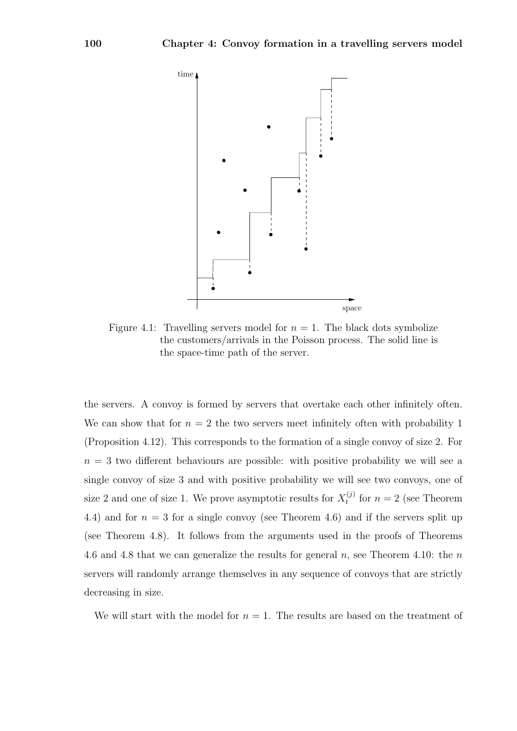Figure 4.1: Travelling servers model for $n = 1$. The black dots symbolize the customers/arrivals in the Poisson process. The solid line is the space-time path of the server.

the servers. A convoy is formed by servers that overtake each other infinitely often. We can show that for $n = 2$ the two servers meet infinitely often with probability 1 (Proposition 4.12). This corresponds to the formation of a single convoy of size 2. For $n = 3$ two different behaviours are possible: with positive probability we will see a single convoy of size 3 and with positive probability we will see two convoys, one of size 2 and one of size 1. We prove asymptotic results for $X_t^{(j)}$ for $n = 2$ (see Theorem 4.4) and for $n = 3$ for a single convoy (see Theorem 4.6) and if the servers split up (see Theorem 4.8). It follows from the arguments used in the proofs of Theorems 4.6 and 4.8 that we can generalize the results for general $n$, see Theorem 4.10: the $n$ servers will randomly arrange themselves in any sequence of convoys that are strictly decreasing in size.

We will start with the model for $n = 1$. The results are based on the treatment of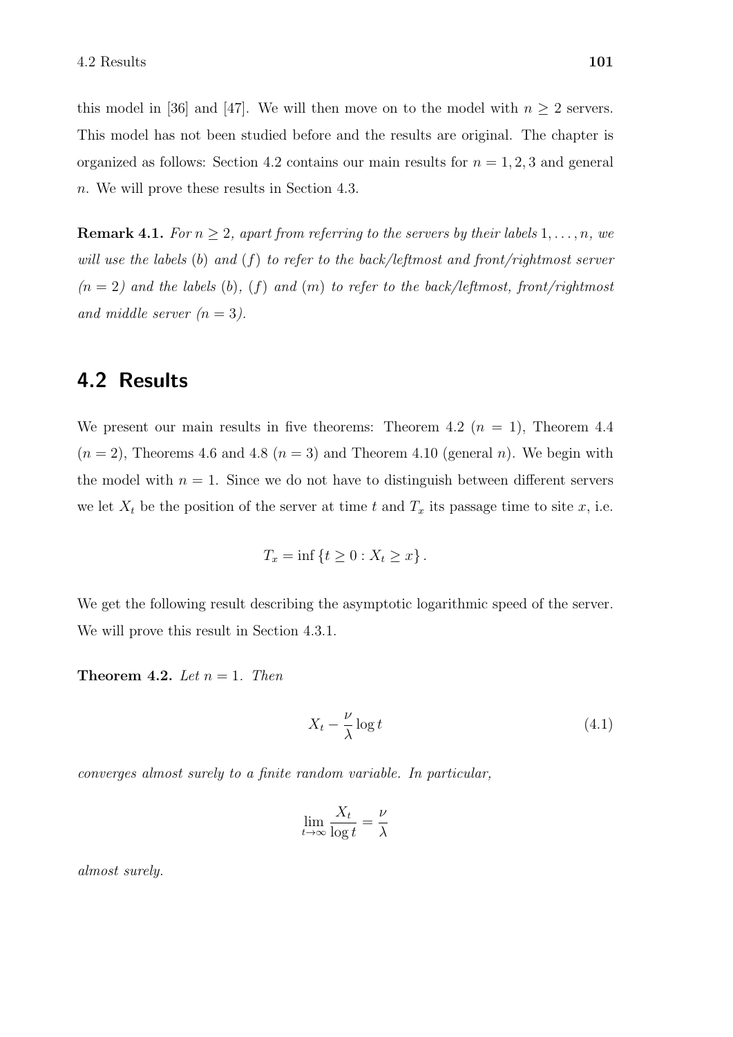this model in [36] and [47]. We will then move on to the model with $n \geq 2$ servers. This model has not been studied before and the results are original. The chapter is organized as follows: Section 4.2 contains our main results for $n = 1, 2, 3$ and general $n$. We will prove these results in Section 4.3.

**Remark 4.1.** *For $n \geq 2$, apart from referring to the servers by their labels $1, \ldots, n$, we will use the labels $(b)$ and $(f)$ to refer to the back/leftmost and front/rightmost server ($n = 2$) and the labels $(b)$, $(f)$ and $(m)$ to refer to the back/leftmost, front/rightmost and middle server ($n = 3$).*

## 4.2 Results

We present our main results in five theorems: Theorem 4.2 ($n = 1$), Theorem 4.4 ($n = 2$), Theorems 4.6 and 4.8 ($n = 3$) and Theorem 4.10 (general $n$). We begin with the model with $n = 1$. Since we do not have to distinguish between different servers we let $X_t$ be the position of the server at time $t$ and $T_x$ its passage time to site $x$, i.e.

$$T_x = \inf \{t \geq 0 : X_t \geq x\}.$$

We get the following result describing the asymptotic logarithmic speed of the server. We will prove this result in Section 4.3.1.

**Theorem 4.2.** *Let $n = 1$. Then*

$$X_t - \frac{\nu}{\lambda} \log t \tag{4.1}$$

*converges almost surely to a finite random variable. In particular,*

$$\lim_{t \to \infty} \frac{X_t}{\log t} = \frac{\nu}{\lambda}$$

*almost surely.*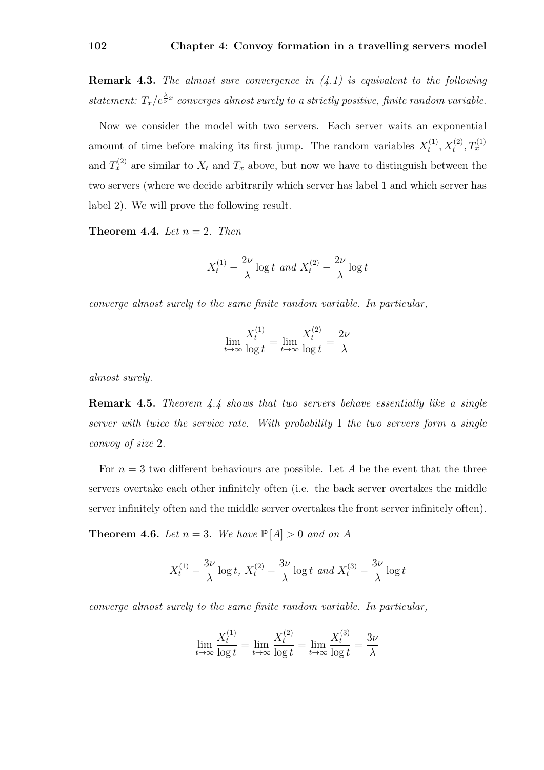**Remark 4.3.** *The almost sure convergence in (4.1) is equivalent to the following statement: $T_x/e^{\frac{\lambda}{\nu}x}$ converges almost surely to a strictly positive, finite random variable.*

Now we consider the model with two servers. Each server waits an exponential amount of time before making its first jump. The random variables $X_t^{(1)}, X_t^{(2)}, T_x^{(1)}$ and $T_x^{(2)}$ are similar to $X_t$ and $T_x$ above, but now we have to distinguish between the two servers (where we decide arbitrarily which server has label 1 and which server has label 2). We will prove the following result.

**Theorem 4.4.** *Let $n = 2$. Then*

$$X_t^{(1)} - \frac{2\nu}{\lambda}\log t \text{ and } X_t^{(2)} - \frac{2\nu}{\lambda}\log t$$

*converge almost surely to the same finite random variable. In particular,*

$$\lim_{t\to\infty}\frac{X_t^{(1)}}{\log t} = \lim_{t\to\infty}\frac{X_t^{(2)}}{\log t} = \frac{2\nu}{\lambda}$$

*almost surely.*

**Remark 4.5.** *Theorem 4.4 shows that two servers behave essentially like a single server with twice the service rate. With probability 1 the two servers form a single convoy of size 2.*

For $n = 3$ two different behaviours are possible. Let $A$ be the event that the three servers overtake each other infinitely often (i.e. the back server overtakes the middle server infinitely often and the middle server overtakes the front server infinitely often).

**Theorem 4.6.** *Let $n = 3$. We have $\mathbb{P}[A] > 0$ and on $A$*

$$X_t^{(1)} - \frac{3\nu}{\lambda}\log t,\ X_t^{(2)} - \frac{3\nu}{\lambda}\log t \text{ and } X_t^{(3)} - \frac{3\nu}{\lambda}\log t$$

*converge almost surely to the same finite random variable. In particular,*

$$\lim_{t\to\infty}\frac{X_t^{(1)}}{\log t} = \lim_{t\to\infty}\frac{X_t^{(2)}}{\log t} = \lim_{t\to\infty}\frac{X_t^{(3)}}{\log t} = \frac{3\nu}{\lambda}$$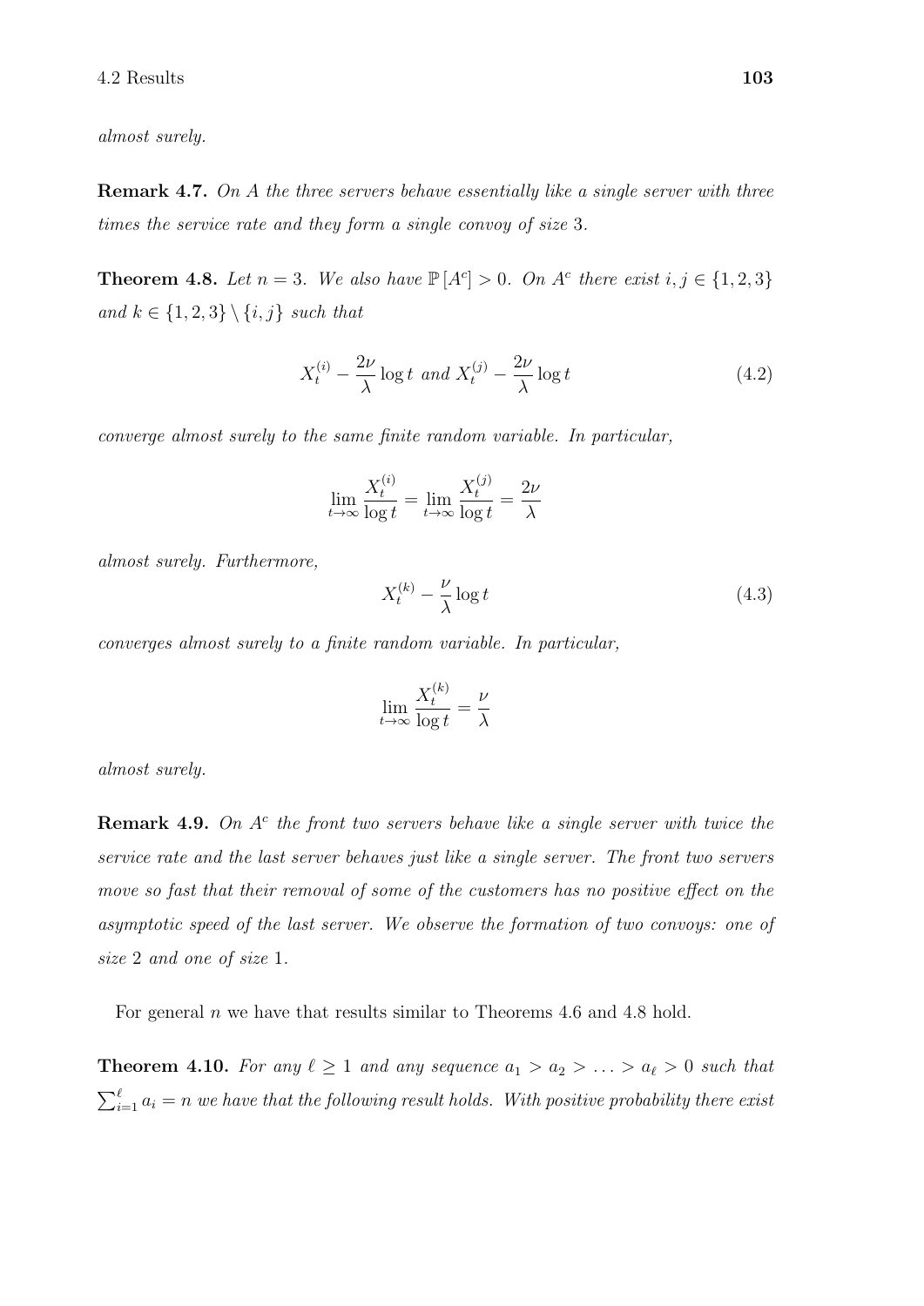*almost surely.*

**Remark 4.7.** *On $A$ the three servers behave essentially like a single server with three times the service rate and they form a single convoy of size* 3.

**Theorem 4.8.** *Let $n = 3$. We also have $\mathbb{P}[A^c] > 0$. On $A^c$ there exist $i, j \in \{1, 2, 3\}$ and $k \in \{1, 2, 3\} \setminus \{i, j\}$ such that*

$$X_t^{(i)} - \frac{2\nu}{\lambda} \log t \text{ and } X_t^{(j)} - \frac{2\nu}{\lambda} \log t \tag{4.2}$$

*converge almost surely to the same finite random variable. In particular,*

$$\lim_{t\to\infty} \frac{X_t^{(i)}}{\log t} = \lim_{t\to\infty} \frac{X_t^{(j)}}{\log t} = \frac{2\nu}{\lambda}$$

*almost surely. Furthermore,*

$$X_t^{(k)} - \frac{\nu}{\lambda} \log t \tag{4.3}$$

*converges almost surely to a finite random variable. In particular,*

$$\lim_{t\to\infty} \frac{X_t^{(k)}}{\log t} = \frac{\nu}{\lambda}$$

*almost surely.*

**Remark 4.9.** *On $A^c$ the front two servers behave like a single server with twice the service rate and the last server behaves just like a single server. The front two servers move so fast that their removal of some of the customers has no positive effect on the asymptotic speed of the last server. We observe the formation of two convoys: one of size* 2 *and one of size* 1.

For general $n$ we have that results similar to Theorems 4.6 and 4.8 hold.

**Theorem 4.10.** *For any $\ell \geq 1$ and any sequence $a_1 > a_2 > \ldots > a_\ell > 0$ such that $\sum_{i=1}^{\ell} a_i = n$ we have that the following result holds. With positive probability there exist*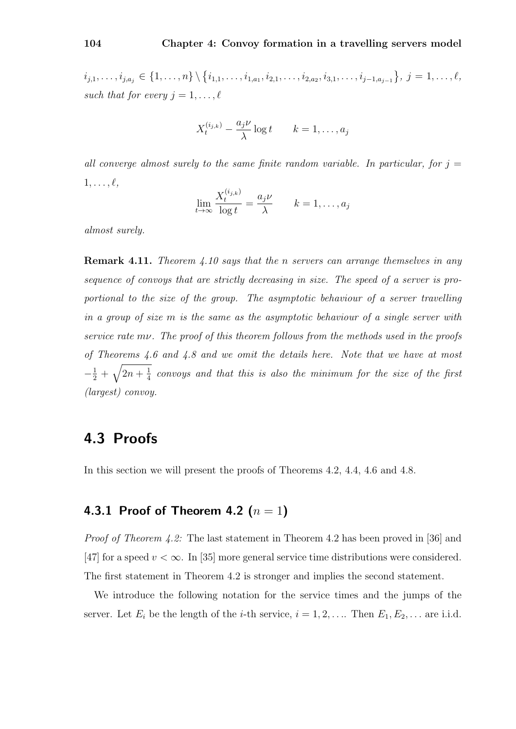*$i_{j,1}, \dots, i_{j,a_j} \in \{1, \dots, n\} \setminus \{i_{1,1}, \dots, i_{1,a_1}, i_{2,1}, \dots, i_{2,a_2}, i_{3,1}, \dots, i_{j-1,a_{j-1}}\}$, $j = 1, \dots, \ell$, such that for every $j = 1, \dots, \ell$*

$$X_t^{(i_{j,k})} - \frac{a_j \nu}{\lambda} \log t \qquad k = 1, \dots, a_j$$

*all converge almost surely to the same finite random variable. In particular, for $j = 1, \dots, \ell$,*

$$\lim_{t \to \infty} \frac{X_t^{(i_{j,k})}}{\log t} = \frac{a_j \nu}{\lambda} \qquad k = 1, \dots, a_j$$

*almost surely.*

**Remark 4.11.** *Theorem 4.10 says that the $n$ servers can arrange themselves in any sequence of convoys that are strictly decreasing in size. The speed of a server is proportional to the size of the group. The asymptotic behaviour of a server travelling in a group of size $m$ is the same as the asymptotic behaviour of a single server with service rate $m\nu$. The proof of this theorem follows from the methods used in the proofs of Theorems 4.6 and 4.8 and we omit the details here. Note that we have at most $-\frac{1}{2} + \sqrt{2n + \frac{1}{4}}$ convoys and that this is also the minimum for the size of the first (largest) convoy.*

## 4.3 Proofs

In this section we will present the proofs of Theorems 4.2, 4.4, 4.6 and 4.8.

### 4.3.1 Proof of Theorem 4.2 ($n = 1$)

*Proof of Theorem 4.2:* The last statement in Theorem 4.2 has been proved in [36] and [47] for a speed $v < \infty$. In [35] more general service time distributions were considered. The first statement in Theorem 4.2 is stronger and implies the second statement.

We introduce the following notation for the service times and the jumps of the server. Let $E_i$ be the length of the $i$-th service, $i = 1, 2, \dots$. Then $E_1, E_2, \dots$ are i.i.d.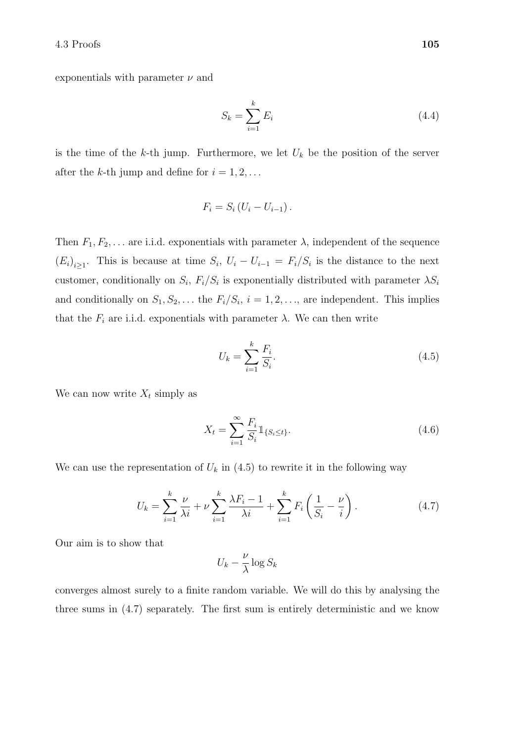exponentials with parameter $\nu$ and

$$S_k = \sum_{i=1}^{k} E_i \tag{4.4}$$

is the time of the $k$-th jump. Furthermore, we let $U_k$ be the position of the server after the $k$-th jump and define for $i = 1, 2, \ldots$

$$F_i = S_i \left( U_i - U_{i-1} \right).$$

Then $F_1, F_2, \ldots$ are i.i.d. exponentials with parameter $\lambda$, independent of the sequence $\left(E_i\right)_{i\geq 1}$. This is because at time $S_i$, $U_i - U_{i-1} = F_i/S_i$ is the distance to the next customer, conditionally on $S_i$, $F_i/S_i$ is exponentially distributed with parameter $\lambda S_i$ and conditionally on $S_1, S_2, \ldots$ the $F_i/S_i$, $i = 1, 2, \ldots$, are independent. This implies that the $F_i$ are i.i.d. exponentials with parameter $\lambda$. We can then write

$$U_k = \sum_{i=1}^{k} \frac{F_i}{S_i}. \tag{4.5}$$

We can now write $X_t$ simply as

$$X_t = \sum_{i=1}^{\infty} \frac{F_i}{S_i} \mathbb{1}_{\{S_i \leq t\}}. \tag{4.6}$$

We can use the representation of $U_k$ in (4.5) to rewrite it in the following way

$$U_k = \sum_{i=1}^{k} \frac{\nu}{\lambda i} + \nu \sum_{i=1}^{k} \frac{\lambda F_i - 1}{\lambda i} + \sum_{i=1}^{k} F_i \left( \frac{1}{S_i} - \frac{\nu}{i} \right). \tag{4.7}$$

Our aim is to show that

$$U_k - \frac{\nu}{\lambda} \log S_k$$

converges almost surely to a finite random variable. We will do this by analysing the three sums in (4.7) separately. The first sum is entirely deterministic and we know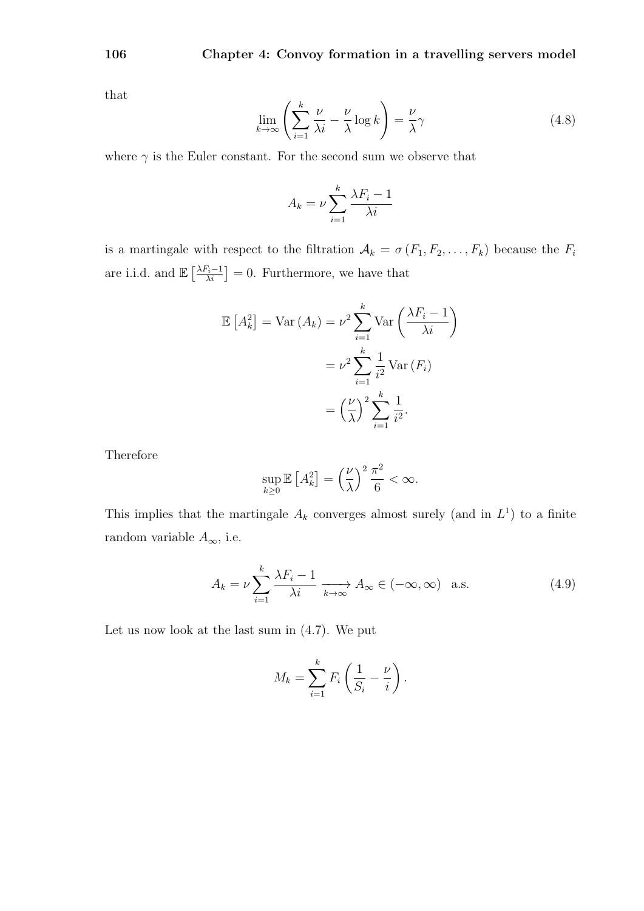that

$$\lim_{k\to\infty}\left(\sum_{i=1}^{k}\frac{\nu}{\lambda i}-\frac{\nu}{\lambda}\log k\right)=\frac{\nu}{\lambda}\gamma \tag{4.8}$$

where $\gamma$ is the Euler constant. For the second sum we observe that

$$A_k=\nu\sum_{i=1}^{k}\frac{\lambda F_i-1}{\lambda i}$$

is a martingale with respect to the filtration $\mathcal{A}_k=\sigma\left(F_1,F_2,\ldots,F_k\right)$ because the $F_i$ are i.i.d. and $\mathbb{E}\left[\frac{\lambda F_i-1}{\lambda i}\right]=0$. Furthermore, we have that

$$\begin{aligned}\mathbb{E}\left[A_k^2\right]=\operatorname{Var}\left(A_k\right)&=\nu^2\sum_{i=1}^{k}\operatorname{Var}\left(\frac{\lambda F_i-1}{\lambda i}\right)\\&=\nu^2\sum_{i=1}^{k}\frac{1}{i^2}\operatorname{Var}\left(F_i\right)\\&=\left(\frac{\nu}{\lambda}\right)^2\sum_{i=1}^{k}\frac{1}{i^2}.\end{aligned}$$

Therefore

$$\sup_{k\geq 0}\mathbb{E}\left[A_k^2\right]=\left(\frac{\nu}{\lambda}\right)^2\frac{\pi^2}{6}<\infty.$$

This implies that the martingale $A_k$ converges almost surely (and in $L^1$) to a finite random variable $A_\infty$, i.e.

$$A_k=\nu\sum_{i=1}^{k}\frac{\lambda F_i-1}{\lambda i}\xrightarrow[k\to\infty]{}A_\infty\in(-\infty,\infty)\quad\text{a.s.} \tag{4.9}$$

Let us now look at the last sum in (4.7). We put

$$M_k=\sum_{i=1}^{k}F_i\left(\frac{1}{S_i}-\frac{\nu}{i}\right).$$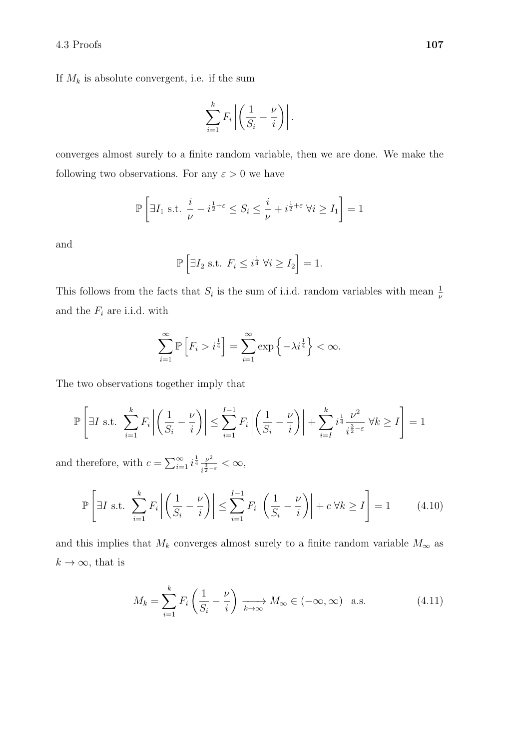If $M_k$ is absolute convergent, i.e. if the sum

$$\sum_{i=1}^{k} F_i \left| \left( \frac{1}{S_i} - \frac{\nu}{i} \right) \right|.$$

converges almost surely to a finite random variable, then we are done. We make the following two observations. For any $\varepsilon > 0$ we have

$$\mathbb{P}\left[ \exists I_1 \text{ s.t. } \frac{i}{\nu} - i^{\frac{1}{2}+\varepsilon} \leq S_i \leq \frac{i}{\nu} + i^{\frac{1}{2}+\varepsilon} \ \forall i \geq I_1 \right] = 1$$

and

$$\mathbb{P}\left[ \exists I_2 \text{ s.t. } F_i \leq i^{\frac{1}{4}} \ \forall i \geq I_2 \right] = 1.$$

This follows from the facts that $S_i$ is the sum of i.i.d. random variables with mean $\frac{1}{\nu}$ and the $F_i$ are i.i.d. with

$$\sum_{i=1}^{\infty} \mathbb{P}\left[ F_i > i^{\frac{1}{4}} \right] = \sum_{i=1}^{\infty} \exp\left\{ -\lambda i^{\frac{1}{4}} \right\} < \infty.$$

The two observations together imply that

$$\mathbb{P}\left[ \exists I \text{ s.t. } \sum_{i=1}^{k} F_i \left| \left( \frac{1}{S_i} - \frac{\nu}{i} \right) \right| \leq \sum_{i=1}^{I-1} F_i \left| \left( \frac{1}{S_i} - \frac{\nu}{i} \right) \right| + \sum_{i=I}^{k} i^{\frac{1}{4}} \frac{\nu^2}{i^{\frac{3}{2}-\varepsilon}} \ \forall k \geq I \right] = 1$$

and therefore, with $c = \sum_{i=1}^{\infty} i^{\frac{1}{4}} \frac{\nu^2}{i^{\frac{3}{2}-\varepsilon}} < \infty$,

$$\mathbb{P}\left[ \exists I \text{ s.t. } \sum_{i=1}^{k} F_i \left| \left( \frac{1}{S_i} - \frac{\nu}{i} \right) \right| \leq \sum_{i=1}^{I-1} F_i \left| \left( \frac{1}{S_i} - \frac{\nu}{i} \right) \right| + c \ \forall k \geq I \right] = 1 \tag{4.10}$$

and this implies that $M_k$ converges almost surely to a finite random variable $M_\infty$ as $k \to \infty$, that is

$$M_k = \sum_{i=1}^{k} F_i \left( \frac{1}{S_i} - \frac{\nu}{i} \right) \xrightarrow[k \to \infty]{} M_\infty \in (-\infty, \infty) \quad \text{a.s.} \tag{4.11}$$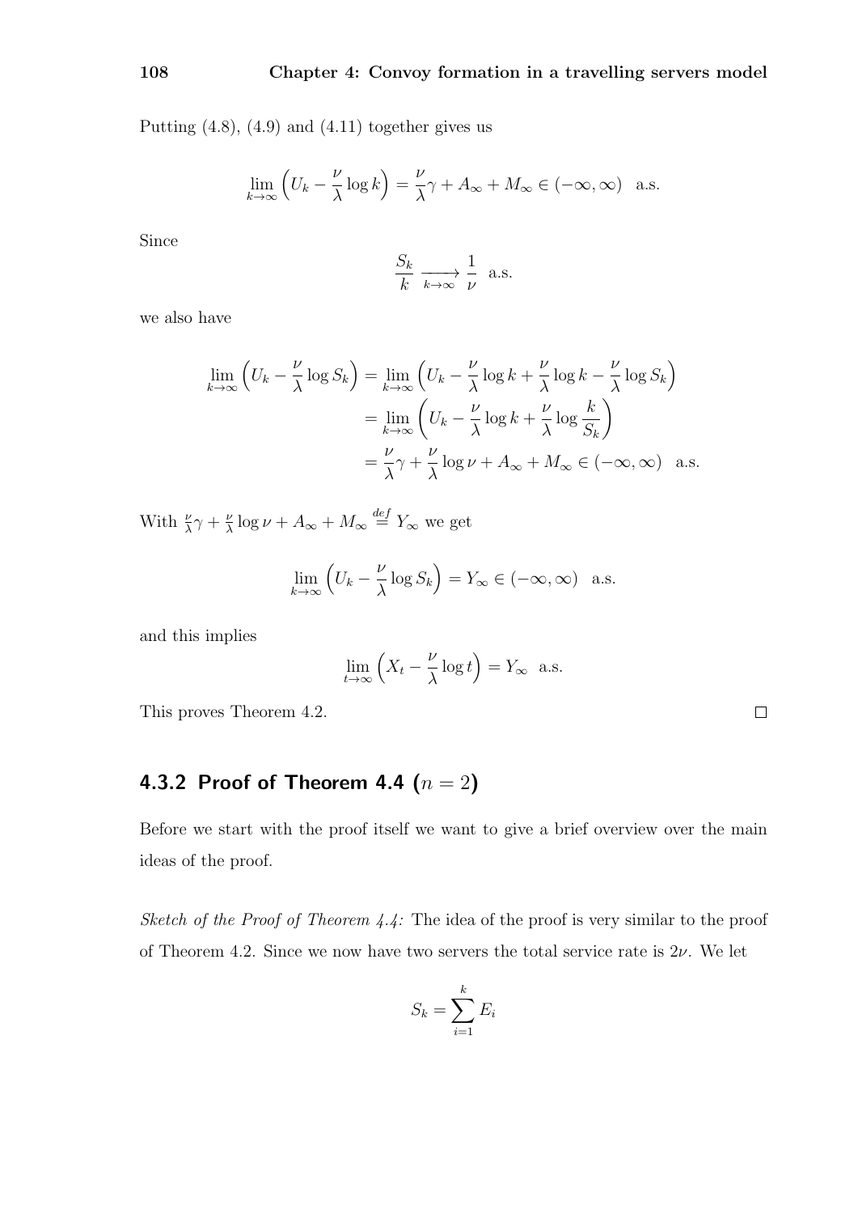Putting (4.8), (4.9) and (4.11) together gives us

$$\lim_{k\to\infty}\left(U_k - \frac{\nu}{\lambda}\log k\right) = \frac{\nu}{\lambda}\gamma + A_\infty + M_\infty \in (-\infty,\infty) \quad \text{a.s.}$$

Since

$$\frac{S_k}{k} \xrightarrow[k\to\infty]{} \frac{1}{\nu} \quad \text{a.s.}$$

we also have

$$\begin{aligned}
\lim_{k\to\infty}\left(U_k - \frac{\nu}{\lambda}\log S_k\right) &= \lim_{k\to\infty}\left(U_k - \frac{\nu}{\lambda}\log k + \frac{\nu}{\lambda}\log k - \frac{\nu}{\lambda}\log S_k\right) \\
&= \lim_{k\to\infty}\left(U_k - \frac{\nu}{\lambda}\log k + \frac{\nu}{\lambda}\log \frac{k}{S_k}\right) \\
&= \frac{\nu}{\lambda}\gamma + \frac{\nu}{\lambda}\log\nu + A_\infty + M_\infty \in (-\infty,\infty) \quad \text{a.s.}
\end{aligned}$$

With $\frac{\nu}{\lambda}\gamma + \frac{\nu}{\lambda}\log\nu + A_\infty + M_\infty \stackrel{def}{=} Y_\infty$ we get

$$\lim_{k\to\infty}\left(U_k - \frac{\nu}{\lambda}\log S_k\right) = Y_\infty \in (-\infty,\infty) \quad \text{a.s.}$$

and this implies

$$\lim_{t\to\infty}\left(X_t - \frac{\nu}{\lambda}\log t\right) = Y_\infty \quad \text{a.s.}$$

This proves Theorem 4.2. □

### 4.3.2 Proof of Theorem 4.4 ($n = 2$)

Before we start with the proof itself we want to give a brief overview over the main ideas of the proof.

*Sketch of the Proof of Theorem 4.4:* The idea of the proof is very similar to the proof of Theorem 4.2. Since we now have two servers the total service rate is $2\nu$. We let

$$S_k = \sum_{i=1}^{k} E_i$$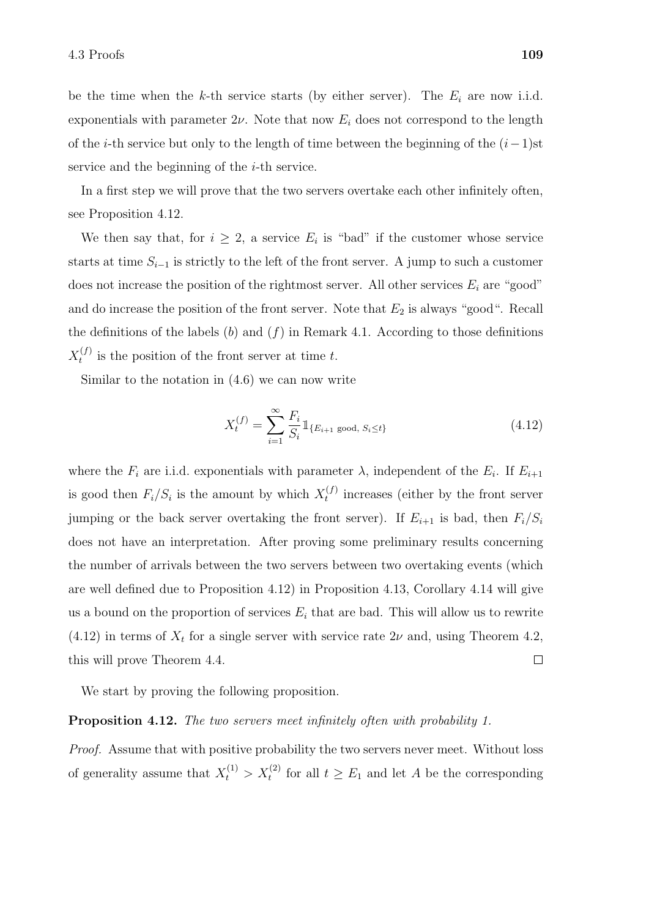be the time when the $k$-th service starts (by either server). The $E_i$ are now i.i.d. exponentials with parameter $2\nu$. Note that now $E_i$ does not correspond to the length of the $i$-th service but only to the length of time between the beginning of the $(i-1)$st service and the beginning of the $i$-th service.

In a first step we will prove that the two servers overtake each other infinitely often, see Proposition 4.12.

We then say that, for $i \geq 2$, a service $E_i$ is "bad" if the customer whose service starts at time $S_{i-1}$ is strictly to the left of the front server. A jump to such a customer does not increase the position of the rightmost server. All other services $E_i$ are "good" and do increase the position of the front server. Note that $E_2$ is always "good". Recall the definitions of the labels $(b)$ and $(f)$ in Remark 4.1. According to those definitions $X_t^{(f)}$ is the position of the front server at time $t$.

Similar to the notation in (4.6) we can now write

$$X_t^{(f)} = \sum_{i=1}^{\infty} \frac{F_i}{S_i} \mathbb{1}_{\{E_{i+1} \text{ good}, \, S_i \leq t\}} \tag{4.12}$$

where the $F_i$ are i.i.d. exponentials with parameter $\lambda$, independent of the $E_i$. If $E_{i+1}$ is good then $F_i/S_i$ is the amount by which $X_t^{(f)}$ increases (either by the front server jumping or the back server overtaking the front server). If $E_{i+1}$ is bad, then $F_i/S_i$ does not have an interpretation. After proving some preliminary results concerning the number of arrivals between the two servers between two overtaking events (which are well defined due to Proposition 4.12) in Proposition 4.13, Corollary 4.14 will give us a bound on the proportion of services $E_i$ that are bad. This will allow us to rewrite (4.12) in terms of $X_t$ for a single server with service rate $2\nu$ and, using Theorem 4.2, this will prove Theorem 4.4. $\square$

We start by proving the following proposition.

**Proposition 4.12.** *The two servers meet infinitely often with probability 1.*

*Proof.* Assume that with positive probability the two servers never meet. Without loss of generality assume that $X_t^{(1)} > X_t^{(2)}$ for all $t \geq E_1$ and let $A$ be the corresponding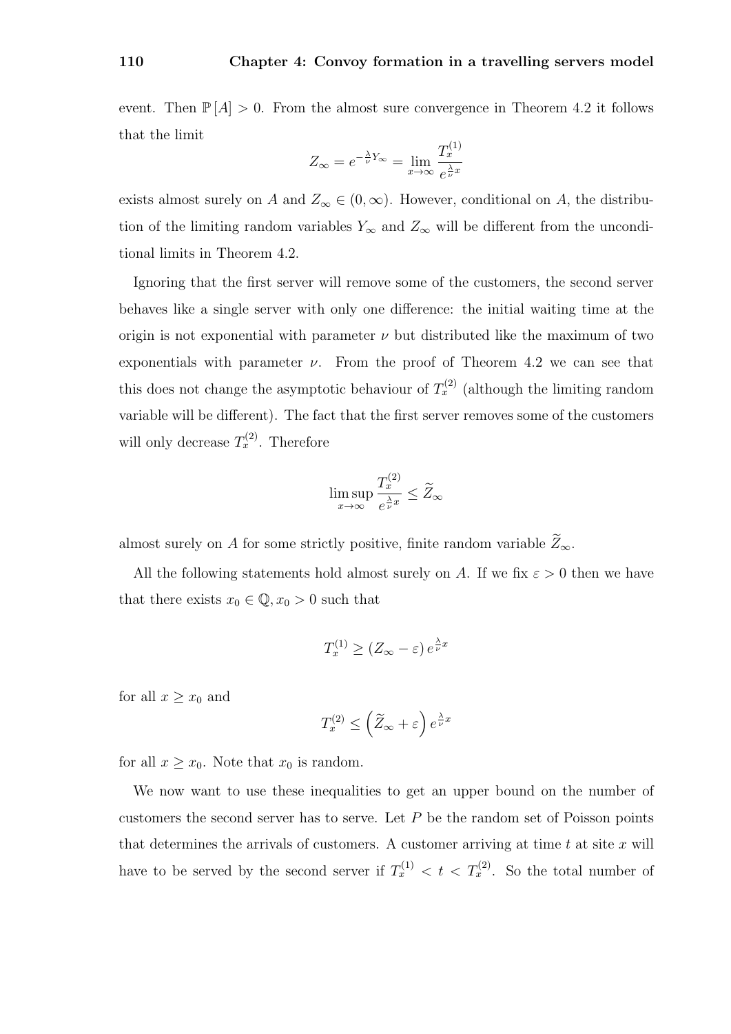event. Then $\mathbb{P}[A] > 0$. From the almost sure convergence in Theorem 4.2 it follows that the limit

$$Z_\infty = e^{-\frac{\lambda}{\nu}Y_\infty} = \lim_{x\to\infty} \frac{T_x^{(1)}}{e^{\frac{\lambda}{\nu}x}}$$

exists almost surely on $A$ and $Z_\infty \in (0,\infty)$. However, conditional on $A$, the distribution of the limiting random variables $Y_\infty$ and $Z_\infty$ will be different from the unconditional limits in Theorem 4.2.

Ignoring that the first server will remove some of the customers, the second server behaves like a single server with only one difference: the initial waiting time at the origin is not exponential with parameter $\nu$ but distributed like the maximum of two exponentials with parameter $\nu$. From the proof of Theorem 4.2 we can see that this does not change the asymptotic behaviour of $T_x^{(2)}$ (although the limiting random variable will be different). The fact that the first server removes some of the customers will only decrease $T_x^{(2)}$. Therefore

$$\limsup_{x\to\infty} \frac{T_x^{(2)}}{e^{\frac{\lambda}{\nu}x}} \le \widetilde{Z}_\infty$$

almost surely on $A$ for some strictly positive, finite random variable $\widetilde{Z}_\infty$.

All the following statements hold almost surely on $A$. If we fix $\varepsilon > 0$ then we have that there exists $x_0 \in \mathbb{Q}, x_0 > 0$ such that

$$T_x^{(1)} \ge (Z_\infty - \varepsilon)\, e^{\frac{\lambda}{\nu}x}$$

for all $x \ge x_0$ and

$$T_x^{(2)} \le \left(\widetilde{Z}_\infty + \varepsilon\right) e^{\frac{\lambda}{\nu}x}$$

for all $x \ge x_0$. Note that $x_0$ is random.

We now want to use these inequalities to get an upper bound on the number of customers the second server has to serve. Let $P$ be the random set of Poisson points that determines the arrivals of customers. A customer arriving at time $t$ at site $x$ will have to be served by the second server if $T_x^{(1)} < t < T_x^{(2)}$. So the total number of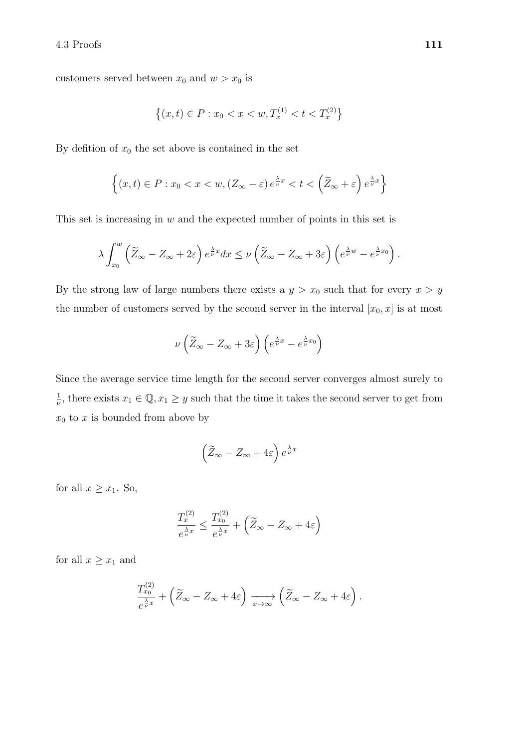customers served between $x_0$ and $w > x_0$ is

$$\left\{(x,t) \in P : x_0 < x < w, T_x^{(1)} < t < T_x^{(2)}\right\}$$

By defition of $x_0$ the set above is contained in the set

$$\left\{(x,t) \in P : x_0 < x < w, \left(Z_\infty - \varepsilon\right) e^{\frac{\lambda}{\nu}x} < t < \left(\widetilde{Z}_\infty + \varepsilon\right) e^{\frac{\lambda}{\nu}x}\right\}$$

This set is increasing in $w$ and the expected number of points in this set is

$$\lambda \int_{x_0}^{w} \left(\widetilde{Z}_\infty - Z_\infty + 2\varepsilon\right) e^{\frac{\lambda}{\nu}x} dx \leq \nu \left(\widetilde{Z}_\infty - Z_\infty + 3\varepsilon\right) \left(e^{\frac{\lambda}{\nu}w} - e^{\frac{\lambda}{\nu}x_0}\right).$$

By the strong law of large numbers there exists a $y > x_0$ such that for every $x > y$ the number of customers served by the second server in the interval $[x_0, x]$ is at most

$$\nu \left(\widetilde{Z}_\infty - Z_\infty + 3\varepsilon\right) \left(e^{\frac{\lambda}{\nu}x} - e^{\frac{\lambda}{\nu}x_0}\right)$$

Since the average service time length for the second server converges almost surely to $\frac{1}{\nu}$, there exists $x_1 \in \mathbb{Q}, x_1 \geq y$ such that the time it takes the second server to get from $x_0$ to $x$ is bounded from above by

$$\left(\widetilde{Z}_\infty - Z_\infty + 4\varepsilon\right) e^{\frac{\lambda}{\nu}x}$$

for all $x \geq x_1$. So,

$$\frac{T_x^{(2)}}{e^{\frac{\lambda}{\nu}x}} \leq \frac{T_{x_0}^{(2)}}{e^{\frac{\lambda}{\nu}x}} + \left(\widetilde{Z}_\infty - Z_\infty + 4\varepsilon\right)$$

for all $x \geq x_1$ and

$$\frac{T_{x_0}^{(2)}}{e^{\frac{\lambda}{\nu}x}} + \left(\widetilde{Z}_\infty - Z_\infty + 4\varepsilon\right) \xrightarrow[x \to \infty]{} \left(\widetilde{Z}_\infty - Z_\infty + 4\varepsilon\right).$$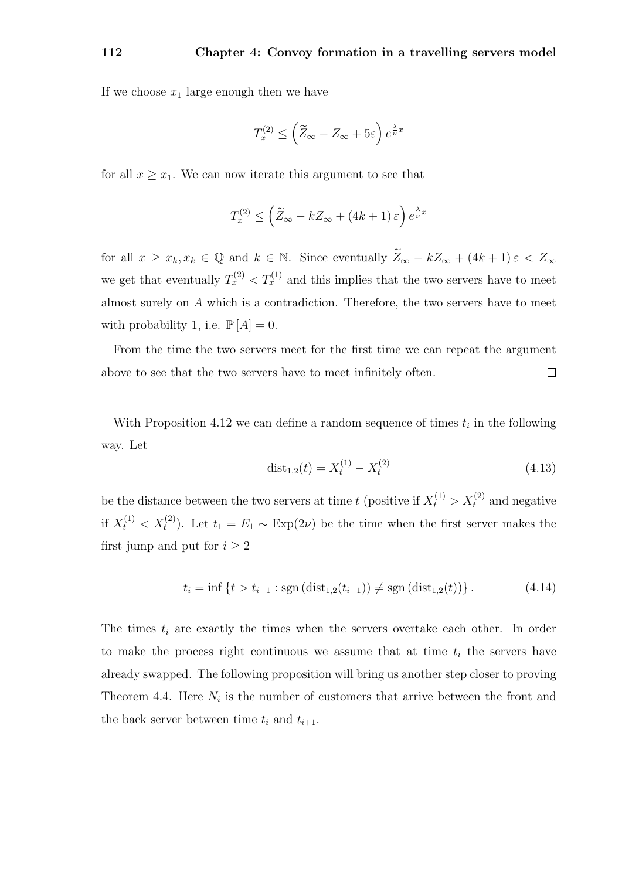If we choose $x_1$ large enough then we have

$$T_x^{(2)} \leq \left(\widetilde{Z}_\infty - Z_\infty + 5\varepsilon\right) e^{\frac{\lambda}{\nu}x}$$

for all $x \geq x_1$. We can now iterate this argument to see that

$$T_x^{(2)} \leq \left(\widetilde{Z}_\infty - kZ_\infty + (4k+1)\,\varepsilon\right) e^{\frac{\lambda}{\nu}x}$$

for all $x \geq x_k, x_k \in \mathbb{Q}$ and $k \in \mathbb{N}$. Since eventually $\widetilde{Z}_\infty - kZ_\infty + (4k+1)\,\varepsilon < Z_\infty$ we get that eventually $T_x^{(2)} < T_x^{(1)}$ and this implies that the two servers have to meet almost surely on $A$ which is a contradiction. Therefore, the two servers have to meet with probability 1, i.e. $\mathbb{P}[A] = 0$.

From the time the two servers meet for the first time we can repeat the argument above to see that the two servers have to meet infinitely often. □

With Proposition 4.12 we can define a random sequence of times $t_i$ in the following way. Let

$$\mathrm{dist}_{1,2}(t) = X_t^{(1)} - X_t^{(2)} \tag{4.13}$$

be the distance between the two servers at time $t$ (positive if $X_t^{(1)} > X_t^{(2)}$ and negative if $X_t^{(1)} < X_t^{(2)}$). Let $t_1 = E_1 \sim \mathrm{Exp}(2\nu)$ be the time when the first server makes the first jump and put for $i \geq 2$

$$t_i = \inf\left\{t > t_{i-1} : \mathrm{sgn}\left(\mathrm{dist}_{1,2}(t_{i-1})\right) \neq \mathrm{sgn}\left(\mathrm{dist}_{1,2}(t)\right)\right\}. \tag{4.14}$$

The times $t_i$ are exactly the times when the servers overtake each other. In order to make the process right continuous we assume that at time $t_i$ the servers have already swapped. The following proposition will bring us another step closer to proving Theorem 4.4. Here $N_i$ is the number of customers that arrive between the front and the back server between time $t_i$ and $t_{i+1}$.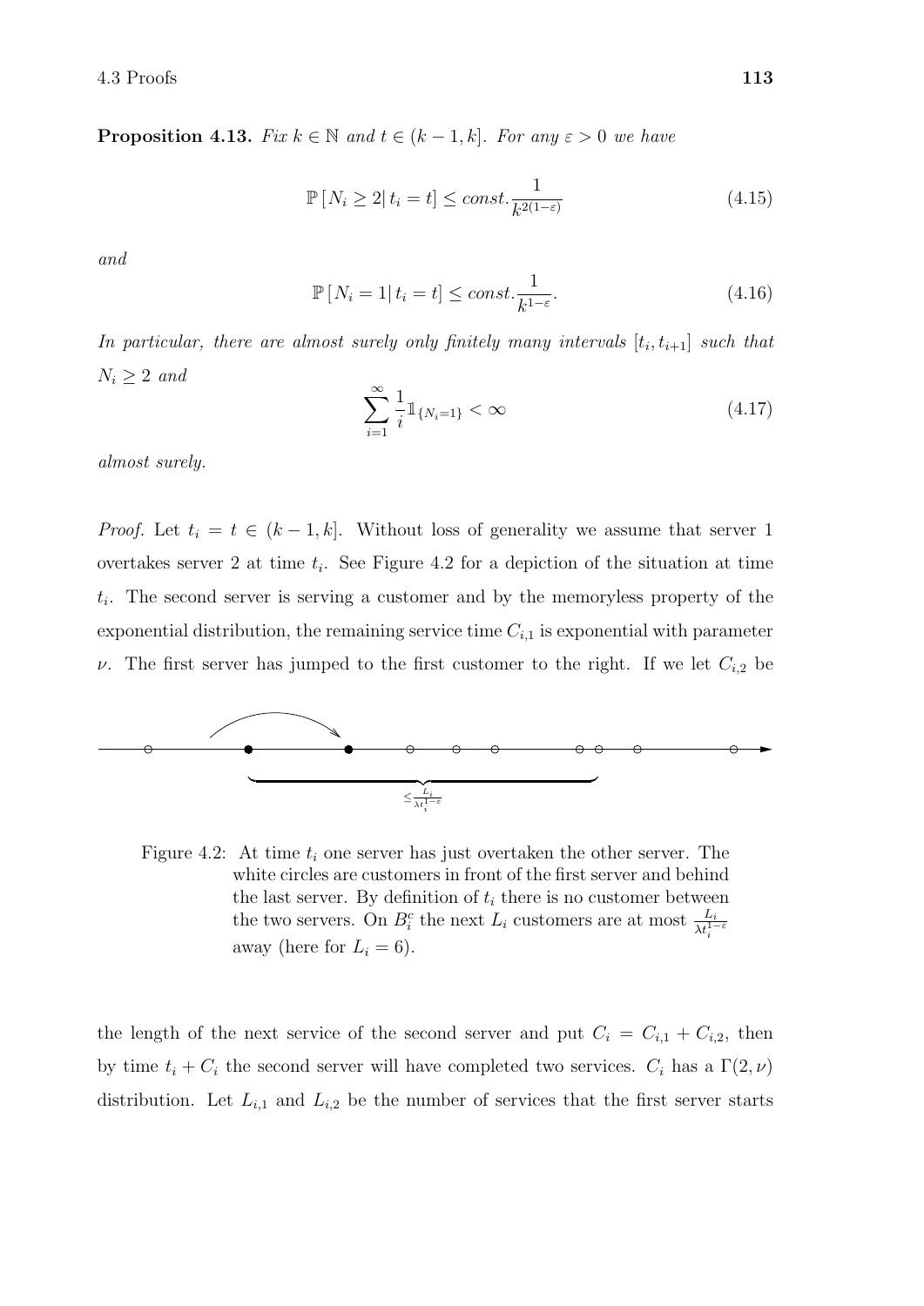**Proposition 4.13.** *Fix $k \in \mathbb{N}$ and $t \in (k-1, k]$. For any $\varepsilon > 0$ we have*

$$\mathbb{P}\left[N_i \geq 2 \middle| t_i = t\right] \leq const. \frac{1}{k^{2(1-\varepsilon)}} \tag{4.15}$$

*and*

$$\mathbb{P}\left[N_i = 1 \middle| t_i = t\right] \leq const. \frac{1}{k^{1-\varepsilon}}. \tag{4.16}$$

*In particular, there are almost surely only finitely many intervals $[t_i, t_{i+1}]$ such that $N_i \geq 2$ and*

$$\sum_{i=1}^{\infty} \frac{1}{i} \mathbb{1}_{\{N_i = 1\}} < \infty \tag{4.17}$$

*almost surely.*

*Proof.* Let $t_i = t \in (k-1, k]$. Without loss of generality we assume that server 1 overtakes server 2 at time $t_i$. See Figure 4.2 for a depiction of the situation at time $t_i$. The second server is serving a customer and by the memoryless property of the exponential distribution, the remaining service time $C_{i,1}$ is exponential with parameter $\nu$. The first server has jumped to the first customer to the right. If we let $C_{i,2}$ be

Figure 4.2: At time $t_i$ one server has just overtaken the other server. The white circles are customers in front of the first server and behind the last server. By definition of $t_i$ there is no customer between the two servers. On $B_i^c$ the next $L_i$ customers are at most $\frac{L_i}{\lambda t_i^{1-\varepsilon}}$ away (here for $L_i = 6$).

the length of the next service of the second server and put $C_i = C_{i,1} + C_{i,2}$, then by time $t_i + C_i$ the second server will have completed two services. $C_i$ has a $\Gamma(2, \nu)$ distribution. Let $L_{i,1}$ and $L_{i,2}$ be the number of services that the first server starts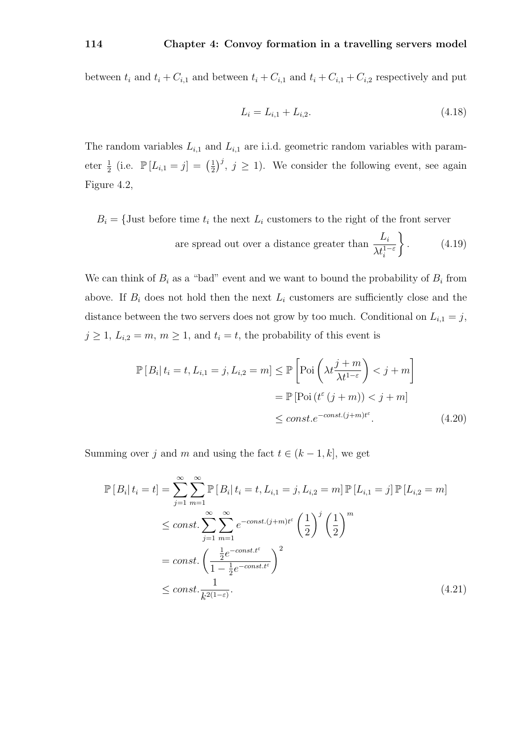between $t_i$ and $t_i + C_{i,1}$ and between $t_i + C_{i,1}$ and $t_i + C_{i,1} + C_{i,2}$ respectively and put

$$L_i = L_{i,1} + L_{i,2}. \tag{4.18}$$

The random variables $L_{i,1}$ and $L_{i,1}$ are i.i.d. geometric random variables with parameter $\frac{1}{2}$ (i.e. $\mathbb{P}[L_{i,1} = j] = \left(\frac{1}{2}\right)^j$, $j \geq 1$). We consider the following event, see again Figure 4.2,

$$B_i = \left\{ \text{Just before time } t_i \text{ the next } L_i \text{ customers to the right of the front server} \right.$$
$$\left. \text{are spread out over a distance greater than } \frac{L_i}{\lambda t_i^{1-\varepsilon}} \right\}. \tag{4.19}$$

We can think of $B_i$ as a "bad" event and we want to bound the probability of $B_i$ from above. If $B_i$ does not hold then the next $L_i$ customers are sufficiently close and the distance between the two servers does not grow by too much. Conditional on $L_{i,1} = j$, $j \geq 1$, $L_{i,2} = m$, $m \geq 1$, and $t_i = t$, the probability of this event is

$$\begin{aligned}
\mathbb{P}[B_i | \, t_i = t, L_{i,1} = j, L_{i,2} = m] &\leq \mathbb{P}\left[\text{Poi}\left(\lambda t \frac{j+m}{\lambda t^{1-\varepsilon}}\right) < j + m\right] \\
&= \mathbb{P}\left[\text{Poi}\left(t^{\varepsilon}(j+m)\right) < j + m\right] \\
&\leq const.e^{-const.(j+m)t^{\varepsilon}}.
\end{aligned} \tag{4.20}$$

Summing over $j$ and $m$ and using the fact $t \in (k-1, k]$, we get

$$\begin{aligned}
\mathbb{P}[B_i | \, t_i = t] &= \sum_{j=1}^{\infty} \sum_{m=1}^{\infty} \mathbb{P}[B_i | \, t_i = t, L_{i,1} = j, L_{i,2} = m] \, \mathbb{P}[L_{i,1} = j] \, \mathbb{P}[L_{i,2} = m] \\
&\leq const. \sum_{j=1}^{\infty} \sum_{m=1}^{\infty} e^{-const.(j+m)t^{\varepsilon}} \left(\frac{1}{2}\right)^j \left(\frac{1}{2}\right)^m \\
&= const. \left( \frac{\frac{1}{2} e^{-const.t^{\varepsilon}}}{1 - \frac{1}{2} e^{-const.t^{\varepsilon}}} \right)^2 \\
&\leq const. \frac{1}{k^{2(1-\varepsilon)}}.
\end{aligned} \tag{4.21}$$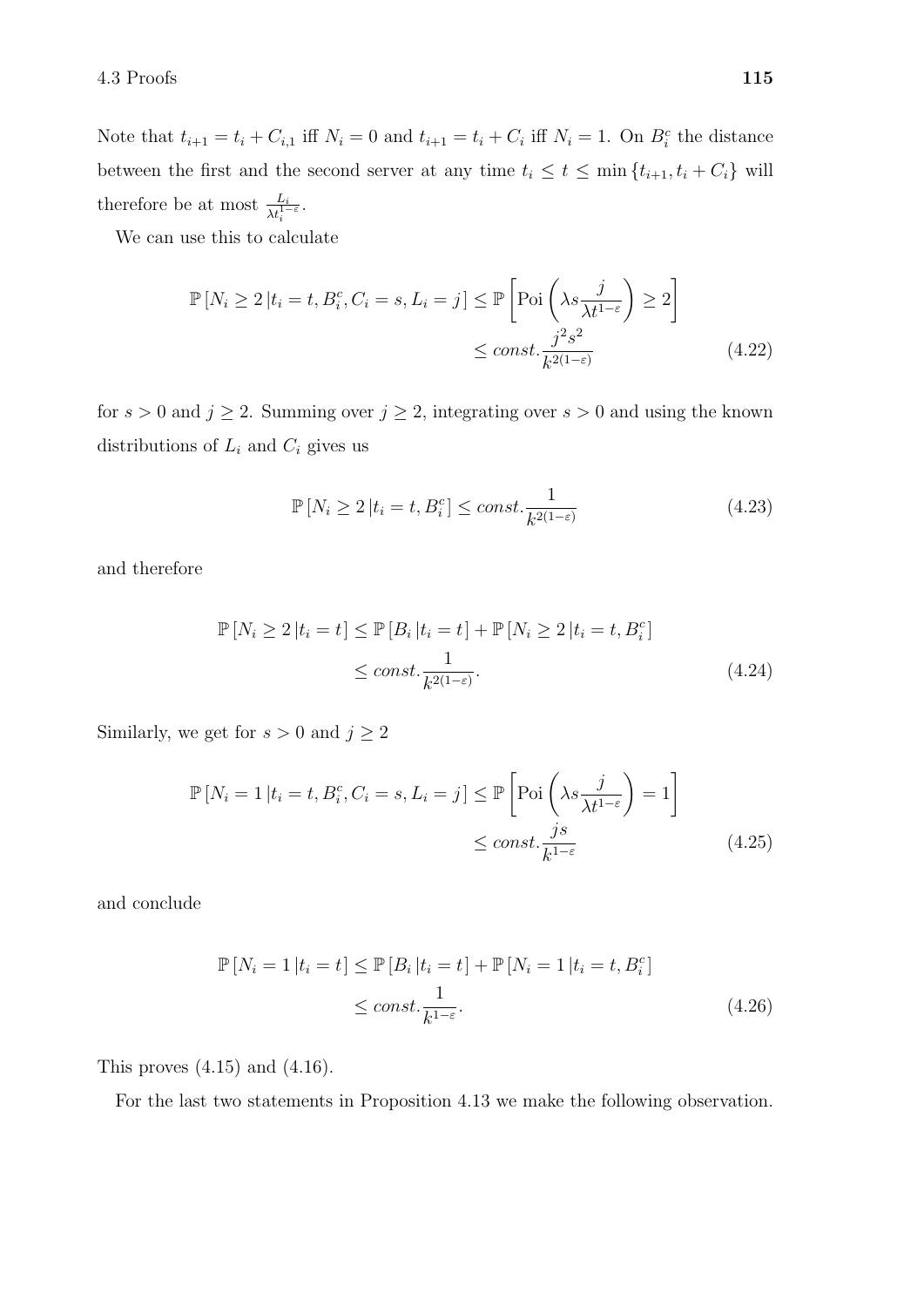Note that $t_{i+1} = t_i + C_{i,1}$ iff $N_i = 0$ and $t_{i+1} = t_i + C_i$ iff $N_i = 1$. On $B_i^c$ the distance between the first and the second server at any time $t_i \leq t \leq \min\{t_{i+1}, t_i + C_i\}$ will therefore be at most $\frac{L_i}{\lambda t_i^{1-\varepsilon}}$.

We can use this to calculate

$$\mathbb{P}\left[N_i \geq 2 \,|t_i = t, B_i^c, C_i = s, L_i = j\right] \leq \mathbb{P}\left[\mathrm{Poi}\left(\lambda s \frac{j}{\lambda t^{1-\varepsilon}}\right) \geq 2\right] \leq const.\frac{j^2 s^2}{k^{2(1-\varepsilon)}} \tag{4.22}$$

for $s > 0$ and $j \geq 2$. Summing over $j \geq 2$, integrating over $s > 0$ and using the known distributions of $L_i$ and $C_i$ gives us

$$\mathbb{P}\left[N_i \geq 2 \,|t_i = t, B_i^c\right] \leq const.\frac{1}{k^{2(1-\varepsilon)}} \tag{4.23}$$

and therefore

$$\begin{aligned}\mathbb{P}\left[N_i \geq 2 \,|t_i = t\right] &\leq \mathbb{P}\left[B_i \,|t_i = t\right] + \mathbb{P}\left[N_i \geq 2 \,|t_i = t, B_i^c\right] \\ &\leq const.\frac{1}{k^{2(1-\varepsilon)}}.\end{aligned} \tag{4.24}$$

Similarly, we get for $s > 0$ and $j \geq 2$

$$\mathbb{P}\left[N_i = 1 \,|t_i = t, B_i^c, C_i = s, L_i = j\right] \leq \mathbb{P}\left[\mathrm{Poi}\left(\lambda s \frac{j}{\lambda t^{1-\varepsilon}}\right) = 1\right] \leq const.\frac{js}{k^{1-\varepsilon}} \tag{4.25}$$

and conclude

$$\begin{aligned}\mathbb{P}\left[N_i = 1 \,|t_i = t\right] &\leq \mathbb{P}\left[B_i \,|t_i = t\right] + \mathbb{P}\left[N_i = 1 \,|t_i = t, B_i^c\right] \\ &\leq const.\frac{1}{k^{1-\varepsilon}}.\end{aligned} \tag{4.26}$$

This proves (4.15) and (4.16).

For the last two statements in Proposition 4.13 we make the following observation.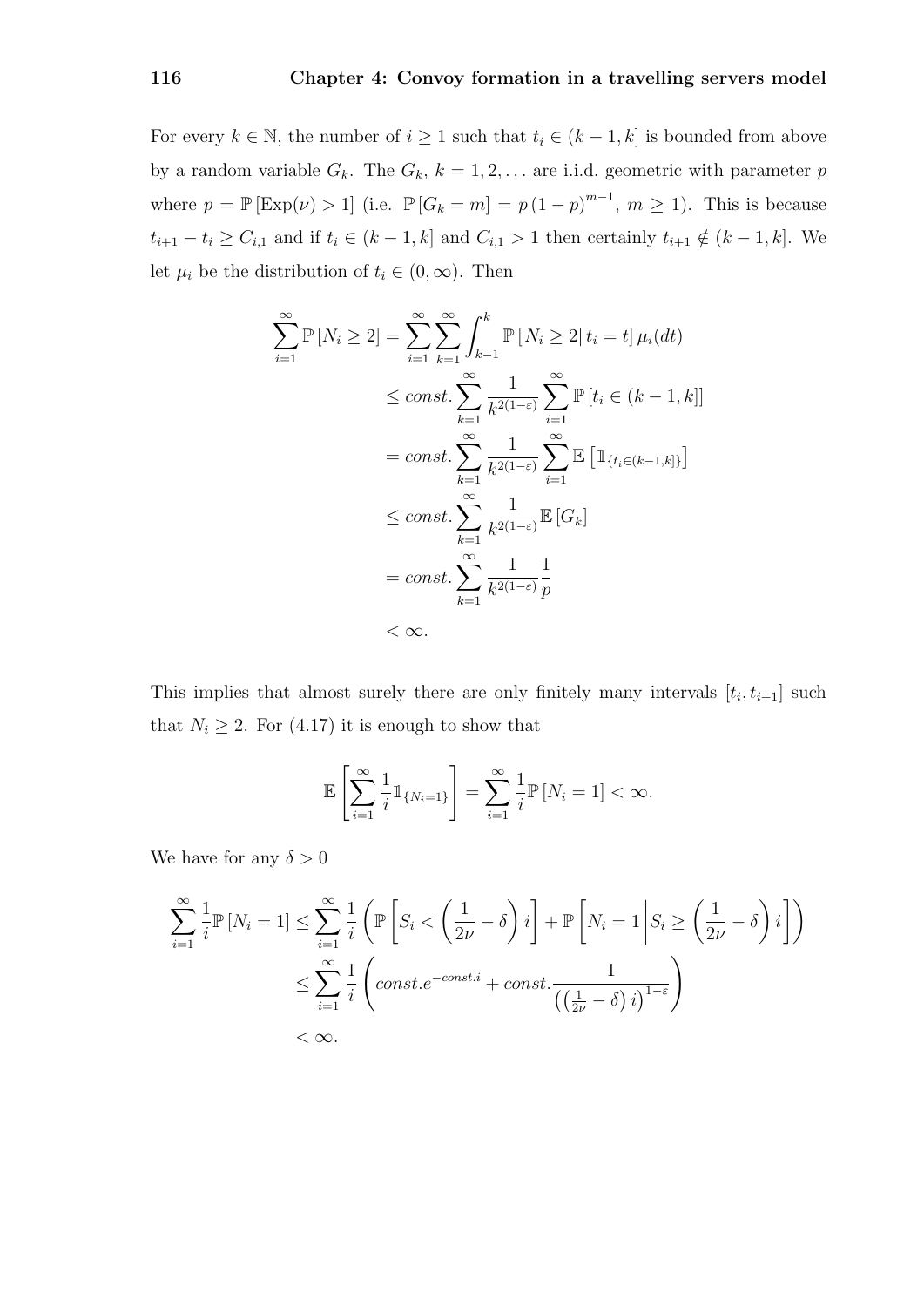For every $k \in \mathbb{N}$, the number of $i \geq 1$ such that $t_i \in (k-1, k]$ is bounded from above by a random variable $G_k$. The $G_k$, $k = 1, 2, \ldots$ are i.i.d. geometric with parameter $p$ where $p = \mathbb{P}[\text{Exp}(\nu) > 1]$ (i.e. $\mathbb{P}[G_k = m] = p(1-p)^{m-1}$, $m \geq 1$). This is because $t_{i+1} - t_i \geq C_{i,1}$ and if $t_i \in (k-1, k]$ and $C_{i,1} > 1$ then certainly $t_{i+1} \notin (k-1, k]$. We let $\mu_i$ be the distribution of $t_i \in (0, \infty)$. Then

$$
\begin{aligned}
\sum_{i=1}^{\infty} \mathbb{P}[N_i \geq 2] &= \sum_{i=1}^{\infty} \sum_{k=1}^{\infty} \int_{k-1}^{k} \mathbb{P}[N_i \geq 2 | \, t_i = t] \, \mu_i(dt) \\
&\leq const. \sum_{k=1}^{\infty} \frac{1}{k^{2(1-\varepsilon)}} \sum_{i=1}^{\infty} \mathbb{P}[t_i \in (k-1, k]] \\
&= const. \sum_{k=1}^{\infty} \frac{1}{k^{2(1-\varepsilon)}} \sum_{i=1}^{\infty} \mathbb{E}\left[\mathbb{1}_{\{t_i \in (k-1,k]\}}\right] \\
&\leq const. \sum_{k=1}^{\infty} \frac{1}{k^{2(1-\varepsilon)}} \mathbb{E}[G_k] \\
&= const. \sum_{k=1}^{\infty} \frac{1}{k^{2(1-\varepsilon)}} \frac{1}{p} \\
&< \infty.
\end{aligned}
$$

This implies that almost surely there are only finitely many intervals $[t_i, t_{i+1}]$ such that $N_i \geq 2$. For (4.17) it is enough to show that

$$
\mathbb{E}\left[\sum_{i=1}^{\infty} \frac{1}{i} \mathbb{1}_{\{N_i = 1\}}\right] = \sum_{i=1}^{\infty} \frac{1}{i} \mathbb{P}[N_i = 1] < \infty.
$$

We have for any $\delta > 0$

$$
\begin{aligned}
\sum_{i=1}^{\infty} \frac{1}{i} \mathbb{P}[N_i = 1] &\leq \sum_{i=1}^{\infty} \frac{1}{i} \left( \mathbb{P}\left[S_i < \left(\frac{1}{2\nu} - \delta\right) i\right] + \mathbb{P}\left[N_i = 1 \middle| S_i \geq \left(\frac{1}{2\nu} - \delta\right) i\right] \right) \\
&\leq \sum_{i=1}^{\infty} \frac{1}{i} \left( const. e^{-const. i} + const. \frac{1}{\left(\left(\frac{1}{2\nu} - \delta\right) i\right)^{1-\varepsilon}} \right) \\
&< \infty.
\end{aligned}
$$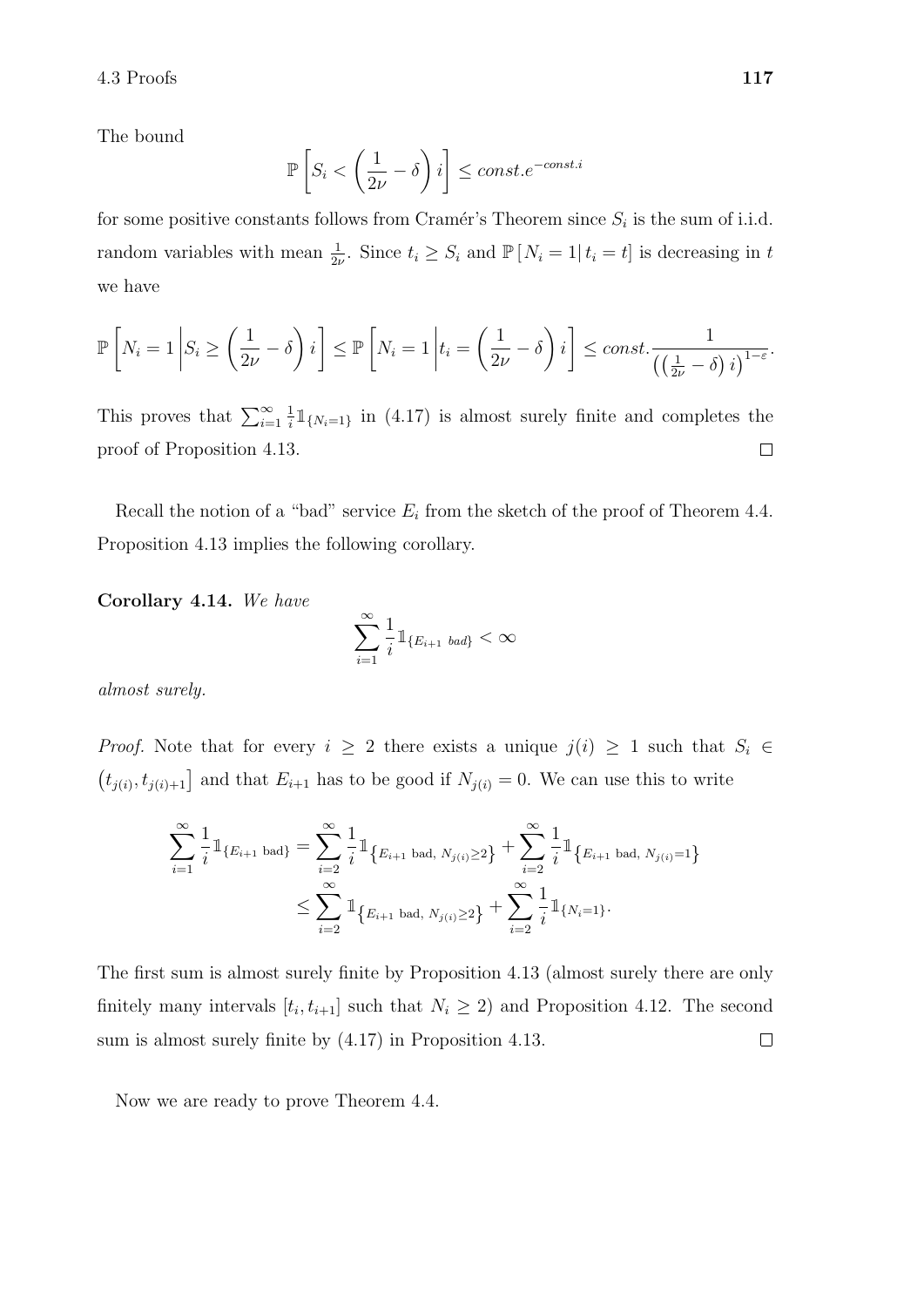The bound

$$\mathbb{P}\left[S_i < \left(\frac{1}{2\nu} - \delta\right) i\right] \leq const.e^{-const.i}$$

for some positive constants follows from Cramér's Theorem since $S_i$ is the sum of i.i.d. random variables with mean $\frac{1}{2\nu}$. Since $t_i \geq S_i$ and $\mathbb{P}\left[N_i = 1 \middle| t_i = t\right]$ is decreasing in $t$ we have

$$\mathbb{P}\left[N_i = 1 \middle| S_i \geq \left(\frac{1}{2\nu} - \delta\right) i\right] \leq \mathbb{P}\left[N_i = 1 \middle| t_i = \left(\frac{1}{2\nu} - \delta\right) i\right] \leq const.\frac{1}{\left(\left(\frac{1}{2\nu} - \delta\right) i\right)^{1-\varepsilon}}.$$

This proves that $\sum_{i=1}^{\infty} \frac{1}{i} \mathbb{1}_{\{N_i = 1\}}$ in (4.17) is almost surely finite and completes the proof of Proposition 4.13. $\square$

Recall the notion of a "bad" service $E_i$ from the sketch of the proof of Theorem 4.4. Proposition 4.13 implies the following corollary.

**Corollary 4.14.** *We have*

$$\sum_{i=1}^{\infty} \frac{1}{i} \mathbb{1}_{\{E_{i+1} \text{ bad}\}} < \infty$$

*almost surely.*

*Proof.* Note that for every $i \geq 2$ there exists a unique $j(i) \geq 1$ such that $S_i \in \left(t_{j(i)}, t_{j(i)+1}\right]$ and that $E_{i+1}$ has to be good if $N_{j(i)} = 0$. We can use this to write

$$\begin{aligned}
\sum_{i=1}^{\infty} \frac{1}{i} \mathbb{1}_{\{E_{i+1} \text{ bad}\}} &= \sum_{i=2}^{\infty} \frac{1}{i} \mathbb{1}_{\left\{E_{i+1} \text{ bad},\, N_{j(i)} \geq 2\right\}} + \sum_{i=2}^{\infty} \frac{1}{i} \mathbb{1}_{\left\{E_{i+1} \text{ bad},\, N_{j(i)} = 1\right\}} \\
&\leq \sum_{i=2}^{\infty} \mathbb{1}_{\left\{E_{i+1} \text{ bad},\, N_{j(i)} \geq 2\right\}} + \sum_{i=2}^{\infty} \frac{1}{i} \mathbb{1}_{\{N_i = 1\}}.
\end{aligned}$$

The first sum is almost surely finite by Proposition 4.13 (almost surely there are only finitely many intervals $[t_i, t_{i+1}]$ such that $N_i \geq 2$) and Proposition 4.12. The second sum is almost surely finite by (4.17) in Proposition 4.13. $\square$

Now we are ready to prove Theorem 4.4.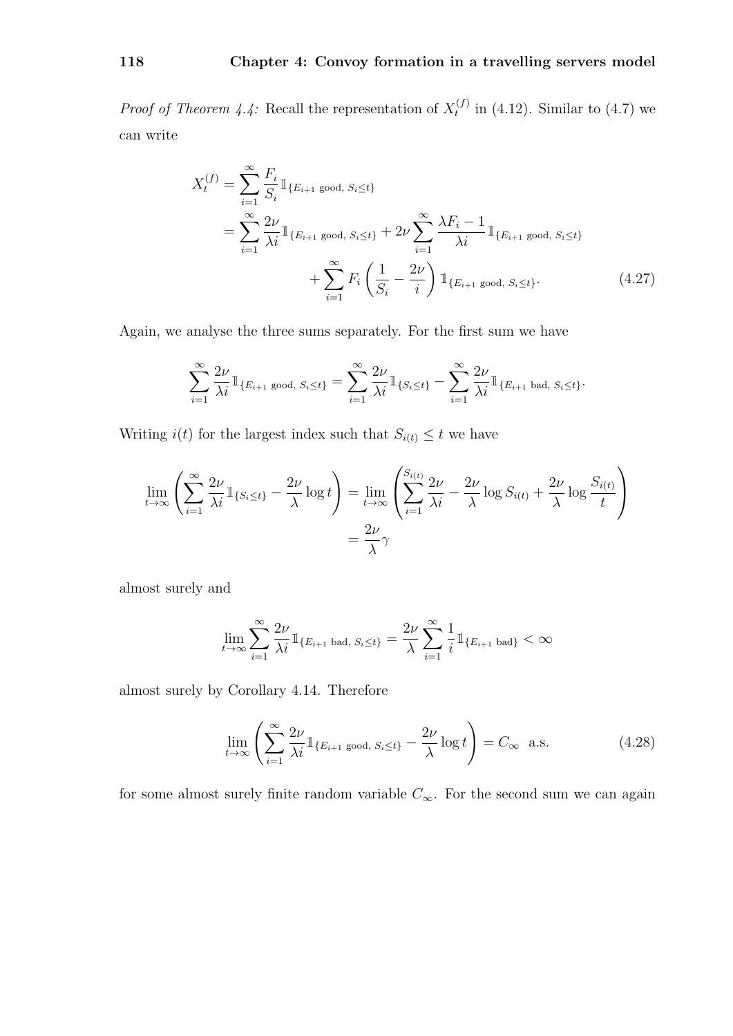*Proof of Theorem 4.4:* Recall the representation of $X_t^{(f)}$ in (4.12). Similar to (4.7) we can write

$$
\begin{aligned}
X_t^{(f)} &= \sum_{i=1}^{\infty} \frac{F_i}{S_i} \mathbb{1}_{\{E_{i+1} \text{ good},\, S_i \leq t\}} \\
&= \sum_{i=1}^{\infty} \frac{2\nu}{\lambda i} \mathbb{1}_{\{E_{i+1} \text{ good},\, S_i \leq t\}} + 2\nu \sum_{i=1}^{\infty} \frac{\lambda F_i - 1}{\lambda i} \mathbb{1}_{\{E_{i+1} \text{ good},\, S_i \leq t\}} \\
&\qquad + \sum_{i=1}^{\infty} F_i \left( \frac{1}{S_i} - \frac{2\nu}{i} \right) \mathbb{1}_{\{E_{i+1} \text{ good},\, S_i \leq t\}}.
\end{aligned} \tag{4.27}
$$

Again, we analyse the three sums separately. For the first sum we have

$$
\sum_{i=1}^{\infty} \frac{2\nu}{\lambda i} \mathbb{1}_{\{E_{i+1} \text{ good},\, S_i \leq t\}} = \sum_{i=1}^{\infty} \frac{2\nu}{\lambda i} \mathbb{1}_{\{S_i \leq t\}} - \sum_{i=1}^{\infty} \frac{2\nu}{\lambda i} \mathbb{1}_{\{E_{i+1} \text{ bad},\, S_i \leq t\}}.
$$

Writing $i(t)$ for the largest index such that $S_{i(t)} \leq t$ we have

$$
\begin{aligned}
\lim_{t \to \infty} \left( \sum_{i=1}^{\infty} \frac{2\nu}{\lambda i} \mathbb{1}_{\{S_i \leq t\}} - \frac{2\nu}{\lambda} \log t \right) &= \lim_{t \to \infty} \left( \sum_{i=1}^{S_{i(t)}} \frac{2\nu}{\lambda i} - \frac{2\nu}{\lambda} \log S_{i(t)} + \frac{2\nu}{\lambda} \log \frac{S_{i(t)}}{t} \right) \\
&= \frac{2\nu}{\lambda} \gamma
\end{aligned}
$$

almost surely and

$$
\lim_{t \to \infty} \sum_{i=1}^{\infty} \frac{2\nu}{\lambda i} \mathbb{1}_{\{E_{i+1} \text{ bad},\, S_i \leq t\}} = \frac{2\nu}{\lambda} \sum_{i=1}^{\infty} \frac{1}{i} \mathbb{1}_{\{E_{i+1} \text{ bad}\}} < \infty
$$

almost surely by Corollary 4.14. Therefore

$$
\lim_{t \to \infty} \left( \sum_{i=1}^{\infty} \frac{2\nu}{\lambda i} \mathbb{1}_{\{E_{i+1} \text{ good},\, S_i \leq t\}} - \frac{2\nu}{\lambda} \log t \right) = C_\infty \quad \text{a.s.} \tag{4.28}
$$

for some almost surely finite random variable $C_\infty$. For the second sum we can again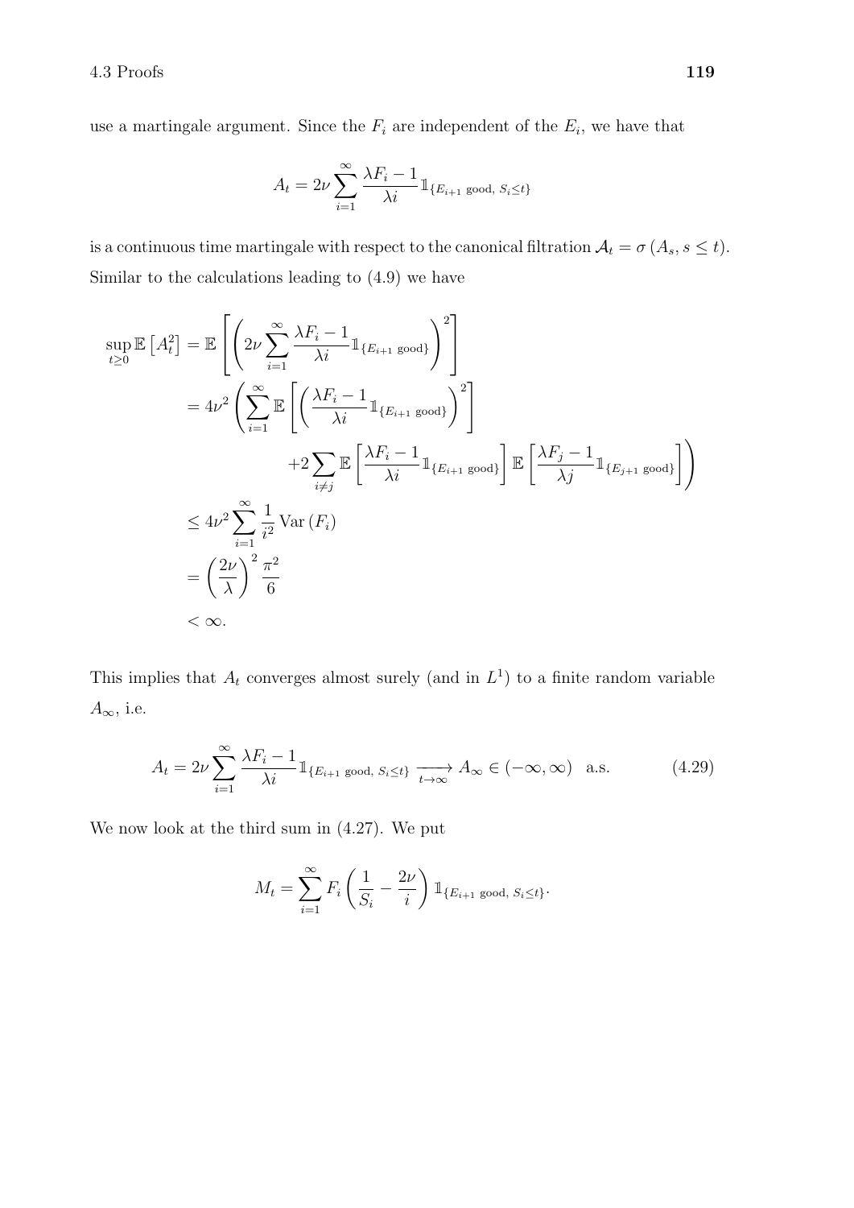use a martingale argument. Since the $F_i$ are independent of the $E_i$, we have that

$$A_t = 2\nu \sum_{i=1}^{\infty} \frac{\lambda F_i - 1}{\lambda i} \mathbb{1}_{\{E_{i+1} \text{ good},\, S_i \leq t\}}$$

is a continuous time martingale with respect to the canonical filtration $\mathcal{A}_t = \sigma(A_s, s \leq t)$. Similar to the calculations leading to (4.9) we have

$$\begin{aligned}
\sup_{t \geq 0} \mathbb{E}\left[A_t^2\right] &= \mathbb{E}\left[\left(2\nu \sum_{i=1}^{\infty} \frac{\lambda F_i - 1}{\lambda i} \mathbb{1}_{\{E_{i+1} \text{ good}\}}\right)^2\right] \\
&= 4\nu^2 \left(\sum_{i=1}^{\infty} \mathbb{E}\left[\left(\frac{\lambda F_i - 1}{\lambda i} \mathbb{1}_{\{E_{i+1} \text{ good}\}}\right)^2\right]\right. \\
&\qquad\qquad \left. + 2\sum_{i \neq j} \mathbb{E}\left[\frac{\lambda F_i - 1}{\lambda i} \mathbb{1}_{\{E_{i+1} \text{ good}\}}\right] \mathbb{E}\left[\frac{\lambda F_j - 1}{\lambda j} \mathbb{1}_{\{E_{j+1} \text{ good}\}}\right]\right) \\
&\leq 4\nu^2 \sum_{i=1}^{\infty} \frac{1}{i^2} \operatorname{Var}(F_i) \\
&= \left(\frac{2\nu}{\lambda}\right)^2 \frac{\pi^2}{6} \\
&< \infty.
\end{aligned}$$

This implies that $A_t$ converges almost surely (and in $L^1$) to a finite random variable $A_\infty$, i.e.

$$A_t = 2\nu \sum_{i=1}^{\infty} \frac{\lambda F_i - 1}{\lambda i} \mathbb{1}_{\{E_{i+1} \text{ good},\, S_i \leq t\}} \xrightarrow[t \to \infty]{} A_\infty \in (-\infty, \infty) \quad \text{a.s.} \tag{4.29}$$

We now look at the third sum in (4.27). We put

$$M_t = \sum_{i=1}^{\infty} F_i \left(\frac{1}{S_i} - \frac{2\nu}{i}\right) \mathbb{1}_{\{E_{i+1} \text{ good},\, S_i \leq t\}}.$$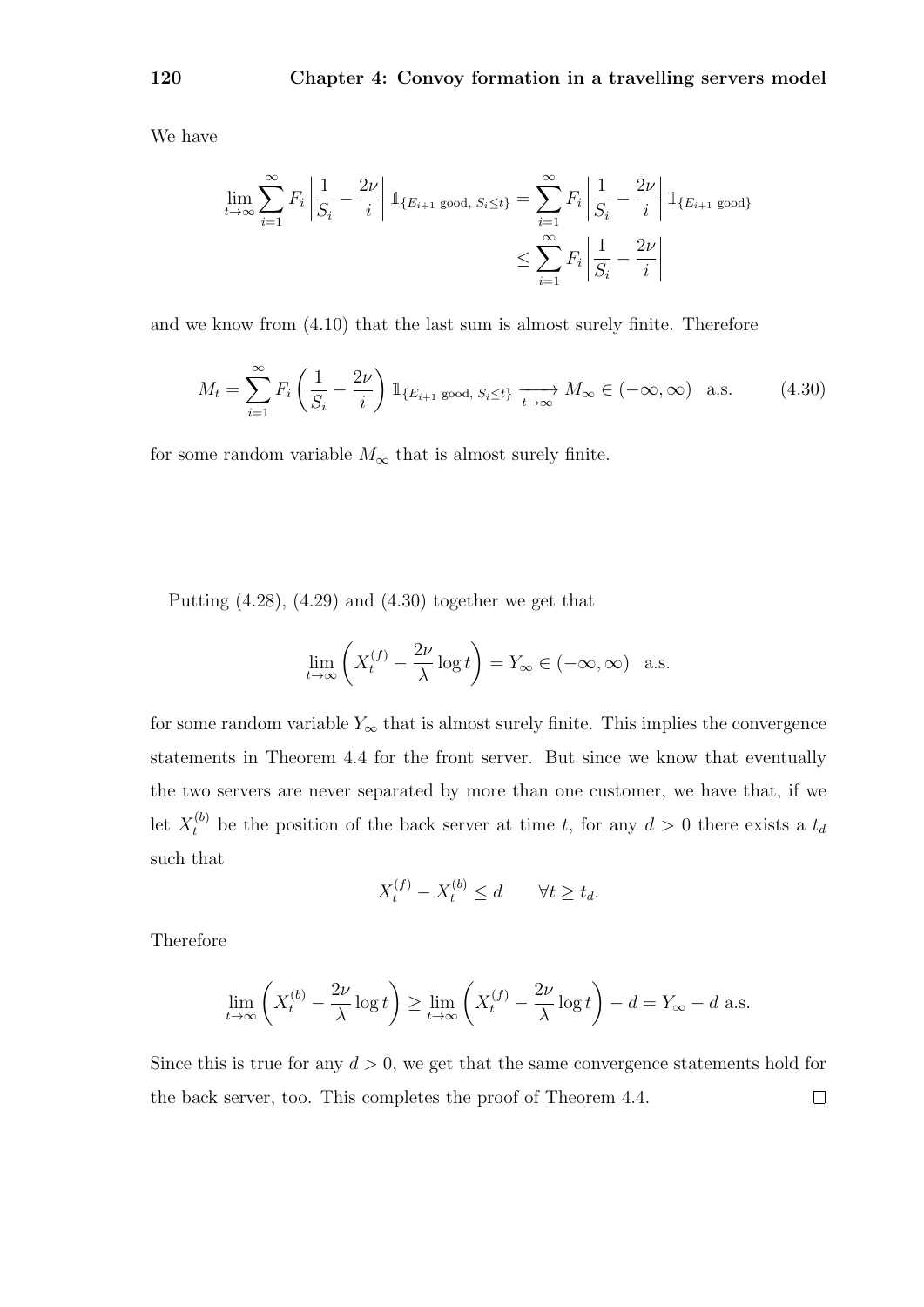We have

$$\lim_{t\to\infty} \sum_{i=1}^{\infty} F_i \left| \frac{1}{S_i} - \frac{2\nu}{i} \right| \mathbb{1}_{\{E_{i+1} \text{ good}, \, S_i \le t\}} = \sum_{i=1}^{\infty} F_i \left| \frac{1}{S_i} - \frac{2\nu}{i} \right| \mathbb{1}_{\{E_{i+1} \text{ good}\}}$$
$$\le \sum_{i=1}^{\infty} F_i \left| \frac{1}{S_i} - \frac{2\nu}{i} \right|$$

and we know from (4.10) that the last sum is almost surely finite. Therefore

$$M_t = \sum_{i=1}^{\infty} F_i \left( \frac{1}{S_i} - \frac{2\nu}{i} \right) \mathbb{1}_{\{E_{i+1} \text{ good}, \, S_i \le t\}} \xrightarrow[t\to\infty]{} M_\infty \in (-\infty, \infty) \quad \text{a.s.} \tag{4.30}$$

for some random variable $M_\infty$ that is almost surely finite.

Putting (4.28), (4.29) and (4.30) together we get that

$$\lim_{t\to\infty} \left( X_t^{(f)} - \frac{2\nu}{\lambda} \log t \right) = Y_\infty \in (-\infty, \infty) \quad \text{a.s.}$$

for some random variable $Y_\infty$ that is almost surely finite. This implies the convergence statements in Theorem 4.4 for the front server. But since we know that eventually the two servers are never separated by more than one customer, we have that, if we let $X_t^{(b)}$ be the position of the back server at time $t$, for any $d > 0$ there exists a $t_d$ such that

$$X_t^{(f)} - X_t^{(b)} \le d \qquad \forall t \ge t_d.$$

Therefore

$$\lim_{t\to\infty} \left( X_t^{(b)} - \frac{2\nu}{\lambda} \log t \right) \ge \lim_{t\to\infty} \left( X_t^{(f)} - \frac{2\nu}{\lambda} \log t \right) - d = Y_\infty - d \text{ a.s.}$$

Since this is true for any $d > 0$, we get that the same convergence statements hold for the back server, too. This completes the proof of Theorem 4.4. $\square$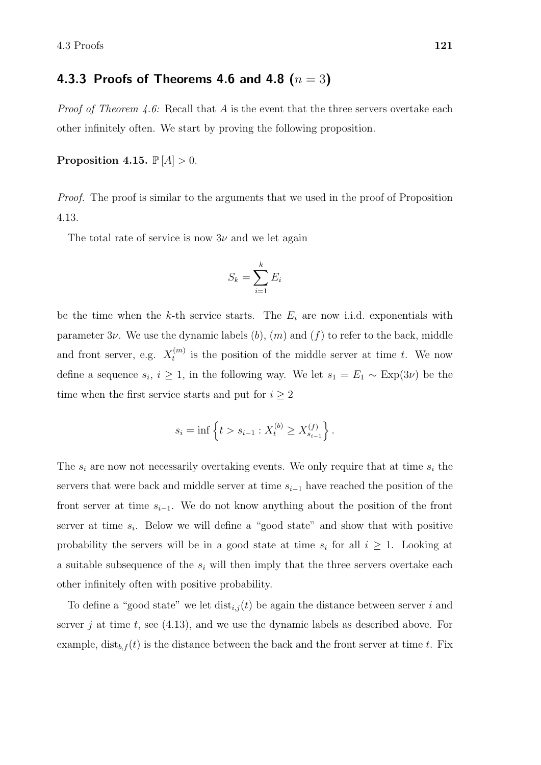### 4.3.3 Proofs of Theorems 4.6 and 4.8 ($n = 3$)

*Proof of Theorem 4.6:* Recall that $A$ is the event that the three servers overtake each other infinitely often. We start by proving the following proposition.

**Proposition 4.15.** $\mathbb{P}[A] > 0$.

*Proof.* The proof is similar to the arguments that we used in the proof of Proposition 4.13.

The total rate of service is now $3\nu$ and we let again

$$S_k = \sum_{i=1}^{k} E_i$$

be the time when the $k$-th service starts. The $E_i$ are now i.i.d. exponentials with parameter $3\nu$. We use the dynamic labels $(b)$, $(m)$ and $(f)$ to refer to the back, middle and front server, e.g. $X_t^{(m)}$ is the position of the middle server at time $t$. We now define a sequence $s_i$, $i \geq 1$, in the following way. We let $s_1 = E_1 \sim \text{Exp}(3\nu)$ be the time when the first service starts and put for $i \geq 2$

$$s_i = \inf\left\{ t > s_{i-1} : X_t^{(b)} \geq X_{s_{i-1}}^{(f)} \right\}.$$

The $s_i$ are now not necessarily overtaking events. We only require that at time $s_i$ the servers that were back and middle server at time $s_{i-1}$ have reached the position of the front server at time $s_{i-1}$. We do not know anything about the position of the front server at time $s_i$. Below we will define a "good state" and show that with positive probability the servers will be in a good state at time $s_i$ for all $i \geq 1$. Looking at a suitable subsequence of the $s_i$ will then imply that the three servers overtake each other infinitely often with positive probability.

To define a "good state" we let $\text{dist}_{i,j}(t)$ be again the distance between server $i$ and server $j$ at time $t$, see (4.13), and we use the dynamic labels as described above. For example, $\text{dist}_{b,f}(t)$ is the distance between the back and the front server at time $t$. Fix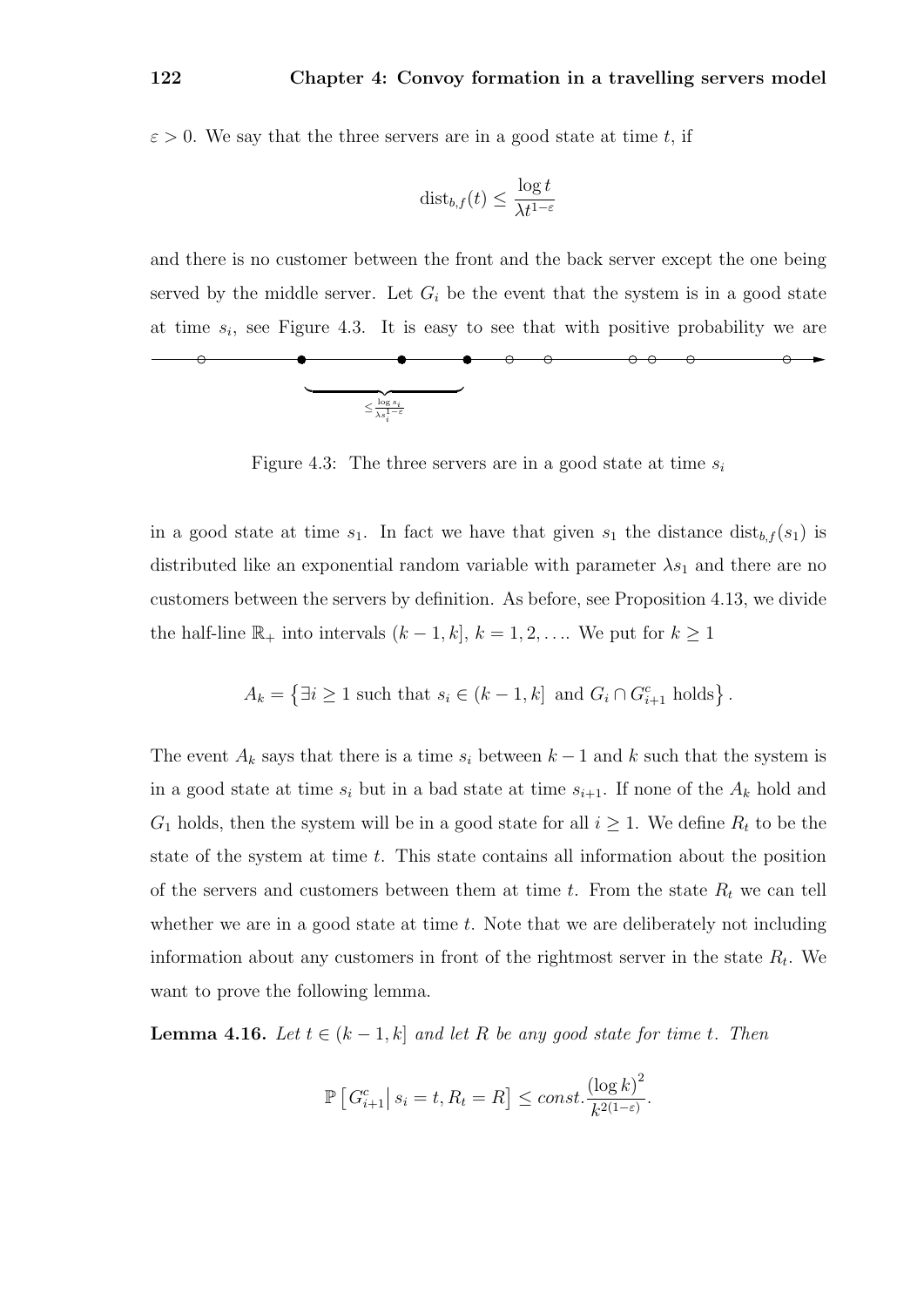$\varepsilon > 0$. We say that the three servers are in a good state at time $t$, if

$$\mathrm{dist}_{b,f}(t) \leq \frac{\log t}{\lambda t^{1-\varepsilon}}$$

and there is no customer between the front and the back server except the one being served by the middle server. Let $G_i$ be the event that the system is in a good state at time $s_i$, see Figure 4.3. It is easy to see that with positive probability we are

Figure 4.3: The three servers are in a good state at time $s_i$

in a good state at time $s_1$. In fact we have that given $s_1$ the distance $\mathrm{dist}_{b,f}(s_1)$ is distributed like an exponential random variable with parameter $\lambda s_1$ and there are no customers between the servers by definition. As before, see Proposition 4.13, we divide the half-line $\mathbb{R}_+$ into intervals $(k-1, k]$, $k = 1, 2, \ldots$. We put for $k \geq 1$

$$A_k = \left\{ \exists i \geq 1 \text{ such that } s_i \in (k-1, k] \text{ and } G_i \cap G_{i+1}^c \text{ holds} \right\}.$$

The event $A_k$ says that there is a time $s_i$ between $k-1$ and $k$ such that the system is in a good state at time $s_i$ but in a bad state at time $s_{i+1}$. If none of the $A_k$ hold and $G_1$ holds, then the system will be in a good state for all $i \geq 1$. We define $R_t$ to be the state of the system at time $t$. This state contains all information about the position of the servers and customers between them at time $t$. From the state $R_t$ we can tell whether we are in a good state at time $t$. Note that we are deliberately not including information about any customers in front of the rightmost server in the state $R_t$. We want to prove the following lemma.

**Lemma 4.16.** *Let $t \in (k-1, k]$ and let $R$ be any good state for time $t$. Then*

$$\mathbb{P}\left[ G_{i+1}^c \,\middle|\, s_i = t, R_t = R \right] \leq const. \frac{(\log k)^2}{k^{2(1-\varepsilon)}}.$$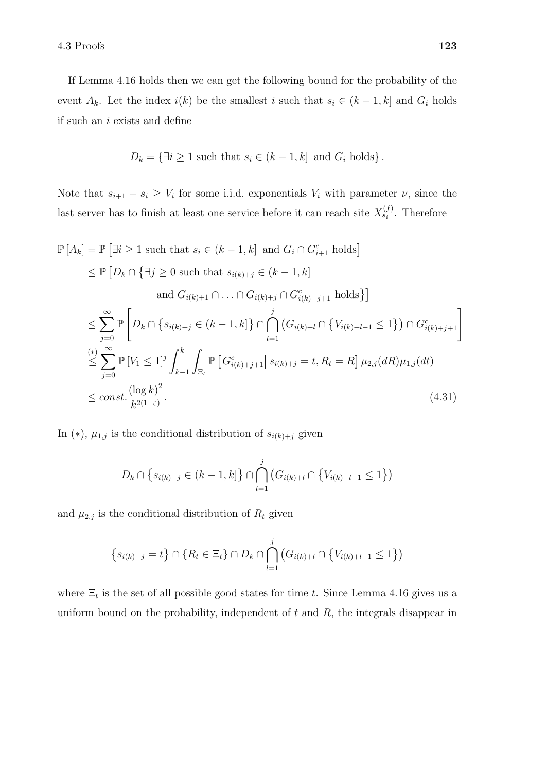If Lemma 4.16 holds then we can get the following bound for the probability of the event $A_k$. Let the index $i(k)$ be the smallest $i$ such that $s_i \in (k-1,k]$ and $G_i$ holds if such an $i$ exists and define

$$D_k = \{\exists i \geq 1 \text{ such that } s_i \in (k-1,k] \text{ and } G_i \text{ holds}\}.$$

Note that $s_{i+1} - s_i \geq V_i$ for some i.i.d. exponentials $V_i$ with parameter $\nu$, since the last server has to finish at least one service before it can reach site $X^{(f)}_{s_i}$. Therefore

$$\begin{aligned}
\mathbb{P}[A_k] &= \mathbb{P}\left[\exists i \geq 1 \text{ such that } s_i \in (k-1,k] \text{ and } G_i \cap G_{i+1}^c \text{ holds}\right] \\
&\leq \mathbb{P}\big[D_k \cap \big\{\exists j \geq 0 \text{ such that } s_{i(k)+j} \in (k-1,k] \\
&\qquad\qquad \text{and } G_{i(k)+1} \cap \ldots \cap G_{i(k)+j} \cap G^c_{i(k)+j+1} \text{ holds}\big\}\big] \\
&\leq \sum_{j=0}^{\infty} \mathbb{P}\left[D_k \cap \left\{s_{i(k)+j} \in (k-1,k]\right\} \cap \bigcap_{l=1}^{j} \left(G_{i(k)+l} \cap \left\{V_{i(k)+l-1} \leq 1\right\}\right) \cap G^c_{i(k)+j+1}\right] \\
&\overset{(*)}{\leq} \sum_{j=0}^{\infty} \mathbb{P}[V_1 \leq 1]^j \int_{k-1}^{k} \int_{\Xi_t} \mathbb{P}\left[G^c_{i(k)+j+1} \middle| s_{i(k)+j} = t, R_t = R\right] \mu_{2,j}(dR)\mu_{1,j}(dt) \\
&\leq const. \frac{(\log k)^2}{k^{2(1-\varepsilon)}}.
\end{aligned} \tag{4.31}$$

In $(*)$, $\mu_{1,j}$ is the conditional distribution of $s_{i(k)+j}$ given

$$D_k \cap \left\{s_{i(k)+j} \in (k-1,k]\right\} \cap \bigcap_{l=1}^{j} \left(G_{i(k)+l} \cap \left\{V_{i(k)+l-1} \leq 1\right\}\right)$$

and $\mu_{2,j}$ is the conditional distribution of $R_t$ given

$$\left\{s_{i(k)+j} = t\right\} \cap \{R_t \in \Xi_t\} \cap D_k \cap \bigcap_{l=1}^{j} \left(G_{i(k)+l} \cap \left\{V_{i(k)+l-1} \leq 1\right\}\right)$$

where $\Xi_t$ is the set of all possible good states for time $t$. Since Lemma 4.16 gives us a uniform bound on the probability, independent of $t$ and $R$, the integrals disappear in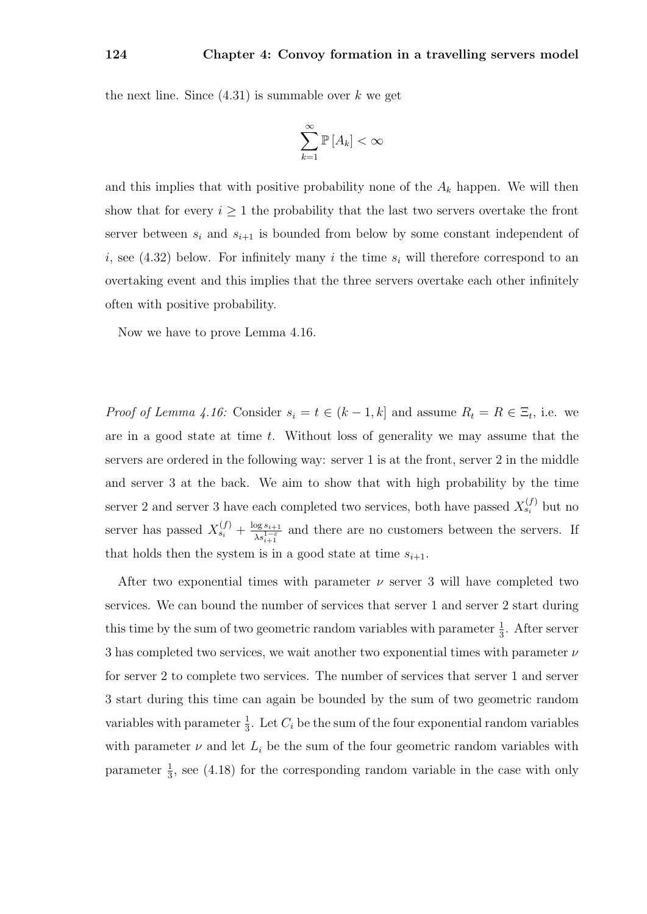the next line. Since (4.31) is summable over $k$ we get

$$\sum_{k=1}^{\infty} \mathbb{P}\left[A_k\right] < \infty$$

and this implies that with positive probability none of the $A_k$ happen. We will then show that for every $i \geq 1$ the probability that the last two servers overtake the front server between $s_i$ and $s_{i+1}$ is bounded from below by some constant independent of $i$, see (4.32) below. For infinitely many $i$ the time $s_i$ will therefore correspond to an overtaking event and this implies that the three servers overtake each other infinitely often with positive probability.

Now we have to prove Lemma 4.16.

*Proof of Lemma 4.16:* Consider $s_i = t \in (k-1, k]$ and assume $R_t = R \in \Xi_t$, i.e. we are in a good state at time $t$. Without loss of generality we may assume that the servers are ordered in the following way: server 1 is at the front, server 2 in the middle and server 3 at the back. We aim to show that with high probability by the time server 2 and server 3 have each completed two services, both have passed $X_{s_i}^{(f)}$ but no server has passed $X_{s_i}^{(f)} + \frac{\log s_{i+1}}{\lambda s_{i+1}^{1-\varepsilon}}$ and there are no customers between the servers. If that holds then the system is in a good state at time $s_{i+1}$.

After two exponential times with parameter $\nu$ server 3 will have completed two services. We can bound the number of services that server 1 and server 2 start during this time by the sum of two geometric random variables with parameter $\frac{1}{3}$. After server 3 has completed two services, we wait another two exponential times with parameter $\nu$ for server 2 to complete two services. The number of services that server 1 and server 3 start during this time can again be bounded by the sum of two geometric random variables with parameter $\frac{1}{3}$. Let $C_i$ be the sum of the four exponential random variables with parameter $\nu$ and let $L_i$ be the sum of the four geometric random variables with parameter $\frac{1}{3}$, see (4.18) for the corresponding random variable in the case with only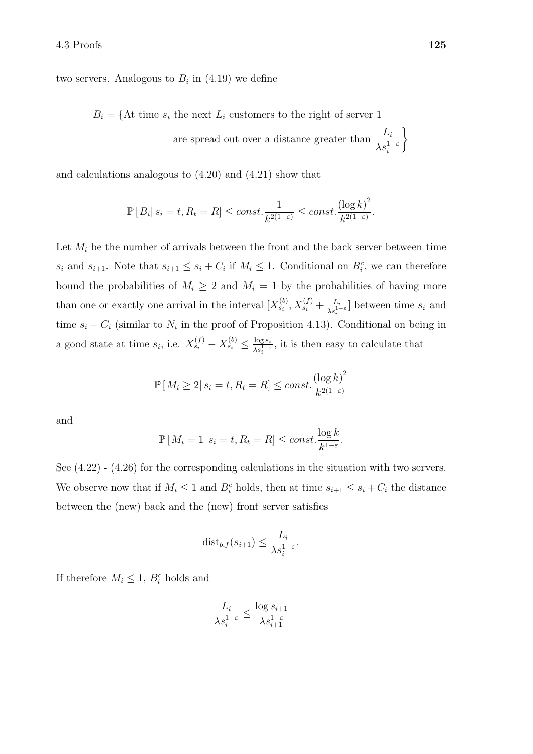two servers. Analogous to $B_i$ in (4.19) we define

$$B_i = \left\{\text{At time } s_i \text{ the next } L_i \text{ customers to the right of server 1} \right.$$
$$\left. \text{are spread out over a distance greater than } \frac{L_i}{\lambda s_i^{1-\varepsilon}}\right\}$$

and calculations analogous to (4.20) and (4.21) show that

$$\mathbb{P}\left[B_i \middle| s_i = t, R_t = R\right] \leq const. \frac{1}{k^{2(1-\varepsilon)}} \leq const. \frac{(\log k)^2}{k^{2(1-\varepsilon)}}.$$

Let $M_i$ be the number of arrivals between the front and the back server between time $s_i$ and $s_{i+1}$. Note that $s_{i+1} \leq s_i + C_i$ if $M_i \leq 1$. Conditional on $B_i^c$, we can therefore bound the probabilities of $M_i \geq 2$ and $M_i = 1$ by the probabilities of having more than one or exactly one arrival in the interval $[X_{s_i}^{(b)}, X_{s_i}^{(f)} + \frac{L_i}{\lambda s_i^{1-\varepsilon}}]$ between time $s_i$ and time $s_i + C_i$ (similar to $N_i$ in the proof of Proposition 4.13). Conditional on being in a good state at time $s_i$, i.e. $X_{s_i}^{(f)} - X_{s_i}^{(b)} \leq \frac{\log s_i}{\lambda s_i^{1-\varepsilon}}$, it is then easy to calculate that

$$\mathbb{P}\left[M_i \geq 2\middle| s_i = t, R_t = R\right] \leq const. \frac{(\log k)^2}{k^{2(1-\varepsilon)}}$$

and

$$\mathbb{P}\left[M_i = 1\middle| s_i = t, R_t = R\right] \leq const. \frac{\log k}{k^{1-\varepsilon}}.$$

See (4.22) - (4.26) for the corresponding calculations in the situation with two servers. We observe now that if $M_i \leq 1$ and $B_i^c$ holds, then at time $s_{i+1} \leq s_i + C_i$ the distance between the (new) back and the (new) front server satisfies

$$\text{dist}_{b,f}(s_{i+1}) \leq \frac{L_i}{\lambda s_i^{1-\varepsilon}}.$$

If therefore $M_i \leq 1$, $B_i^c$ holds and

$$\frac{L_i}{\lambda s_i^{1-\varepsilon}} \leq \frac{\log s_{i+1}}{\lambda s_{i+1}^{1-\varepsilon}}$$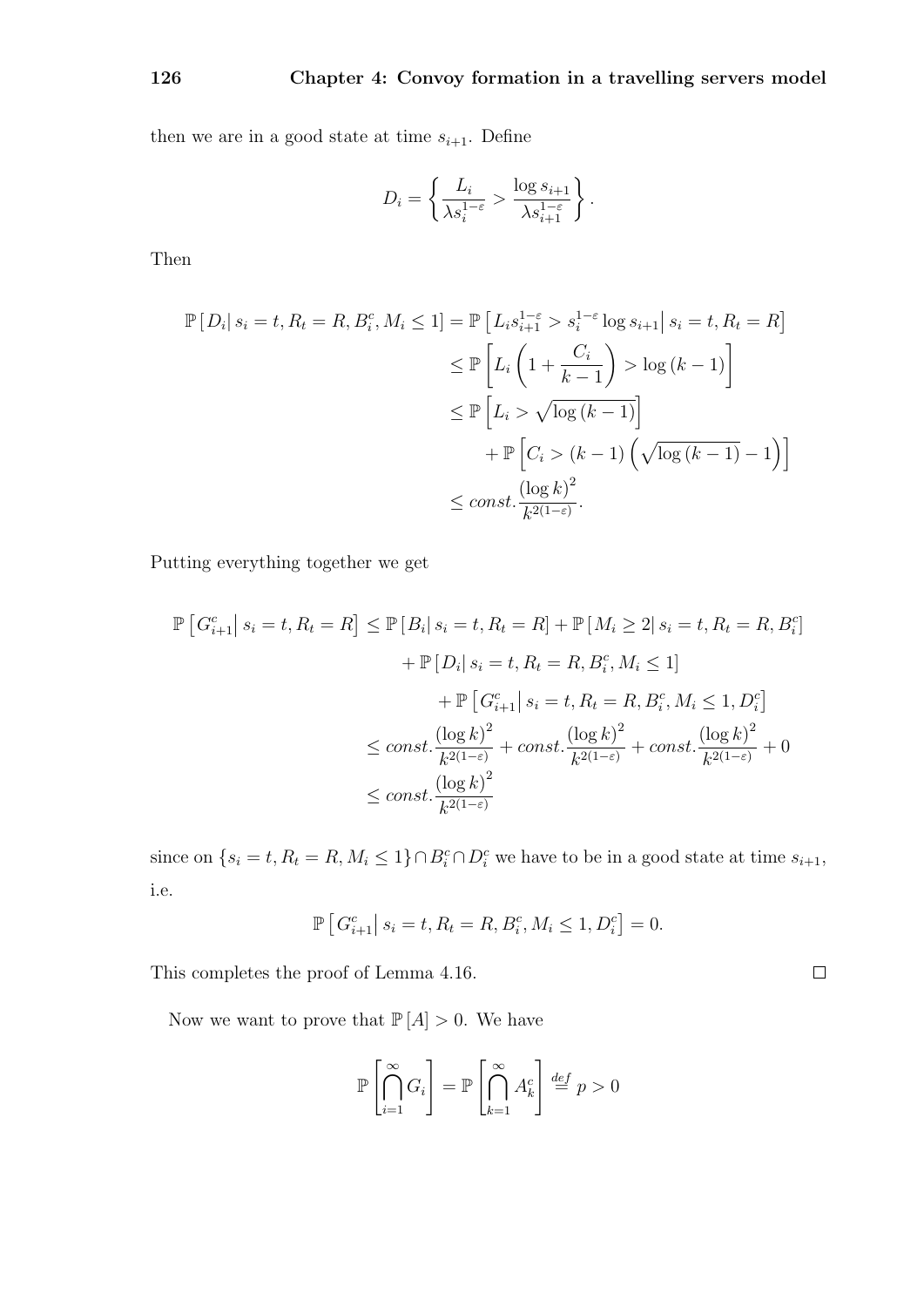then we are in a good state at time $s_{i+1}$. Define

$$D_i = \left\{ \frac{L_i}{\lambda s_i^{1-\varepsilon}} > \frac{\log s_{i+1}}{\lambda s_{i+1}^{1-\varepsilon}} \right\}.$$

Then

$$\begin{aligned}
\mathbb{P}\left[ D_i \middle| s_i = t, R_t = R, B_i^c, M_i \leq 1 \right] &= \mathbb{P}\left[ L_i s_{i+1}^{1-\varepsilon} > s_i^{1-\varepsilon} \log s_{i+1} \middle| s_i = t, R_t = R \right] \\
&\leq \mathbb{P}\left[ L_i \left( 1 + \frac{C_i}{k-1} \right) > \log (k-1) \right] \\
&\leq \mathbb{P}\left[ L_i > \sqrt{\log (k-1)} \right] \\
&\qquad + \mathbb{P}\left[ C_i > (k-1) \left( \sqrt{\log (k-1)} - 1 \right) \right] \\
&\leq const. \frac{(\log k)^2}{k^{2(1-\varepsilon)}}.
\end{aligned}$$

Putting everything together we get

$$\begin{aligned}
\mathbb{P}\left[ G_{i+1}^c \middle| s_i = t, R_t = R \right] &\leq \mathbb{P}\left[ B_i \middle| s_i = t, R_t = R \right] + \mathbb{P}\left[ M_i \geq 2 \middle| s_i = t, R_t = R, B_i^c \right] \\
&\qquad + \mathbb{P}\left[ D_i \middle| s_i = t, R_t = R, B_i^c, M_i \leq 1 \right] \\
&\qquad\quad + \mathbb{P}\left[ G_{i+1}^c \middle| s_i = t, R_t = R, B_i^c, M_i \leq 1, D_i^c \right] \\
&\leq const. \frac{(\log k)^2}{k^{2(1-\varepsilon)}} + const. \frac{(\log k)^2}{k^{2(1-\varepsilon)}} + const. \frac{(\log k)^2}{k^{2(1-\varepsilon)}} + 0 \\
&\leq const. \frac{(\log k)^2}{k^{2(1-\varepsilon)}}
\end{aligned}$$

since on $\{s_i = t, R_t = R, M_i \leq 1\} \cap B_i^c \cap D_i^c$ we have to be in a good state at time $s_{i+1}$, i.e.

$$\mathbb{P}\left[ G_{i+1}^c \middle| s_i = t, R_t = R, B_i^c, M_i \leq 1, D_i^c \right] = 0.$$

This completes the proof of Lemma 4.16. $\square$

Now we want to prove that $\mathbb{P}[A] > 0$. We have

$$\mathbb{P}\left[ \bigcap_{i=1}^{\infty} G_i \right] = \mathbb{P}\left[ \bigcap_{k=1}^{\infty} A_k^c \right] \stackrel{def}{=} p > 0$$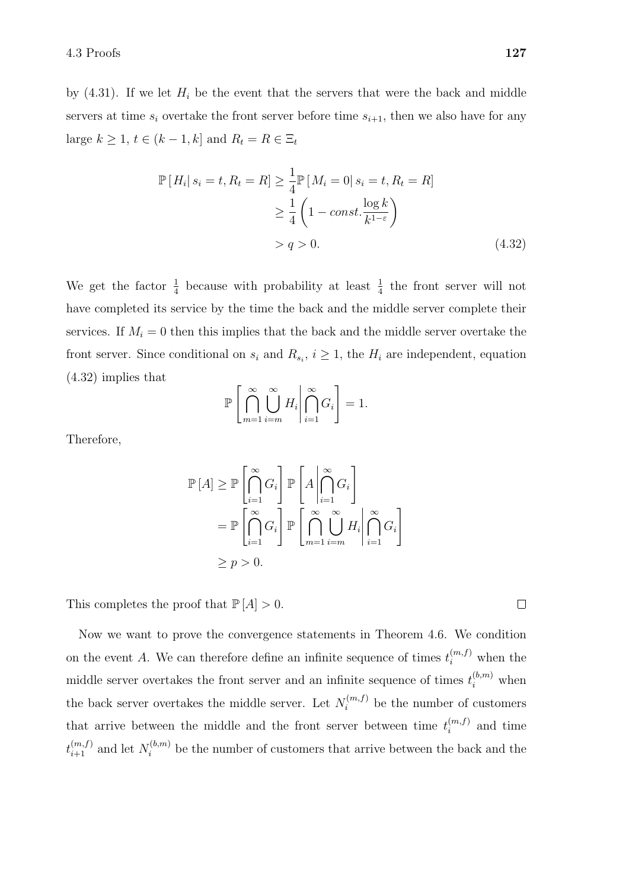by (4.31). If we let $H_i$ be the event that the servers that were the back and middle servers at time $s_i$ overtake the front server before time $s_{i+1}$, then we also have for any large $k \geq 1$, $t \in (k-1, k]$ and $R_t = R \in \Xi_t$

$$
\begin{aligned}
\mathbb{P}\left[ H_i \middle| s_i = t, R_t = R \right] &\geq \frac{1}{4} \mathbb{P}\left[ M_i = 0 \middle| s_i = t, R_t = R \right] \\
&\geq \frac{1}{4}\left(1 - const. \frac{\log k}{k^{1-\varepsilon}}\right) \\
&> q > 0. \qquad (4.32)
\end{aligned}
$$

We get the factor $\frac{1}{4}$ because with probability at least $\frac{1}{4}$ the front server will not have completed its service by the time the back and the middle server complete their services. If $M_i = 0$ then this implies that the back and the middle server overtake the front server. Since conditional on $s_i$ and $R_{s_i}$, $i \geq 1$, the $H_i$ are independent, equation (4.32) implies that

$$
\mathbb{P}\left[ \bigcap_{m=1}^{\infty} \bigcup_{i=m}^{\infty} H_i \middle| \bigcap_{i=1}^{\infty} G_i \right] = 1.
$$

Therefore,

$$
\begin{aligned}
\mathbb{P}[A] &\geq \mathbb{P}\left[ \bigcap_{i=1}^{\infty} G_i \right] \mathbb{P}\left[ A \middle| \bigcap_{i=1}^{\infty} G_i \right] \\
&= \mathbb{P}\left[ \bigcap_{i=1}^{\infty} G_i \right] \mathbb{P}\left[ \bigcap_{m=1}^{\infty} \bigcup_{i=m}^{\infty} H_i \middle| \bigcap_{i=1}^{\infty} G_i \right] \\
&\geq p > 0.
\end{aligned}
$$

This completes the proof that $\mathbb{P}[A] > 0$. □

Now we want to prove the convergence statements in Theorem 4.6. We condition on the event $A$. We can therefore define an infinite sequence of times $t_i^{(m,f)}$ when the middle server overtakes the front server and an infinite sequence of times $t_i^{(b,m)}$ when the back server overtakes the middle server. Let $N_i^{(m,f)}$ be the number of customers that arrive between the middle and the front server between time $t_i^{(m,f)}$ and time $t_{i+1}^{(m,f)}$ and let $N_i^{(b,m)}$ be the number of customers that arrive between the back and the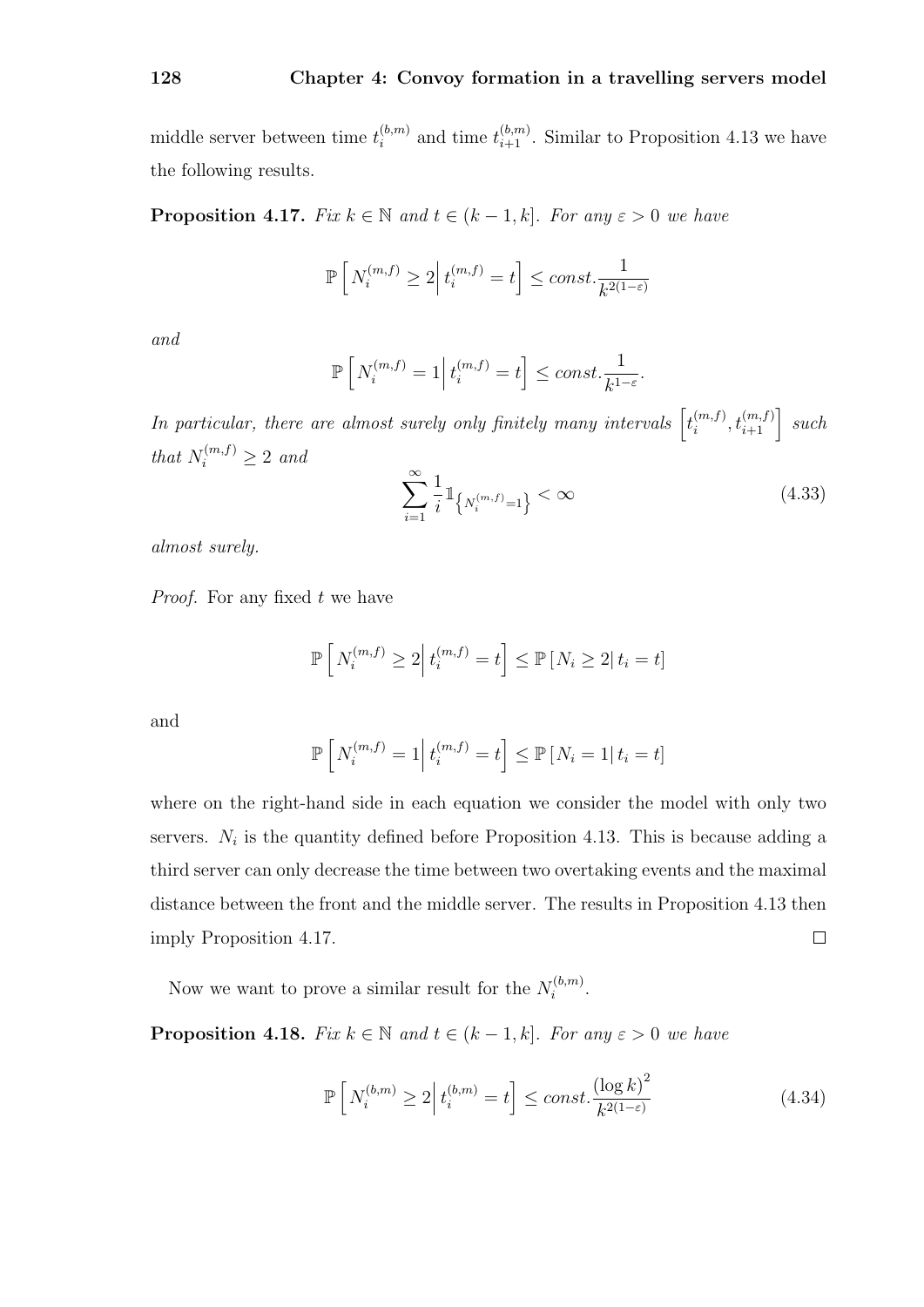middle server between time $t_i^{(b,m)}$ and time $t_{i+1}^{(b,m)}$. Similar to Proposition 4.13 we have the following results.

**Proposition 4.17.** *Fix $k \in \mathbb{N}$ and $t \in (k-1, k]$. For any $\varepsilon > 0$ we have*

$$\mathbb{P}\left[ N_i^{(m,f)} \geq 2 \middle| t_i^{(m,f)} = t \right] \leq const. \frac{1}{k^{2(1-\varepsilon)}}$$

*and*

$$\mathbb{P}\left[ N_i^{(m,f)} = 1 \middle| t_i^{(m,f)} = t \right] \leq const. \frac{1}{k^{1-\varepsilon}}.$$

*In particular, there are almost surely only finitely many intervals $\left[t_i^{(m,f)}, t_{i+1}^{(m,f)}\right]$ such that $N_i^{(m,f)} \geq 2$ and*

$$\sum_{i=1}^{\infty} \frac{1}{i} \mathbb{1}_{\left\{N_i^{(m,f)}=1\right\}} < \infty \tag{4.33}$$

*almost surely.*

*Proof.* For any fixed $t$ we have

$$\mathbb{P}\left[ N_i^{(m,f)} \geq 2 \middle| t_i^{(m,f)} = t \right] \leq \mathbb{P}\left[ N_i \geq 2 \middle| t_i = t \right]$$

and

$$\mathbb{P}\left[ N_i^{(m,f)} = 1 \middle| t_i^{(m,f)} = t \right] \leq \mathbb{P}\left[ N_i = 1 \middle| t_i = t \right]$$

where on the right-hand side in each equation we consider the model with only two servers. $N_i$ is the quantity defined before Proposition 4.13. This is because adding a third server can only decrease the time between two overtaking events and the maximal distance between the front and the middle server. The results in Proposition 4.13 then imply Proposition 4.17. $\square$

Now we want to prove a similar result for the $N_i^{(b,m)}$.

**Proposition 4.18.** *Fix $k \in \mathbb{N}$ and $t \in (k-1, k]$. For any $\varepsilon > 0$ we have*

$$\mathbb{P}\left[ N_i^{(b,m)} \geq 2 \middle| t_i^{(b,m)} = t \right] \leq const. \frac{(\log k)^2}{k^{2(1-\varepsilon)}} \tag{4.34}$$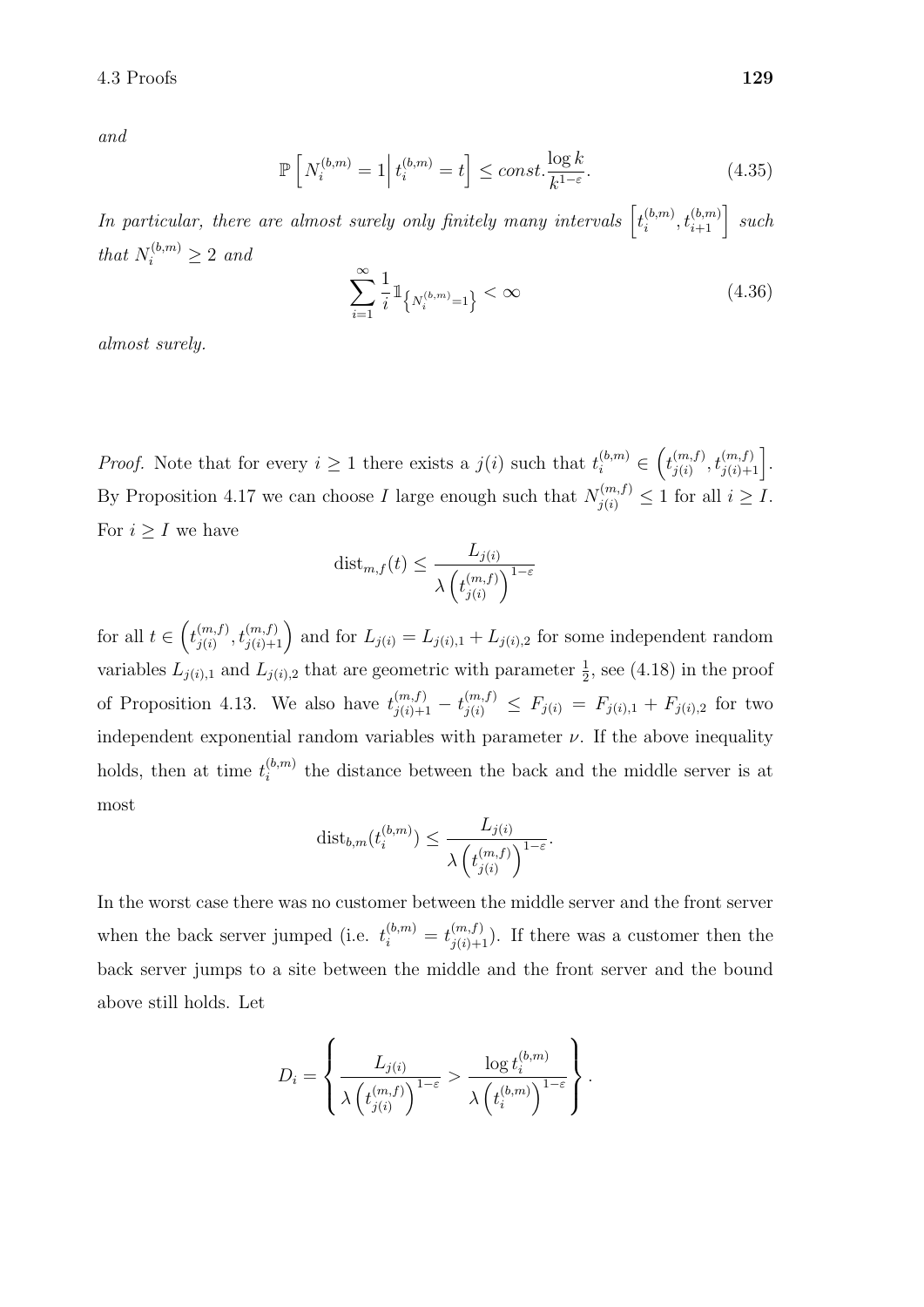*and*

$$\mathbb{P}\left[N_i^{(b,m)} = 1 \,\middle|\, t_i^{(b,m)} = t\right] \leq const. \frac{\log k}{k^{1-\varepsilon}}. \tag{4.35}$$

*In particular, there are almost surely only finitely many intervals* $\left[t_i^{(b,m)}, t_{i+1}^{(b,m)}\right]$ *such that* $N_i^{(b,m)} \geq 2$ *and*

$$\sum_{i=1}^{\infty} \frac{1}{i} \mathbb{1}_{\left\{N_i^{(b,m)}=1\right\}} < \infty \tag{4.36}$$

*almost surely.*

*Proof.* Note that for every $i \geq 1$ there exists a $j(i)$ such that $t_i^{(b,m)} \in \left(t_{j(i)}^{(m,f)}, t_{j(i)+1}^{(m,f)}\right]$. By Proposition 4.17 we can choose $I$ large enough such that $N_{j(i)}^{(m,f)} \leq 1$ for all $i \geq I$. For $i \geq I$ we have

$$\text{dist}_{m,f}(t) \leq \frac{L_{j(i)}}{\lambda \left(t_{j(i)}^{(m,f)}\right)^{1-\varepsilon}}$$

for all $t \in \left(t_{j(i)}^{(m,f)}, t_{j(i)+1}^{(m,f)}\right)$ and for $L_{j(i)} = L_{j(i),1} + L_{j(i),2}$ for some independent random variables $L_{j(i),1}$ and $L_{j(i),2}$ that are geometric with parameter $\frac{1}{2}$, see (4.18) in the proof of Proposition 4.13. We also have $t_{j(i)+1}^{(m,f)} - t_{j(i)}^{(m,f)} \leq F_{j(i)} = F_{j(i),1} + F_{j(i),2}$ for two independent exponential random variables with parameter $\nu$. If the above inequality holds, then at time $t_i^{(b,m)}$ the distance between the back and the middle server is at most

$$\text{dist}_{b,m}(t_i^{(b,m)}) \leq \frac{L_{j(i)}}{\lambda \left(t_{j(i)}^{(m,f)}\right)^{1-\varepsilon}}.$$

In the worst case there was no customer between the middle server and the front server when the back server jumped (i.e. $t_i^{(b,m)} = t_{j(i)+1}^{(m,f)}$). If there was a customer then the back server jumps to a site between the middle and the front server and the bound above still holds. Let

$$D_i = \left\{ \frac{L_{j(i)}}{\lambda \left(t_{j(i)}^{(m,f)}\right)^{1-\varepsilon}} > \frac{\log t_i^{(b,m)}}{\lambda \left(t_i^{(b,m)}\right)^{1-\varepsilon}} \right\}.$$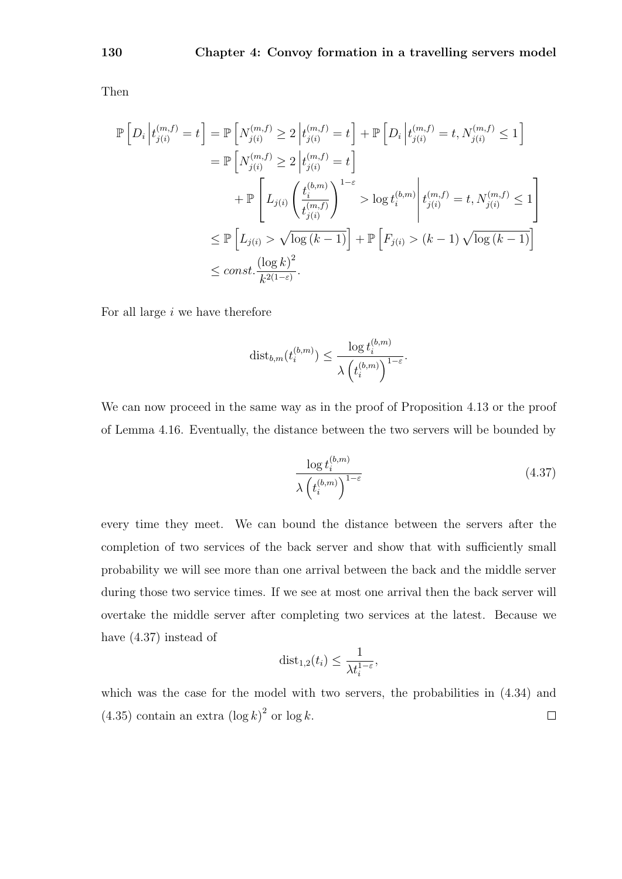Then

$$
\begin{aligned}
\mathbb{P}\left[D_i \,\middle|\, t_{j(i)}^{(m,f)} = t\right] &= \mathbb{P}\left[N_{j(i)}^{(m,f)} \geq 2 \,\middle|\, t_{j(i)}^{(m,f)} = t\right] + \mathbb{P}\left[D_i \,\middle|\, t_{j(i)}^{(m,f)} = t, N_{j(i)}^{(m,f)} \leq 1\right] \\
&= \mathbb{P}\left[N_{j(i)}^{(m,f)} \geq 2 \,\middle|\, t_{j(i)}^{(m,f)} = t\right] \\
&\quad + \mathbb{P}\left[L_{j(i)} \left(\frac{t_i^{(b,m)}}{t_{j(i)}^{(m,f)}}\right)^{1-\varepsilon} > \log t_i^{(b,m)} \,\middle|\, t_{j(i)}^{(m,f)} = t, N_{j(i)}^{(m,f)} \leq 1\right] \\
&\leq \mathbb{P}\left[L_{j(i)} > \sqrt{\log(k-1)}\right] + \mathbb{P}\left[F_{j(i)} > (k-1)\sqrt{\log(k-1)}\right] \\
&\leq const. \frac{(\log k)^2}{k^{2(1-\varepsilon)}}.
\end{aligned}
$$

For all large $i$ we have therefore

$$
\text{dist}_{b,m}(t_i^{(b,m)}) \leq \frac{\log t_i^{(b,m)}}{\lambda \left(t_i^{(b,m)}\right)^{1-\varepsilon}}.
$$

We can now proceed in the same way as in the proof of Proposition 4.13 or the proof of Lemma 4.16. Eventually, the distance between the two servers will be bounded by

$$
\frac{\log t_i^{(b,m)}}{\lambda \left(t_i^{(b,m)}\right)^{1-\varepsilon}} \tag{4.37}
$$

every time they meet. We can bound the distance between the servers after the completion of two services of the back server and show that with sufficiently small probability we will see more than one arrival between the back and the middle server during those two service times. If we see at most one arrival then the back server will overtake the middle server after completing two services at the latest. Because we have (4.37) instead of

$$
\text{dist}_{1,2}(t_i) \leq \frac{1}{\lambda t_i^{1-\varepsilon}},
$$

which was the case for the model with two servers, the probabilities in (4.34) and (4.35) contain an extra $(\log k)^2$ or $\log k$. $\square$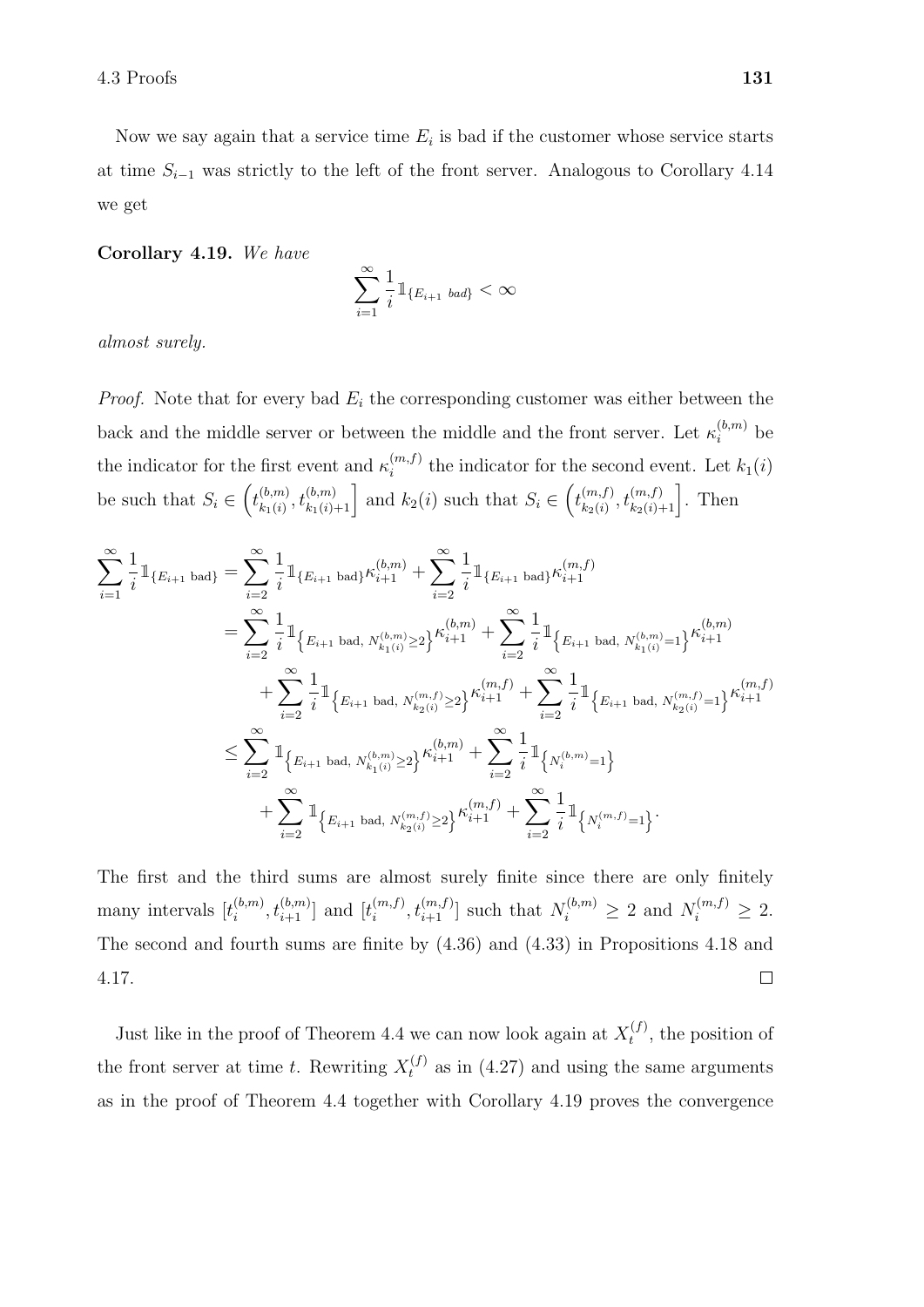Now we say again that a service time $E_i$ is bad if the customer whose service starts at time $S_{i-1}$ was strictly to the left of the front server. Analogous to Corollary 4.14 we get

**Corollary 4.19.** *We have*

$$\sum_{i=1}^{\infty} \frac{1}{i} \mathbb{1}_{\{E_{i+1} \text{ bad}\}} < \infty$$

*almost surely.*

*Proof.* Note that for every bad $E_i$ the corresponding customer was either between the back and the middle server or between the middle and the front server. Let $\kappa_i^{(b,m)}$ be the indicator for the first event and $\kappa_i^{(m,f)}$ the indicator for the second event. Let $k_1(i)$ be such that $S_i \in \left(t_{k_1(i)}^{(b,m)}, t_{k_1(i)+1}^{(b,m)}\right]$ and $k_2(i)$ such that $S_i \in \left(t_{k_2(i)}^{(m,f)}, t_{k_2(i)+1}^{(m,f)}\right]$. Then

$$\begin{aligned}
\sum_{i=1}^{\infty} \frac{1}{i} \mathbb{1}_{\{E_{i+1} \text{ bad}\}} &= \sum_{i=2}^{\infty} \frac{1}{i} \mathbb{1}_{\{E_{i+1} \text{ bad}\}} \kappa_{i+1}^{(b,m)} + \sum_{i=2}^{\infty} \frac{1}{i} \mathbb{1}_{\{E_{i+1} \text{ bad}\}} \kappa_{i+1}^{(m,f)} \\
&= \sum_{i=2}^{\infty} \frac{1}{i} \mathbb{1}_{\left\{E_{i+1} \text{ bad},\, N_{k_1(i)}^{(b,m)} \geq 2\right\}} \kappa_{i+1}^{(b,m)} + \sum_{i=2}^{\infty} \frac{1}{i} \mathbb{1}_{\left\{E_{i+1} \text{ bad},\, N_{k_1(i)}^{(b,m)} = 1\right\}} \kappa_{i+1}^{(b,m)} \\
&\quad + \sum_{i=2}^{\infty} \frac{1}{i} \mathbb{1}_{\left\{E_{i+1} \text{ bad},\, N_{k_2(i)}^{(m,f)} \geq 2\right\}} \kappa_{i+1}^{(m,f)} + \sum_{i=2}^{\infty} \frac{1}{i} \mathbb{1}_{\left\{E_{i+1} \text{ bad},\, N_{k_2(i)}^{(m,f)} = 1\right\}} \kappa_{i+1}^{(m,f)} \\
&\leq \sum_{i=2}^{\infty} \mathbb{1}_{\left\{E_{i+1} \text{ bad},\, N_{k_1(i)}^{(b,m)} \geq 2\right\}} \kappa_{i+1}^{(b,m)} + \sum_{i=2}^{\infty} \frac{1}{i} \mathbb{1}_{\left\{N_i^{(b,m)} = 1\right\}} \\
&\quad + \sum_{i=2}^{\infty} \mathbb{1}_{\left\{E_{i+1} \text{ bad},\, N_{k_2(i)}^{(m,f)} \geq 2\right\}} \kappa_{i+1}^{(m,f)} + \sum_{i=2}^{\infty} \frac{1}{i} \mathbb{1}_{\left\{N_i^{(m,f)} = 1\right\}}.
\end{aligned}$$

The first and the third sums are almost surely finite since there are only finitely many intervals $[t_i^{(b,m)}, t_{i+1}^{(b,m)}]$ and $[t_i^{(m,f)}, t_{i+1}^{(m,f)}]$ such that $N_i^{(b,m)} \geq 2$ and $N_i^{(m,f)} \geq 2$. The second and fourth sums are finite by (4.36) and (4.33) in Propositions 4.18 and 4.17. $\square$

Just like in the proof of Theorem 4.4 we can now look again at $X_t^{(f)}$, the position of the front server at time $t$. Rewriting $X_t^{(f)}$ as in (4.27) and using the same arguments as in the proof of Theorem 4.4 together with Corollary 4.19 proves the convergence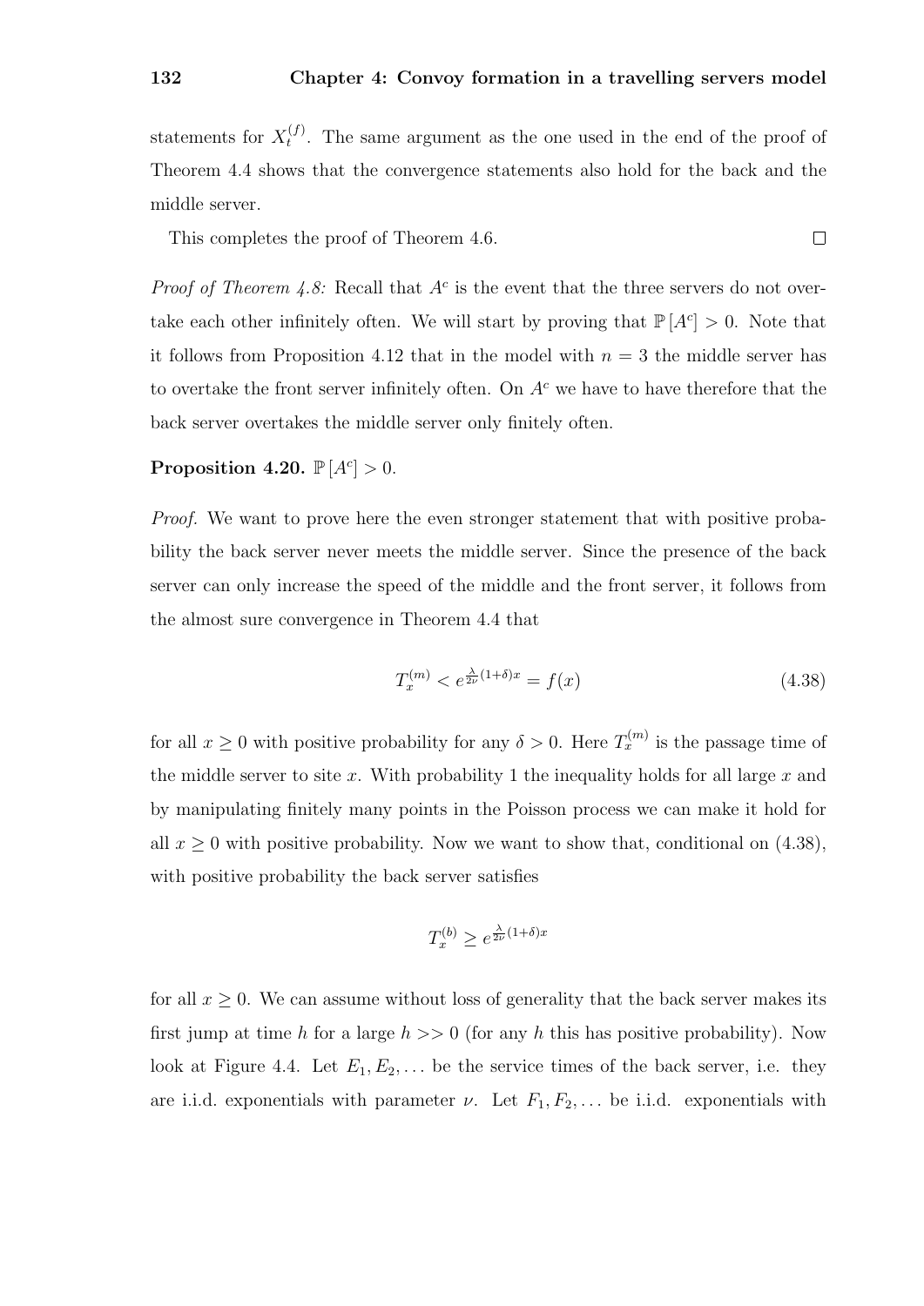statements for $X_t^{(f)}$. The same argument as the one used in the end of the proof of Theorem 4.4 shows that the convergence statements also hold for the back and the middle server.

This completes the proof of Theorem 4.6. $\square$

*Proof of Theorem 4.8:* Recall that $A^c$ is the event that the three servers do not overtake each other infinitely often. We will start by proving that $\mathbb{P}[A^c] > 0$. Note that it follows from Proposition 4.12 that in the model with $n = 3$ the middle server has to overtake the front server infinitely often. On $A^c$ we have to have therefore that the back server overtakes the middle server only finitely often.

**Proposition 4.20.** $\mathbb{P}[A^c] > 0$.

*Proof.* We want to prove here the even stronger statement that with positive probability the back server never meets the middle server. Since the presence of the back server can only increase the speed of the middle and the front server, it follows from the almost sure convergence in Theorem 4.4 that

$$T_x^{(m)} < e^{\frac{\lambda}{2\nu}(1+\delta)x} = f(x) \tag{4.38}$$

for all $x \geq 0$ with positive probability for any $\delta > 0$. Here $T_x^{(m)}$ is the passage time of the middle server to site $x$. With probability 1 the inequality holds for all large $x$ and by manipulating finitely many points in the Poisson process we can make it hold for all $x \geq 0$ with positive probability. Now we want to show that, conditional on (4.38), with positive probability the back server satisfies

$$T_x^{(b)} \geq e^{\frac{\lambda}{2\nu}(1+\delta)x}$$

for all $x \geq 0$. We can assume without loss of generality that the back server makes its first jump at time $h$ for a large $h >> 0$ (for any $h$ this has positive probability). Now look at Figure 4.4. Let $E_1, E_2, \ldots$ be the service times of the back server, i.e. they are i.i.d. exponentials with parameter $\nu$. Let $F_1, F_2, \ldots$ be i.i.d. exponentials with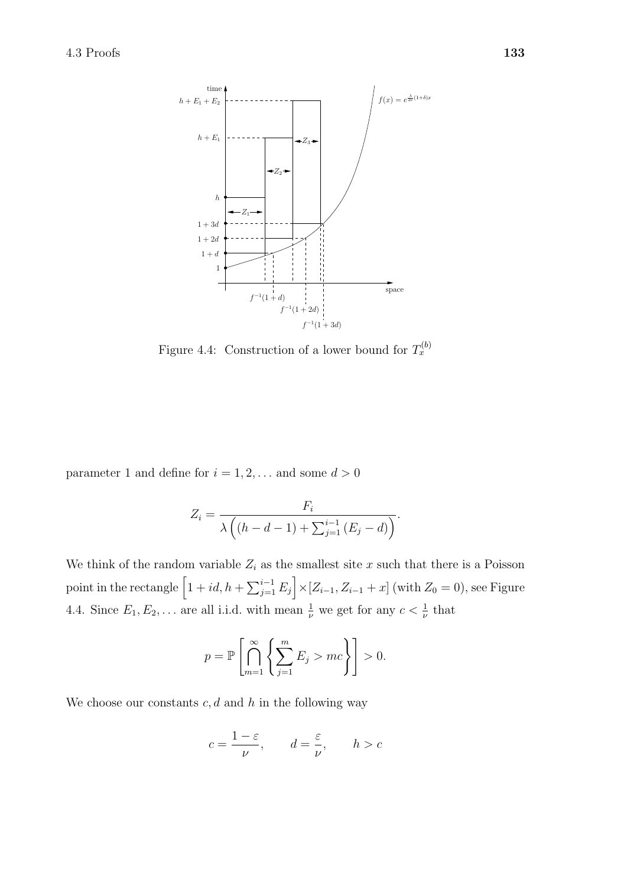Figure 4.4: Construction of a lower bound for $T_x^{(b)}$

parameter 1 and define for $i = 1, 2, \dots$ and some $d > 0$

$$Z_i = \frac{F_i}{\lambda\Big((h-d-1) + \sum_{j=1}^{i-1}(E_j - d)\Big)}.$$

We think of the random variable $Z_i$ as the smallest site $x$ such that there is a Poisson point in the rectangle $\Big[1+id, h+\sum_{j=1}^{i-1} E_j\Big] \times [Z_{i-1}, Z_{i-1}+x]$ (with $Z_0 = 0$), see Figure 4.4. Since $E_1, E_2, \dots$ are all i.i.d. with mean $\frac{1}{\nu}$ we get for any $c < \frac{1}{\nu}$ that

$$p = \mathbb{P}\left[\bigcap_{m=1}^{\infty}\left\{\sum_{j=1}^{m} E_j > mc\right\}\right] > 0.$$

We choose our constants $c, d$ and $h$ in the following way

$$c = \frac{1-\varepsilon}{\nu}, \qquad d = \frac{\varepsilon}{\nu}, \qquad h > c$$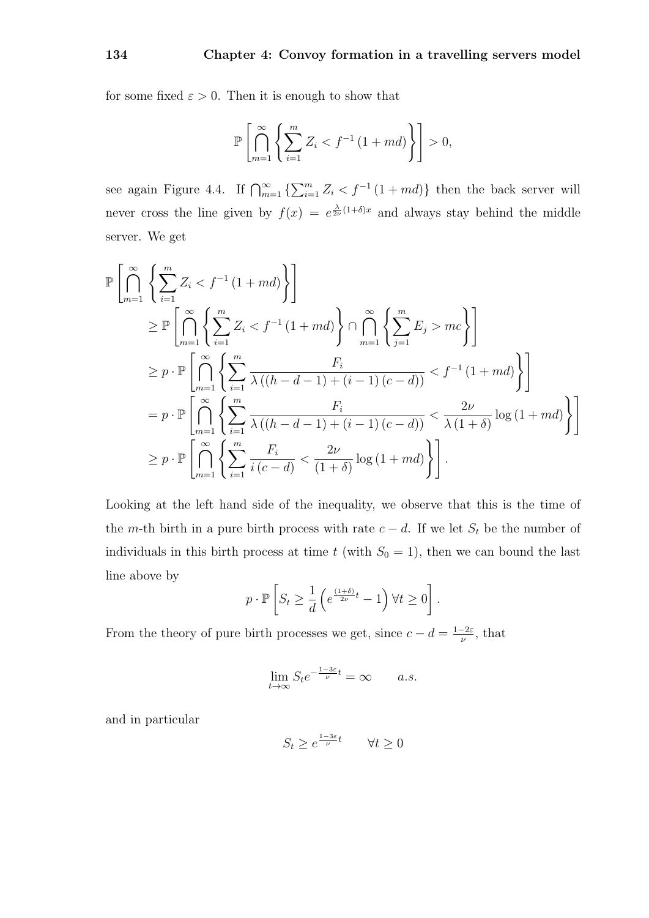for some fixed $\varepsilon > 0$. Then it is enough to show that

$$\mathbb{P}\left[\bigcap_{m=1}^{\infty}\left\{\sum_{i=1}^{m} Z_i < f^{-1}(1+md)\right\}\right] > 0,$$

see again Figure 4.4. If $\bigcap_{m=1}^{\infty}\left\{\sum_{i=1}^{m} Z_i < f^{-1}(1+md)\right\}$ then the back server will never cross the line given by $f(x) = e^{\frac{\lambda}{2\nu}(1+\delta)x}$ and always stay behind the middle server. We get

$$\begin{aligned}
\mathbb{P}&\left[\bigcap_{m=1}^{\infty}\left\{\sum_{i=1}^{m} Z_i < f^{-1}(1+md)\right\}\right] \\
&\geq \mathbb{P}\left[\bigcap_{m=1}^{\infty}\left\{\sum_{i=1}^{m} Z_i < f^{-1}(1+md)\right\} \cap \bigcap_{m=1}^{\infty}\left\{\sum_{j=1}^{m} E_j > mc\right\}\right] \\
&\geq p \cdot \mathbb{P}\left[\bigcap_{m=1}^{\infty}\left\{\sum_{i=1}^{m} \frac{F_i}{\lambda\left((h-d-1)+(i-1)(c-d)\right)} < f^{-1}(1+md)\right\}\right] \\
&= p \cdot \mathbb{P}\left[\bigcap_{m=1}^{\infty}\left\{\sum_{i=1}^{m} \frac{F_i}{\lambda\left((h-d-1)+(i-1)(c-d)\right)} < \frac{2\nu}{\lambda(1+\delta)}\log(1+md)\right\}\right] \\
&\geq p \cdot \mathbb{P}\left[\bigcap_{m=1}^{\infty}\left\{\sum_{i=1}^{m} \frac{F_i}{i(c-d)} < \frac{2\nu}{(1+\delta)}\log(1+md)\right\}\right].
\end{aligned}$$

Looking at the left hand side of the inequality, we observe that this is the time of the $m$-th birth in a pure birth process with rate $c-d$. If we let $S_t$ be the number of individuals in this birth process at time $t$ (with $S_0 = 1$), then we can bound the last line above by

$$p \cdot \mathbb{P}\left[S_t \geq \frac{1}{d}\left(e^{\frac{(1+\delta)}{2\nu}t} - 1\right) \forall t \geq 0\right].$$

From the theory of pure birth processes we get, since $c - d = \frac{1-2\varepsilon}{\nu}$, that

$$\lim_{t\to\infty} S_t e^{-\frac{1-3\varepsilon}{\nu}t} = \infty \qquad a.s.$$

and in particular

$$S_t \geq e^{\frac{1-3\varepsilon}{\nu}t} \qquad \forall t \geq 0$$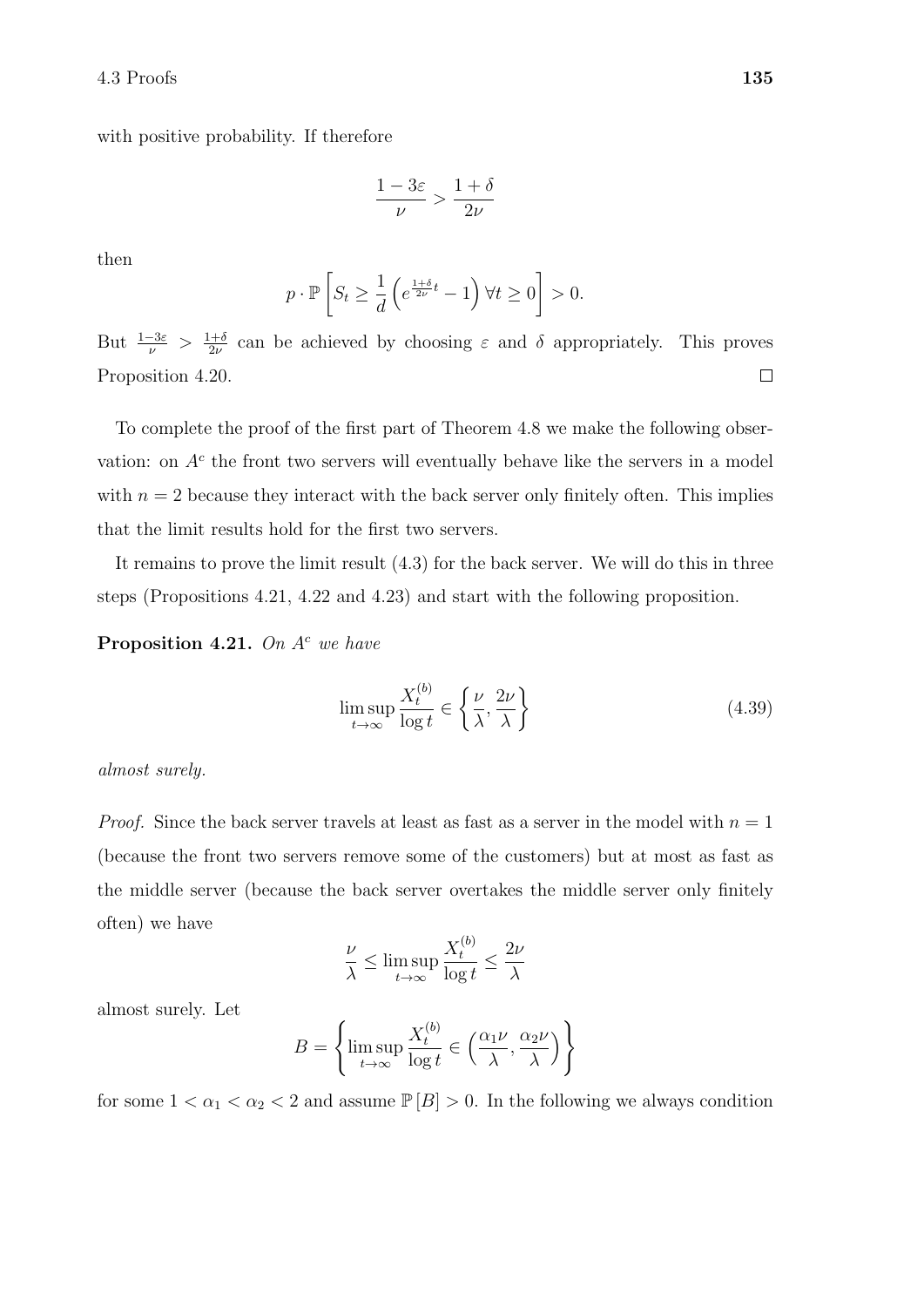with positive probability. If therefore

$$\frac{1-3\varepsilon}{\nu} > \frac{1+\delta}{2\nu}$$

then

$$p \cdot \mathbb{P}\left[S_t \geq \frac{1}{d}\left(e^{\frac{1+\delta}{2\nu}t} - 1\right) \forall t \geq 0\right] > 0.$$

But $\frac{1-3\varepsilon}{\nu} > \frac{1+\delta}{2\nu}$ can be achieved by choosing $\varepsilon$ and $\delta$ appropriately. This proves Proposition 4.20. $\square$

To complete the proof of the first part of Theorem 4.8 we make the following observation: on $A^c$ the front two servers will eventually behave like the servers in a model with $n = 2$ because they interact with the back server only finitely often. This implies that the limit results hold for the first two servers.

It remains to prove the limit result (4.3) for the back server. We will do this in three steps (Propositions 4.21, 4.22 and 4.23) and start with the following proposition.

**Proposition 4.21.** *On $A^c$ we have*

$$\limsup_{t\to\infty} \frac{X_t^{(b)}}{\log t} \in \left\{\frac{\nu}{\lambda}, \frac{2\nu}{\lambda}\right\} \tag{4.39}$$

*almost surely.*

*Proof.* Since the back server travels at least as fast as a server in the model with $n = 1$ (because the front two servers remove some of the customers) but at most as fast as the middle server (because the back server overtakes the middle server only finitely often) we have

$$\frac{\nu}{\lambda} \leq \limsup_{t\to\infty} \frac{X_t^{(b)}}{\log t} \leq \frac{2\nu}{\lambda}$$

almost surely. Let

$$B = \left\{\limsup_{t\to\infty} \frac{X_t^{(b)}}{\log t} \in \left(\frac{\alpha_1 \nu}{\lambda}, \frac{\alpha_2 \nu}{\lambda}\right)\right\}$$

for some $1 < \alpha_1 < \alpha_2 < 2$ and assume $\mathbb{P}[B] > 0$. In the following we always condition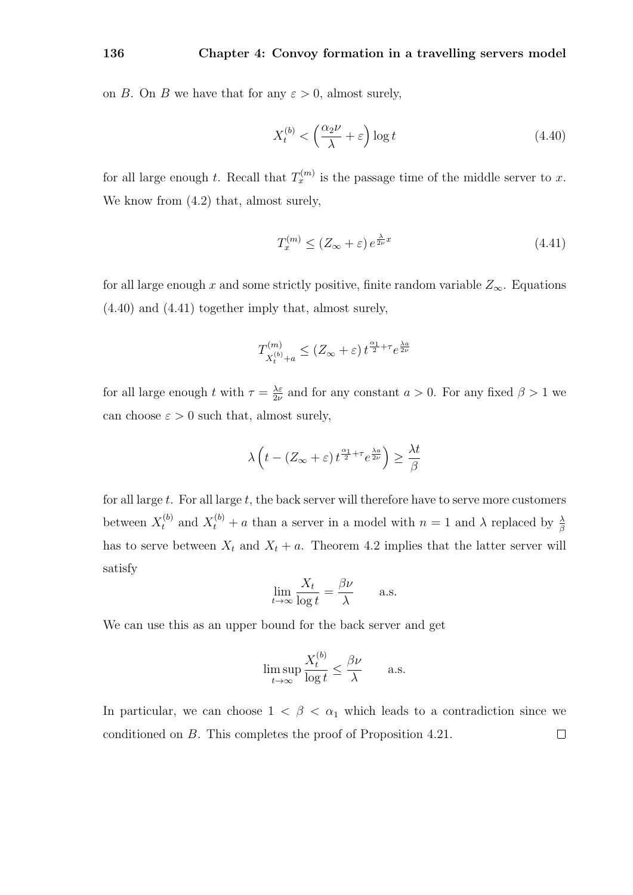on $B$. On $B$ we have that for any $\varepsilon > 0$, almost surely,

$$X_t^{(b)} < \left(\frac{\alpha_2 \nu}{\lambda} + \varepsilon\right) \log t \tag{4.40}$$

for all large enough $t$. Recall that $T_x^{(m)}$ is the passage time of the middle server to $x$. We know from (4.2) that, almost surely,

$$T_x^{(m)} \leq (Z_\infty + \varepsilon) \, e^{\frac{\lambda}{2\nu} x} \tag{4.41}$$

for all large enough $x$ and some strictly positive, finite random variable $Z_\infty$. Equations (4.40) and (4.41) together imply that, almost surely,

$$T^{(m)}_{X_t^{(b)}+a} \leq (Z_\infty + \varepsilon) \, t^{\frac{\alpha_1}{2}+\tau} e^{\frac{\lambda a}{2\nu}}$$

for all large enough $t$ with $\tau = \frac{\lambda \varepsilon}{2\nu}$ and for any constant $a > 0$. For any fixed $\beta > 1$ we can choose $\varepsilon > 0$ such that, almost surely,

$$\lambda \left( t - (Z_\infty + \varepsilon) \, t^{\frac{\alpha_1}{2}+\tau} e^{\frac{\lambda a}{2\nu}} \right) \geq \frac{\lambda t}{\beta}$$

for all large $t$. For all large $t$, the back server will therefore have to serve more customers between $X_t^{(b)}$ and $X_t^{(b)} + a$ than a server in a model with $n = 1$ and $\lambda$ replaced by $\frac{\lambda}{\beta}$ has to serve between $X_t$ and $X_t + a$. Theorem 4.2 implies that the latter server will satisfy

$$\lim_{t \to \infty} \frac{X_t}{\log t} = \frac{\beta \nu}{\lambda} \qquad \text{a.s.}$$

We can use this as an upper bound for the back server and get

$$\limsup_{t \to \infty} \frac{X_t^{(b)}}{\log t} \leq \frac{\beta \nu}{\lambda} \qquad \text{a.s.}$$

In particular, we can choose $1 < \beta < \alpha_1$ which leads to a contradiction since we conditioned on $B$. This completes the proof of Proposition 4.21. $\square$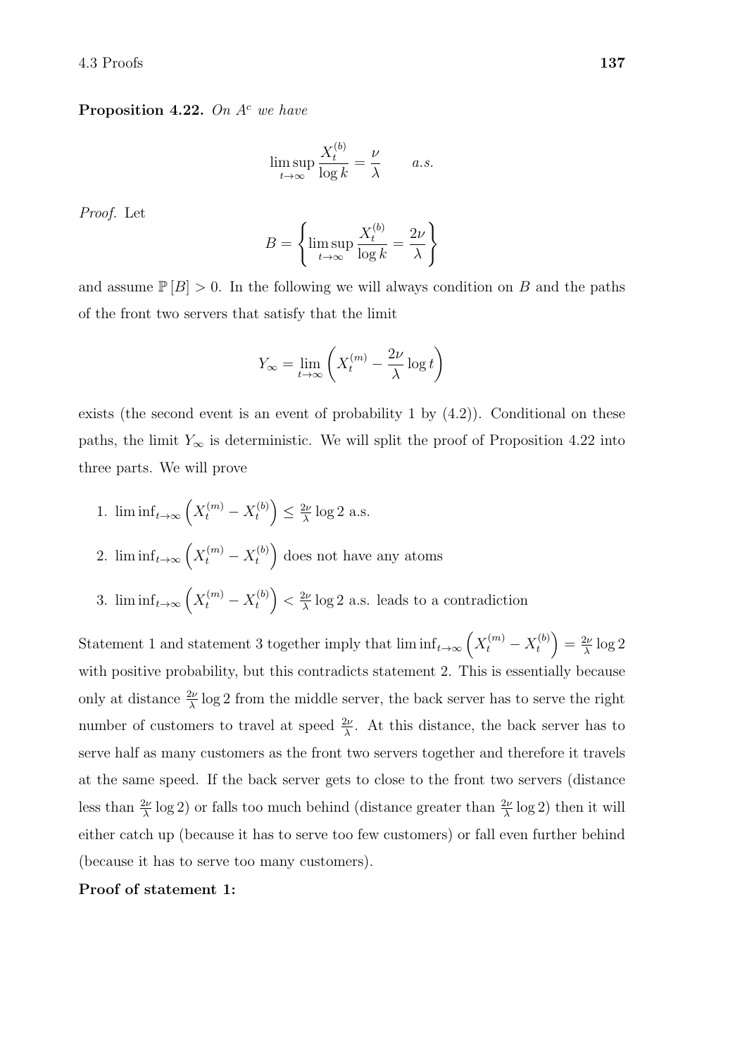**Proposition 4.22.** *On $A^c$ we have*

$$\limsup_{t\to\infty} \frac{X_t^{(b)}}{\log k} = \frac{\nu}{\lambda} \qquad a.s.$$

*Proof.* Let

$$B = \left\{ \limsup_{t\to\infty} \frac{X_t^{(b)}}{\log k} = \frac{2\nu}{\lambda} \right\}$$

and assume $\mathbb{P}[B] > 0$. In the following we will always condition on $B$ and the paths of the front two servers that satisfy that the limit

$$Y_\infty = \lim_{t\to\infty} \left( X_t^{(m)} - \frac{2\nu}{\lambda} \log t \right)$$

exists (the second event is an event of probability 1 by (4.2)). Conditional on these paths, the limit $Y_\infty$ is deterministic. We will split the proof of Proposition 4.22 into three parts. We will prove

1. $\liminf_{t\to\infty} \left( X_t^{(m)} - X_t^{(b)} \right) \leq \frac{2\nu}{\lambda} \log 2$ a.s.
2. $\liminf_{t\to\infty} \left( X_t^{(m)} - X_t^{(b)} \right)$ does not have any atoms
3. $\liminf_{t\to\infty} \left( X_t^{(m)} - X_t^{(b)} \right) < \frac{2\nu}{\lambda} \log 2$ a.s. leads to a contradiction

Statement 1 and statement 3 together imply that $\liminf_{t\to\infty} \left( X_t^{(m)} - X_t^{(b)} \right) = \frac{2\nu}{\lambda} \log 2$ with positive probability, but this contradicts statement 2. This is essentially because only at distance $\frac{2\nu}{\lambda} \log 2$ from the middle server, the back server has to serve the right number of customers to travel at speed $\frac{2\nu}{\lambda}$. At this distance, the back server has to serve half as many customers as the front two servers together and therefore it travels at the same speed. If the back server gets to close to the front two servers (distance less than $\frac{2\nu}{\lambda} \log 2$) or falls too much behind (distance greater than $\frac{2\nu}{\lambda} \log 2$) then it will either catch up (because it has to serve too few customers) or fall even further behind (because it has to serve too many customers).

**Proof of statement 1:**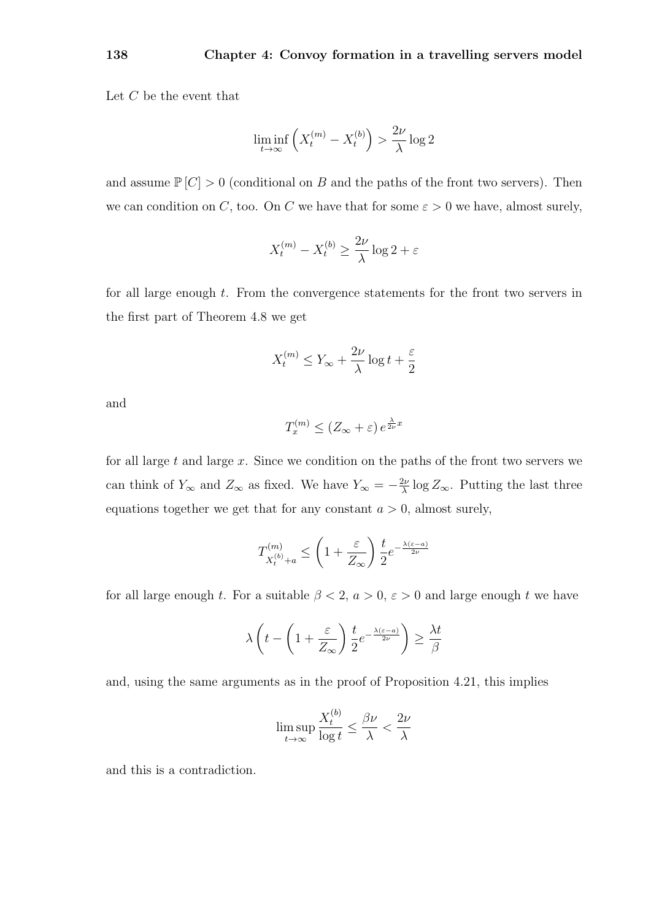Let $C$ be the event that

$$\liminf_{t\to\infty}\left(X_t^{(m)} - X_t^{(b)}\right) > \frac{2\nu}{\lambda}\log 2$$

and assume $\mathbb{P}[C] > 0$ (conditional on $B$ and the paths of the front two servers). Then we can condition on $C$, too. On $C$ we have that for some $\varepsilon > 0$ we have, almost surely,

$$X_t^{(m)} - X_t^{(b)} \geq \frac{2\nu}{\lambda}\log 2 + \varepsilon$$

for all large enough $t$. From the convergence statements for the front two servers in the first part of Theorem 4.8 we get

$$X_t^{(m)} \leq Y_\infty + \frac{2\nu}{\lambda}\log t + \frac{\varepsilon}{2}$$

and

$$T_x^{(m)} \leq \left(Z_\infty + \varepsilon\right) e^{\frac{\lambda}{2\nu}x}$$

for all large $t$ and large $x$. Since we condition on the paths of the front two servers we can think of $Y_\infty$ and $Z_\infty$ as fixed. We have $Y_\infty = -\frac{2\nu}{\lambda}\log Z_\infty$. Putting the last three equations together we get that for any constant $a > 0$, almost surely,

$$T^{(m)}_{X_t^{(b)}+a} \leq \left(1 + \frac{\varepsilon}{Z_\infty}\right)\frac{t}{2}e^{-\frac{\lambda(\varepsilon - a)}{2\nu}}$$

for all large enough $t$. For a suitable $\beta < 2$, $a > 0$, $\varepsilon > 0$ and large enough $t$ we have

$$\lambda\left(t - \left(1 + \frac{\varepsilon}{Z_\infty}\right)\frac{t}{2}e^{-\frac{\lambda(\varepsilon-a)}{2\nu}}\right) \geq \frac{\lambda t}{\beta}$$

and, using the same arguments as in the proof of Proposition 4.21, this implies

$$\limsup_{t\to\infty}\frac{X_t^{(b)}}{\log t} \leq \frac{\beta\nu}{\lambda} < \frac{2\nu}{\lambda}$$

and this is a contradiction.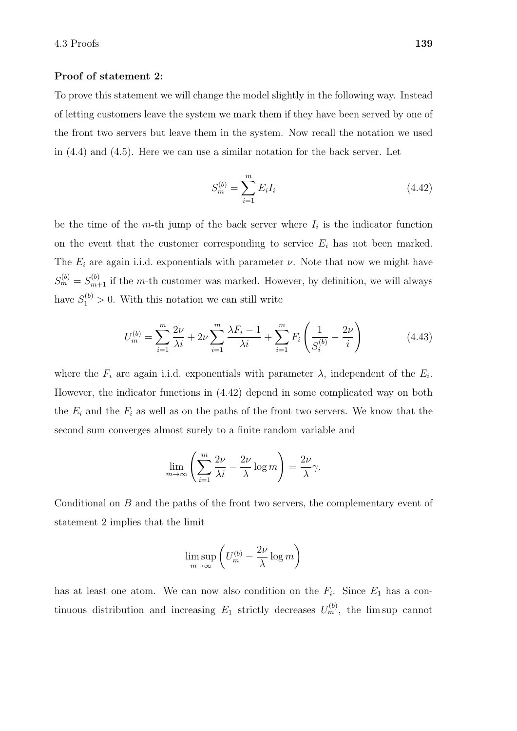**Proof of statement 2:**

To prove this statement we will change the model slightly in the following way. Instead of letting customers leave the system we mark them if they have been served by one of the front two servers but leave them in the system. Now recall the notation we used in (4.4) and (4.5). Here we can use a similar notation for the back server. Let

$$S_m^{(b)} = \sum_{i=1}^{m} E_i I_i \tag{4.42}$$

be the time of the $m$-th jump of the back server where $I_i$ is the indicator function on the event that the customer corresponding to service $E_i$ has not been marked. The $E_i$ are again i.i.d. exponentials with parameter $\nu$. Note that now we might have $S_m^{(b)} = S_{m+1}^{(b)}$ if the $m$-th customer was marked. However, by definition, we will always have $S_1^{(b)} > 0$. With this notation we can still write

$$U_m^{(b)} = \sum_{i=1}^{m} \frac{2\nu}{\lambda i} + 2\nu \sum_{i=1}^{m} \frac{\lambda F_i - 1}{\lambda i} + \sum_{i=1}^{m} F_i \left( \frac{1}{S_i^{(b)}} - \frac{2\nu}{i} \right) \tag{4.43}$$

where the $F_i$ are again i.i.d. exponentials with parameter $\lambda$, independent of the $E_i$. However, the indicator functions in (4.42) depend in some complicated way on both the $E_i$ and the $F_i$ as well as on the paths of the front two servers. We know that the second sum converges almost surely to a finite random variable and

$$\lim_{m\to\infty} \left( \sum_{i=1}^{m} \frac{2\nu}{\lambda i} - \frac{2\nu}{\lambda} \log m \right) = \frac{2\nu}{\lambda} \gamma.$$

Conditional on $B$ and the paths of the front two servers, the complementary event of statement 2 implies that the limit

$$\limsup_{m\to\infty} \left( U_m^{(b)} - \frac{2\nu}{\lambda} \log m \right)$$

has at least one atom. We can now also condition on the $F_i$. Since $E_1$ has a continuous distribution and increasing $E_1$ strictly decreases $U_m^{(b)}$, the $\limsup$ cannot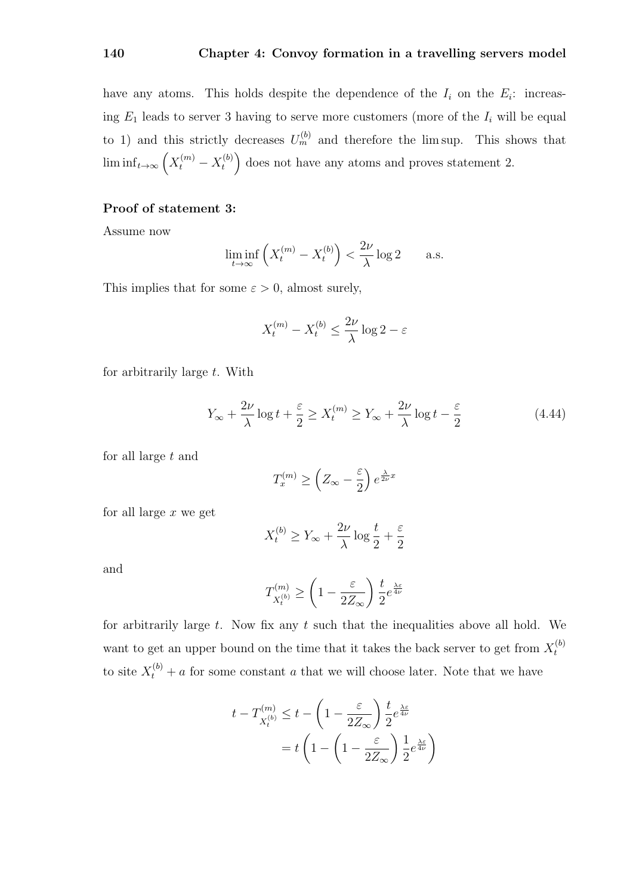have any atoms. This holds despite the dependence of the $I_i$ on the $E_i$: increasing $E_1$ leads to server 3 having to serve more customers (more of the $I_i$ will be equal to 1) and this strictly decreases $U_m^{(b)}$ and therefore the lim sup. This shows that $\liminf_{t\to\infty}\left(X_t^{(m)} - X_t^{(b)}\right)$ does not have any atoms and proves statement 2.

**Proof of statement 3:**

Assume now

$$\liminf_{t\to\infty}\left(X_t^{(m)} - X_t^{(b)}\right) < \frac{2\nu}{\lambda}\log 2 \qquad \text{a.s.}$$

This implies that for some $\varepsilon > 0$, almost surely,

$$X_t^{(m)} - X_t^{(b)} \le \frac{2\nu}{\lambda}\log 2 - \varepsilon$$

for arbitrarily large $t$. With

$$Y_\infty + \frac{2\nu}{\lambda}\log t + \frac{\varepsilon}{2} \ge X_t^{(m)} \ge Y_\infty + \frac{2\nu}{\lambda}\log t - \frac{\varepsilon}{2} \tag{4.44}$$

for all large $t$ and

$$T_x^{(m)} \ge \left(Z_\infty - \frac{\varepsilon}{2}\right)e^{\frac{\lambda}{2\nu}x}$$

for all large $x$ we get

$$X_t^{(b)} \ge Y_\infty + \frac{2\nu}{\lambda}\log\frac{t}{2} + \frac{\varepsilon}{2}$$

and

$$T^{(m)}_{X_t^{(b)}} \ge \left(1 - \frac{\varepsilon}{2Z_\infty}\right)\frac{t}{2}e^{\frac{\lambda\varepsilon}{4\nu}}$$

for arbitrarily large $t$. Now fix any $t$ such that the inequalities above all hold. We want to get an upper bound on the time that it takes the back server to get from $X_t^{(b)}$ to site $X_t^{(b)} + a$ for some constant $a$ that we will choose later. Note that we have

$$\begin{aligned}
t - T^{(m)}_{X_t^{(b)}} &\le t - \left(1 - \frac{\varepsilon}{2Z_\infty}\right)\frac{t}{2}e^{\frac{\lambda\varepsilon}{4\nu}} \\
&= t\left(1 - \left(1 - \frac{\varepsilon}{2Z_\infty}\right)\frac{1}{2}e^{\frac{\lambda\varepsilon}{4\nu}}\right)
\end{aligned}$$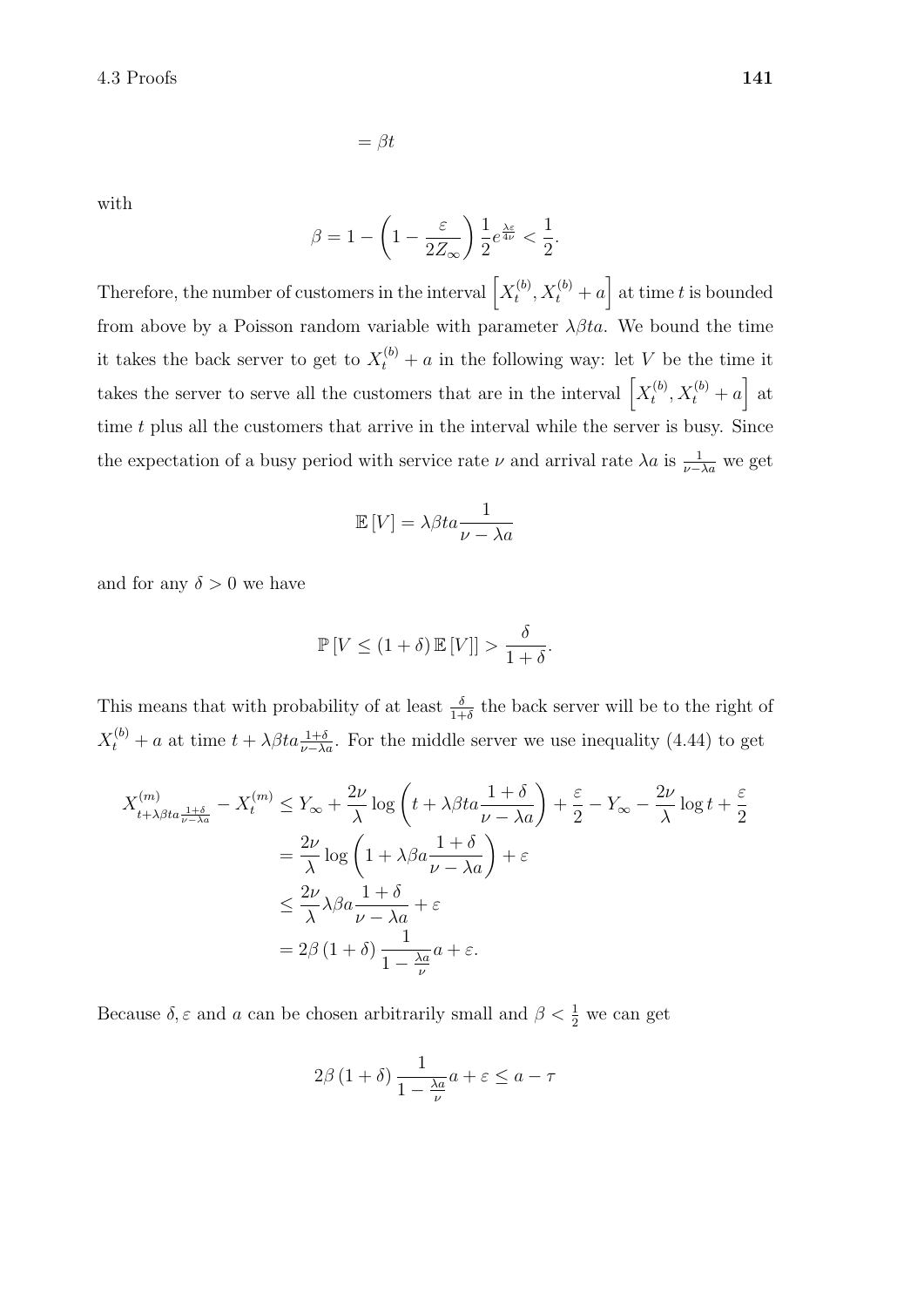$$= \beta t$$

with

$$\beta = 1 - \left(1 - \frac{\varepsilon}{2Z_\infty}\right)\frac{1}{2}e^{\frac{\lambda\varepsilon}{4\nu}} < \frac{1}{2}.$$

Therefore, the number of customers in the interval $\left[X_t^{(b)}, X_t^{(b)} + a\right]$ at time $t$ is bounded from above by a Poisson random variable with parameter $\lambda\beta t a$. We bound the time it takes the back server to get to $X_t^{(b)} + a$ in the following way: let $V$ be the time it takes the server to serve all the customers that are in the interval $\left[X_t^{(b)}, X_t^{(b)} + a\right]$ at time $t$ plus all the customers that arrive in the interval while the server is busy. Since the expectation of a busy period with service rate $\nu$ and arrival rate $\lambda a$ is $\frac{1}{\nu - \lambda a}$ we get

$$\mathbb{E}\left[V\right] = \lambda\beta t a \frac{1}{\nu - \lambda a}$$

and for any $\delta > 0$ we have

$$\mathbb{P}\left[V \leq (1+\delta)\,\mathbb{E}\left[V\right]\right] > \frac{\delta}{1+\delta}.$$

This means that with probability of at least $\frac{\delta}{1+\delta}$ the back server will be to the right of $X_t^{(b)} + a$ at time $t + \lambda\beta t a \frac{1+\delta}{\nu - \lambda a}$. For the middle server we use inequality (4.44) to get

$$\begin{aligned}
X^{(m)}_{t+\lambda\beta t a \frac{1+\delta}{\nu-\lambda a}} - X_t^{(m)} &\leq Y_\infty + \frac{2\nu}{\lambda}\log\left(t + \lambda\beta t a\frac{1+\delta}{\nu - \lambda a}\right) + \frac{\varepsilon}{2} - Y_\infty - \frac{2\nu}{\lambda}\log t + \frac{\varepsilon}{2} \\
&= \frac{2\nu}{\lambda}\log\left(1 + \lambda\beta a \frac{1+\delta}{\nu - \lambda a}\right) + \varepsilon \\
&\leq \frac{2\nu}{\lambda}\lambda\beta a\frac{1+\delta}{\nu - \lambda a} + \varepsilon \\
&= 2\beta\left(1+\delta\right)\frac{1}{1 - \frac{\lambda a}{\nu}}a + \varepsilon.
\end{aligned}$$

Because $\delta, \varepsilon$ and $a$ can be chosen arbitrarily small and $\beta < \frac{1}{2}$ we can get

$$2\beta\left(1+\delta\right)\frac{1}{1 - \frac{\lambda a}{\nu}}a + \varepsilon \leq a - \tau$$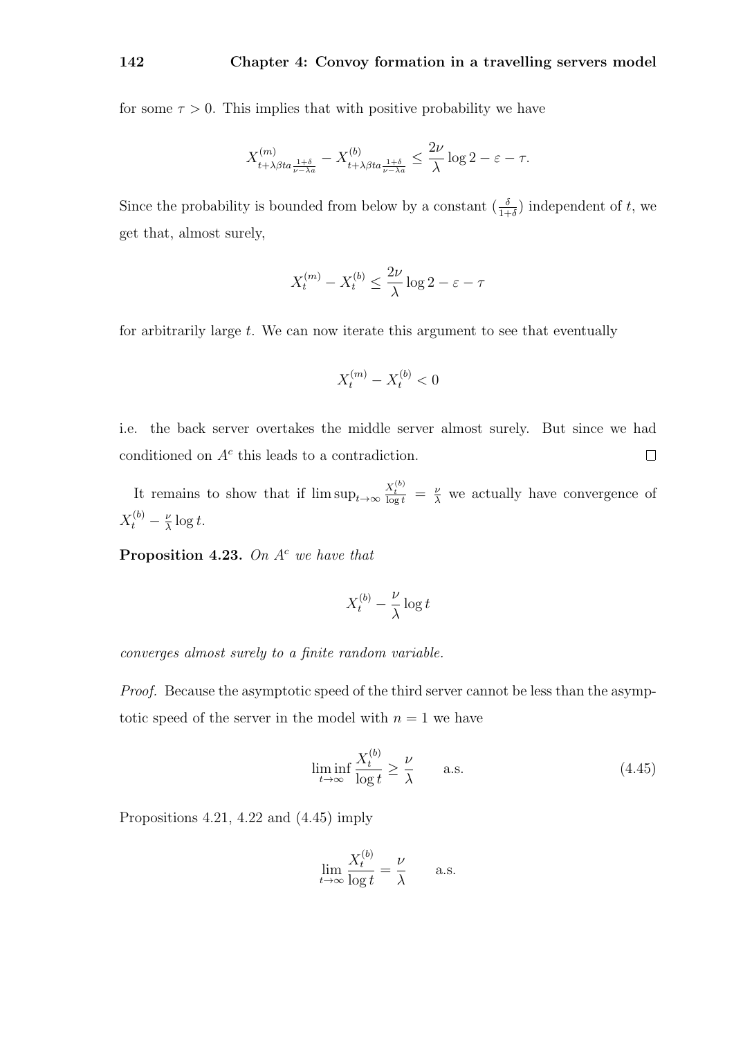for some $\tau > 0$. This implies that with positive probability we have

$$X^{(m)}_{t+\lambda\beta ta\frac{1+\delta}{\nu-\lambda a}} - X^{(b)}_{t+\lambda\beta ta\frac{1+\delta}{\nu-\lambda a}} \leq \frac{2\nu}{\lambda}\log 2 - \varepsilon - \tau.$$

Since the probability is bounded from below by a constant ($\frac{\delta}{1+\delta}$) independent of $t$, we get that, almost surely,

$$X^{(m)}_t - X^{(b)}_t \leq \frac{2\nu}{\lambda}\log 2 - \varepsilon - \tau$$

for arbitrarily large $t$. We can now iterate this argument to see that eventually

$$X^{(m)}_t - X^{(b)}_t < 0$$

i.e. the back server overtakes the middle server almost surely. But since we had conditioned on $A^c$ this leads to a contradiction. □

It remains to show that if $\limsup_{t\to\infty} \frac{X^{(b)}_t}{\log t} = \frac{\nu}{\lambda}$ we actually have convergence of $X^{(b)}_t - \frac{\nu}{\lambda}\log t$.

**Proposition 4.23.** *On $A^c$ we have that*

$$X^{(b)}_t - \frac{\nu}{\lambda}\log t$$

*converges almost surely to a finite random variable.*

*Proof.* Because the asymptotic speed of the third server cannot be less than the asymptotic speed of the server in the model with $n = 1$ we have

$$\liminf_{t\to\infty} \frac{X^{(b)}_t}{\log t} \geq \frac{\nu}{\lambda} \qquad \text{a.s.} \tag{4.45}$$

Propositions 4.21, 4.22 and (4.45) imply

$$\lim_{t\to\infty} \frac{X^{(b)}_t}{\log t} = \frac{\nu}{\lambda} \qquad \text{a.s.}$$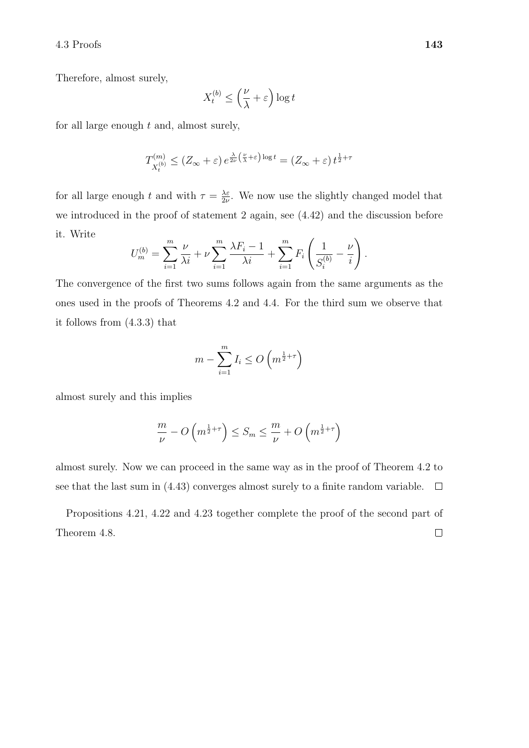Therefore, almost surely,

$$X_t^{(b)} \leq \left(\frac{\nu}{\lambda} + \varepsilon\right) \log t$$

for all large enough $t$ and, almost surely,

$$T^{(m)}_{X_t^{(b)}} \leq (Z_\infty + \varepsilon)\, e^{\frac{\lambda}{2\nu}\left(\frac{\nu}{\lambda}+\varepsilon\right)\log t} = (Z_\infty + \varepsilon)\, t^{\frac{1}{2}+\tau}$$

for all large enough $t$ and with $\tau = \frac{\lambda\varepsilon}{2\nu}$. We now use the slightly changed model that we introduced in the proof of statement 2 again, see (4.42) and the discussion before it. Write

$$U_m^{(b)} = \sum_{i=1}^{m} \frac{\nu}{\lambda i} + \nu \sum_{i=1}^{m} \frac{\lambda F_i - 1}{\lambda i} + \sum_{i=1}^{m} F_i \left(\frac{1}{S_i^{(b)}} - \frac{\nu}{i}\right).$$

The convergence of the first two sums follows again from the same arguments as the ones used in the proofs of Theorems 4.2 and 4.4. For the third sum we observe that it follows from (4.3.3) that

$$m - \sum_{i=1}^{m} I_i \leq O\left(m^{\frac{1}{2}+\tau}\right)$$

almost surely and this implies

$$\frac{m}{\nu} - O\left(m^{\frac{1}{2}+\tau}\right) \leq S_m \leq \frac{m}{\nu} + O\left(m^{\frac{1}{2}+\tau}\right)$$

almost surely. Now we can proceed in the same way as in the proof of Theorem 4.2 to see that the last sum in (4.43) converges almost surely to a finite random variable. □

Propositions 4.21, 4.22 and 4.23 together complete the proof of the second part of Theorem 4.8. □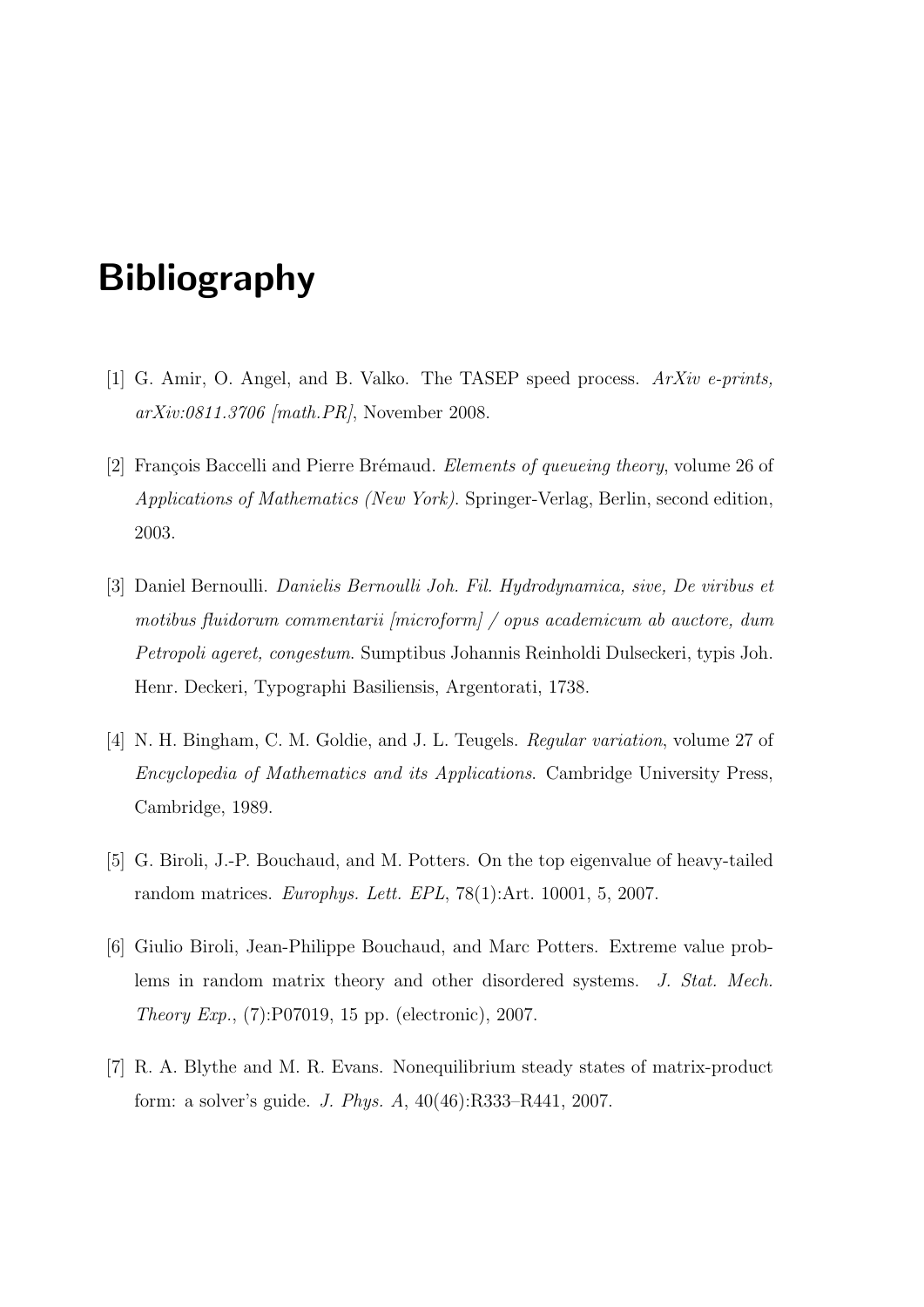# Bibliography

[1] G. Amir, O. Angel, and B. Valko. The TASEP speed process. *ArXiv e-prints, arXiv:0811.3706 [math.PR]*, November 2008.

[2] François Baccelli and Pierre Brémaud. *Elements of queueing theory*, volume 26 of *Applications of Mathematics (New York)*. Springer-Verlag, Berlin, second edition, 2003.

[3] Daniel Bernoulli. *Danielis Bernoulli Joh. Fil. Hydrodynamica, sive, De viribus et motibus fluidorum commentarii [microform] / opus academicum ab auctore, dum Petropoli ageret, congestum*. Sumptibus Johannis Reinholdi Dulseckeri, typis Joh. Henr. Deckeri, Typographi Basiliensis, Argentorati, 1738.

[4] N. H. Bingham, C. M. Goldie, and J. L. Teugels. *Regular variation*, volume 27 of *Encyclopedia of Mathematics and its Applications*. Cambridge University Press, Cambridge, 1989.

[5] G. Biroli, J.-P. Bouchaud, and M. Potters. On the top eigenvalue of heavy-tailed random matrices. *Europhys. Lett. EPL*, 78(1):Art. 10001, 5, 2007.

[6] Giulio Biroli, Jean-Philippe Bouchaud, and Marc Potters. Extreme value problems in random matrix theory and other disordered systems. *J. Stat. Mech. Theory Exp.*, (7):P07019, 15 pp. (electronic), 2007.

[7] R. A. Blythe and M. R. Evans. Nonequilibrium steady states of matrix-product form: a solver's guide. *J. Phys. A*, 40(46):R333–R441, 2007.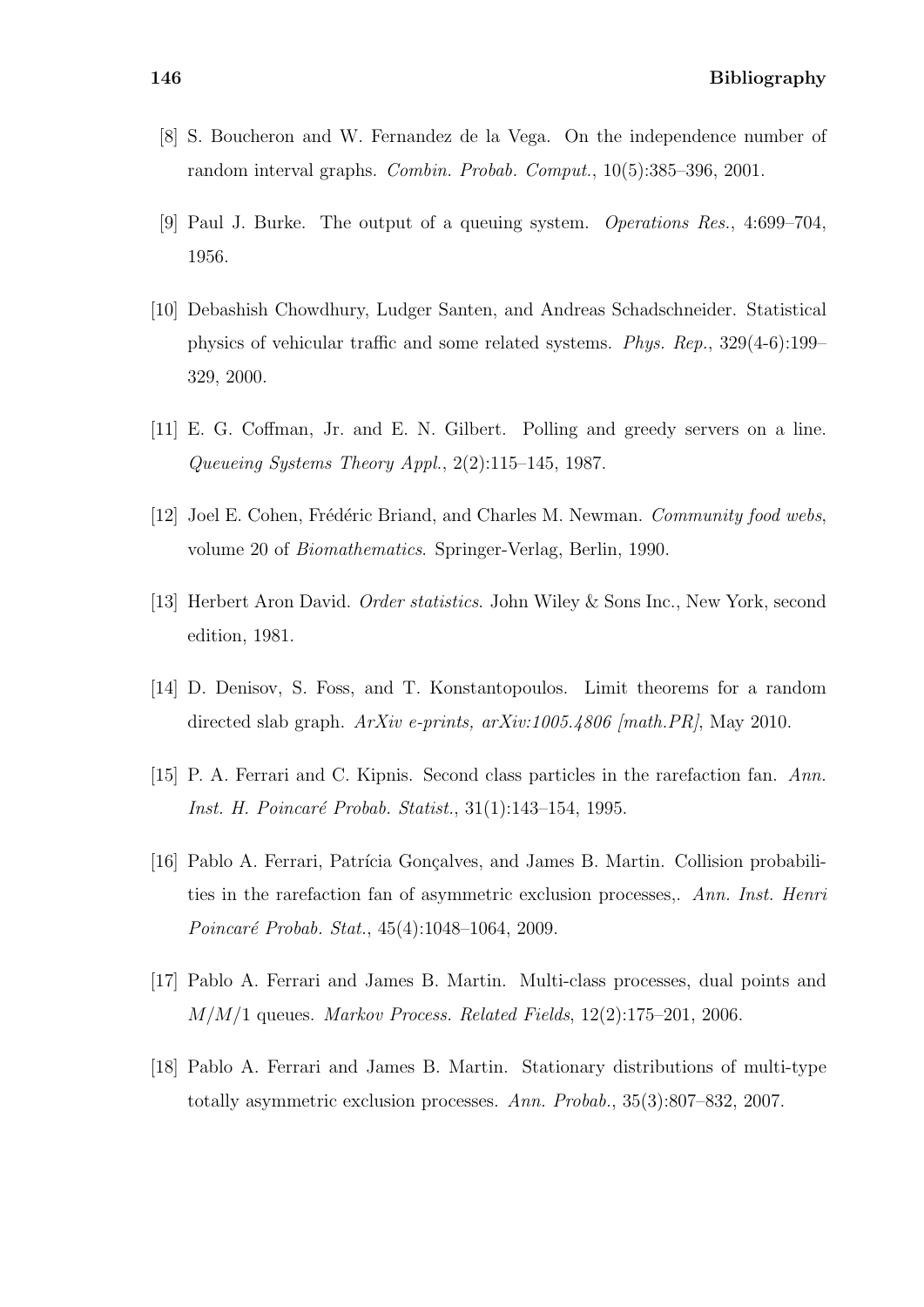[8] S. Boucheron and W. Fernandez de la Vega. On the independence number of random interval graphs. *Combin. Probab. Comput.*, 10(5):385–396, 2001.

[9] Paul J. Burke. The output of a queuing system. *Operations Res.*, 4:699–704, 1956.

[10] Debashish Chowdhury, Ludger Santen, and Andreas Schadschneider. Statistical physics of vehicular traffic and some related systems. *Phys. Rep.*, 329(4-6):199–329, 2000.

[11] E. G. Coffman, Jr. and E. N. Gilbert. Polling and greedy servers on a line. *Queueing Systems Theory Appl.*, 2(2):115–145, 1987.

[12] Joel E. Cohen, Frédéric Briand, and Charles M. Newman. *Community food webs*, volume 20 of *Biomathematics*. Springer-Verlag, Berlin, 1990.

[13] Herbert Aron David. *Order statistics*. John Wiley & Sons Inc., New York, second edition, 1981.

[14] D. Denisov, S. Foss, and T. Konstantopoulos. Limit theorems for a random directed slab graph. *ArXiv e-prints, arXiv:1005.4806 [math.PR]*, May 2010.

[15] P. A. Ferrari and C. Kipnis. Second class particles in the rarefaction fan. *Ann. Inst. H. Poincaré Probab. Statist.*, 31(1):143–154, 1995.

[16] Pablo A. Ferrari, Patrícia Gonçalves, and James B. Martin. Collision probabilities in the rarefaction fan of asymmetric exclusion processes,. *Ann. Inst. Henri Poincaré Probab. Stat.*, 45(4):1048–1064, 2009.

[17] Pablo A. Ferrari and James B. Martin. Multi-class processes, dual points and $M/M/1$ queues. *Markov Process. Related Fields*, 12(2):175–201, 2006.

[18] Pablo A. Ferrari and James B. Martin. Stationary distributions of multi-type totally asymmetric exclusion processes. *Ann. Probab.*, 35(3):807–832, 2007.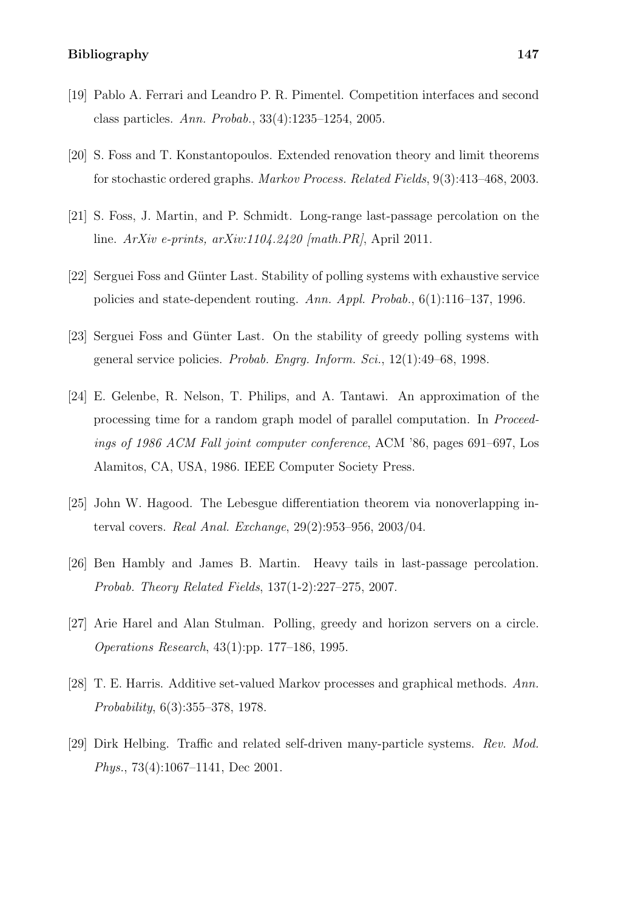[19] Pablo A. Ferrari and Leandro P. R. Pimentel. Competition interfaces and second class particles. *Ann. Probab.*, 33(4):1235–1254, 2005.

[20] S. Foss and T. Konstantopoulos. Extended renovation theory and limit theorems for stochastic ordered graphs. *Markov Process. Related Fields*, 9(3):413–468, 2003.

[21] S. Foss, J. Martin, and P. Schmidt. Long-range last-passage percolation on the line. *ArXiv e-prints, arXiv:1104.2420 [math.PR]*, April 2011.

[22] Serguei Foss and Günter Last. Stability of polling systems with exhaustive service policies and state-dependent routing. *Ann. Appl. Probab.*, 6(1):116–137, 1996.

[23] Serguei Foss and Günter Last. On the stability of greedy polling systems with general service policies. *Probab. Engrg. Inform. Sci.*, 12(1):49–68, 1998.

[24] E. Gelenbe, R. Nelson, T. Philips, and A. Tantawi. An approximation of the processing time for a random graph model of parallel computation. In *Proceedings of 1986 ACM Fall joint computer conference*, ACM '86, pages 691–697, Los Alamitos, CA, USA, 1986. IEEE Computer Society Press.

[25] John W. Hagood. The Lebesgue differentiation theorem via nonoverlapping interval covers. *Real Anal. Exchange*, 29(2):953–956, 2003/04.

[26] Ben Hambly and James B. Martin. Heavy tails in last-passage percolation. *Probab. Theory Related Fields*, 137(1-2):227–275, 2007.

[27] Arie Harel and Alan Stulman. Polling, greedy and horizon servers on a circle. *Operations Research*, 43(1):pp. 177–186, 1995.

[28] T. E. Harris. Additive set-valued Markov processes and graphical methods. *Ann. Probability*, 6(3):355–378, 1978.

[29] Dirk Helbing. Traffic and related self-driven many-particle systems. *Rev. Mod. Phys.*, 73(4):1067–1141, Dec 2001.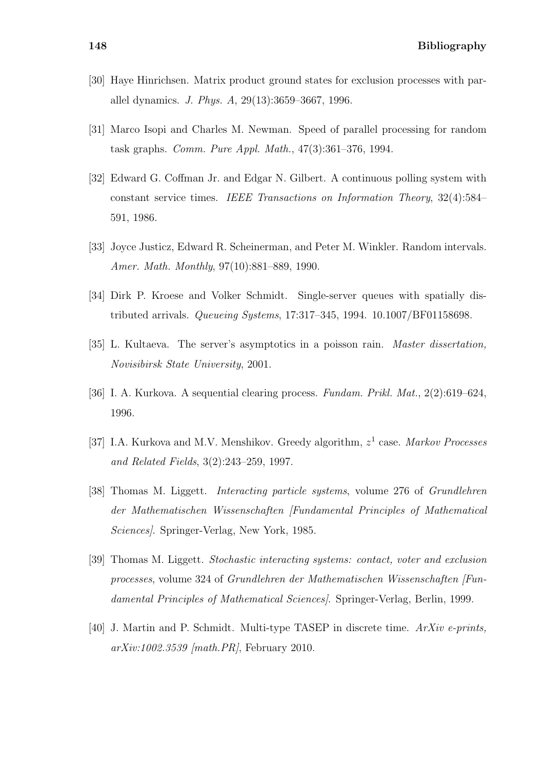[30] Haye Hinrichsen. Matrix product ground states for exclusion processes with parallel dynamics. *J. Phys. A*, 29(13):3659–3667, 1996.

[31] Marco Isopi and Charles M. Newman. Speed of parallel processing for random task graphs. *Comm. Pure Appl. Math.*, 47(3):361–376, 1994.

[32] Edward G. Coffman Jr. and Edgar N. Gilbert. A continuous polling system with constant service times. *IEEE Transactions on Information Theory*, 32(4):584–591, 1986.

[33] Joyce Justicz, Edward R. Scheinerman, and Peter M. Winkler. Random intervals. *Amer. Math. Monthly*, 97(10):881–889, 1990.

[34] Dirk P. Kroese and Volker Schmidt. Single-server queues with spatially distributed arrivals. *Queueing Systems*, 17:317–345, 1994. 10.1007/BF01158698.

[35] L. Kultaeva. The server's asymptotics in a poisson rain. *Master dissertation, Novisibirsk State University*, 2001.

[36] I. A. Kurkova. A sequential clearing process. *Fundam. Prikl. Mat.*, 2(2):619–624, 1996.

[37] I.A. Kurkova and M.V. Menshikov. Greedy algorithm, $z^1$ case. *Markov Processes and Related Fields*, 3(2):243–259, 1997.

[38] Thomas M. Liggett. *Interacting particle systems*, volume 276 of *Grundlehren der Mathematischen Wissenschaften [Fundamental Principles of Mathematical Sciences]*. Springer-Verlag, New York, 1985.

[39] Thomas M. Liggett. *Stochastic interacting systems: contact, voter and exclusion processes*, volume 324 of *Grundlehren der Mathematischen Wissenschaften [Fundamental Principles of Mathematical Sciences]*. Springer-Verlag, Berlin, 1999.

[40] J. Martin and P. Schmidt. Multi-type TASEP in discrete time. *ArXiv e-prints, arXiv:1002.3539 [math.PR]*, February 2010.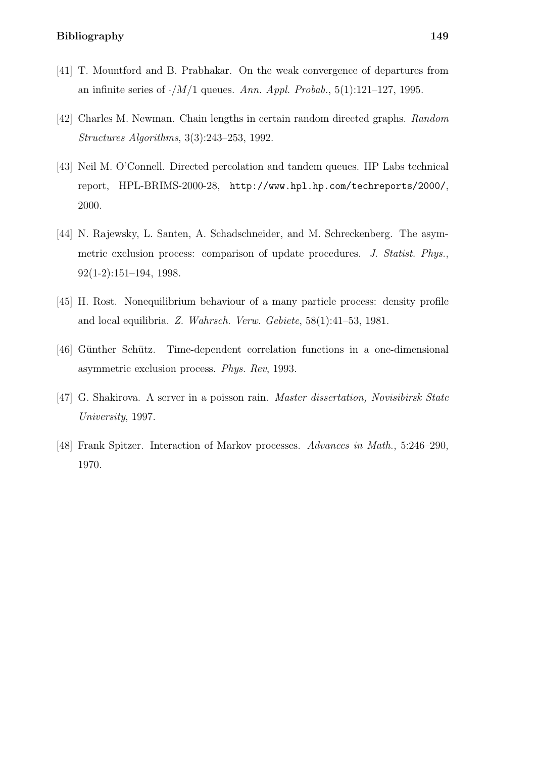[41] T. Mountford and B. Prabhakar. On the weak convergence of departures from an infinite series of $\cdot/M/1$ queues. *Ann. Appl. Probab.*, 5(1):121–127, 1995.

[42] Charles M. Newman. Chain lengths in certain random directed graphs. *Random Structures Algorithms*, 3(3):243–253, 1992.

[43] Neil M. O'Connell. Directed percolation and tandem queues. HP Labs technical report, HPL-BRIMS-2000-28, `http://www.hpl.hp.com/techreports/2000/`, 2000.

[44] N. Rajewsky, L. Santen, A. Schadschneider, and M. Schreckenberg. The asymmetric exclusion process: comparison of update procedures. *J. Statist. Phys.*, 92(1-2):151–194, 1998.

[45] H. Rost. Nonequilibrium behaviour of a many particle process: density profile and local equilibria. *Z. Wahrsch. Verw. Gebiete*, 58(1):41–53, 1981.

[46] Günther Schütz. Time-dependent correlation functions in a one-dimensional asymmetric exclusion process. *Phys. Rev*, 1993.

[47] G. Shakirova. A server in a poisson rain. *Master dissertation, Novisibirsk State University*, 1997.

[48] Frank Spitzer. Interaction of Markov processes. *Advances in Math.*, 5:246–290, 1970.